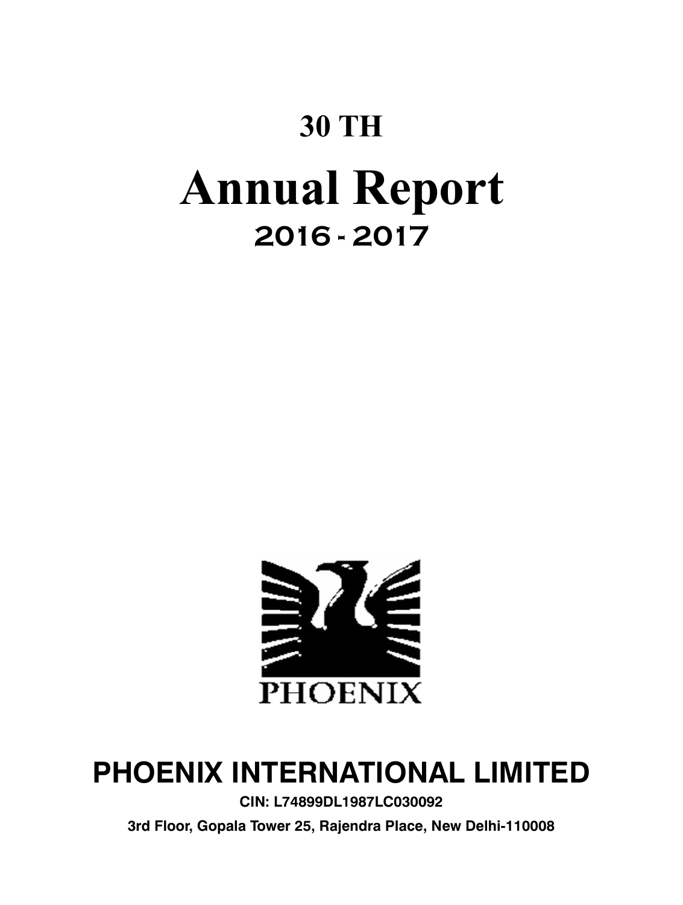# 30 TH

# Annual Report

## 2016 - 2017

PHOENIX

# PHOENIX INTERNATIONAL LIMITED

**CIN: L74899DL1987LC030092**

**3rd Floor, Gopala Tower 25, Rajendra Place, New Delhi-110008**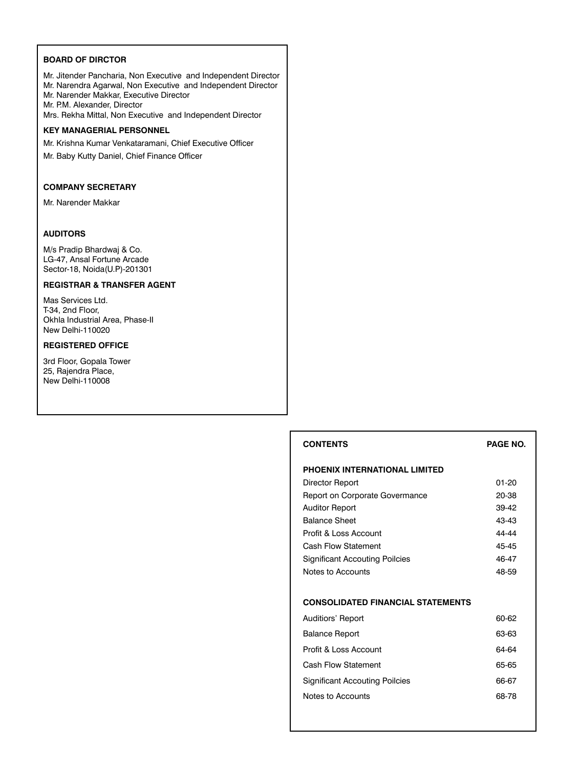**BOARD OF DIRCTOR**

Mr. Jitender Pancharia, Non Executive and Independent Director
Mr. Narendra Agarwal, Non Executive and Independent Director
Mr. Narender Makkar, Executive Director
Mr. P.M. Alexander, Director
Mrs. Rekha Mittal, Non Executive and Independent Director

**KEY MANAGERIAL PERSONNEL**

Mr. Krishna Kumar Venkataramani, Chief Executive Officer

Mr. Baby Kutty Daniel, Chief Finance Officer

**COMPANY SECRETARY**

Mr. Narender Makkar

**AUDITORS**

M/s Pradip Bhardwaj & Co.
LG-47, Ansal Fortune Arcade
Sector-18, Noida(U.P)-201301

**REGISTRAR & TRANSFER AGENT**

Mas Services Ltd.
T-34, 2nd Floor,
Okhla Industrial Area, Phase-II
New Delhi-110020

**REGISTERED OFFICE**

3rd Floor, Gopala Tower
25, Rajendra Place,
New Delhi-110008

| CONTENTS | PAGE NO. |
|---|---|
| **PHOENIX INTERNATIONAL LIMITED** | |
| Director Report | 01-20 |
| Report on Corporate Govermance | 20-38 |
| Auditor Report | 39-42 |
| Balance Sheet | 43-43 |
| Profit & Loss Account | 44-44 |
| Cash Flow Statement | 45-45 |
| Significant Accouting Poilcies | 46-47 |
| Notes to Accounts | 48-59 |
| **CONSOLIDATED FINANCIAL STATEMENTS** | |
| Auditiors' Report | 60-62 |
| Balance Report | 63-63 |
| Profit & Loss Account | 64-64 |
| Cash Flow Statement | 65-65 |
| Significant Accouting Poilcies | 66-67 |
| Notes to Accounts | 68-78 |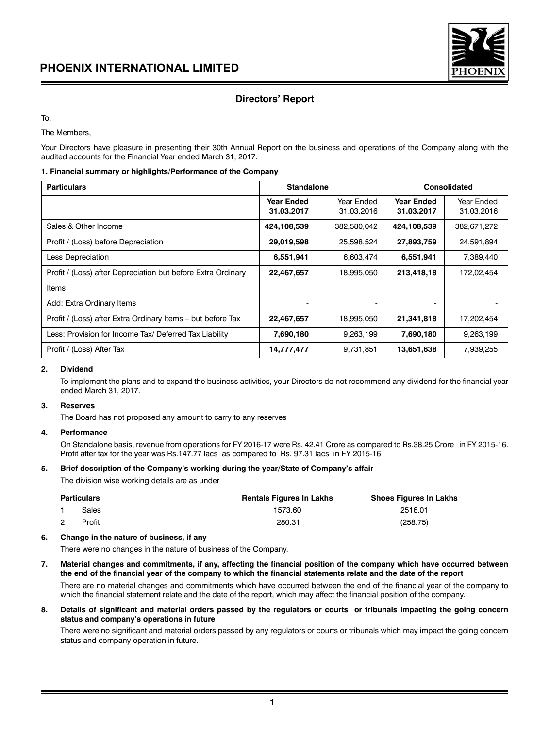# Directors' Report

To,

The Members,

Your Directors have pleasure in presenting their 30th Annual Report on the business and operations of the Company along with the audited accounts for the Financial Year ended March 31, 2017.

**1. Financial summary or highlights/Performance of the Company**

| Particulars | Standalone | | Consolidated | |
|---|---|---|---|---|
| | **Year Ended 31.03.2017** | Year Ended 31.03.2016 | **Year Ended 31.03.2017** | Year Ended 31.03.2016 |
| Sales & Other Income | **424,108,539** | 382,580,042 | **424,108,539** | 382,671,272 |
| Profit / (Loss) before Depreciation | **29,019,598** | 25,598,524 | **27,893,759** | 24,591,894 |
| Less Depreciation | **6,551,941** | 6,603,474 | **6,551,941** | 7,389,440 |
| Profit / (Loss) after Depreciation but before Extra Ordinary | **22,467,657** | 18,995,050 | **213,418,18** | 172,02,454 |
| Items | | | | |
| Add: Extra Ordinary Items | - | - | - | - |
| Profit / (Loss) after Extra Ordinary Items – but before Tax | **22,467,657** | 18,995,050 | **21,341,818** | 17,202,454 |
| Less: Provision for Income Tax/ Deferred Tax Liability | **7,690,180** | 9,263,199 | **7,690,180** | 9,263,199 |
| Profit / (Loss) After Tax | **14,777,477** | 9,731,851 | **13,651,638** | 7,939,255 |

**2. Dividend**

To implement the plans and to expand the business activities, your Directors do not recommend any dividend for the financial year ended March 31, 2017.

**3. Reserves**

The Board has not proposed any amount to carry to any reserves

**4. Performance**

On Standalone basis, revenue from operations for FY 2016-17 were Rs. 42.41 Crore as compared to Rs.38.25 Crore in FY 2015-16. Profit after tax for the year was Rs.147.77 lacs as compared to Rs. 97.31 lacs in FY 2015-16

**5. Brief description of the Company's working during the year/State of Company's affair**

The division wise working details are as under

| | Particulars | Rentals Figures In Lakhs | Shoes Figures In Lakhs |
|---|---|---|---|
| 1 | Sales | 1573.60 | 2516.01 |
| 2 | Profit | 280.31 | (258.75) |

**6. Change in the nature of business, if any**

There were no changes in the nature of business of the Company.

**7. Material changes and commitments, if any, affecting the financial position of the company which have occurred between the end of the financial year of the company to which the financial statements relate and the date of the report**

There are no material changes and commitments which have occurred between the end of the financial year of the company to which the financial statement relate and the date of the report, which may affect the financial position of the company.

**8. Details of significant and material orders passed by the regulators or courts or tribunals impacting the going concern status and company's operations in future**

There were no significant and material orders passed by any regulators or courts or tribunals which may impact the going concern status and company operation in future.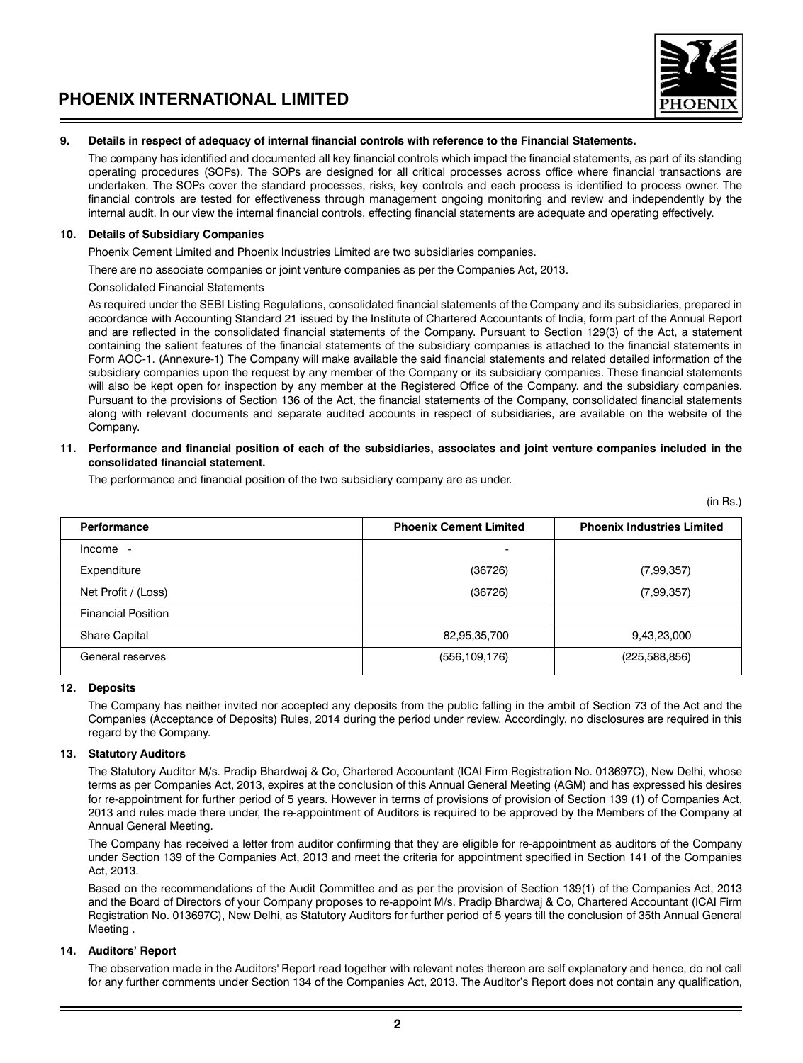**9. Details in respect of adequacy of internal financial controls with reference to the Financial Statements.**

The company has identified and documented all key financial controls which impact the financial statements, as part of its standing operating procedures (SOPs). The SOPs are designed for all critical processes across office where financial transactions are undertaken. The SOPs cover the standard processes, risks, key controls and each process is identified to process owner. The financial controls are tested for effectiveness through management ongoing monitoring and review and independently by the internal audit. In our view the internal financial controls, effecting financial statements are adequate and operating effectively.

**10. Details of Subsidiary Companies**

Phoenix Cement Limited and Phoenix Industries Limited are two subsidiaries companies.

There are no associate companies or joint venture companies as per the Companies Act, 2013.

Consolidated Financial Statements

As required under the SEBI Listing Regulations, consolidated financial statements of the Company and its subsidiaries, prepared in accordance with Accounting Standard 21 issued by the Institute of Chartered Accountants of India, form part of the Annual Report and are reflected in the consolidated financial statements of the Company. Pursuant to Section 129(3) of the Act, a statement containing the salient features of the financial statements of the subsidiary companies is attached to the financial statements in Form AOC-1. (Annexure-1) The Company will make available the said financial statements and related detailed information of the subsidiary companies upon the request by any member of the Company or its subsidiary companies. These financial statements will also be kept open for inspection by any member at the Registered Office of the Company. and the subsidiary companies. Pursuant to the provisions of Section 136 of the Act, the financial statements of the Company, consolidated financial statements along with relevant documents and separate audited accounts in respect of subsidiaries, are available on the website of the Company.

**11. Performance and financial position of each of the subsidiaries, associates and joint venture companies included in the consolidated financial statement.**

The performance and financial position of the two subsidiary company are as under.

(in Rs.)

| Performance | Phoenix Cement Limited | Phoenix Industries Limited |
|---|---|---|
| Income - | - | |
| Expenditure | (36726) | (7,99,357) |
| Net Profit / (Loss) | (36726) | (7,99,357) |
| Financial Position | | |
| Share Capital | 82,95,35,700 | 9,43,23,000 |
| General reserves | (556,109,176) | (225,588,856) |

**12. Deposits**

The Company has neither invited nor accepted any deposits from the public falling in the ambit of Section 73 of the Act and the Companies (Acceptance of Deposits) Rules, 2014 during the period under review. Accordingly, no disclosures are required in this regard by the Company.

**13. Statutory Auditors**

The Statutory Auditor M/s. Pradip Bhardwaj & Co, Chartered Accountant (ICAI Firm Registration No. 013697C), New Delhi, whose terms as per Companies Act, 2013, expires at the conclusion of this Annual General Meeting (AGM) and has expressed his desires for re-appointment for further period of 5 years. However in terms of provisions of provision of Section 139 (1) of Companies Act, 2013 and rules made there under, the re-appointment of Auditors is required to be approved by the Members of the Company at Annual General Meeting.

The Company has received a letter from auditor confirming that they are eligible for re-appointment as auditors of the Company under Section 139 of the Companies Act, 2013 and meet the criteria for appointment specified in Section 141 of the Companies Act, 2013.

Based on the recommendations of the Audit Committee and as per the provision of Section 139(1) of the Companies Act, 2013 and the Board of Directors of your Company proposes to re-appoint M/s. Pradip Bhardwaj & Co, Chartered Accountant (ICAI Firm Registration No. 013697C), New Delhi, as Statutory Auditors for further period of 5 years till the conclusion of 35th Annual General Meeting .

**14. Auditors' Report**

The observation made in the Auditors' Report read together with relevant notes thereon are self explanatory and hence, do not call for any further comments under Section 134 of the Companies Act, 2013. The Auditor's Report does not contain any qualification,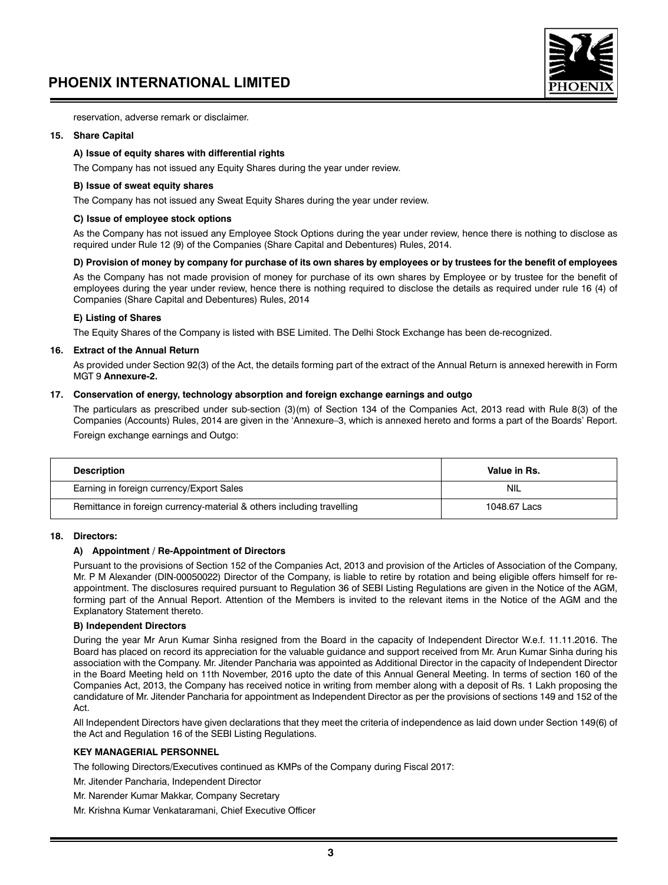reservation, adverse remark or disclaimer.

**15. Share Capital**

**A) Issue of equity shares with differential rights**

The Company has not issued any Equity Shares during the year under review.

**B) Issue of sweat equity shares**

The Company has not issued any Sweat Equity Shares during the year under review.

**C) Issue of employee stock options**

As the Company has not issued any Employee Stock Options during the year under review, hence there is nothing to disclose as required under Rule 12 (9) of the Companies (Share Capital and Debentures) Rules, 2014.

**D) Provision of money by company for purchase of its own shares by employees or by trustees for the benefit of employees**

As the Company has not made provision of money for purchase of its own shares by Employee or by trustee for the benefit of employees during the year under review, hence there is nothing required to disclose the details as required under rule 16 (4) of Companies (Share Capital and Debentures) Rules, 2014

**E) Listing of Shares**

The Equity Shares of the Company is listed with BSE Limited. The Delhi Stock Exchange has been de-recognized.

**16. Extract of the Annual Return**

As provided under Section 92(3) of the Act, the details forming part of the extract of the Annual Return is annexed herewith in Form MGT 9 **Annexure-2.**

**17. Conservation of energy, technology absorption and foreign exchange earnings and outgo**

The particulars as prescribed under sub-section (3)(m) of Section 134 of the Companies Act, 2013 read with Rule 8(3) of the Companies (Accounts) Rules, 2014 are given in the 'Annexure–3, which is annexed hereto and forms a part of the Boards' Report.

Foreign exchange earnings and Outgo:

| Description | Value in Rs. |
|---|---|
| Earning in foreign currency/Export Sales | NIL |
| Remittance in foreign currency-material & others including travelling | 1048.67 Lacs |

**18. Directors:**

**A) Appointment / Re-Appointment of Directors**

Pursuant to the provisions of Section 152 of the Companies Act, 2013 and provision of the Articles of Association of the Company, Mr. P M Alexander (DIN-00050022) Director of the Company, is liable to retire by rotation and being eligible offers himself for re-appointment. The disclosures required pursuant to Regulation 36 of SEBI Listing Regulations are given in the Notice of the AGM, forming part of the Annual Report. Attention of the Members is invited to the relevant items in the Notice of the AGM and the Explanatory Statement thereto.

**B) Independent Directors**

During the year Mr Arun Kumar Sinha resigned from the Board in the capacity of Independent Director W.e.f. 11.11.2016. The Board has placed on record its appreciation for the valuable guidance and support received from Mr. Arun Kumar Sinha during his association with the Company. Mr. Jitender Pancharia was appointed as Additional Director in the capacity of Independent Director in the Board Meeting held on 11th November, 2016 upto the date of this Annual General Meeting. In terms of section 160 of the Companies Act, 2013, the Company has received notice in writing from member along with a deposit of Rs. 1 Lakh proposing the candidature of Mr. Jitender Pancharia for appointment as Independent Director as per the provisions of sections 149 and 152 of the Act.

All Independent Directors have given declarations that they meet the criteria of independence as laid down under Section 149(6) of the Act and Regulation 16 of the SEBI Listing Regulations.

**KEY MANAGERIAL PERSONNEL**

The following Directors/Executives continued as KMPs of the Company during Fiscal 2017:

Mr. Jitender Pancharia, Independent Director

Mr. Narender Kumar Makkar, Company Secretary

Mr. Krishna Kumar Venkataramani, Chief Executive Officer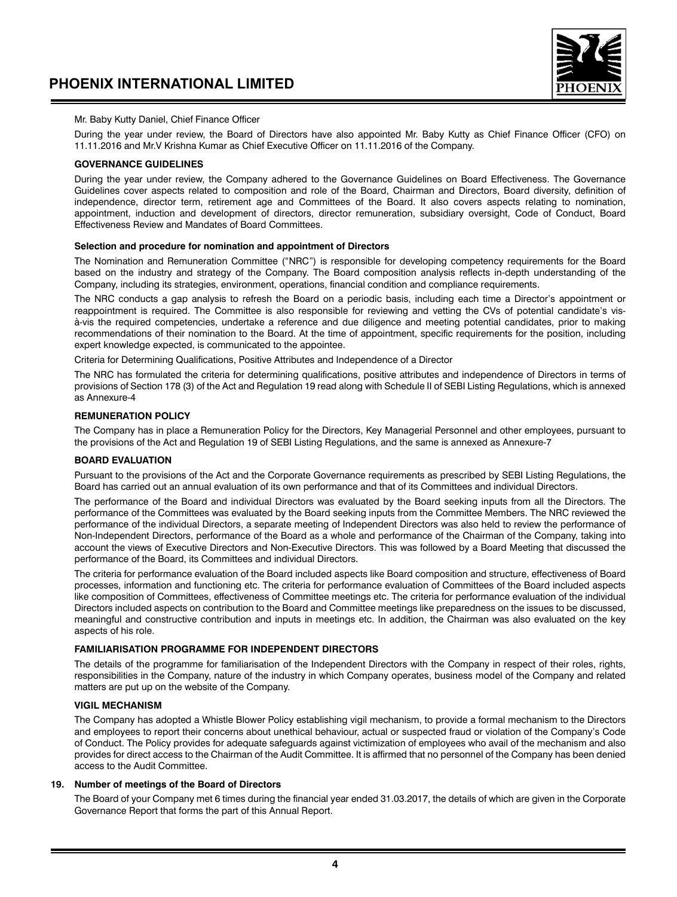Mr. Baby Kutty Daniel, Chief Finance Officer

During the year under review, the Board of Directors have also appointed Mr. Baby Kutty as Chief Finance Officer (CFO) on 11.11.2016 and Mr.V Krishna Kumar as Chief Executive Officer on 11.11.2016 of the Company.

**GOVERNANCE GUIDELINES**

During the year under review, the Company adhered to the Governance Guidelines on Board Effectiveness. The Governance Guidelines cover aspects related to composition and role of the Board, Chairman and Directors, Board diversity, definition of independence, director term, retirement age and Committees of the Board. It also covers aspects relating to nomination, appointment, induction and development of directors, director remuneration, subsidiary oversight, Code of Conduct, Board Effectiveness Review and Mandates of Board Committees.

**Selection and procedure for nomination and appointment of Directors**

The Nomination and Remuneration Committee ("NRC") is responsible for developing competency requirements for the Board based on the industry and strategy of the Company. The Board composition analysis reflects in-depth understanding of the Company, including its strategies, environment, operations, financial condition and compliance requirements.

The NRC conducts a gap analysis to refresh the Board on a periodic basis, including each time a Director's appointment or reappointment is required. The Committee is also responsible for reviewing and vetting the CVs of potential candidate's vis-à-vis the required competencies, undertake a reference and due diligence and meeting potential candidates, prior to making recommendations of their nomination to the Board. At the time of appointment, specific requirements for the position, including expert knowledge expected, is communicated to the appointee.

Criteria for Determining Qualifications, Positive Attributes and Independence of a Director

The NRC has formulated the criteria for determining qualifications, positive attributes and independence of Directors in terms of provisions of Section 178 (3) of the Act and Regulation 19 read along with Schedule II of SEBI Listing Regulations, which is annexed as Annexure-4

**REMUNERATION POLICY**

The Company has in place a Remuneration Policy for the Directors, Key Managerial Personnel and other employees, pursuant to the provisions of the Act and Regulation 19 of SEBI Listing Regulations, and the same is annexed as Annexure-7

**BOARD EVALUATION**

Pursuant to the provisions of the Act and the Corporate Governance requirements as prescribed by SEBI Listing Regulations, the Board has carried out an annual evaluation of its own performance and that of its Committees and individual Directors.

The performance of the Board and individual Directors was evaluated by the Board seeking inputs from all the Directors. The performance of the Committees was evaluated by the Board seeking inputs from the Committee Members. The NRC reviewed the performance of the individual Directors, a separate meeting of Independent Directors was also held to review the performance of Non-Independent Directors, performance of the Board as a whole and performance of the Chairman of the Company, taking into account the views of Executive Directors and Non-Executive Directors. This was followed by a Board Meeting that discussed the performance of the Board, its Committees and individual Directors.

The criteria for performance evaluation of the Board included aspects like Board composition and structure, effectiveness of Board processes, information and functioning etc. The criteria for performance evaluation of Committees of the Board included aspects like composition of Committees, effectiveness of Committee meetings etc. The criteria for performance evaluation of the individual Directors included aspects on contribution to the Board and Committee meetings like preparedness on the issues to be discussed, meaningful and constructive contribution and inputs in meetings etc. In addition, the Chairman was also evaluated on the key aspects of his role.

**FAMILIARISATION PROGRAMME FOR INDEPENDENT DIRECTORS**

The details of the programme for familiarisation of the Independent Directors with the Company in respect of their roles, rights, responsibilities in the Company, nature of the industry in which Company operates, business model of the Company and related matters are put up on the website of the Company.

**VIGIL MECHANISM**

The Company has adopted a Whistle Blower Policy establishing vigil mechanism, to provide a formal mechanism to the Directors and employees to report their concerns about unethical behaviour, actual or suspected fraud or violation of the Company's Code of Conduct. The Policy provides for adequate safeguards against victimization of employees who avail of the mechanism and also provides for direct access to the Chairman of the Audit Committee. It is affirmed that no personnel of the Company has been denied access to the Audit Committee.

**19. Number of meetings of the Board of Directors**

The Board of your Company met 6 times during the financial year ended 31.03.2017, the details of which are given in the Corporate Governance Report that forms the part of this Annual Report.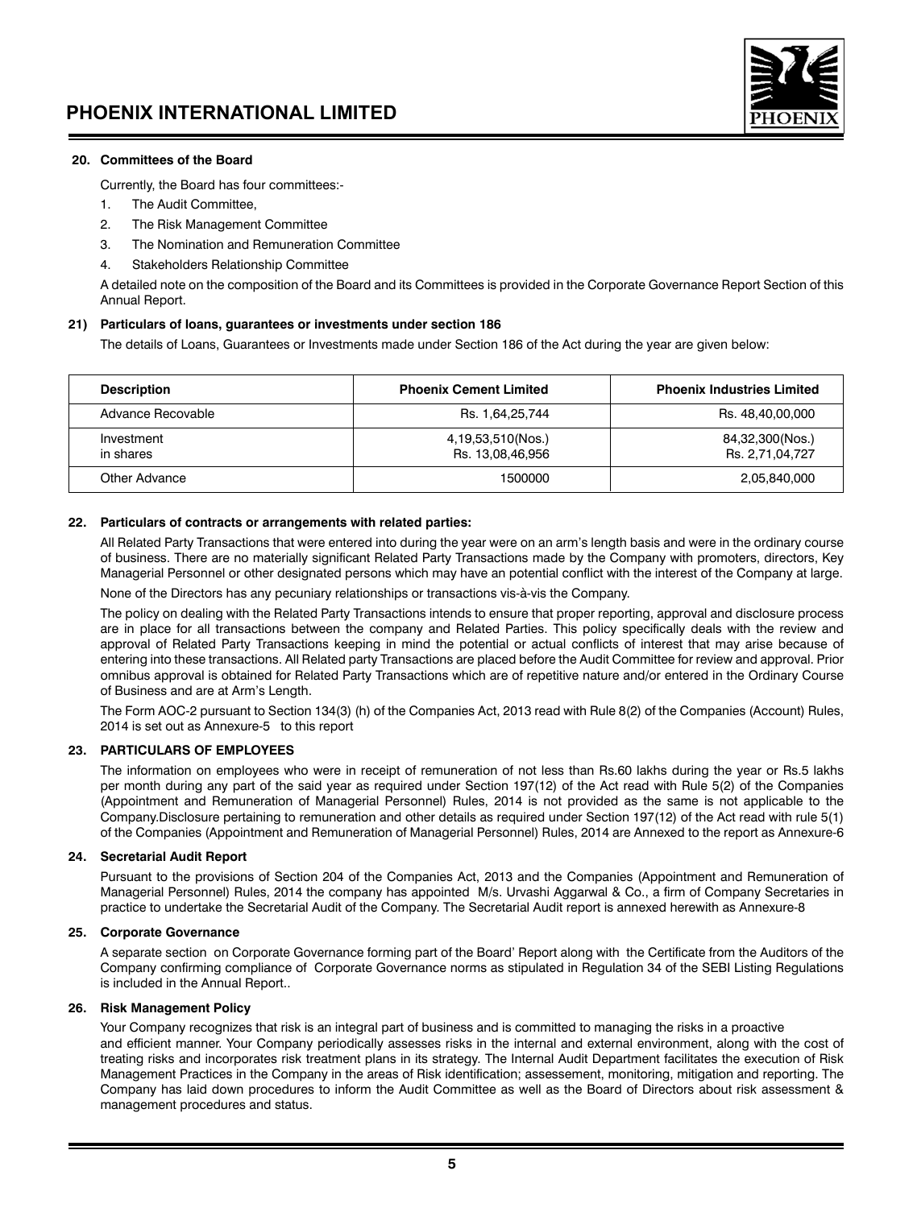### 20. Committees of the Board

Currently, the Board has four committees:-

1. The Audit Committee,
2. The Risk Management Committee
3. The Nomination and Remuneration Committee
4. Stakeholders Relationship Committee

A detailed note on the composition of the Board and its Committees is provided in the Corporate Governance Report Section of this Annual Report.

### 21) Particulars of loans, guarantees or investments under section 186

The details of Loans, Guarantees or Investments made under Section 186 of the Act during the year are given below:

| Description | Phoenix Cement Limited | Phoenix Industries Limited |
|---|---|---|
| Advance Recovable | Rs. 1,64,25,744 | Rs. 48,40,00,000 |
| Investment in shares | 4,19,53,510(Nos.) Rs. 13,08,46,956 | 84,32,300(Nos.) Rs. 2,71,04,727 |
| Other Advance | 1500000 | 2,05,840,000 |

### 22. Particulars of contracts or arrangements with related parties:

All Related Party Transactions that were entered into during the year were on an arm's length basis and were in the ordinary course of business. There are no materially significant Related Party Transactions made by the Company with promoters, directors, Key Managerial Personnel or other designated persons which may have an potential conflict with the interest of the Company at large.

None of the Directors has any pecuniary relationships or transactions vis-à-vis the Company.

The policy on dealing with the Related Party Transactions intends to ensure that proper reporting, approval and disclosure process are in place for all transactions between the company and Related Parties. This policy specifically deals with the review and approval of Related Party Transactions keeping in mind the potential or actual conflicts of interest that may arise because of entering into these transactions. All Related party Transactions are placed before the Audit Committee for review and approval. Prior omnibus approval is obtained for Related Party Transactions which are of repetitive nature and/or entered in the Ordinary Course of Business and are at Arm's Length.

The Form AOC-2 pursuant to Section 134(3) (h) of the Companies Act, 2013 read with Rule 8(2) of the Companies (Account) Rules, 2014 is set out as Annexure-5 to this report

### 23. PARTICULARS OF EMPLOYEES

The information on employees who were in receipt of remuneration of not less than Rs.60 lakhs during the year or Rs.5 lakhs per month during any part of the said year as required under Section 197(12) of the Act read with Rule 5(2) of the Companies (Appointment and Remuneration of Managerial Personnel) Rules, 2014 is not provided as the same is not applicable to the Company.Disclosure pertaining to remuneration and other details as required under Section 197(12) of the Act read with rule 5(1) of the Companies (Appointment and Remuneration of Managerial Personnel) Rules, 2014 are Annexed to the report as Annexure-6

### 24. Secretarial Audit Report

Pursuant to the provisions of Section 204 of the Companies Act, 2013 and the Companies (Appointment and Remuneration of Managerial Personnel) Rules, 2014 the company has appointed M/s. Urvashi Aggarwal & Co., a firm of Company Secretaries in practice to undertake the Secretarial Audit of the Company. The Secretarial Audit report is annexed herewith as Annexure-8

### 25. Corporate Governance

A separate section on Corporate Governance forming part of the Board' Report along with the Certificate from the Auditors of the Company confirming compliance of Corporate Governance norms as stipulated in Regulation 34 of the SEBI Listing Regulations is included in the Annual Report..

### 26. Risk Management Policy

Your Company recognizes that risk is an integral part of business and is committed to managing the risks in a proactive and efficient manner. Your Company periodically assesses risks in the internal and external environment, along with the cost of treating risks and incorporates risk treatment plans in its strategy. The Internal Audit Department facilitates the execution of Risk Management Practices in the Company in the areas of Risk identification; assesement, monitoring, mitigation and reporting. The Company has laid down procedures to inform the Audit Committee as well as the Board of Directors about risk assessment & management procedures and status.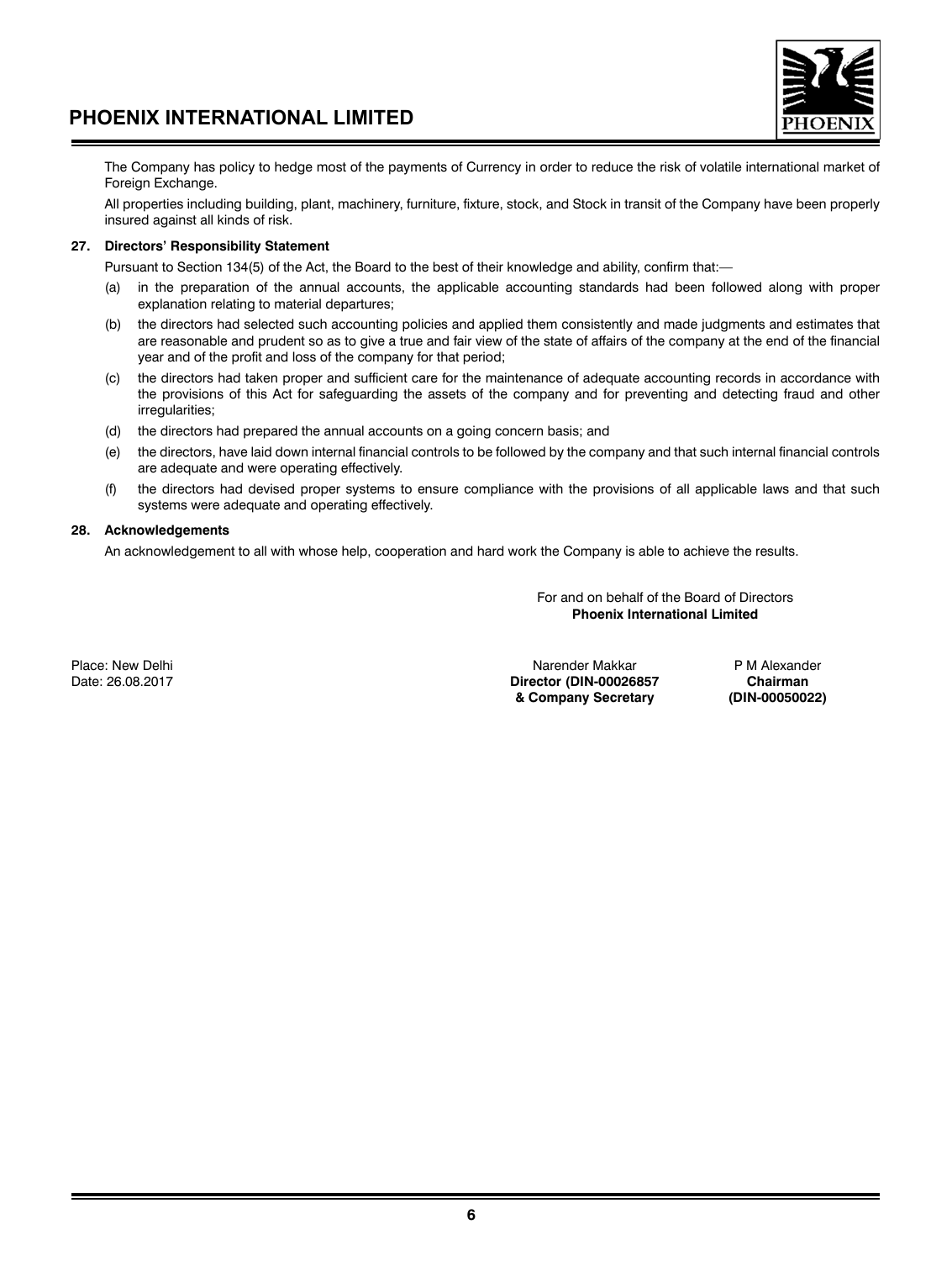The Company has policy to hedge most of the payments of Currency in order to reduce the risk of volatile international market of Foreign Exchange.

All properties including building, plant, machinery, furniture, fixture, stock, and Stock in transit of the Company have been properly insured against all kinds of risk.

**27. Directors' Responsibility Statement**

Pursuant to Section 134(5) of the Act, the Board to the best of their knowledge and ability, confirm that:—

(a) in the preparation of the annual accounts, the applicable accounting standards had been followed along with proper explanation relating to material departures;

(b) the directors had selected such accounting policies and applied them consistently and made judgments and estimates that are reasonable and prudent so as to give a true and fair view of the state of affairs of the company at the end of the financial year and of the profit and loss of the company for that period;

(c) the directors had taken proper and sufficient care for the maintenance of adequate accounting records in accordance with the provisions of this Act for safeguarding the assets of the company and for preventing and detecting fraud and other irregularities;

(d) the directors had prepared the annual accounts on a going concern basis; and

(e) the directors, have laid down internal financial controls to be followed by the company and that such internal financial controls are adequate and were operating effectively.

(f) the directors had devised proper systems to ensure compliance with the provisions of all applicable laws and that such systems were adequate and operating effectively.

**28. Acknowledgements**

An acknowledgement to all with whose help, cooperation and hard work the Company is able to achieve the results.

For and on behalf of the Board of Directors
**Phoenix International Limited**

Place: New Delhi
Date: 26.08.2017

Narender Makkar
**Director (DIN-00026857**
**& Company Secretary**

P M Alexander
**Chairman**
**(DIN-00050022)**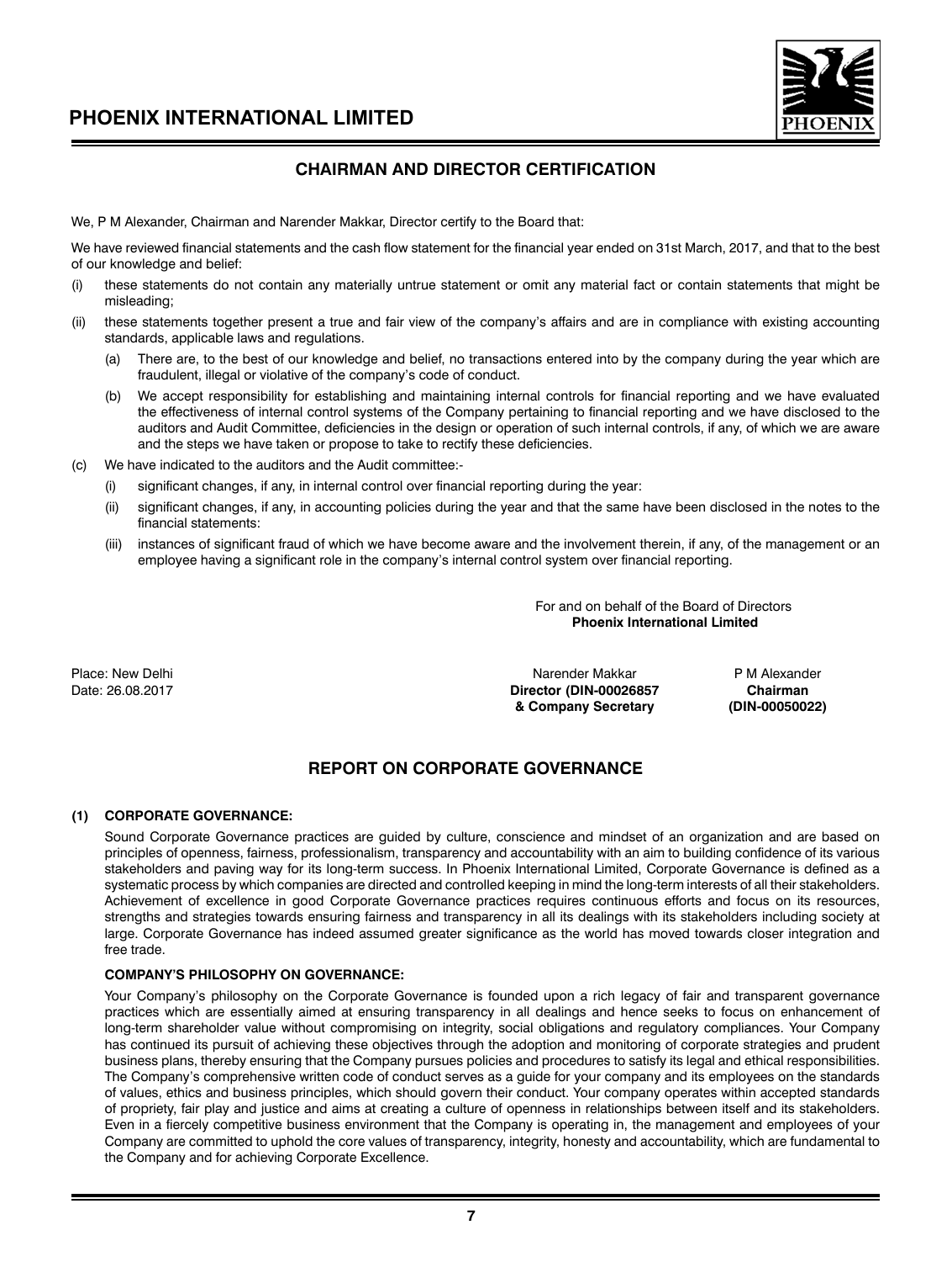## CHAIRMAN AND DIRECTOR CERTIFICATION

We, P M Alexander, Chairman and Narender Makkar, Director certify to the Board that:

We have reviewed financial statements and the cash flow statement for the financial year ended on 31st March, 2017, and that to the best of our knowledge and belief:

(i) these statements do not contain any materially untrue statement or omit any material fact or contain statements that might be misleading;

(ii) these statements together present a true and fair view of the company's affairs and are in compliance with existing accounting standards, applicable laws and regulations.

 (a) There are, to the best of our knowledge and belief, no transactions entered into by the company during the year which are fraudulent, illegal or violative of the company's code of conduct.

 (b) We accept responsibility for establishing and maintaining internal controls for financial reporting and we have evaluated the effectiveness of internal control systems of the Company pertaining to financial reporting and we have disclosed to the auditors and Audit Committee, deficiencies in the design or operation of such internal controls, if any, of which we are aware and the steps we have taken or propose to take to rectify these deficiencies.

(c) We have indicated to the auditors and the Audit committee:-

 (i) significant changes, if any, in internal control over financial reporting during the year:

 (ii) significant changes, if any, in accounting policies during the year and that the same have been disclosed in the notes to the financial statements:

 (iii) instances of significant fraud of which we have become aware and the involvement therein, if any, of the management or an employee having a significant role in the company's internal control system over financial reporting.

For and on behalf of the Board of Directors
**Phoenix International Limited**

Place: New Delhi
Date: 26.08.2017

Narender Makkar
**Director (DIN-00026857**
**& Company Secretary**

P M Alexander
**Chairman**
**(DIN-00050022)**

## REPORT ON CORPORATE GOVERNANCE

### (1) CORPORATE GOVERNANCE:

Sound Corporate Governance practices are guided by culture, conscience and mindset of an organization and are based on principles of openness, fairness, professionalism, transparency and accountability with an aim to building confidence of its various stakeholders and paving way for its long-term success. In Phoenix International Limited, Corporate Governance is defined as a systematic process by which companies are directed and controlled keeping in mind the long-term interests of all their stakeholders. Achievement of excellence in good Corporate Governance practices requires continuous efforts and focus on its resources, strengths and strategies towards ensuring fairness and transparency in all its dealings with its stakeholders including society at large. Corporate Governance has indeed assumed greater significance as the world has moved towards closer integration and free trade.

**COMPANY'S PHILOSOPHY ON GOVERNANCE:**

Your Company's philosophy on the Corporate Governance is founded upon a rich legacy of fair and transparent governance practices which are essentially aimed at ensuring transparency in all dealings and hence seeks to focus on enhancement of long-term shareholder value without compromising on integrity, social obligations and regulatory compliances. Your Company has continued its pursuit of achieving these objectives through the adoption and monitoring of corporate strategies and prudent business plans, thereby ensuring that the Company pursues policies and procedures to satisfy its legal and ethical responsibilities. The Company's comprehensive written code of conduct serves as a guide for your company and its employees on the standards of values, ethics and business principles, which should govern their conduct. Your company operates within accepted standards of propriety, fair play and justice and aims at creating a culture of openness in relationships between itself and its stakeholders. Even in a fiercely competitive business environment that the Company is operating in, the management and employees of your Company are committed to uphold the core values of transparency, integrity, honesty and accountability, which are fundamental to the Company and for achieving Corporate Excellence.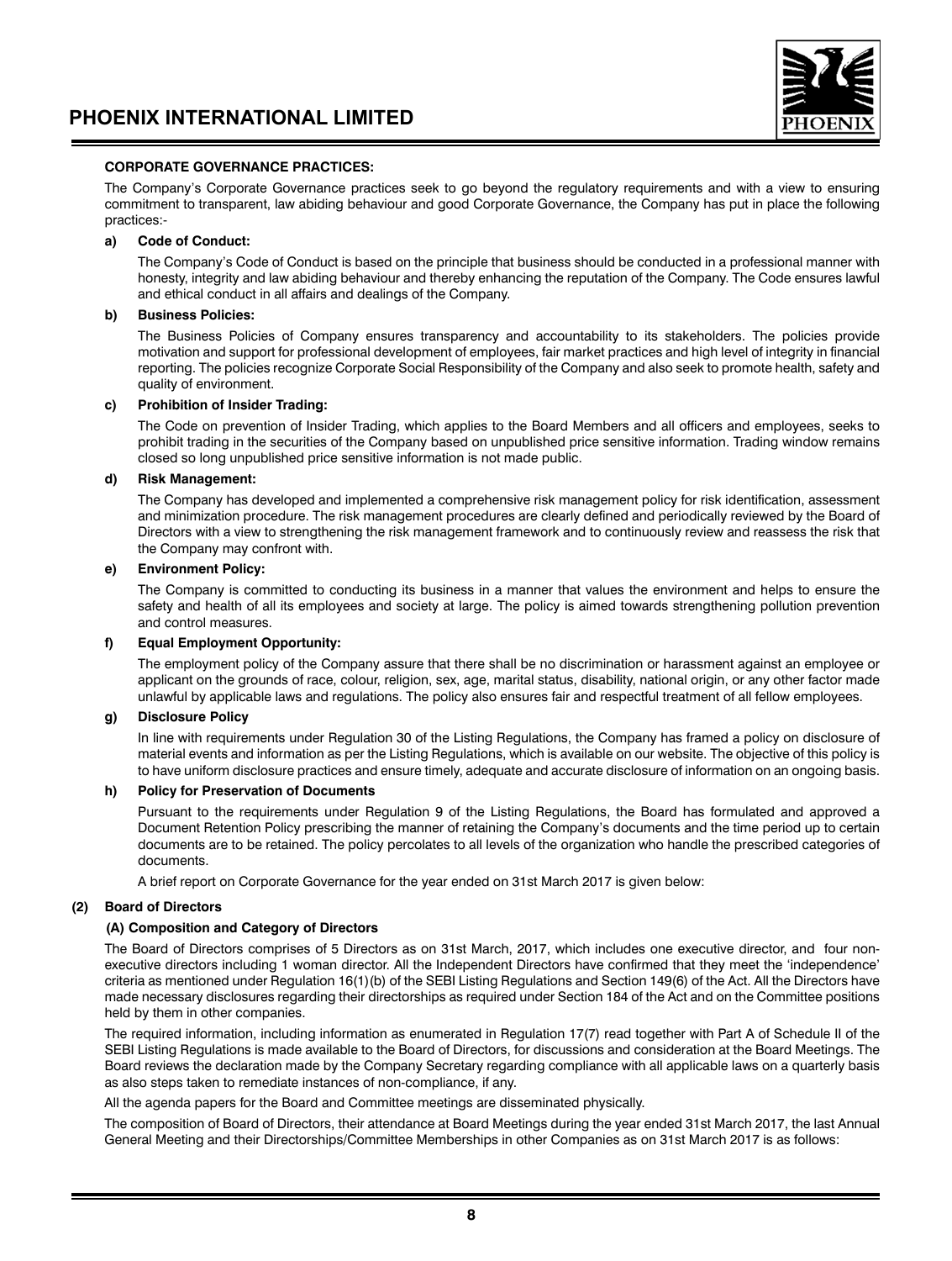**CORPORATE GOVERNANCE PRACTICES:**

The Company's Corporate Governance practices seek to go beyond the regulatory requirements and with a view to ensuring commitment to transparent, law abiding behaviour and good Corporate Governance, the Company has put in place the following practices:-

**a) Code of Conduct:**

The Company's Code of Conduct is based on the principle that business should be conducted in a professional manner with honesty, integrity and law abiding behaviour and thereby enhancing the reputation of the Company. The Code ensures lawful and ethical conduct in all affairs and dealings of the Company.

**b) Business Policies:**

The Business Policies of Company ensures transparency and accountability to its stakeholders. The policies provide motivation and support for professional development of employees, fair market practices and high level of integrity in financial reporting. The policies recognize Corporate Social Responsibility of the Company and also seek to promote health, safety and quality of environment.

**c) Prohibition of Insider Trading:**

The Code on prevention of Insider Trading, which applies to the Board Members and all officers and employees, seeks to prohibit trading in the securities of the Company based on unpublished price sensitive information. Trading window remains closed so long unpublished price sensitive information is not made public.

**d) Risk Management:**

The Company has developed and implemented a comprehensive risk management policy for risk identification, assessment and minimization procedure. The risk management procedures are clearly defined and periodically reviewed by the Board of Directors with a view to strengthening the risk management framework and to continuously review and reassess the risk that the Company may confront with.

**e) Environment Policy:**

The Company is committed to conducting its business in a manner that values the environment and helps to ensure the safety and health of all its employees and society at large. The policy is aimed towards strengthening pollution prevention and control measures.

**f) Equal Employment Opportunity:**

The employment policy of the Company assure that there shall be no discrimination or harassment against an employee or applicant on the grounds of race, colour, religion, sex, age, marital status, disability, national origin, or any other factor made unlawful by applicable laws and regulations. The policy also ensures fair and respectful treatment of all fellow employees.

**g) Disclosure Policy**

In line with requirements under Regulation 30 of the Listing Regulations, the Company has framed a policy on disclosure of material events and information as per the Listing Regulations, which is available on our website. The objective of this policy is to have uniform disclosure practices and ensure timely, adequate and accurate disclosure of information on an ongoing basis.

**h) Policy for Preservation of Documents**

Pursuant to the requirements under Regulation 9 of the Listing Regulations, the Board has formulated and approved a Document Retention Policy prescribing the manner of retaining the Company's documents and the time period up to certain documents are to be retained. The policy percolates to all levels of the organization who handle the prescribed categories of documents.

A brief report on Corporate Governance for the year ended on 31st March 2017 is given below:

**(2) Board of Directors**

**(A) Composition and Category of Directors**

The Board of Directors comprises of 5 Directors as on 31st March, 2017, which includes one executive director, and four non-executive directors including 1 woman director. All the Independent Directors have confirmed that they meet the 'independence' criteria as mentioned under Regulation 16(1)(b) of the SEBI Listing Regulations and Section 149(6) of the Act. All the Directors have made necessary disclosures regarding their directorships as required under Section 184 of the Act and on the Committee positions held by them in other companies.

The required information, including information as enumerated in Regulation 17(7) read together with Part A of Schedule II of the SEBI Listing Regulations is made available to the Board of Directors, for discussions and consideration at the Board Meetings. The Board reviews the declaration made by the Company Secretary regarding compliance with all applicable laws on a quarterly basis as also steps taken to remediate instances of non-compliance, if any.

All the agenda papers for the Board and Committee meetings are disseminated physically.

The composition of Board of Directors, their attendance at Board Meetings during the year ended 31st March 2017, the last Annual General Meeting and their Directorships/Committee Memberships in other Companies as on 31st March 2017 is as follows: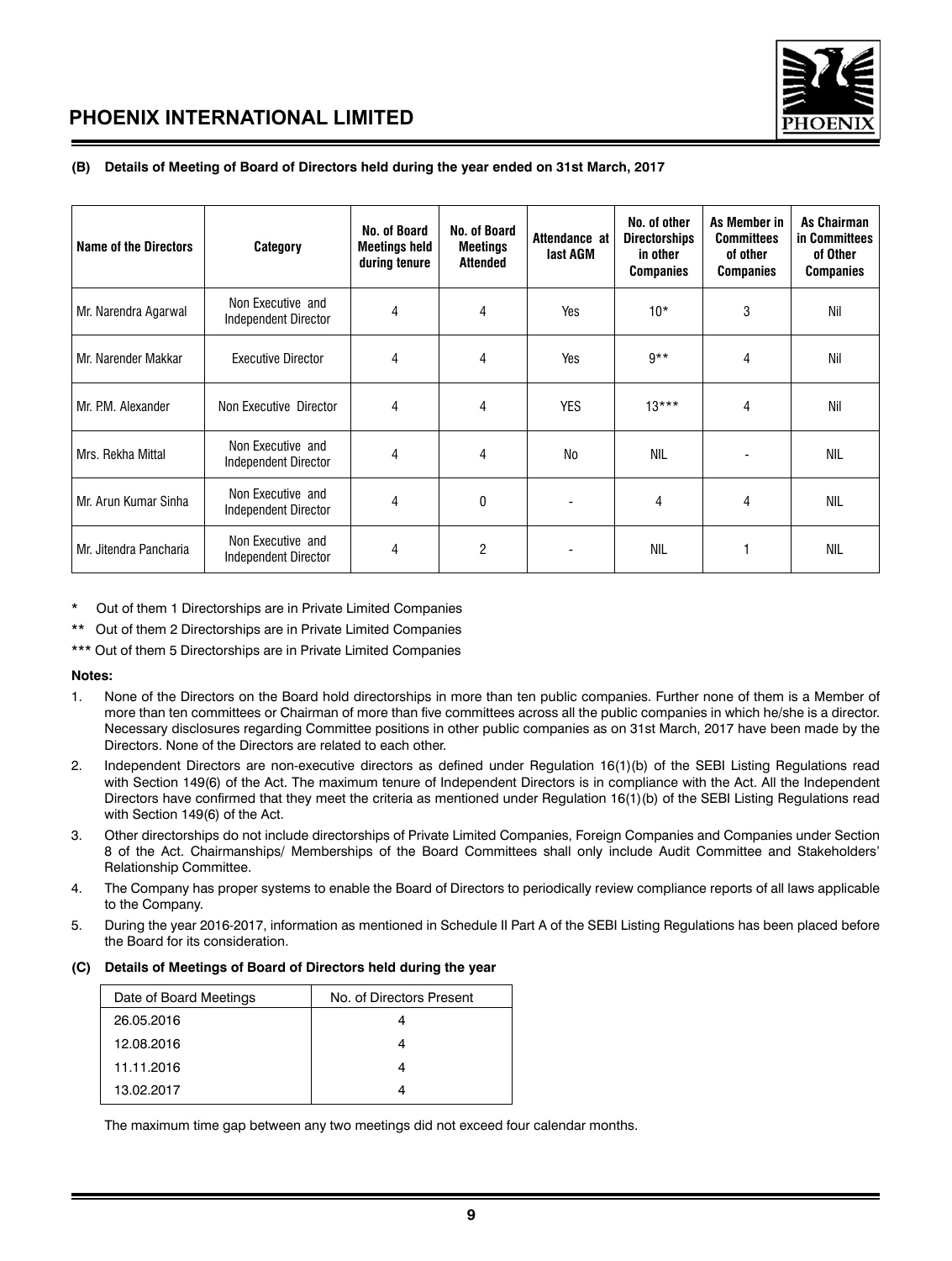**(B) Details of Meeting of Board of Directors held during the year ended on 31st March, 2017**

| Name of the Directors | Category | No. of Board Meetings held during tenure | No. of Board Meetings Attended | Attendance at last AGM | No. of other Directorships in other Companies | As Member in Committees of other Companies | As Chairman in Committees of Other Companies |
|---|---|---|---|---|---|---|---|
| Mr. Narendra Agarwal | Non Executive and Independent Director | 4 | 4 | Yes | 10* | 3 | Nil |
| Mr. Narender Makkar | Executive Director | 4 | 4 | Yes | 9** | 4 | Nil |
| Mr. P.M. Alexander | Non Executive Director | 4 | 4 | YES | 13*** | 4 | Nil |
| Mrs. Rekha Mittal | Non Executive and Independent Director | 4 | 4 | No | NIL | - | NIL |
| Mr. Arun Kumar Sinha | Non Executive and Independent Director | 4 | 0 | - | 4 | 4 | NIL |
| Mr. Jitendra Pancharia | Non Executive and Independent Director | 4 | 2 | - | NIL | 1 | NIL |

\* Out of them 1 Directorships are in Private Limited Companies

\** Out of them 2 Directorships are in Private Limited Companies

\*** Out of them 5 Directorships are in Private Limited Companies

**Notes:**

1. None of the Directors on the Board hold directorships in more than ten public companies. Further none of them is a Member of more than ten committees or Chairman of more than five committees across all the public companies in which he/she is a director. Necessary disclosures regarding Committee positions in other public companies as on 31st March, 2017 have been made by the Directors. None of the Directors are related to each other.
2. Independent Directors are non-executive directors as defined under Regulation 16(1)(b) of the SEBI Listing Regulations read with Section 149(6) of the Act. The maximum tenure of Independent Directors is in compliance with the Act. All the Independent Directors have confirmed that they meet the criteria as mentioned under Regulation 16(1)(b) of the SEBI Listing Regulations read with Section 149(6) of the Act.
3. Other directorships do not include directorships of Private Limited Companies, Foreign Companies and Companies under Section 8 of the Act. Chairmanships/ Memberships of the Board Committees shall only include Audit Committee and Stakeholders' Relationship Committee.
4. The Company has proper systems to enable the Board of Directors to periodically review compliance reports of all laws applicable to the Company.
5. During the year 2016-2017, information as mentioned in Schedule II Part A of the SEBI Listing Regulations has been placed before the Board for its consideration.

**(C) Details of Meetings of Board of Directors held during the year**

| Date of Board Meetings | No. of Directors Present |
|---|---|
| 26.05.2016 | 4 |
| 12.08.2016 | 4 |
| 11.11.2016 | 4 |
| 13.02.2017 | 4 |

The maximum time gap between any two meetings did not exceed four calendar months.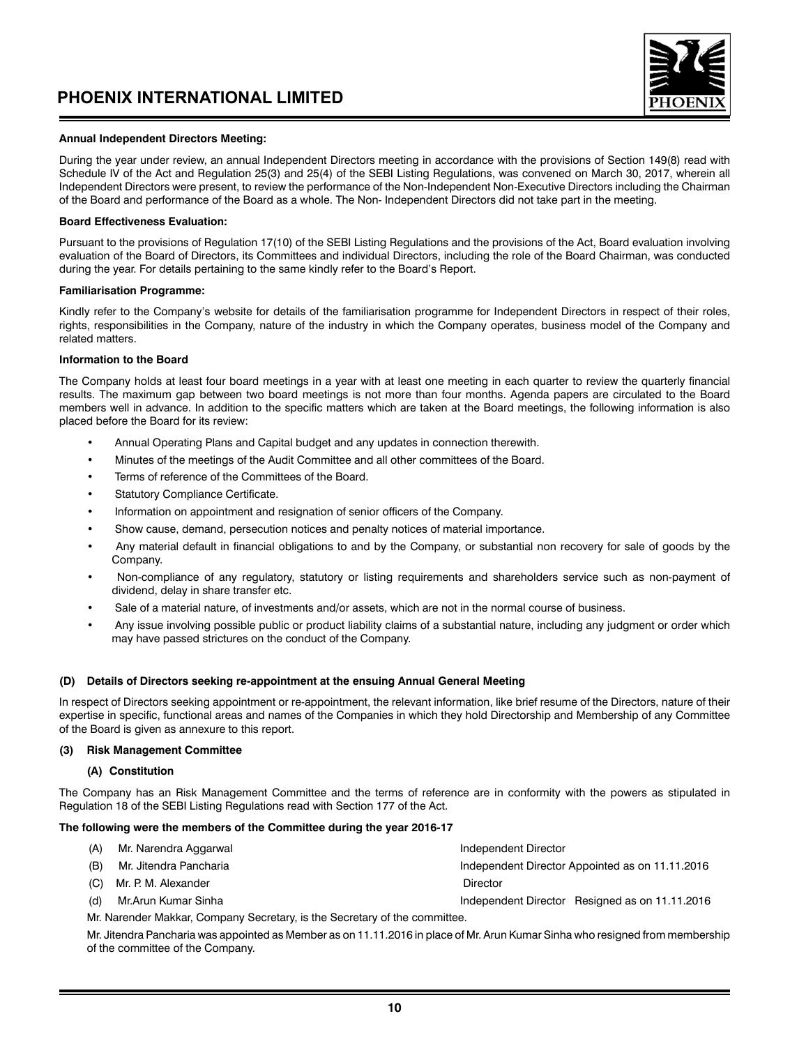**Annual Independent Directors Meeting:**

During the year under review, an annual Independent Directors meeting in accordance with the provisions of Section 149(8) read with Schedule IV of the Act and Regulation 25(3) and 25(4) of the SEBI Listing Regulations, was convened on March 30, 2017, wherein all Independent Directors were present, to review the performance of the Non-Independent Non-Executive Directors including the Chairman of the Board and performance of the Board as a whole. The Non- Independent Directors did not take part in the meeting.

**Board Effectiveness Evaluation:**

Pursuant to the provisions of Regulation 17(10) of the SEBI Listing Regulations and the provisions of the Act, Board evaluation involving evaluation of the Board of Directors, its Committees and individual Directors, including the role of the Board Chairman, was conducted during the year. For details pertaining to the same kindly refer to the Board's Report.

**Familiarisation Programme:**

Kindly refer to the Company's website for details of the familiarisation programme for Independent Directors in respect of their roles, rights, responsibilities in the Company, nature of the industry in which the Company operates, business model of the Company and related matters.

**Information to the Board**

The Company holds at least four board meetings in a year with at least one meeting in each quarter to review the quarterly financial results. The maximum gap between two board meetings is not more than four months. Agenda papers are circulated to the Board members well in advance. In addition to the specific matters which are taken at the Board meetings, the following information is also placed before the Board for its review:

- Annual Operating Plans and Capital budget and any updates in connection therewith.
- Minutes of the meetings of the Audit Committee and all other committees of the Board.
- Terms of reference of the Committees of the Board.
- Statutory Compliance Certificate.
- Information on appointment and resignation of senior officers of the Company.
- Show cause, demand, persecution notices and penalty notices of material importance.
- Any material default in financial obligations to and by the Company, or substantial non recovery for sale of goods by the Company.
- Non-compliance of any regulatory, statutory or listing requirements and shareholders service such as non-payment of dividend, delay in share transfer etc.
- Sale of a material nature, of investments and/or assets, which are not in the normal course of business.
- Any issue involving possible public or product liability claims of a substantial nature, including any judgment or order which may have passed strictures on the conduct of the Company.

**(D) Details of Directors seeking re-appointment at the ensuing Annual General Meeting**

In respect of Directors seeking appointment or re-appointment, the relevant information, like brief resume of the Directors, nature of their expertise in specific, functional areas and names of the Companies in which they hold Directorship and Membership of any Committee of the Board is given as annexure to this report.

**(3) Risk Management Committee**

**(A) Constitution**

The Company has an Risk Management Committee and the terms of reference are in conformity with the powers as stipulated in Regulation 18 of the SEBI Listing Regulations read with Section 177 of the Act.

**The following were the members of the Committee during the year 2016-17**

| | | |
|---|---|---|
| (A) | Mr. Narendra Aggarwal | Independent Director |
| (B) | Mr. Jitendra Pancharia | Independent Director Appointed as on 11.11.2016 |
| (C) | Mr. P. M. Alexander | Director |
| (d) | Mr.Arun Kumar Sinha | Independent Director Resigned as on 11.11.2016 |

Mr. Narender Makkar, Company Secretary, is the Secretary of the committee.

Mr. Jitendra Pancharia was appointed as Member as on 11.11.2016 in place of Mr. Arun Kumar Sinha who resigned from membership of the committee of the Company.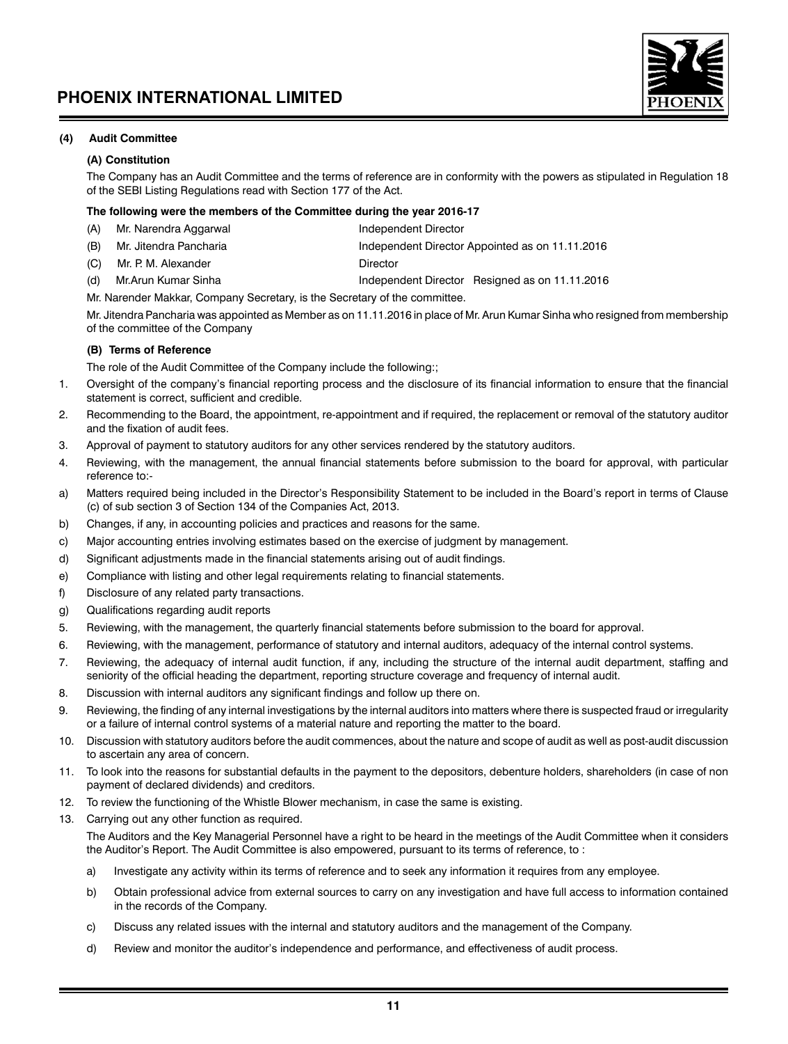### (4) Audit Committee

#### (A) Constitution

The Company has an Audit Committee and the terms of reference are in conformity with the powers as stipulated in Regulation 18 of the SEBI Listing Regulations read with Section 177 of the Act.

**The following were the members of the Committee during the year 2016-17**

| | | |
|---|---|---|
| (A) | Mr. Narendra Aggarwal | Independent Director |
| (B) | Mr. Jitendra Pancharia | Independent Director Appointed as on 11.11.2016 |
| (C) | Mr. P. M. Alexander | Director |
| (d) | Mr.Arun Kumar Sinha | Independent Director Resigned as on 11.11.2016 |

Mr. Narender Makkar, Company Secretary, is the Secretary of the committee.

Mr. Jitendra Pancharia was appointed as Member as on 11.11.2016 in place of Mr. Arun Kumar Sinha who resigned from membership of the committee of the Company

#### (B) Terms of Reference

The role of the Audit Committee of the Company include the following:;

1. Oversight of the company's financial reporting process and the disclosure of its financial information to ensure that the financial statement is correct, sufficient and credible.
2. Recommending to the Board, the appointment, re-appointment and if required, the replacement or removal of the statutory auditor and the fixation of audit fees.
3. Approval of payment to statutory auditors for any other services rendered by the statutory auditors.
4. Reviewing, with the management, the annual financial statements before submission to the board for approval, with particular reference to:-

a) Matters required being included in the Director's Responsibility Statement to be included in the Board's report in terms of Clause (c) of sub section 3 of Section 134 of the Companies Act, 2013.

b) Changes, if any, in accounting policies and practices and reasons for the same.

c) Major accounting entries involving estimates based on the exercise of judgment by management.

d) Significant adjustments made in the financial statements arising out of audit findings.

e) Compliance with listing and other legal requirements relating to financial statements.

f) Disclosure of any related party transactions.

g) Qualifications regarding audit reports

5. Reviewing, with the management, the quarterly financial statements before submission to the board for approval.
6. Reviewing, with the management, performance of statutory and internal auditors, adequacy of the internal control systems.
7. Reviewing, the adequacy of internal audit function, if any, including the structure of the internal audit department, staffing and seniority of the official heading the department, reporting structure coverage and frequency of internal audit.
8. Discussion with internal auditors any significant findings and follow up there on.
9. Reviewing, the finding of any internal investigations by the internal auditors into matters where there is suspected fraud or irregularity or a failure of internal control systems of a material nature and reporting the matter to the board.
10. Discussion with statutory auditors before the audit commences, about the nature and scope of audit as well as post-audit discussion to ascertain any area of concern.
11. To look into the reasons for substantial defaults in the payment to the depositors, debenture holders, shareholders (in case of non payment of declared dividends) and creditors.
12. To review the functioning of the Whistle Blower mechanism, in case the same is existing.
13. Carrying out any other function as required.

The Auditors and the Key Managerial Personnel have a right to be heard in the meetings of the Audit Committee when it considers the Auditor's Report. The Audit Committee is also empowered, pursuant to its terms of reference, to :

a) Investigate any activity within its terms of reference and to seek any information it requires from any employee.

b) Obtain professional advice from external sources to carry on any investigation and have full access to information contained in the records of the Company.

c) Discuss any related issues with the internal and statutory auditors and the management of the Company.

d) Review and monitor the auditor's independence and performance, and effectiveness of audit process.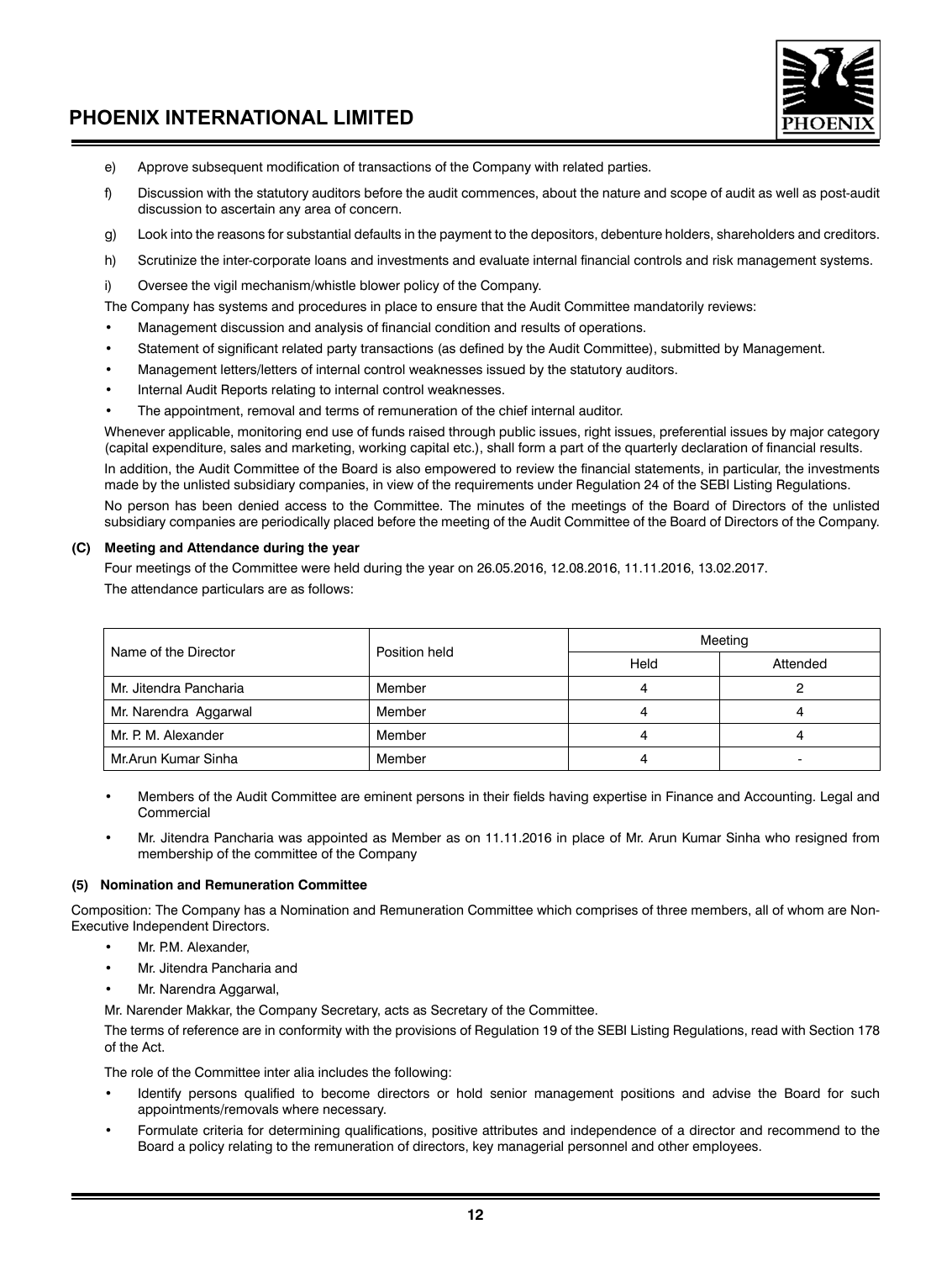e) Approve subsequent modification of transactions of the Company with related parties.

f) Discussion with the statutory auditors before the audit commences, about the nature and scope of audit as well as post-audit discussion to ascertain any area of concern.

g) Look into the reasons for substantial defaults in the payment to the depositors, debenture holders, shareholders and creditors.

h) Scrutinize the inter-corporate loans and investments and evaluate internal financial controls and risk management systems.

i) Oversee the vigil mechanism/whistle blower policy of the Company.

The Company has systems and procedures in place to ensure that the Audit Committee mandatorily reviews:

- Management discussion and analysis of financial condition and results of operations.
- Statement of significant related party transactions (as defined by the Audit Committee), submitted by Management.
- Management letters/letters of internal control weaknesses issued by the statutory auditors.
- Internal Audit Reports relating to internal control weaknesses.
- The appointment, removal and terms of remuneration of the chief internal auditor.

Whenever applicable, monitoring end use of funds raised through public issues, right issues, preferential issues by major category (capital expenditure, sales and marketing, working capital etc.), shall form a part of the quarterly declaration of financial results.

In addition, the Audit Committee of the Board is also empowered to review the financial statements, in particular, the investments made by the unlisted subsidiary companies, in view of the requirements under Regulation 24 of the SEBI Listing Regulations.

No person has been denied access to the Committee. The minutes of the meetings of the Board of Directors of the unlisted subsidiary companies are periodically placed before the meeting of the Audit Committee of the Board of Directors of the Company.

**(C) Meeting and Attendance during the year**

Four meetings of the Committee were held during the year on 26.05.2016, 12.08.2016, 11.11.2016, 13.02.2017.

The attendance particulars are as follows:

| Name of the Director | Position held | Meeting | |
|---|---|---|---|
| | | Held | Attended |
| Mr. Jitendra Pancharia | Member | 4 | 2 |
| Mr. Narendra Aggarwal | Member | 4 | 4 |
| Mr. P. M. Alexander | Member | 4 | 4 |
| Mr.Arun Kumar Sinha | Member | 4 | - |

- Members of the Audit Committee are eminent persons in their fields having expertise in Finance and Accounting. Legal and Commercial
- Mr. Jitendra Pancharia was appointed as Member as on 11.11.2016 in place of Mr. Arun Kumar Sinha who resigned from membership of the committee of the Company

**(5) Nomination and Remuneration Committee**

Composition: The Company has a Nomination and Remuneration Committee which comprises of three members, all of whom are Non-Executive Independent Directors.

- Mr. P.M. Alexander,
- Mr. Jitendra Pancharia and
- Mr. Narendra Aggarwal,

Mr. Narender Makkar, the Company Secretary, acts as Secretary of the Committee.

The terms of reference are in conformity with the provisions of Regulation 19 of the SEBI Listing Regulations, read with Section 178 of the Act.

The role of the Committee inter alia includes the following:

- Identify persons qualified to become directors or hold senior management positions and advise the Board for such appointments/removals where necessary.
- Formulate criteria for determining qualifications, positive attributes and independence of a director and recommend to the Board a policy relating to the remuneration of directors, key managerial personnel and other employees.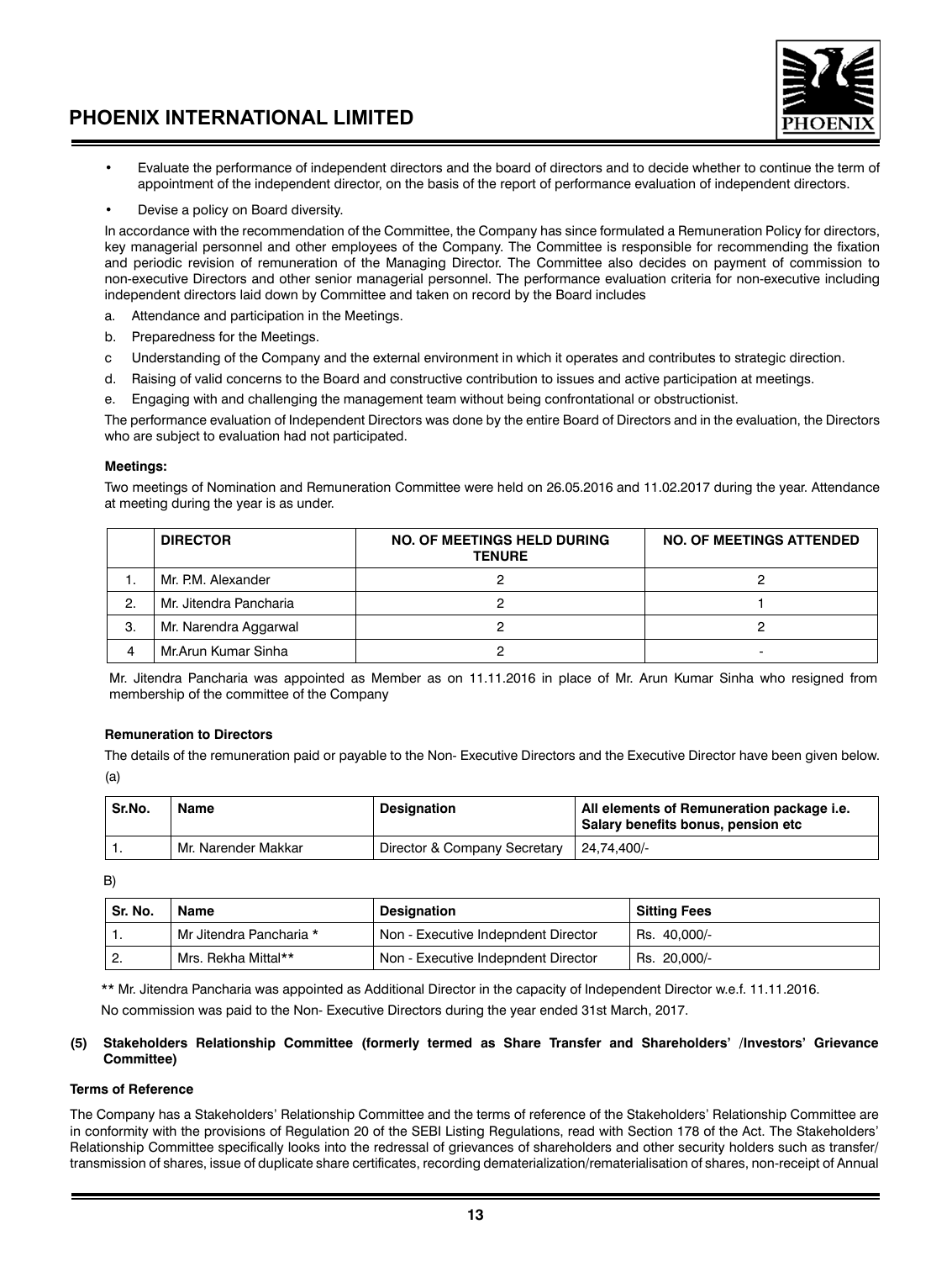- Evaluate the performance of independent directors and the board of directors and to decide whether to continue the term of appointment of the independent director, on the basis of the report of performance evaluation of independent directors.
- Devise a policy on Board diversity.

In accordance with the recommendation of the Committee, the Company has since formulated a Remuneration Policy for directors, key managerial personnel and other employees of the Company. The Committee is responsible for recommending the fixation and periodic revision of remuneration of the Managing Director. The Committee also decides on payment of commission to non-executive Directors and other senior managerial personnel. The performance evaluation criteria for non-executive including independent directors laid down by Committee and taken on record by the Board includes

a. Attendance and participation in the Meetings.

b. Preparedness for the Meetings.

c Understanding of the Company and the external environment in which it operates and contributes to strategic direction.

d. Raising of valid concerns to the Board and constructive contribution to issues and active participation at meetings.

e. Engaging with and challenging the management team without being confrontational or obstructionist.

The performance evaluation of Independent Directors was done by the entire Board of Directors and in the evaluation, the Directors who are subject to evaluation had not participated.

**Meetings:**

Two meetings of Nomination and Remuneration Committee were held on 26.05.2016 and 11.02.2017 during the year. Attendance at meeting during the year is as under.

| | DIRECTOR | NO. OF MEETINGS HELD DURING TENURE | NO. OF MEETINGS ATTENDED |
|---|---|---|---|
| 1. | Mr. P.M. Alexander | 2 | 2 |
| 2. | Mr. Jitendra Pancharia | 2 | 1 |
| 3. | Mr. Narendra Aggarwal | 2 | 2 |
| 4 | Mr.Arun Kumar Sinha | 2 | - |

Mr. Jitendra Pancharia was appointed as Member as on 11.11.2016 in place of Mr. Arun Kumar Sinha who resigned from membership of the committee of the Company

**Remuneration to Directors**

The details of the remuneration paid or payable to the Non- Executive Directors and the Executive Director have been given below.

(a)

| Sr.No. | Name | Designation | All elements of Remuneration package i.e. Salary benefits bonus, pension etc |
|---|---|---|---|
| 1. | Mr. Narender Makkar | Director & Company Secretary | 24,74,400/- |

B)

| Sr. No. | Name | Designation | Sitting Fees |
|---|---|---|---|
| 1. | Mr Jitendra Pancharia * | Non - Executive Indepndent Director | Rs. 40,000/- |
| 2. | Mrs. Rekha Mittal** | Non - Executive Indepndent Director | Rs. 20,000/- |

** Mr. Jitendra Pancharia was appointed as Additional Director in the capacity of Independent Director w.e.f. 11.11.2016.

No commission was paid to the Non- Executive Directors during the year ended 31st March, 2017.

**(5) Stakeholders Relationship Committee (formerly termed as Share Transfer and Shareholders' /Investors' Grievance Committee)**

**Terms of Reference**

The Company has a Stakeholders' Relationship Committee and the terms of reference of the Stakeholders' Relationship Committee are in conformity with the provisions of Regulation 20 of the SEBI Listing Regulations, read with Section 178 of the Act. The Stakeholders' Relationship Committee specifically looks into the redressal of grievances of shareholders and other security holders such as transfer/ transmission of shares, issue of duplicate share certificates, recording dematerialization/rematerialisation of shares, non-receipt of Annual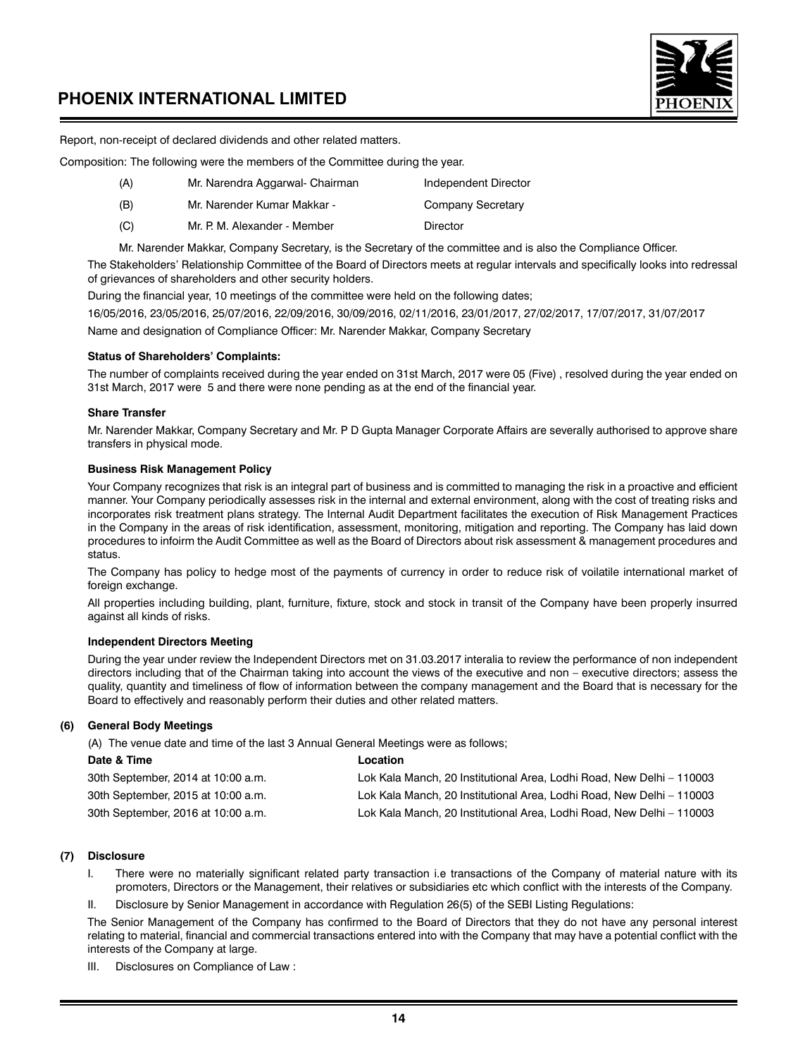Report, non-receipt of declared dividends and other related matters.

Composition: The following were the members of the Committee during the year.

| | | |
|---|---|---|
| (A) | Mr. Narendra Aggarwal- Chairman | Independent Director |
| (B) | Mr. Narender Kumar Makkar - | Company Secretary |
| (C) | Mr. P. M. Alexander - Member | Director |

Mr. Narender Makkar, Company Secretary, is the Secretary of the committee and is also the Compliance Officer.

The Stakeholders' Relationship Committee of the Board of Directors meets at regular intervals and specifically looks into redressal of grievances of shareholders and other security holders.

During the financial year, 10 meetings of the committee were held on the following dates;

16/05/2016, 23/05/2016, 25/07/2016, 22/09/2016, 30/09/2016, 02/11/2016, 23/01/2017, 27/02/2017, 17/07/2017, 31/07/2017

Name and designation of Compliance Officer: Mr. Narender Makkar, Company Secretary

**Status of Shareholders' Complaints:**

The number of complaints received during the year ended on 31st March, 2017 were 05 (Five) , resolved during the year ended on 31st March, 2017 were 5 and there were none pending as at the end of the financial year.

**Share Transfer**

Mr. Narender Makkar, Company Secretary and Mr. P D Gupta Manager Corporate Affairs are severally authorised to approve share transfers in physical mode.

**Business Risk Management Policy**

Your Company recognizes that risk is an integral part of business and is committed to managing the risk in a proactive and efficient manner. Your Company periodically assesses risk in the internal and external environment, along with the cost of treating risks and incorporates risk treatment plans strategy. The Internal Audit Department facilitates the execution of Risk Management Practices in the Company in the areas of risk identification, assessment, monitoring, mitigation and reporting. The Company has laid down procedures to infoirm the Audit Committee as well as the Board of Directors about risk assessment & management procedures and status.

The Company has policy to hedge most of the payments of currency in order to reduce risk of voilatile international market of foreign exchange.

All properties including building, plant, furniture, fixture, stock and stock in transit of the Company have been properly insurred against all kinds of risks.

**Independent Directors Meeting**

During the year under review the Independent Directors met on 31.03.2017 interalia to review the performance of non independent directors including that of the Chairman taking into account the views of the executive and non – executive directors; assess the quality, quantity and timeliness of flow of information between the company management and the Board that is necessary for the Board to effectively and reasonably perform their duties and other related matters.

**(6) General Body Meetings**

(A) The venue date and time of the last 3 Annual General Meetings were as follows;

| Date & Time | Location |
|---|---|
| 30th September, 2014 at 10:00 a.m. | Lok Kala Manch, 20 Institutional Area, Lodhi Road, New Delhi – 110003 |
| 30th September, 2015 at 10:00 a.m. | Lok Kala Manch, 20 Institutional Area, Lodhi Road, New Delhi – 110003 |
| 30th September, 2016 at 10:00 a.m. | Lok Kala Manch, 20 Institutional Area, Lodhi Road, New Delhi – 110003 |

**(7) Disclosure**

I. There were no materially significant related party transaction i.e transactions of the Company of material nature with its promoters, Directors or the Management, their relatives or subsidiaries etc which conflict with the interests of the Company.

II. Disclosure by Senior Management in accordance with Regulation 26(5) of the SEBI Listing Regulations:

The Senior Management of the Company has confirmed to the Board of Directors that they do not have any personal interest relating to material, financial and commercial transactions entered into with the Company that may have a potential conflict with the interests of the Company at large.

III. Disclosures on Compliance of Law :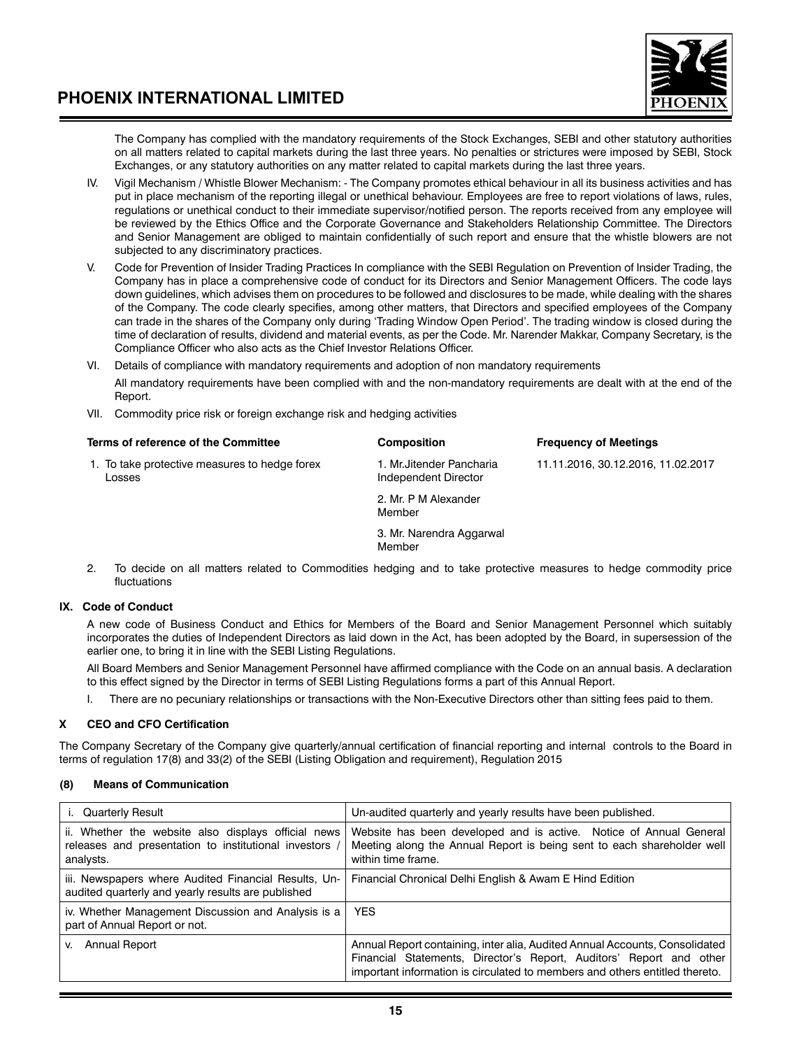The Company has complied with the mandatory requirements of the Stock Exchanges, SEBI and other statutory authorities on all matters related to capital markets during the last three years. No penalties or strictures were imposed by SEBI, Stock Exchanges, or any statutory authorities on any matter related to capital markets during the last three years.

IV. Vigil Mechanism / Whistle Blower Mechanism: - The Company promotes ethical behaviour in all its business activities and has put in place mechanism of the reporting illegal or unethical behaviour. Employees are free to report violations of laws, rules, regulations or unethical conduct to their immediate supervisor/notified person. The reports received from any employee will be reviewed by the Ethics Office and the Corporate Governance and Stakeholders Relationship Committee. The Directors and Senior Management are obliged to maintain confidentially of such report and ensure that the whistle blowers are not subjected to any discriminatory practices.

V. Code for Prevention of Insider Trading Practices In compliance with the SEBI Regulation on Prevention of Insider Trading, the Company has in place a comprehensive code of conduct for its Directors and Senior Management Officers. The code lays down guidelines, which advises them on procedures to be followed and disclosures to be made, while dealing with the shares of the Company. The code clearly specifies, among other matters, that Directors and specified employees of the Company can trade in the shares of the Company only during 'Trading Window Open Period'. The trading window is closed during the time of declaration of results, dividend and material events, as per the Code. Mr. Narender Makkar, Company Secretary, is the Compliance Officer who also acts as the Chief Investor Relations Officer.

VI. Details of compliance with mandatory requirements and adoption of non mandatory requirements

All mandatory requirements have been complied with and the non-mandatory requirements are dealt with at the end of the Report.

VII. Commodity price risk or foreign exchange risk and hedging activities

| Terms of reference of the Committee | Composition | Frequency of Meetings |
|---|---|---|
| 1. To take protective measures to hedge forex Losses | 1. Mr.Jitender Pancharia Independent Director | 11.11.2016, 30.12.2016, 11.02.2017 |
| | 2. Mr. P M Alexander Member | |
| | 3. Mr. Narendra Aggarwal Member | |

2. To decide on all matters related to Commodities hedging and to take protective measures to hedge commodity price fluctuations

### IX. Code of Conduct

A new code of Business Conduct and Ethics for Members of the Board and Senior Management Personnel which suitably incorporates the duties of Independent Directors as laid down in the Act, has been adopted by the Board, in supersession of the earlier one, to bring it in line with the SEBI Listing Regulations.

All Board Members and Senior Management Personnel have affirmed compliance with the Code on an annual basis. A declaration to this effect signed by the Director in terms of SEBI Listing Regulations forms a part of this Annual Report.

I. There are no pecuniary relationships or transactions with the Non-Executive Directors other than sitting fees paid to them.

### X CEO and CFO Certification

The Company Secretary of the Company give quarterly/annual certification of financial reporting and internal controls to the Board in terms of regulation 17(8) and 33(2) of the SEBI (Listing Obligation and requirement), Regulation 2015

### (8) Means of Communication

| | |
|---|---|
| i. Quarterly Result | Un-audited quarterly and yearly results have been published. |
| ii. Whether the website also displays official news releases and presentation to institutional investors / analysts. | Website has been developed and is active. Notice of Annual General Meeting along the Annual Report is being sent to each shareholder well within time frame. |
| iii. Newspapers where Audited Financial Results, Un-audited quarterly and yearly results are published | Financial Chronical Delhi English & Awam E Hind Edition |
| iv. Whether Management Discussion and Analysis is a part of Annual Report or not. | YES |
| v. Annual Report | Annual Report containing, inter alia, Audited Annual Accounts, Consolidated Financial Statements, Director's Report, Auditors' Report and other important information is circulated to members and others entitled thereto. |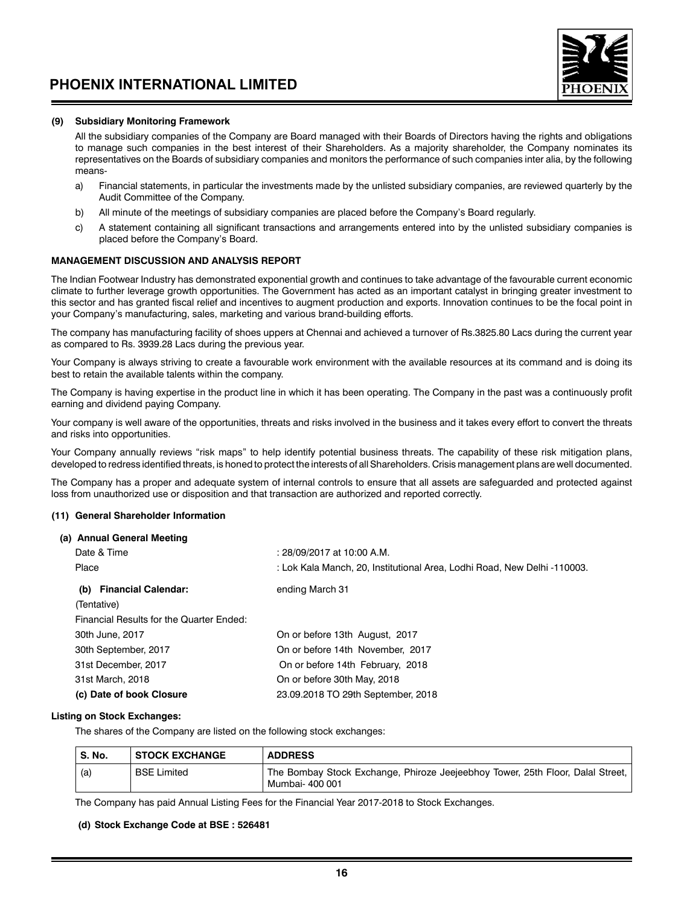**(9) Subsidiary Monitoring Framework**

All the subsidiary companies of the Company are Board managed with their Boards of Directors having the rights and obligations to manage such companies in the best interest of their Shareholders. As a majority shareholder, the Company nominates its representatives on the Boards of subsidiary companies and monitors the performance of such companies inter alia, by the following means-

a) Financial statements, in particular the investments made by the unlisted subsidiary companies, are reviewed quarterly by the Audit Committee of the Company.

b) All minute of the meetings of subsidiary companies are placed before the Company's Board regularly.

c) A statement containing all significant transactions and arrangements entered into by the unlisted subsidiary companies is placed before the Company's Board.

**MANAGEMENT DISCUSSION AND ANALYSIS REPORT**

The Indian Footwear Industry has demonstrated exponential growth and continues to take advantage of the favourable current economic climate to further leverage growth opportunities. The Government has acted as an important catalyst in bringing greater investment to this sector and has granted fiscal relief and incentives to augment production and exports. Innovation continues to be the focal point in your Company's manufacturing, sales, marketing and various brand-building efforts.

The company has manufacturing facility of shoes uppers at Chennai and achieved a turnover of Rs.3825.80 Lacs during the current year as compared to Rs. 3939.28 Lacs during the previous year.

Your Company is always striving to create a favourable work environment with the available resources at its command and is doing its best to retain the available talents within the company.

The Company is having expertise in the product line in which it has been operating. The Company in the past was a continuously profit earning and dividend paying Company.

Your company is well aware of the opportunities, threats and risks involved in the business and it takes every effort to convert the threats and risks into opportunities.

Your Company annually reviews "risk maps" to help identify potential business threats. The capability of these risk mitigation plans, developed to redress identified threats, is honed to protect the interests of all Shareholders. Crisis management plans are well documented.

The Company has a proper and adequate system of internal controls to ensure that all assets are safeguarded and protected against loss from unauthorized use or disposition and that transaction are authorized and reported correctly.

**(11) General Shareholder Information**

**(a) Annual General Meeting**

Date & Time : 28/09/2017 at 10:00 A.M.

Place : Lok Kala Manch, 20, Institutional Area, Lodhi Road, New Delhi -110003.

**(b) Financial Calendar:** ending March 31

(Tentative)

Financial Results for the Quarter Ended:

30th June, 2017 — On or before 13th August, 2017

30th September, 2017 — On or before 14th November, 2017

31st December, 2017 — On or before 14th February, 2018

31st March, 2018 — On or before 30th May, 2018

**(c) Date of book Closure** 23.09.2018 TO 29th September, 2018

**Listing on Stock Exchanges:**

The shares of the Company are listed on the following stock exchanges:

| S. No. | STOCK EXCHANGE | ADDRESS |
|---|---|---|
| (a) | BSE Limited | The Bombay Stock Exchange, Phiroze Jeejeebhoy Tower, 25th Floor, Dalal Street, Mumbai- 400 001 |

The Company has paid Annual Listing Fees for the Financial Year 2017-2018 to Stock Exchanges.

**(d) Stock Exchange Code at BSE : 526481**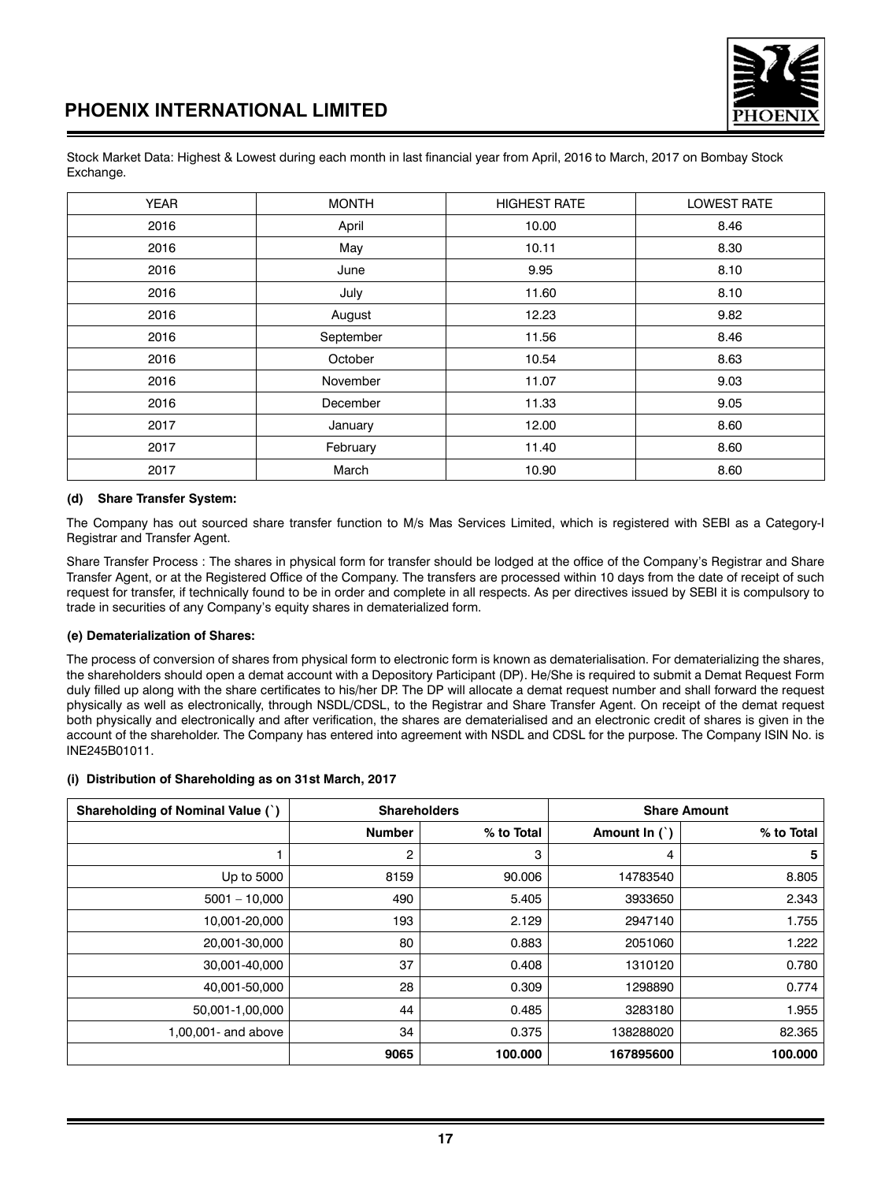Stock Market Data: Highest & Lowest during each month in last financial year from April, 2016 to March, 2017 on Bombay Stock Exchange.

| YEAR | MONTH | HIGHEST RATE | LOWEST RATE |
|---|---|---|---|
| 2016 | April | 10.00 | 8.46 |
| 2016 | May | 10.11 | 8.30 |
| 2016 | June | 9.95 | 8.10 |
| 2016 | July | 11.60 | 8.10 |
| 2016 | August | 12.23 | 9.82 |
| 2016 | September | 11.56 | 8.46 |
| 2016 | October | 10.54 | 8.63 |
| 2016 | November | 11.07 | 9.03 |
| 2016 | December | 11.33 | 9.05 |
| 2017 | January | 12.00 | 8.60 |
| 2017 | February | 11.40 | 8.60 |
| 2017 | March | 10.90 | 8.60 |

**(d) Share Transfer System:**

The Company has out sourced share transfer function to M/s Mas Services Limited, which is registered with SEBI as a Category-I Registrar and Transfer Agent.

Share Transfer Process : The shares in physical form for transfer should be lodged at the office of the Company's Registrar and Share Transfer Agent, or at the Registered Office of the Company. The transfers are processed within 10 days from the date of receipt of such request for transfer, if technically found to be in order and complete in all respects. As per directives issued by SEBI it is compulsory to trade in securities of any Company's equity shares in dematerialized form.

**(e) Dematerialization of Shares:**

The process of conversion of shares from physical form to electronic form is known as dematerialisation. For dematerializing the shares, the shareholders should open a demat account with a Depository Participant (DP). He/She is required to submit a Demat Request Form duly filled up along with the share certificates to his/her DP. The DP will allocate a demat request number and shall forward the request physically as well as electronically, through NSDL/CDSL, to the Registrar and Share Transfer Agent. On receipt of the demat request both physically and electronically and after verification, the shares are dematerialised and an electronic credit of shares is given in the account of the shareholder. The Company has entered into agreement with NSDL and CDSL for the purpose. The Company ISIN No. is INE245B01011.

**(i) Distribution of Shareholding as on 31st March, 2017**

| Shareholding of Nominal Value (`) | Shareholders | | Share Amount | |
|---|---|---|---|---|
| | Number | % to Total | Amount In (`) | % to Total |
| 1 | 2 | 3 | 4 | **5** |
| Up to 5000 | 8159 | 90.006 | 14783540 | 8.805 |
| 5001 – 10,000 | 490 | 5.405 | 3933650 | 2.343 |
| 10,001-20,000 | 193 | 2.129 | 2947140 | 1.755 |
| 20,001-30,000 | 80 | 0.883 | 2051060 | 1.222 |
| 30,001-40,000 | 37 | 0.408 | 1310120 | 0.780 |
| 40,001-50,000 | 28 | 0.309 | 1298890 | 0.774 |
| 50,001-1,00,000 | 44 | 0.485 | 3283180 | 1.955 |
| 1,00,001- and above | 34 | 0.375 | 138288020 | 82.365 |
| | **9065** | **100.000** | **167895600** | **100.000** |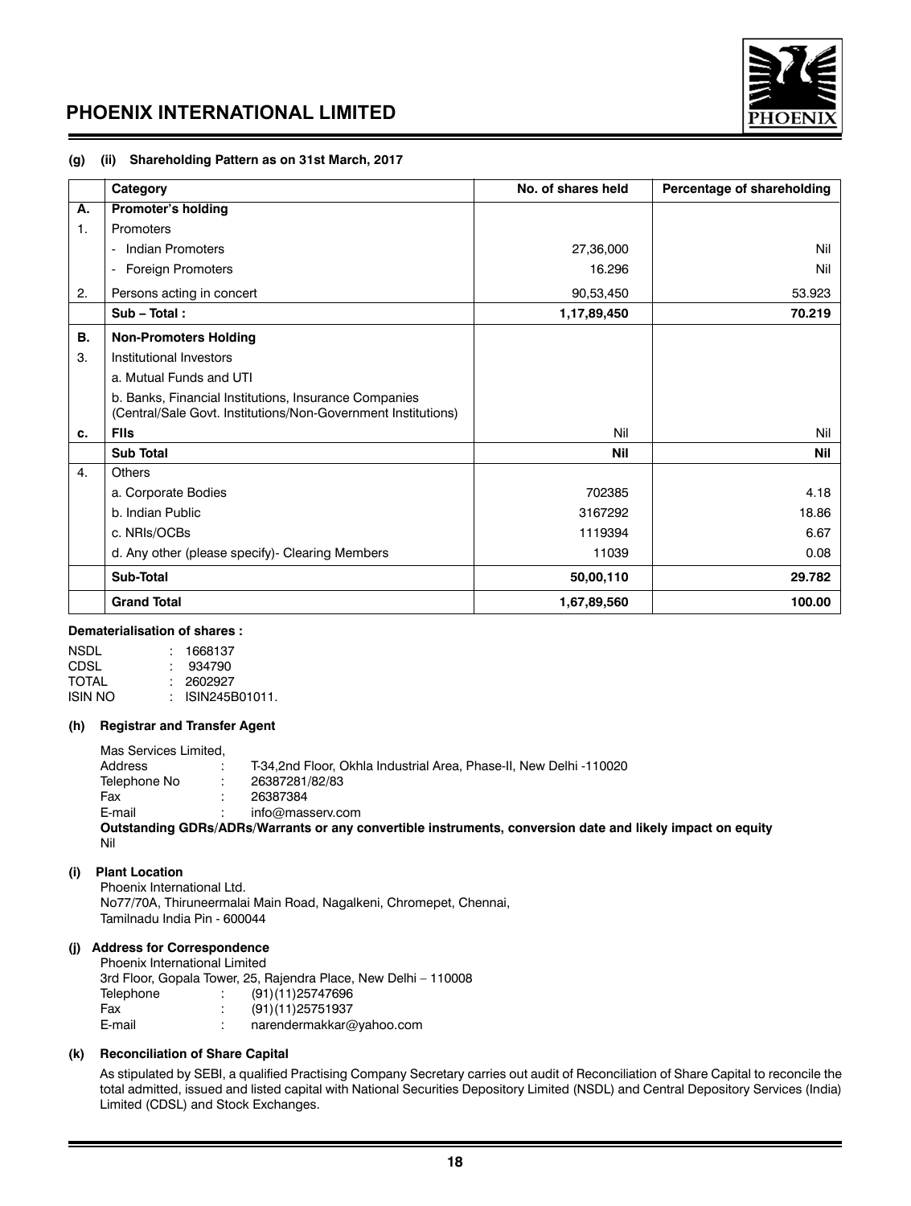**(g) (ii) Shareholding Pattern as on 31st March, 2017**

| | Category | No. of shares held | Percentage of shareholding |
|---|---|---|---|
| **A.** | **Promoter's holding** | | |
| 1. | Promoters | | |
| | - Indian Promoters | 27,36,000 | Nil |
| | - Foreign Promoters | 16.296 | Nil |
| 2. | Persons acting in concert | 90,53,450 | 53.923 |
| | **Sub – Total :** | **1,17,89,450** | **70.219** |
| **B.** | **Non-Promoters Holding** | | |
| 3. | Institutional Investors | | |
| | a. Mutual Funds and UTI | | |
| | b. Banks, Financial Institutions, Insurance Companies (Central/Sale Govt. Institutions/Non-Government Institutions) | | |
| **c.** | **FIIs** | Nil | Nil |
| | **Sub Total** | **Nil** | **Nil** |
| 4. | Others | | |
| | a. Corporate Bodies | 702385 | 4.18 |
| | b. Indian Public | 3167292 | 18.86 |
| | c. NRIs/OCBs | 1119394 | 6.67 |
| | d. Any other (please specify)- Clearing Members | 11039 | 0.08 |
| | **Sub-Total** | **50,00,110** | **29.782** |
| | **Grand Total** | **1,67,89,560** | **100.00** |

**Dematerialisation of shares :**

NSDL : 1668137
CDSL : 934790
TOTAL : 2602927
ISIN NO : ISIN245B01011.

**(h) Registrar and Transfer Agent**

Mas Services Limited,
Address : T-34,2nd Floor, Okhla Industrial Area, Phase-II, New Delhi -110020
Telephone No : 26387281/82/83
Fax : 26387384
E-mail : info@masserv.com

**Outstanding GDRs/ADRs/Warrants or any convertible instruments, conversion date and likely impact on equity**

Nil

**(i) Plant Location**

Phoenix International Ltd.
No77/70A, Thiruneermalai Main Road, Nagalkeni, Chromepet, Chennai,
Tamilnadu India Pin - 600044

**(j) Address for Correspondence**

Phoenix International Limited
3rd Floor, Gopala Tower, 25, Rajendra Place, New Delhi – 110008
Telephone : (91)(11)25747696
Fax : (91)(11)25751937
E-mail : narendermakkar@yahoo.com

**(k) Reconciliation of Share Capital**

As stipulated by SEBI, a qualified Practising Company Secretary carries out audit of Reconciliation of Share Capital to reconcile the total admitted, issued and listed capital with National Securities Depository Limited (NSDL) and Central Depository Services (India) Limited (CDSL) and Stock Exchanges.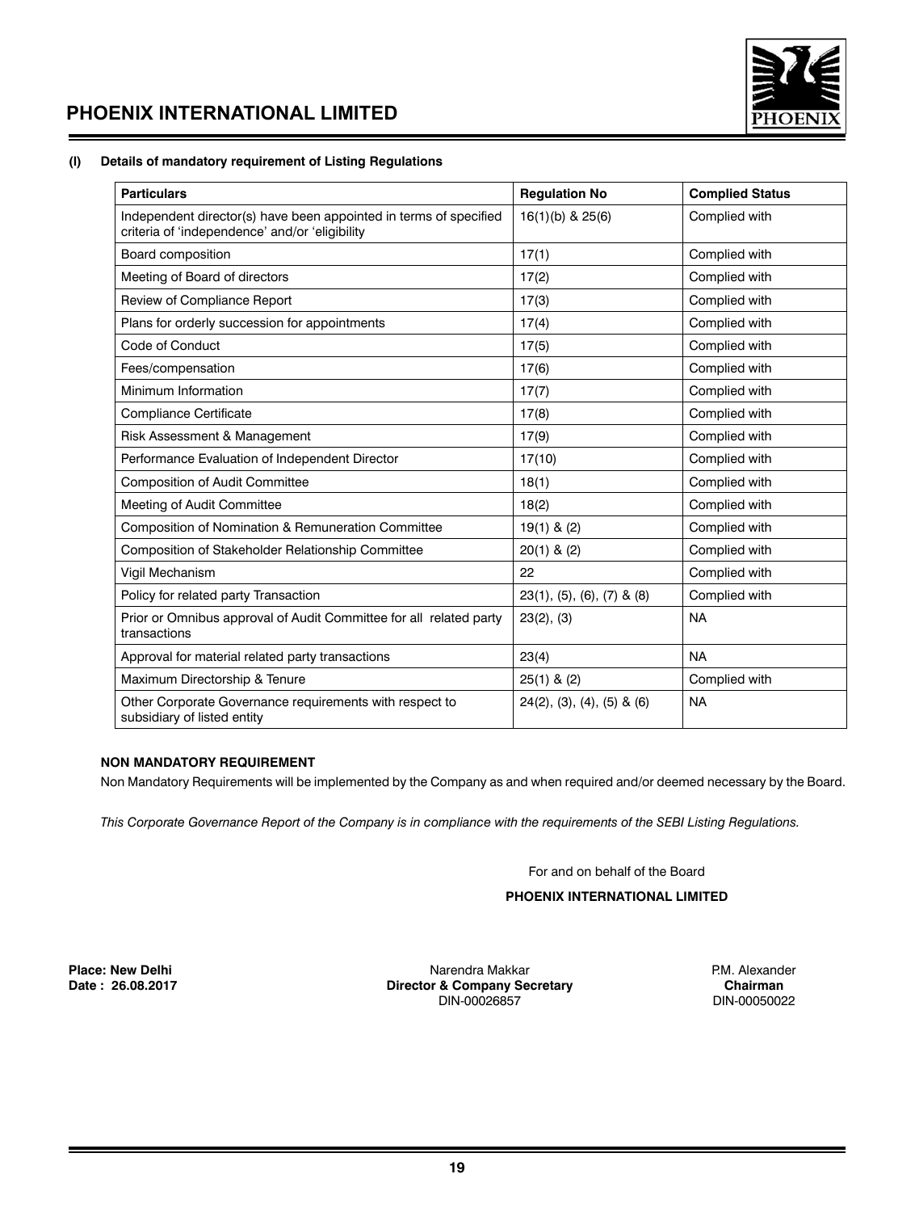**(l) Details of mandatory requirement of Listing Regulations**

| Particulars | Regulation No | Complied Status |
|---|---|---|
| Independent director(s) have been appointed in terms of specified criteria of 'independence' and/or 'eligibility | 16(1)(b) & 25(6) | Complied with |
| Board composition | 17(1) | Complied with |
| Meeting of Board of directors | 17(2) | Complied with |
| Review of Compliance Report | 17(3) | Complied with |
| Plans for orderly succession for appointments | 17(4) | Complied with |
| Code of Conduct | 17(5) | Complied with |
| Fees/compensation | 17(6) | Complied with |
| Minimum Information | 17(7) | Complied with |
| Compliance Certificate | 17(8) | Complied with |
| Risk Assessment & Management | 17(9) | Complied with |
| Performance Evaluation of Independent Director | 17(10) | Complied with |
| Composition of Audit Committee | 18(1) | Complied with |
| Meeting of Audit Committee | 18(2) | Complied with |
| Composition of Nomination & Remuneration Committee | 19(1) & (2) | Complied with |
| Composition of Stakeholder Relationship Committee | 20(1) & (2) | Complied with |
| Vigil Mechanism | 22 | Complied with |
| Policy for related party Transaction | 23(1), (5), (6), (7) & (8) | Complied with |
| Prior or Omnibus approval of Audit Committee for all related party transactions | 23(2), (3) | NA |
| Approval for material related party transactions | 23(4) | NA |
| Maximum Directorship & Tenure | 25(1) & (2) | Complied with |
| Other Corporate Governance requirements with respect to subsidiary of listed entity | 24(2), (3), (4), (5) & (6) | NA |

**NON MANDATORY REQUIREMENT**

Non Mandatory Requirements will be implemented by the Company as and when required and/or deemed necessary by the Board.

*This Corporate Governance Report of the Company is in compliance with the requirements of the SEBI Listing Regulations.*

For and on behalf of the Board

**PHOENIX INTERNATIONAL LIMITED**

**Place: New Delhi**
**Date : 26.08.2017**

Narendra Makkar
**Director & Company Secretary**
DIN-00026857

P.M. Alexander
**Chairman**
DIN-00050022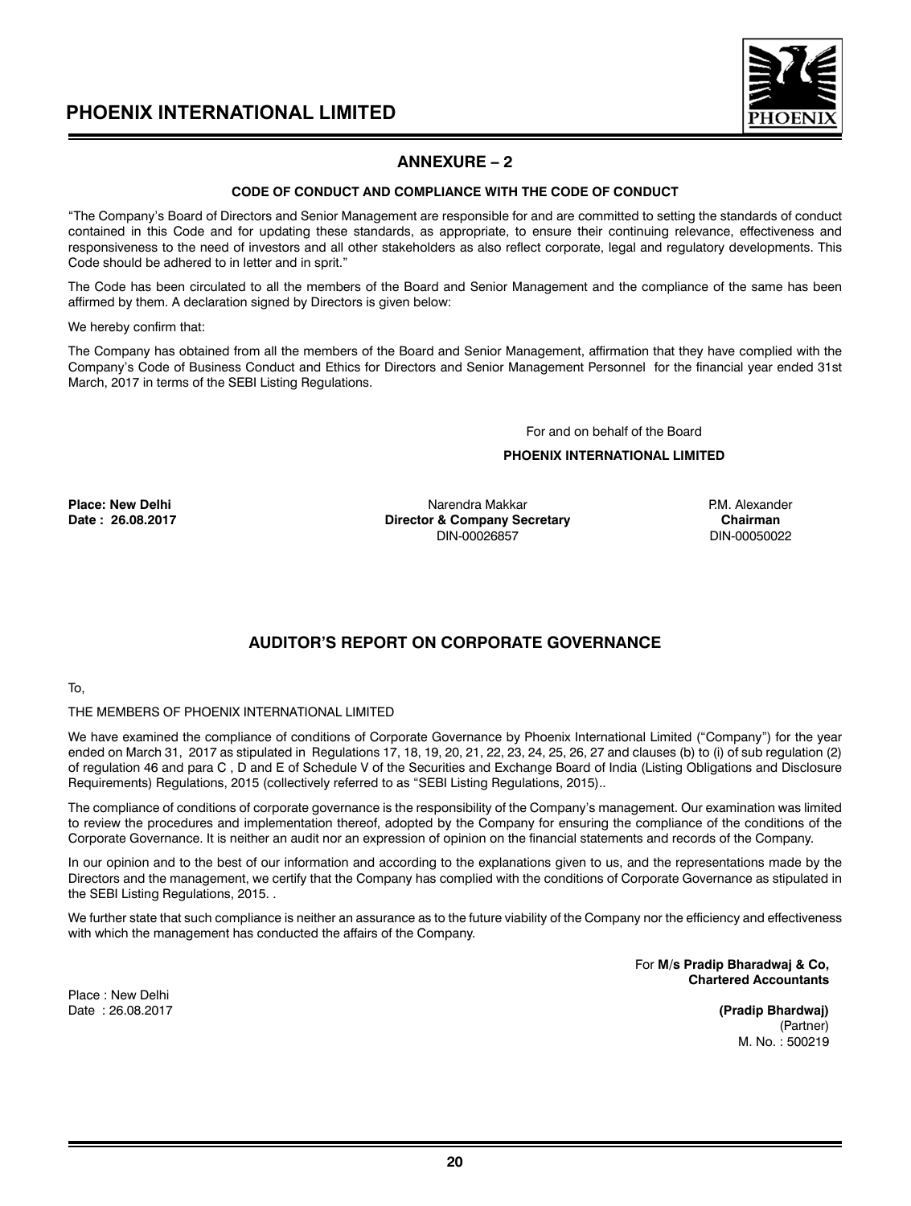## ANNEXURE – 2

### CODE OF CONDUCT AND COMPLIANCE WITH THE CODE OF CONDUCT

"The Company's Board of Directors and Senior Management are responsible for and are committed to setting the standards of conduct contained in this Code and for updating these standards, as appropriate, to ensure their continuing relevance, effectiveness and responsiveness to the need of investors and all other stakeholders as also reflect corporate, legal and regulatory developments. This Code should be adhered to in letter and in sprit."

The Code has been circulated to all the members of the Board and Senior Management and the compliance of the same has been affirmed by them. A declaration signed by Directors is given below:

We hereby confirm that:

The Company has obtained from all the members of the Board and Senior Management, affirmation that they have complied with the Company's Code of Business Conduct and Ethics for Directors and Senior Management Personnel for the financial year ended 31st March, 2017 in terms of the SEBI Listing Regulations.

For and on behalf of the Board

**PHOENIX INTERNATIONAL LIMITED**

**Place: New Delhi**
**Date : 26.08.2017**

Narendra Makkar
**Director & Company Secretary**
DIN-00026857

P.M. Alexander
**Chairman**
DIN-00050022

## AUDITOR'S REPORT ON CORPORATE GOVERNANCE

To,

THE MEMBERS OF PHOENIX INTERNATIONAL LIMITED

We have examined the compliance of conditions of Corporate Governance by Phoenix International Limited ("Company") for the year ended on March 31, 2017 as stipulated in Regulations 17, 18, 19, 20, 21, 22, 23, 24, 25, 26, 27 and clauses (b) to (i) of sub regulation (2) of regulation 46 and para C , D and E of Schedule V of the Securities and Exchange Board of India (Listing Obligations and Disclosure Requirements) Regulations, 2015 (collectively referred to as "SEBI Listing Regulations, 2015)..

The compliance of conditions of corporate governance is the responsibility of the Company's management. Our examination was limited to review the procedures and implementation thereof, adopted by the Company for ensuring the compliance of the conditions of the Corporate Governance. It is neither an audit nor an expression of opinion on the financial statements and records of the Company.

In our opinion and to the best of our information and according to the explanations given to us, and the representations made by the Directors and the management, we certify that the Company has complied with the conditions of Corporate Governance as stipulated in the SEBI Listing Regulations, 2015. .

We further state that such compliance is neither an assurance as to the future viability of the Company nor the efficiency and effectiveness with which the management has conducted the affairs of the Company.

For **M/s Pradip Bharadwaj & Co,**
**Chartered Accountants**

Place : New Delhi
Date : 26.08.2017

**(Pradip Bhardwaj)**
(Partner)
M. No. : 500219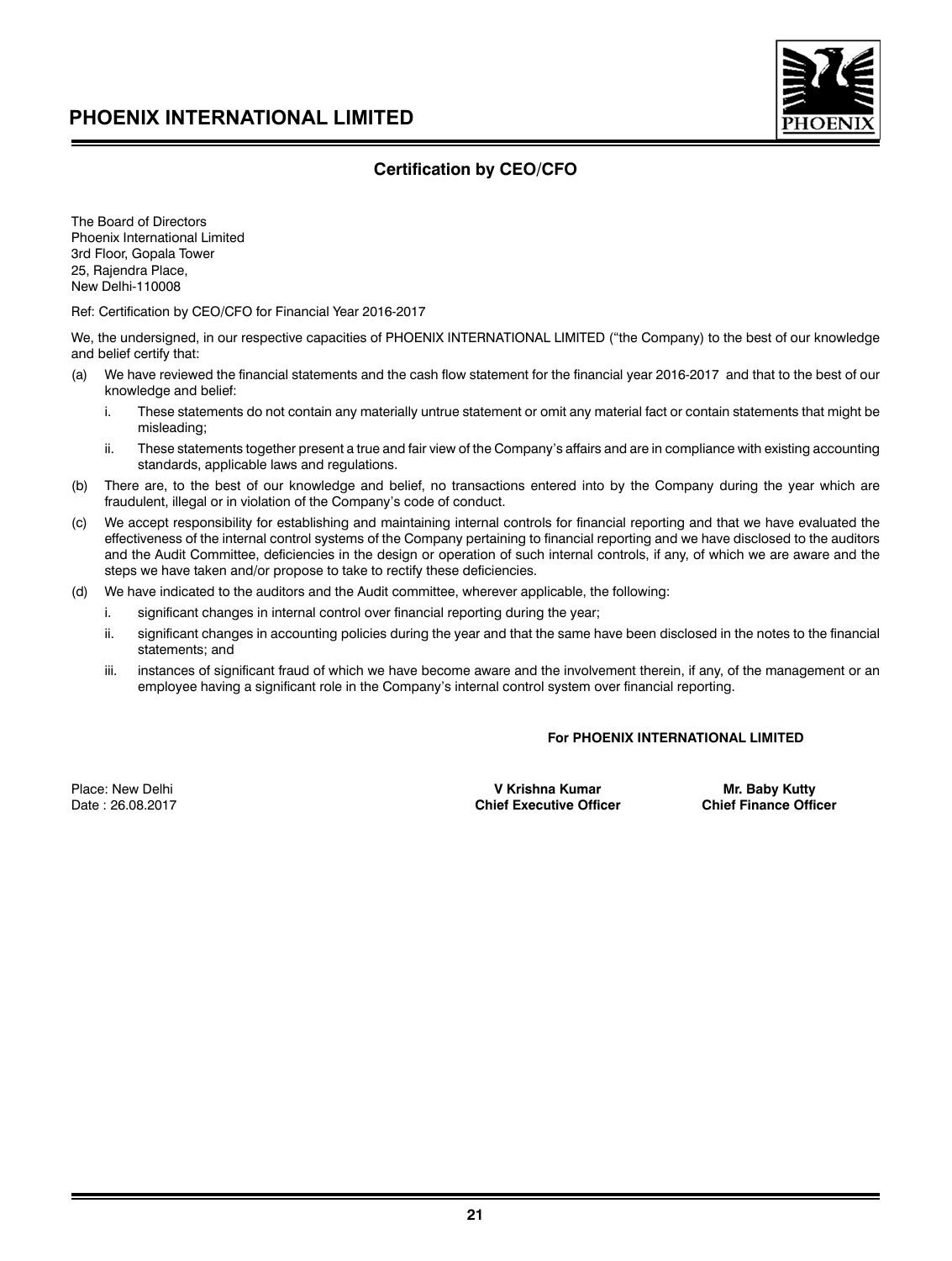## Certification by CEO/CFO

The Board of Directors
Phoenix International Limited
3rd Floor, Gopala Tower
25, Rajendra Place,
New Delhi-110008

Ref: Certification by CEO/CFO for Financial Year 2016-2017

We, the undersigned, in our respective capacities of PHOENIX INTERNATIONAL LIMITED ("the Company) to the best of our knowledge and belief certify that:

(a) We have reviewed the financial statements and the cash flow statement for the financial year 2016-2017 and that to the best of our knowledge and belief:

   i. These statements do not contain any materially untrue statement or omit any material fact or contain statements that might be misleading;

   ii. These statements together present a true and fair view of the Company's affairs and are in compliance with existing accounting standards, applicable laws and regulations.

(b) There are, to the best of our knowledge and belief, no transactions entered into by the Company during the year which are fraudulent, illegal or in violation of the Company's code of conduct.

(c) We accept responsibility for establishing and maintaining internal controls for financial reporting and that we have evaluated the effectiveness of the internal control systems of the Company pertaining to financial reporting and we have disclosed to the auditors and the Audit Committee, deficiencies in the design or operation of such internal controls, if any, of which we are aware and the steps we have taken and/or propose to take to rectify these deficiencies.

(d) We have indicated to the auditors and the Audit committee, wherever applicable, the following:

   i. significant changes in internal control over financial reporting during the year;

   ii. significant changes in accounting policies during the year and that the same have been disclosed in the notes to the financial statements; and

   iii. instances of significant fraud of which we have become aware and the involvement therein, if any, of the management or an employee having a significant role in the Company's internal control system over financial reporting.

**For PHOENIX INTERNATIONAL LIMITED**

Place: New Delhi
Date : 26.08.2017

**V Krishna Kumar**
**Chief Executive Officer**

**Mr. Baby Kutty**
**Chief Finance Officer**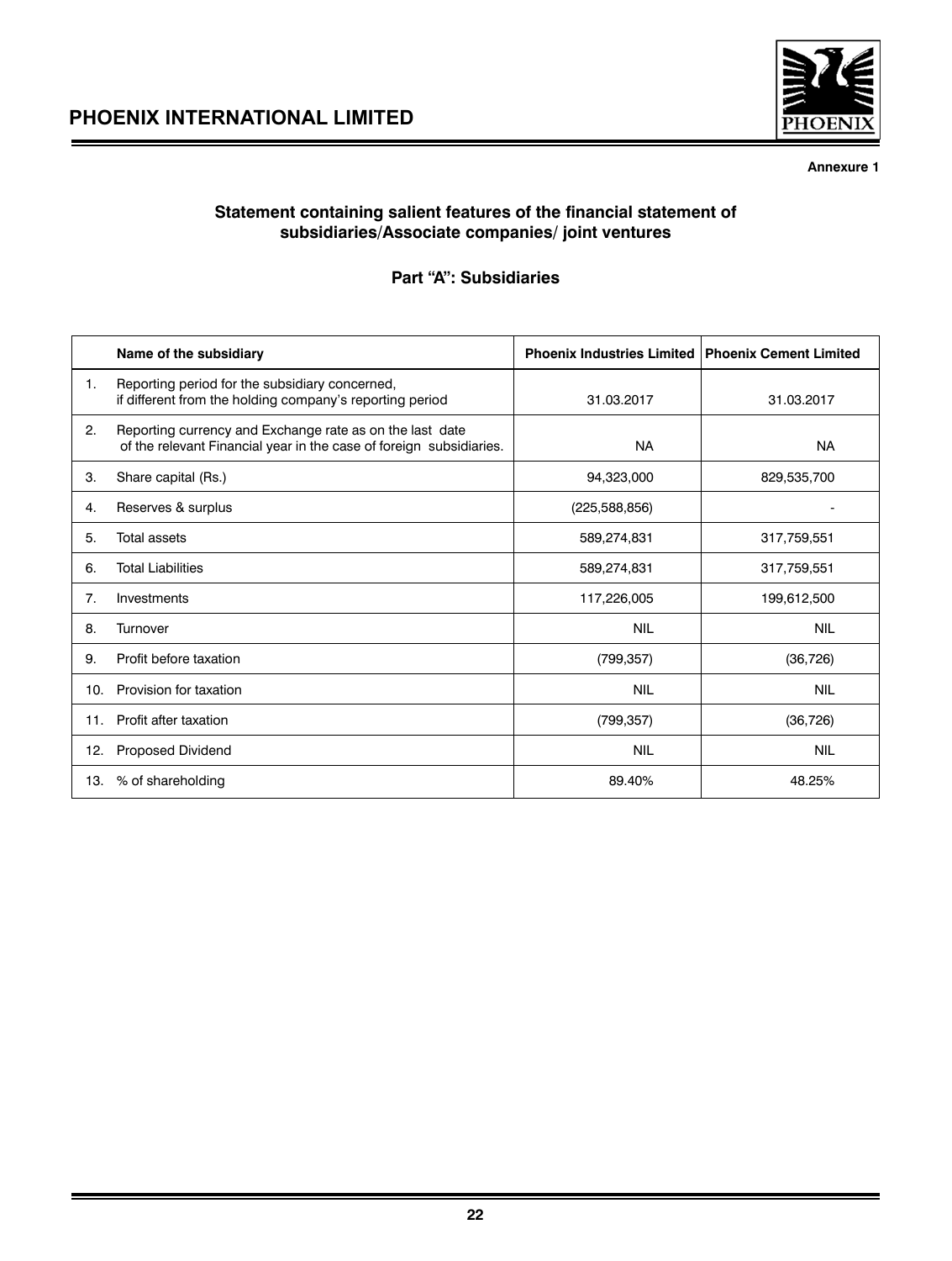Annexure 1

## Statement containing salient features of the financial statement of subsidiaries/Associate companies/ joint ventures

### Part "A": Subsidiaries

| | Name of the subsidiary | Phoenix Industries Limited | Phoenix Cement Limited |
|---|---|---|---|
| 1. | Reporting period for the subsidiary concerned, if different from the holding company's reporting period | 31.03.2017 | 31.03.2017 |
| 2. | Reporting currency and Exchange rate as on the last date of the relevant Financial year in the case of foreign subsidiaries. | NA | NA |
| 3. | Share capital (Rs.) | 94,323,000 | 829,535,700 |
| 4. | Reserves & surplus | (225,588,856) | - |
| 5. | Total assets | 589,274,831 | 317,759,551 |
| 6. | Total Liabilities | 589,274,831 | 317,759,551 |
| 7. | Investments | 117,226,005 | 199,612,500 |
| 8. | Turnover | NIL | NIL |
| 9. | Profit before taxation | (799,357) | (36,726) |
| 10. | Provision for taxation | NIL | NIL |
| 11. | Profit after taxation | (799,357) | (36,726) |
| 12. | Proposed Dividend | NIL | NIL |
| 13. | % of shareholding | 89.40% | 48.25% |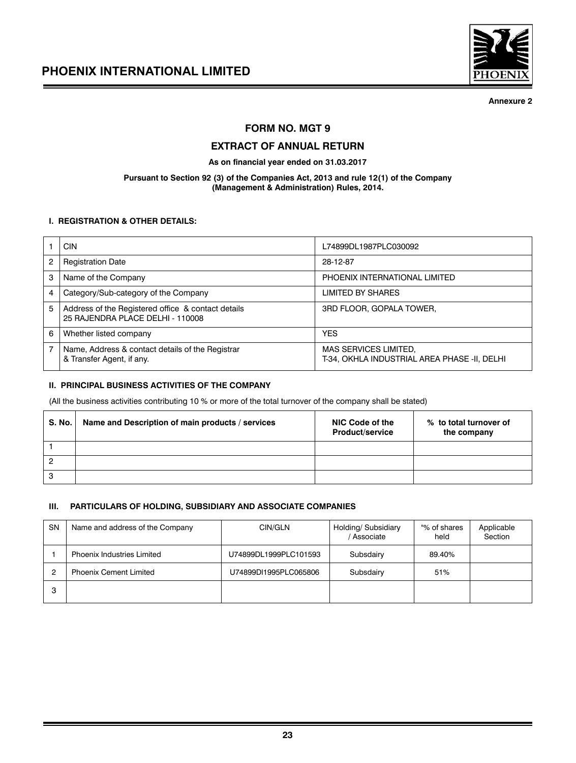Annexure 2

# FORM NO. MGT 9

## EXTRACT OF ANNUAL RETURN

**As on financial year ended on 31.03.2017**

**Pursuant to Section 92 (3) of the Companies Act, 2013 and rule 12(1) of the Company (Management & Administration) Rules, 2014.**

### I. REGISTRATION & OTHER DETAILS:

| | | |
|---|---|---|
| 1 | CIN | L74899DL1987PLC030092 |
| 2 | Registration Date | 28-12-87 |
| 3 | Name of the Company | PHOENIX INTERNATIONAL LIMITED |
| 4 | Category/Sub-category of the Company | LIMITED BY SHARES |
| 5 | Address of the Registered office & contact details 25 RAJENDRA PLACE DELHI - 110008 | 3RD FLOOR, GOPALA TOWER, |
| 6 | Whether listed company | YES |
| 7 | Name, Address & contact details of the Registrar & Transfer Agent, if any. | MAS SERVICES LIMITED, T-34, OKHLA INDUSTRIAL AREA PHASE -II, DELHI |

### II. PRINCIPAL BUSINESS ACTIVITIES OF THE COMPANY

(All the business activities contributing 10 % or more of the total turnover of the company shall be stated)

| S. No. | Name and Description of main products / services | NIC Code of the Product/service | % to total turnover of the company |
|---|---|---|---|
| 1 | | | |
| 2 | | | |
| 3 | | | |

### III. PARTICULARS OF HOLDING, SUBSIDIARY AND ASSOCIATE COMPANIES

| SN | Name and address of the Company | CIN/GLN | Holding/ Subsidiary / Associate | "% of shares held | Applicable Section |
|---|---|---|---|---|---|
| 1 | Phoenix Industries Limited | U74899DL1999PLC101593 | Subsdairy | 89.40% | |
| 2 | Phoenix Cement Limited | U74899Dl1995PLC065806 | Subsdairy | 51% | |
| 3 | | | | | |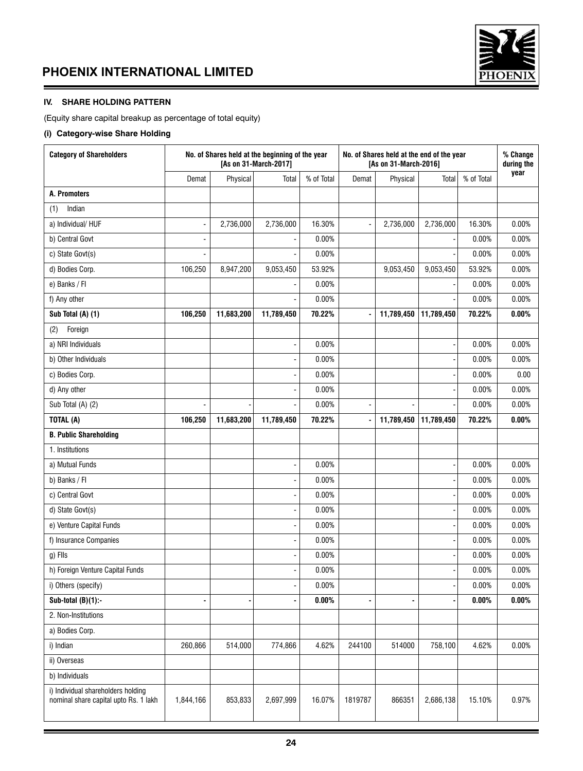## IV. SHARE HOLDING PATTERN

(Equity share capital breakup as percentage of total equity)

### (i) Category-wise Share Holding

| Category of Shareholders | No. of Shares held at the beginning of the year [As on 31-March-2017] | | | | No. of Shares held at the end of the year [As on 31-March-2016] | | | | % Change during the year |
|---|---|---|---|---|---|---|---|---|---|
| | Demat | Physical | Total | % of Total | Demat | Physical | Total | % of Total | |
| **A. Promoters** | | | | | | | | | |
| (1) Indian | | | | | | | | | |
| a) Individual/ HUF | - | 2,736,000 | 2,736,000 | 16.30% | - | 2,736,000 | 2,736,000 | 16.30% | 0.00% |
| b) Central Govt | - | | - | 0.00% | | | - | 0.00% | 0.00% |
| c) State Govt(s) | - | | - | 0.00% | | | - | 0.00% | 0.00% |
| d) Bodies Corp. | 106,250 | 8,947,200 | 9,053,450 | 53.92% | | 9,053,450 | 9,053,450 | 53.92% | 0.00% |
| e) Banks / FI | | | - | 0.00% | | | - | 0.00% | 0.00% |
| f) Any other | | | - | 0.00% | | | - | 0.00% | 0.00% |
| **Sub Total (A) (1)** | **106,250** | **11,683,200** | **11,789,450** | **70.22%** | **-** | **11,789,450** | **11,789,450** | **70.22%** | **0.00%** |
| (2) Foreign | | | | | | | | | |
| a) NRI Individuals | | | - | 0.00% | | | - | 0.00% | 0.00% |
| b) Other Individuals | | | - | 0.00% | | | - | 0.00% | 0.00% |
| c) Bodies Corp. | | | - | 0.00% | | | - | 0.00% | 0.00 |
| d) Any other | | | - | 0.00% | | | - | 0.00% | 0.00% |
| Sub Total (A) (2) | - | - | - | 0.00% | - | - | - | 0.00% | 0.00% |
| **TOTAL (A)** | **106,250** | **11,683,200** | **11,789,450** | **70.22%** | **-** | **11,789,450** | **11,789,450** | **70.22%** | **0.00%** |
| **B. Public Shareholding** | | | | | | | | | |
| 1. Institutions | | | | | | | | | |
| a) Mutual Funds | | | - | 0.00% | | | - | 0.00% | 0.00% |
| b) Banks / FI | | | - | 0.00% | | | - | 0.00% | 0.00% |
| c) Central Govt | | | - | 0.00% | | | - | 0.00% | 0.00% |
| d) State Govt(s) | | | - | 0.00% | | | - | 0.00% | 0.00% |
| e) Venture Capital Funds | | | - | 0.00% | | | - | 0.00% | 0.00% |
| f) Insurance Companies | | | - | 0.00% | | | - | 0.00% | 0.00% |
| g) FIIs | | | - | 0.00% | | | - | 0.00% | 0.00% |
| h) Foreign Venture Capital Funds | | | - | 0.00% | | | - | 0.00% | 0.00% |
| i) Others (specify) | | | - | 0.00% | | | - | 0.00% | 0.00% |
| **Sub-total (B)(1):-** | **-** | **-** | **-** | **0.00%** | **-** | **-** | **-** | **0.00%** | **0.00%** |
| 2. Non-Institutions | | | | | | | | | |
| a) Bodies Corp. | | | | | | | | | |
| i) Indian | 260,866 | 514,000 | 774,866 | 4.62% | 244100 | 514000 | 758,100 | 4.62% | 0.00% |
| ii) Overseas | | | | | | | | | |
| b) Individuals | | | | | | | | | |
| i) Individual shareholders holding nominal share capital upto Rs. 1 lakh | 1,844,166 | 853,833 | 2,697,999 | 16.07% | 1819787 | 866351 | 2,686,138 | 15.10% | 0.97% |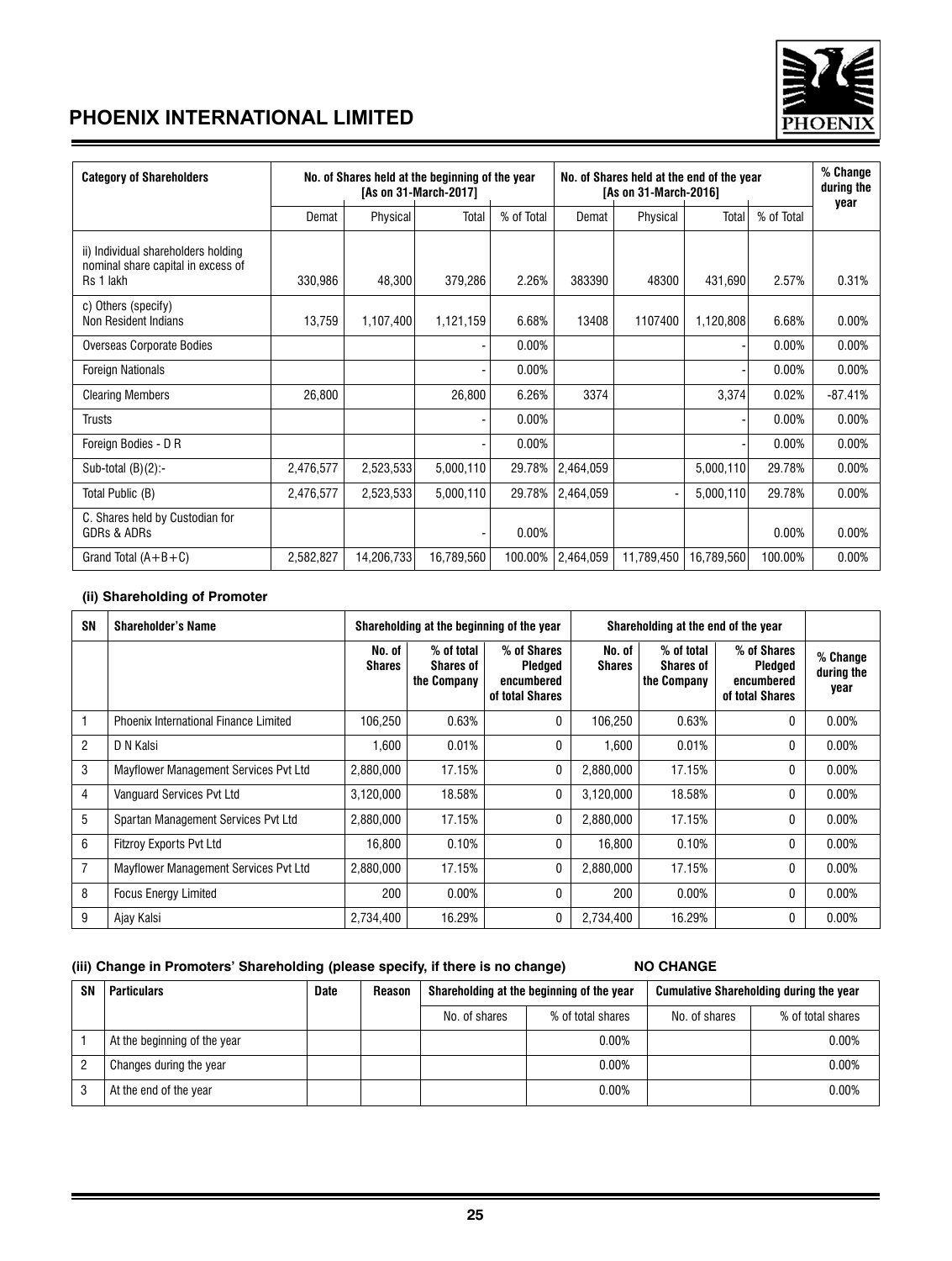## PHOENIX INTERNATIONAL LIMITED

| Category of Shareholders | No. of Shares held at the beginning of the year [As on 31-March-2017] | | | | No. of Shares held at the end of the year [As on 31-March-2016] | | | | % Change during the year |
|---|---|---|---|---|---|---|---|---|---|
| | Demat | Physical | Total | % of Total | Demat | Physical | Total | % of Total | |
| ii) Individual shareholders holding nominal share capital in excess of Rs 1 lakh | 330,986 | 48,300 | 379,286 | 2.26% | 383390 | 48300 | 431,690 | 2.57% | 0.31% |
| c) Others (specify) Non Resident Indians | 13,759 | 1,107,400 | 1,121,159 | 6.68% | 13408 | 1107400 | 1,120,808 | 6.68% | 0.00% |
| Overseas Corporate Bodies | | | - | 0.00% | | | - | 0.00% | 0.00% |
| Foreign Nationals | | | - | 0.00% | | | - | 0.00% | 0.00% |
| Clearing Members | 26,800 | | 26,800 | 6.26% | 3374 | | 3,374 | 0.02% | -87.41% |
| Trusts | | | - | 0.00% | | | - | 0.00% | 0.00% |
| Foreign Bodies - D R | | | - | 0.00% | | | - | 0.00% | 0.00% |
| Sub-total (B)(2):- | 2,476,577 | 2,523,533 | 5,000,110 | 29.78% | 2,464,059 | | 5,000,110 | 29.78% | 0.00% |
| Total Public (B) | 2,476,577 | 2,523,533 | 5,000,110 | 29.78% | 2,464,059 | - | 5,000,110 | 29.78% | 0.00% |
| C. Shares held by Custodian for GDRs & ADRs | | | - | 0.00% | | | | 0.00% | 0.00% |
| Grand Total (A+B+C) | 2,582,827 | 14,206,733 | 16,789,560 | 100.00% | 2,464,059 | 11,789,450 | 16,789,560 | 100.00% | 0.00% |

### (ii) Shareholding of Promoter

| SN | Shareholder's Name | Shareholding at the beginning of the year | | | Shareholding at the end of the year | | | |
|---|---|---|---|---|---|---|---|---|
| | | No. of Shares | % of total Shares of the Company | % of Shares Pledged encumbered of total Shares | No. of Shares | % of total Shares of the Company | % of Shares Pledged encumbered of total Shares | % Change during the year |
| 1 | Phoenix International Finance Limited | 106,250 | 0.63% | 0 | 106,250 | 0.63% | 0 | 0.00% |
| 2 | D N Kalsi | 1,600 | 0.01% | 0 | 1,600 | 0.01% | 0 | 0.00% |
| 3 | Mayflower Management Services Pvt Ltd | 2,880,000 | 17.15% | 0 | 2,880,000 | 17.15% | 0 | 0.00% |
| 4 | Vanguard Services Pvt Ltd | 3,120,000 | 18.58% | 0 | 3,120,000 | 18.58% | 0 | 0.00% |
| 5 | Spartan Management Services Pvt Ltd | 2,880,000 | 17.15% | 0 | 2,880,000 | 17.15% | 0 | 0.00% |
| 6 | Fitzroy Exports Pvt Ltd | 16,800 | 0.10% | 0 | 16,800 | 0.10% | 0 | 0.00% |
| 7 | Mayflower Management Services Pvt Ltd | 2,880,000 | 17.15% | 0 | 2,880,000 | 17.15% | 0 | 0.00% |
| 8 | Focus Energy Limited | 200 | 0.00% | 0 | 200 | 0.00% | 0 | 0.00% |
| 9 | Ajay Kalsi | 2,734,400 | 16.29% | 0 | 2,734,400 | 16.29% | 0 | 0.00% |

### (iii) Change in Promoters' Shareholding (please specify, if there is no change) NO CHANGE

| SN | Particulars | Date | Reason | Shareholding at the beginning of the year | | Cumulative Shareholding during the year | |
|---|---|---|---|---|---|---|---|
| | | | | No. of shares | % of total shares | No. of shares | % of total shares |
| 1 | At the beginning of the year | | | | 0.00% | | 0.00% |
| 2 | Changes during the year | | | | 0.00% | | 0.00% |
| 3 | At the end of the year | | | | 0.00% | | 0.00% |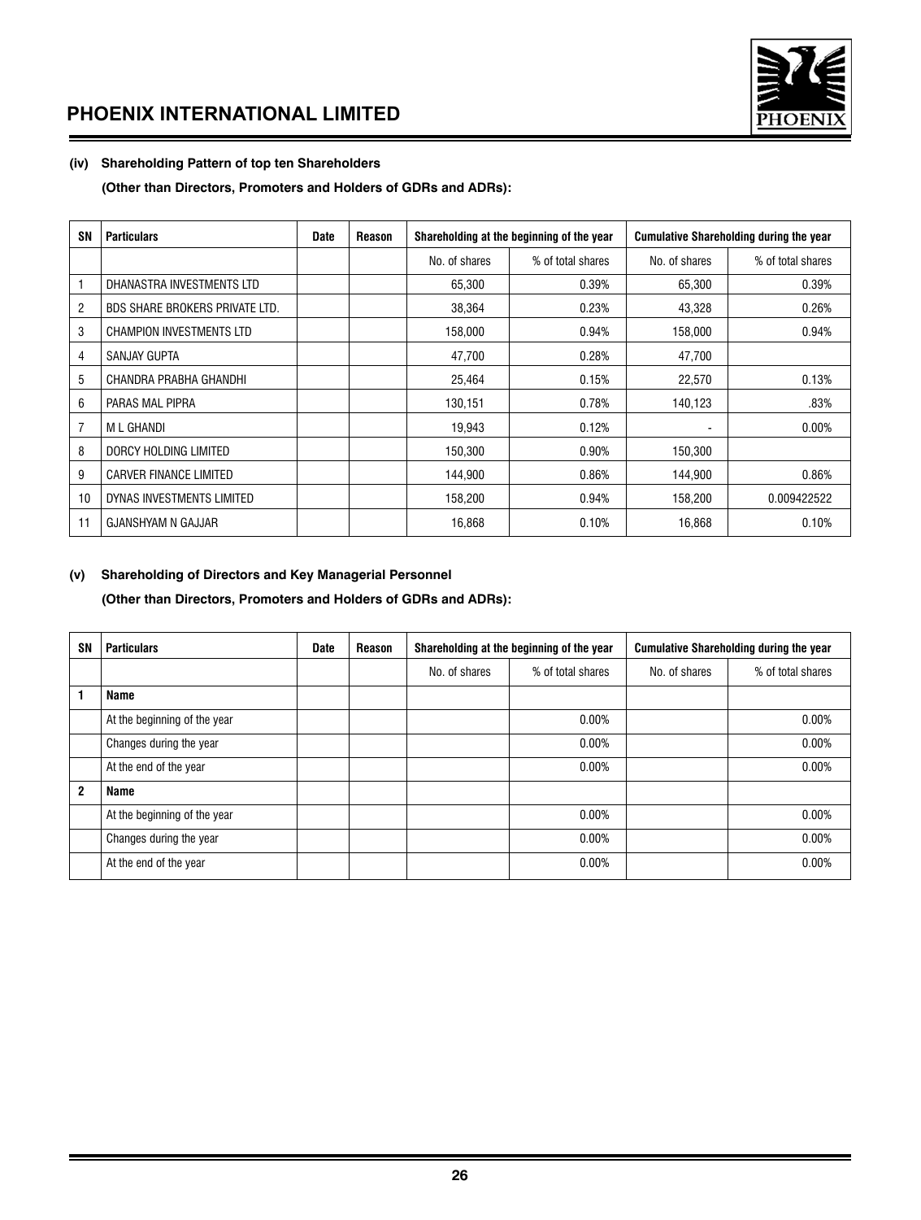**(iv) Shareholding Pattern of top ten Shareholders**

**(Other than Directors, Promoters and Holders of GDRs and ADRs):**

| SN | Particulars | Date | Reason | Shareholding at the beginning of the year | | Cumulative Shareholding during the year | |
|---|---|---|---|---|---|---|---|
| | | | | No. of shares | % of total shares | No. of shares | % of total shares |
| 1 | DHANASTRA INVESTMENTS LTD | | | 65,300 | 0.39% | 65,300 | 0.39% |
| 2 | BDS SHARE BROKERS PRIVATE LTD. | | | 38,364 | 0.23% | 43,328 | 0.26% |
| 3 | CHAMPION INVESTMENTS LTD | | | 158,000 | 0.94% | 158,000 | 0.94% |
| 4 | SANJAY GUPTA | | | 47,700 | 0.28% | 47,700 | |
| 5 | CHANDRA PRABHA GHANDHI | | | 25,464 | 0.15% | 22,570 | 0.13% |
| 6 | PARAS MAL PIPRA | | | 130,151 | 0.78% | 140,123 | .83% |
| 7 | M L GHANDI | | | 19,943 | 0.12% | - | 0.00% |
| 8 | DORCY HOLDING LIMITED | | | 150,300 | 0.90% | 150,300 | |
| 9 | CARVER FINANCE LIMITED | | | 144,900 | 0.86% | 144,900 | 0.86% |
| 10 | DYNAS INVESTMENTS LIMITED | | | 158,200 | 0.94% | 158,200 | 0.009422522 |
| 11 | GJANSHYAM N GAJJAR | | | 16,868 | 0.10% | 16,868 | 0.10% |

**(v) Shareholding of Directors and Key Managerial Personnel**

**(Other than Directors, Promoters and Holders of GDRs and ADRs):**

| SN | Particulars | Date | Reason | Shareholding at the beginning of the year | | Cumulative Shareholding during the year | |
|---|---|---|---|---|---|---|---|
| | | | | No. of shares | % of total shares | No. of shares | % of total shares |
| **1** | **Name** | | | | | | |
| | At the beginning of the year | | | | 0.00% | | 0.00% |
| | Changes during the year | | | | 0.00% | | 0.00% |
| | At the end of the year | | | | 0.00% | | 0.00% |
| **2** | **Name** | | | | | | |
| | At the beginning of the year | | | | 0.00% | | 0.00% |
| | Changes during the year | | | | 0.00% | | 0.00% |
| | At the end of the year | | | | 0.00% | | 0.00% |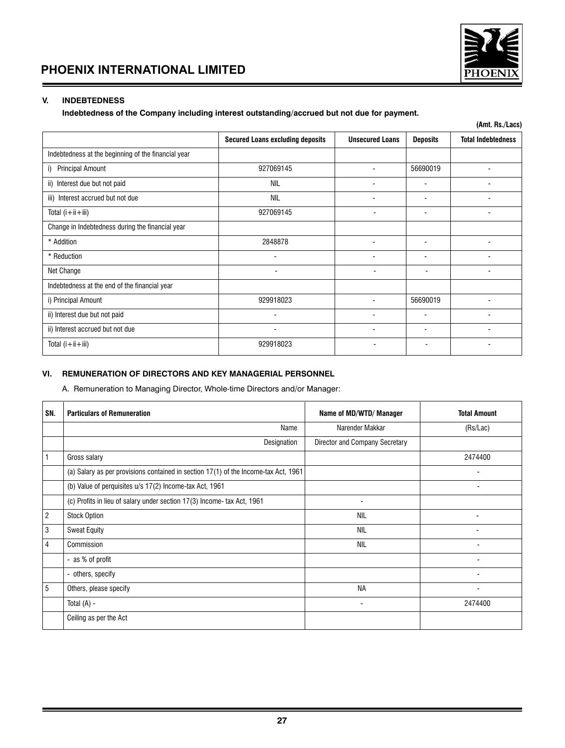## V. INDEBTEDNESS

**Indebtedness of the Company including interest outstanding/accrued but not due for payment.**

(Amt. Rs./Lacs)

| | Secured Loans excluding deposits | Unsecured Loans | Deposits | Total Indebtedness |
|---|---|---|---|---|
| Indebtedness at the beginning of the financial year | | | | |
| i) Principal Amount | 927069145 | - | 56690019 | - |
| ii) Interest due but not paid | NIL | - | - | - |
| iii) Interest accrued but not due | NIL | - | - | - |
| Total (i+ii+iii) | 927069145 | - | - | - |
| Change in Indebtedness during the financial year | | | | |
| * Addition | 2848878 | - | - | - |
| * Reduction | - | - | - | - |
| Net Change | - | - | - | - |
| Indebtedness at the end of the financial year | | | | |
| i) Principal Amount | 929918023 | - | 56690019 | - |
| ii) Interest due but not paid | - | - | - | - |
| ii) Interest accrued but not due | - | - | - | - |
| Total (i+ii+iii) | 929918023 | - | - | - |

## VI. REMUNERATION OF DIRECTORS AND KEY MANAGERIAL PERSONNEL

A. Remuneration to Managing Director, Whole-time Directors and/or Manager:

| SN. | Particulars of Remuneration | Name of MD/WTD/ Manager | Total Amount |
|---|---|---|---|
| | Name | Narender Makkar | (Rs/Lac) |
| | Designation | Director and Company Secretary | |
| 1 | Gross salary | | 2474400 |
| | (a) Salary as per provisions contained in section 17(1) of the Income-tax Act, 1961 | | - |
| | (b) Value of perquisites u/s 17(2) Income-tax Act, 1961 | | - |
| | (c) Profits in lieu of salary under section 17(3) Income- tax Act, 1961 | - | |
| 2 | Stock Option | NIL | - |
| 3 | Sweat Equity | NIL | - |
| 4 | Commission | NIL | - |
| | - as % of profit | | - |
| | - others, specify | | - |
| 5 | Others, please specify | NA | - |
| | Total (A) - | - | 2474400 |
| | Ceiling as per the Act | | |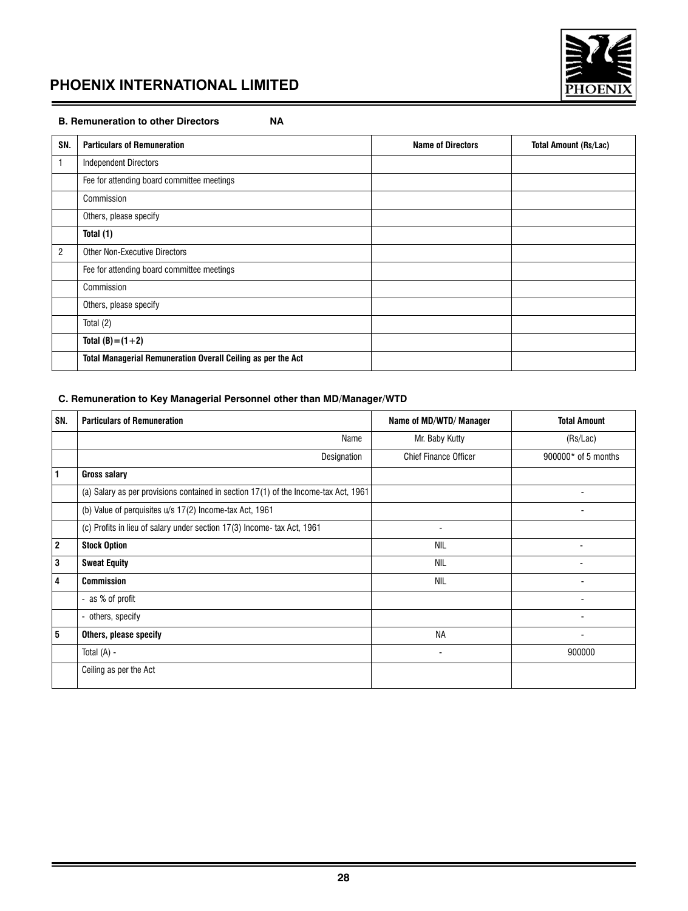### B. Remuneration to other Directors NA

| SN. | Particulars of Remuneration | Name of Directors | Total Amount (Rs/Lac) |
|---|---|---|---|
| 1 | Independent Directors | | |
| | Fee for attending board committee meetings | | |
| | Commission | | |
| | Others, please specify | | |
| | **Total (1)** | | |
| 2 | Other Non-Executive Directors | | |
| | Fee for attending board committee meetings | | |
| | Commission | | |
| | Others, please specify | | |
| | Total (2) | | |
| | **Total (B)=(1+2)** | | |
| | **Total Managerial Remuneration Overall Ceiling as per the Act** | | |

### C. Remuneration to Key Managerial Personnel other than MD/Manager/WTD

| SN. | Particulars of Remuneration | Name of MD/WTD/ Manager | Total Amount |
|---|---|---|---|
| | Name | Mr. Baby Kutty | (Rs/Lac) |
| | Designation | Chief Finance Officer | 900000* of 5 months |
| **1** | **Gross salary** | | |
| | (a) Salary as per provisions contained in section 17(1) of the Income-tax Act, 1961 | | - |
| | (b) Value of perquisites u/s 17(2) Income-tax Act, 1961 | | - |
| | (c) Profits in lieu of salary under section 17(3) Income- tax Act, 1961 | - | |
| **2** | **Stock Option** | NIL | - |
| **3** | **Sweat Equity** | NIL | - |
| **4** | **Commission** | NIL | - |
| | - as % of profit | | - |
| | - others, specify | | - |
| **5** | **Others, please specify** | NA | - |
| | Total (A) - | - | 900000 |
| | Ceiling as per the Act | | |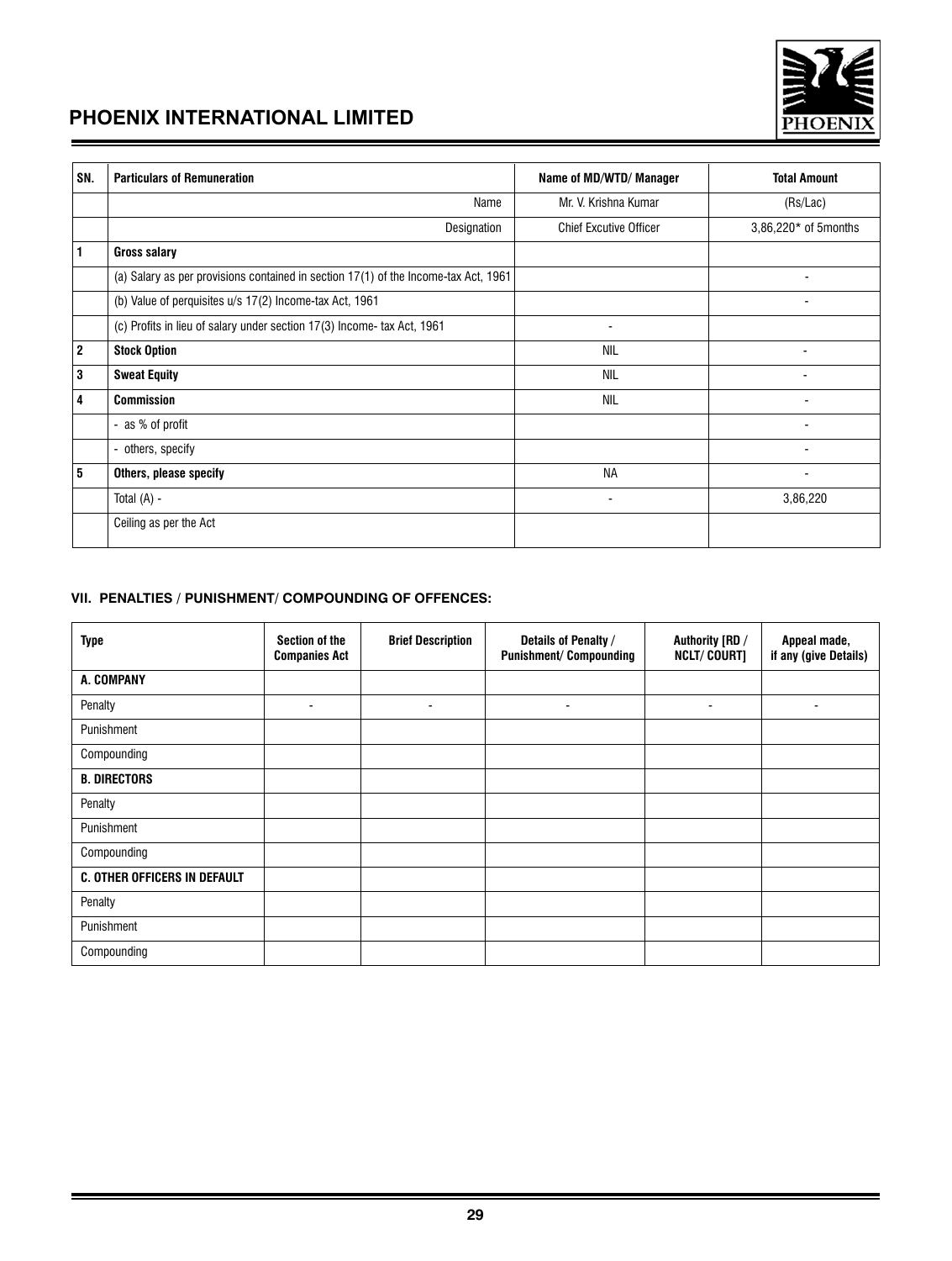| SN. | Particulars of Remuneration | Name of MD/WTD/ Manager | Total Amount |
|---|---|---|---|
| | Name | Mr. V. Krishna Kumar | (Rs/Lac) |
| | Designation | Chief Excutive Officer | 3,86,220* of 5months |
| 1 | **Gross salary** | | |
| | (a) Salary as per provisions contained in section 17(1) of the Income-tax Act, 1961 | | - |
| | (b) Value of perquisites u/s 17(2) Income-tax Act, 1961 | | - |
| | (c) Profits in lieu of salary under section 17(3) Income- tax Act, 1961 | - | |
| 2 | **Stock Option** | NIL | - |
| 3 | **Sweat Equity** | NIL | - |
| 4 | **Commission** | NIL | - |
| | - as % of profit | | - |
| | - others, specify | | - |
| 5 | **Others, please specify** | NA | - |
| | Total (A) - | - | 3,86,220 |
| | Ceiling as per the Act | | |

### VII. PENALTIES / PUNISHMENT/ COMPOUNDING OF OFFENCES:

| Type | Section of the Companies Act | Brief Description | Details of Penalty / Punishment/ Compounding | Authority [RD / NCLT/ COURT] | Appeal made, if any (give Details) |
|---|---|---|---|---|---|
| **A. COMPANY** | | | | | |
| Penalty | - | - | - | - | - |
| Punishment | | | | | |
| Compounding | | | | | |
| **B. DIRECTORS** | | | | | |
| Penalty | | | | | |
| Punishment | | | | | |
| Compounding | | | | | |
| **C. OTHER OFFICERS IN DEFAULT** | | | | | |
| Penalty | | | | | |
| Punishment | | | | | |
| Compounding | | | | | |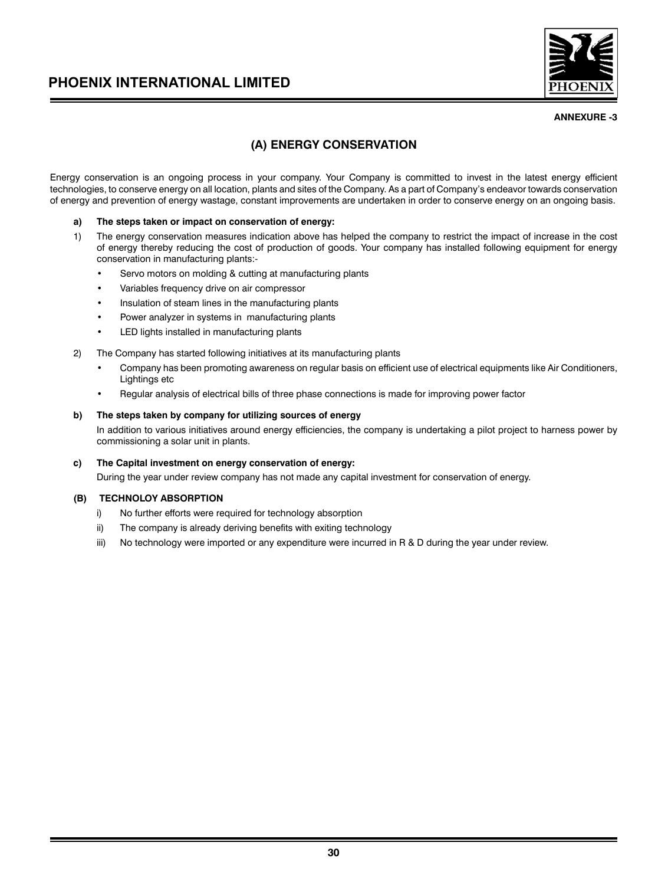ANNEXURE -3

## (A) ENERGY CONSERVATION

Energy conservation is an ongoing process in your company. Your Company is committed to invest in the latest energy efficient technologies, to conserve energy on all location, plants and sites of the Company. As a part of Company's endeavor towards conservation of energy and prevention of energy wastage, constant improvements are undertaken in order to conserve energy on an ongoing basis.

**a) The steps taken or impact on conservation of energy:**

1) The energy conservation measures indication above has helped the company to restrict the impact of increase in the cost of energy thereby reducing the cost of production of goods. Your company has installed following equipment for energy conservation in manufacturing plants:-
   - Servo motors on molding & cutting at manufacturing plants
   - Variables frequency drive on air compressor
   - Insulation of steam lines in the manufacturing plants
   - Power analyzer in systems in manufacturing plants
   - LED lights installed in manufacturing plants

2) The Company has started following initiatives at its manufacturing plants
   - Company has been promoting awareness on regular basis on efficient use of electrical equipments like Air Conditioners, Lightings etc
   - Regular analysis of electrical bills of three phase connections is made for improving power factor

**b) The steps taken by company for utilizing sources of energy**

In addition to various initiatives around energy efficiencies, the company is undertaking a pilot project to harness power by commissioning a solar unit in plants.

**c) The Capital investment on energy conservation of energy:**

During the year under review company has not made any capital investment for conservation of energy.

**(B) TECHNOLOY ABSORPTION**

i) No further efforts were required for technology absorption

ii) The company is already deriving benefits with exiting technology

iii) No technology were imported or any expenditure were incurred in R & D during the year under review.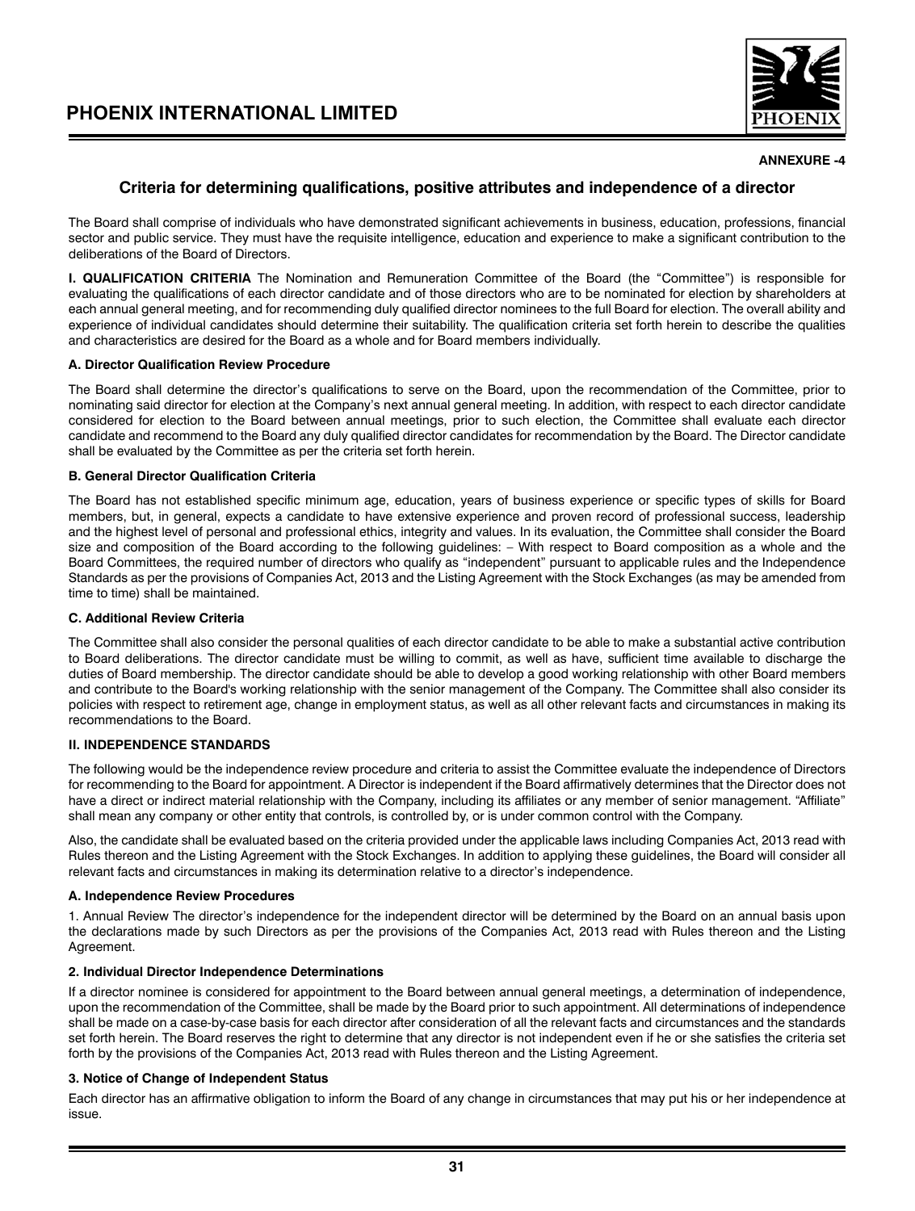**ANNEXURE -4**

## Criteria for determining qualifications, positive attributes and independence of a director

The Board shall comprise of individuals who have demonstrated significant achievements in business, education, professions, financial sector and public service. They must have the requisite intelligence, education and experience to make a significant contribution to the deliberations of the Board of Directors.

**I. QUALIFICATION CRITERIA** The Nomination and Remuneration Committee of the Board (the "Committee") is responsible for evaluating the qualifications of each director candidate and of those directors who are to be nominated for election by shareholders at each annual general meeting, and for recommending duly qualified director nominees to the full Board for election. The overall ability and experience of individual candidates should determine their suitability. The qualification criteria set forth herein to describe the qualities and characteristics are desired for the Board as a whole and for Board members individually.

**A. Director Qualification Review Procedure**

The Board shall determine the director's qualifications to serve on the Board, upon the recommendation of the Committee, prior to nominating said director for election at the Company's next annual general meeting. In addition, with respect to each director candidate considered for election to the Board between annual meetings, prior to such election, the Committee shall evaluate each director candidate and recommend to the Board any duly qualified director candidates for recommendation by the Board. The Director candidate shall be evaluated by the Committee as per the criteria set forth herein.

**B. General Director Qualification Criteria**

The Board has not established specific minimum age, education, years of business experience or specific types of skills for Board members, but, in general, expects a candidate to have extensive experience and proven record of professional success, leadership and the highest level of personal and professional ethics, integrity and values. In its evaluation, the Committee shall consider the Board size and composition of the Board according to the following guidelines: – With respect to Board composition as a whole and the Board Committees, the required number of directors who qualify as "independent" pursuant to applicable rules and the Independence Standards as per the provisions of Companies Act, 2013 and the Listing Agreement with the Stock Exchanges (as may be amended from time to time) shall be maintained.

**C. Additional Review Criteria**

The Committee shall also consider the personal qualities of each director candidate to be able to make a substantial active contribution to Board deliberations. The director candidate must be willing to commit, as well as have, sufficient time available to discharge the duties of Board membership. The director candidate should be able to develop a good working relationship with other Board members and contribute to the Board's working relationship with the senior management of the Company. The Committee shall also consider its policies with respect to retirement age, change in employment status, as well as all other relevant facts and circumstances in making its recommendations to the Board.

**II. INDEPENDENCE STANDARDS**

The following would be the independence review procedure and criteria to assist the Committee evaluate the independence of Directors for recommending to the Board for appointment. A Director is independent if the Board affirmatively determines that the Director does not have a direct or indirect material relationship with the Company, including its affiliates or any member of senior management. "Affiliate" shall mean any company or other entity that controls, is controlled by, or is under common control with the Company.

Also, the candidate shall be evaluated based on the criteria provided under the applicable laws including Companies Act, 2013 read with Rules thereon and the Listing Agreement with the Stock Exchanges. In addition to applying these guidelines, the Board will consider all relevant facts and circumstances in making its determination relative to a director's independence.

**A. Independence Review Procedures**

1. Annual Review The director's independence for the independent director will be determined by the Board on an annual basis upon the declarations made by such Directors as per the provisions of the Companies Act, 2013 read with Rules thereon and the Listing Agreement.

**2. Individual Director Independence Determinations**

If a director nominee is considered for appointment to the Board between annual general meetings, a determination of independence, upon the recommendation of the Committee, shall be made by the Board prior to such appointment. All determinations of independence shall be made on a case-by-case basis for each director after consideration of all the relevant facts and circumstances and the standards set forth herein. The Board reserves the right to determine that any director is not independent even if he or she satisfies the criteria set forth by the provisions of the Companies Act, 2013 read with Rules thereon and the Listing Agreement.

**3. Notice of Change of Independent Status**

Each director has an affirmative obligation to inform the Board of any change in circumstances that may put his or her independence at issue.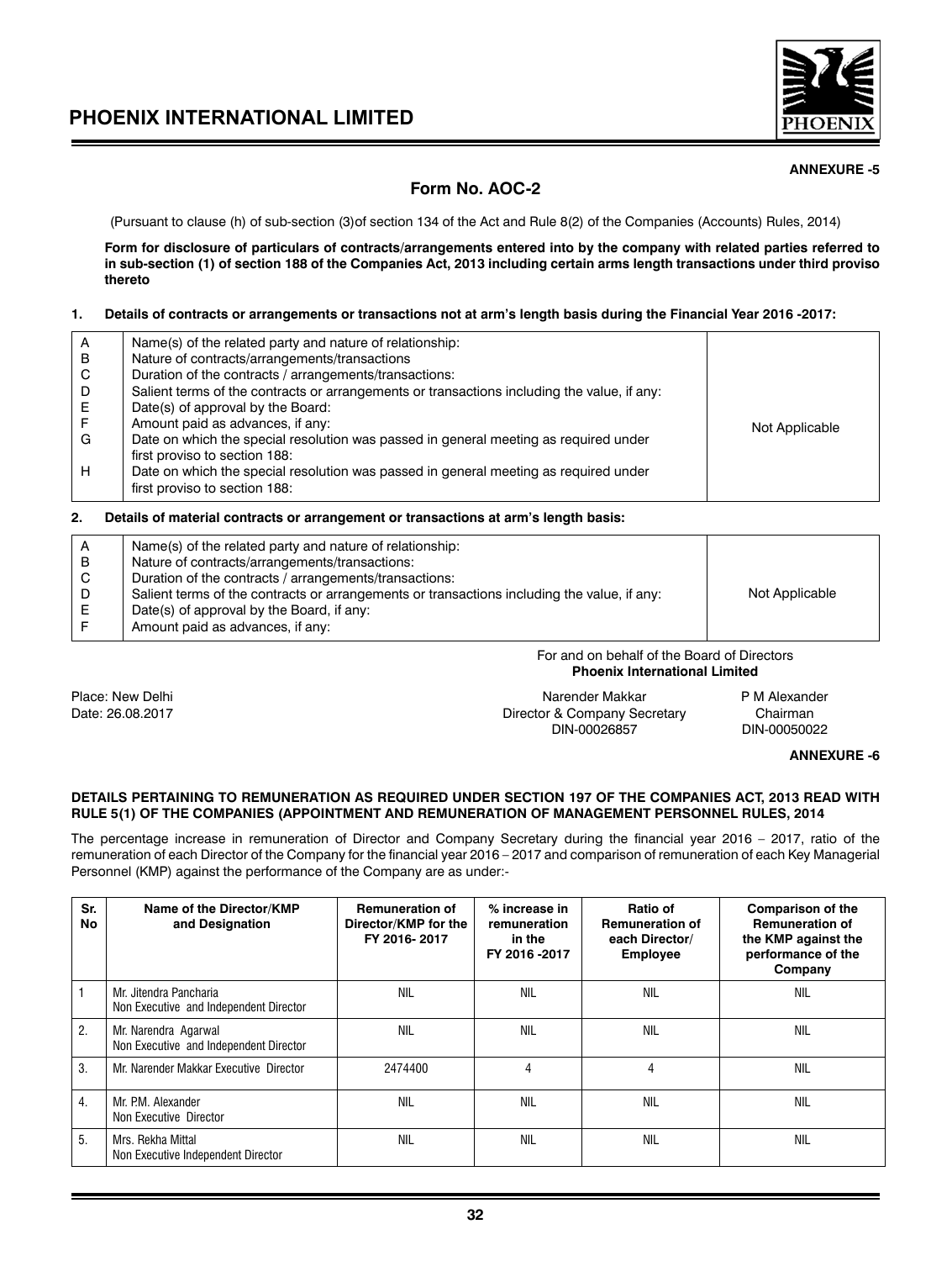**ANNEXURE -5**

## Form No. AOC-2

(Pursuant to clause (h) of sub-section (3)of section 134 of the Act and Rule 8(2) of the Companies (Accounts) Rules, 2014)

**Form for disclosure of particulars of contracts/arrangements entered into by the company with related parties referred to in sub-section (1) of section 188 of the Companies Act, 2013 including certain arms length transactions under third proviso thereto**

**1. Details of contracts or arrangements or transactions not at arm's length basis during the Financial Year 2016 -2017:**

| | | |
|---|---|---|
| A | Name(s) of the related party and nature of relationship: | Not Applicable |
| B | Nature of contracts/arrangements/transactions | |
| C | Duration of the contracts / arrangements/transactions: | |
| D | Salient terms of the contracts or arrangements or transactions including the value, if any: | |
| E | Date(s) of approval by the Board: | |
| F | Amount paid as advances, if any: | |
| G | Date on which the special resolution was passed in general meeting as required under first proviso to section 188: | |
| H | Date on which the special resolution was passed in general meeting as required under first proviso to section 188: | |

**2. Details of material contracts or arrangement or transactions at arm's length basis:**

| | | |
|---|---|---|
| A | Name(s) of the related party and nature of relationship: | Not Applicable |
| B | Nature of contracts/arrangements/transactions: | |
| C | Duration of the contracts / arrangements/transactions: | |
| D | Salient terms of the contracts or arrangements or transactions including the value, if any: | |
| E | Date(s) of approval by the Board, if any: | |
| F | Amount paid as advances, if any: | |

For and on behalf of the Board of Directors
**Phoenix International Limited**

Place: New Delhi
Date: 26.08.2017

Narender Makkar
Director & Company Secretary
DIN-00026857

P M Alexander
Chairman
DIN-00050022

**ANNEXURE -6**

**DETAILS PERTAINING TO REMUNERATION AS REQUIRED UNDER SECTION 197 OF THE COMPANIES ACT, 2013 READ WITH RULE 5(1) OF THE COMPANIES (APPOINTMENT AND REMUNERATION OF MANAGEMENT PERSONNEL RULES, 2014**

The percentage increase in remuneration of Director and Company Secretary during the financial year 2016 – 2017, ratio of the remuneration of each Director of the Company for the financial year 2016 – 2017 and comparison of remuneration of each Key Managerial Personnel (KMP) against the performance of the Company are as under:-

| Sr. No | Name of the Director/KMP and Designation | Remuneration of Director/KMP for the FY 2016- 2017 | % increase in remuneration in the FY 2016 -2017 | Ratio of Remuneration of each Director/ Employee | Comparison of the Remuneration of the KMP against the performance of the Company |
|---|---|---|---|---|---|
| 1 | Mr. Jitendra Pancharia<br>Non Executive and Independent Director | NIL | NIL | NIL | NIL |
| 2. | Mr. Narendra Agarwal<br>Non Executive and Independent Director | NIL | NIL | NIL | NIL |
| 3. | Mr. Narender Makkar Executive Director | 2474400 | 4 | 4 | NIL |
| 4. | Mr. P.M. Alexander<br>Non Executive Director | NIL | NIL | NIL | NIL |
| 5. | Mrs. Rekha Mittal<br>Non Executive Independent Director | NIL | NIL | NIL | NIL |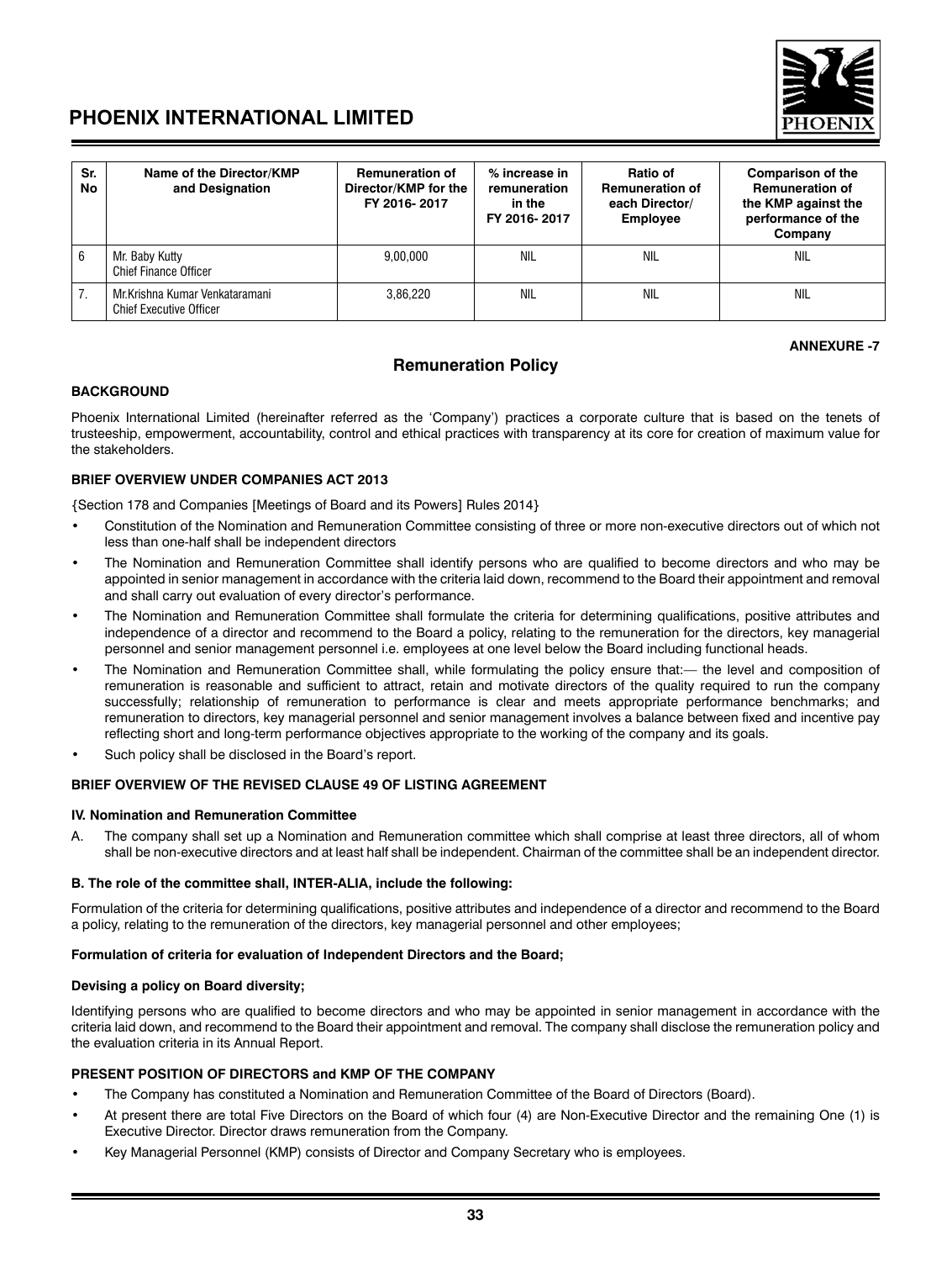| Sr. No | Name of the Director/KMP and Designation | Remuneration of Director/KMP for the FY 2016- 2017 | % increase in remuneration in the FY 2016- 2017 | Ratio of Remuneration of each Director/ Employee | Comparison of the Remuneration of the KMP against the performance of the Company |
|---|---|---|---|---|---|
| 6 | Mr. Baby Kutty<br>Chief Finance Officer | 9,00,000 | NIL | NIL | NIL |
| 7. | Mr.Krishna Kumar Venkataramani<br>Chief Executive Officer | 3,86,220 | NIL | NIL | NIL |

**ANNEXURE -7**

## Remuneration Policy

### BACKGROUND

Phoenix International Limited (hereinafter referred as the 'Company') practices a corporate culture that is based on the tenets of trusteeship, empowerment, accountability, control and ethical practices with transparency at its core for creation of maximum value for the stakeholders.

### BRIEF OVERVIEW UNDER COMPANIES ACT 2013

{Section 178 and Companies [Meetings of Board and its Powers] Rules 2014}

- Constitution of the Nomination and Remuneration Committee consisting of three or more non-executive directors out of which not less than one-half shall be independent directors
- The Nomination and Remuneration Committee shall identify persons who are qualified to become directors and who may be appointed in senior management in accordance with the criteria laid down, recommend to the Board their appointment and removal and shall carry out evaluation of every director's performance.
- The Nomination and Remuneration Committee shall formulate the criteria for determining qualifications, positive attributes and independence of a director and recommend to the Board a policy, relating to the remuneration for the directors, key managerial personnel and senior management personnel i.e. employees at one level below the Board including functional heads.
- The Nomination and Remuneration Committee shall, while formulating the policy ensure that:— the level and composition of remuneration is reasonable and sufficient to attract, retain and motivate directors of the quality required to run the company successfully; relationship of remuneration to performance is clear and meets appropriate performance benchmarks; and remuneration to directors, key managerial personnel and senior management involves a balance between fixed and incentive pay reflecting short and long-term performance objectives appropriate to the working of the company and its goals.
- Such policy shall be disclosed in the Board's report.

### BRIEF OVERVIEW OF THE REVISED CLAUSE 49 OF LISTING AGREEMENT

#### IV. Nomination and Remuneration Committee

A. The company shall set up a Nomination and Remuneration committee which shall comprise at least three directors, all of whom shall be non-executive directors and at least half shall be independent. Chairman of the committee shall be an independent director.

#### B. The role of the committee shall, INTER-ALIA, include the following:

Formulation of the criteria for determining qualifications, positive attributes and independence of a director and recommend to the Board a policy, relating to the remuneration of the directors, key managerial personnel and other employees;

**Formulation of criteria for evaluation of Independent Directors and the Board;**

**Devising a policy on Board diversity;**

Identifying persons who are qualified to become directors and who may be appointed in senior management in accordance with the criteria laid down, and recommend to the Board their appointment and removal. The company shall disclose the remuneration policy and the evaluation criteria in its Annual Report.

### PRESENT POSITION OF DIRECTORS and KMP OF THE COMPANY

- The Company has constituted a Nomination and Remuneration Committee of the Board of Directors (Board).
- At present there are total Five Directors on the Board of which four (4) are Non-Executive Director and the remaining One (1) is Executive Director. Director draws remuneration from the Company.
- Key Managerial Personnel (KMP) consists of Director and Company Secretary who is employees.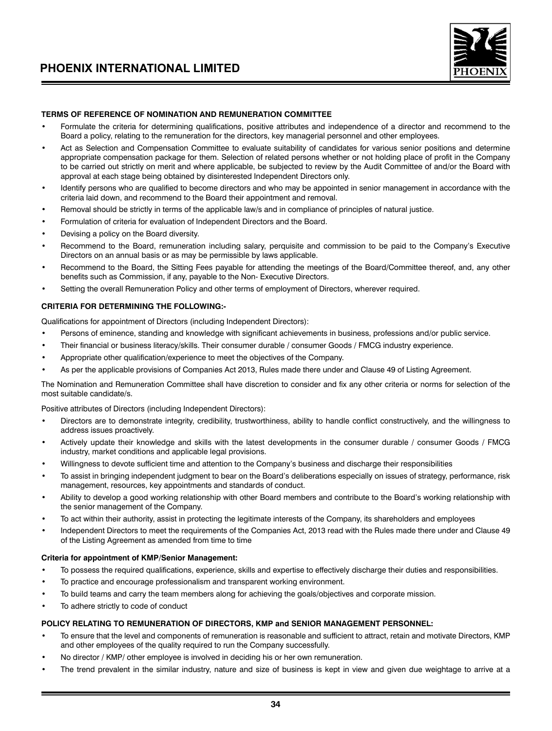**TERMS OF REFERENCE OF NOMINATION AND REMUNERATION COMMITTEE**

- Formulate the criteria for determining qualifications, positive attributes and independence of a director and recommend to the Board a policy, relating to the remuneration for the directors, key managerial personnel and other employees.
- Act as Selection and Compensation Committee to evaluate suitability of candidates for various senior positions and determine appropriate compensation package for them. Selection of related persons whether or not holding place of profit in the Company to be carried out strictly on merit and where applicable, be subjected to review by the Audit Committee of and/or the Board with approval at each stage being obtained by disinterested Independent Directors only.
- Identify persons who are qualified to become directors and who may be appointed in senior management in accordance with the criteria laid down, and recommend to the Board their appointment and removal.
- Removal should be strictly in terms of the applicable law/s and in compliance of principles of natural justice.
- Formulation of criteria for evaluation of Independent Directors and the Board.
- Devising a policy on the Board diversity.
- Recommend to the Board, remuneration including salary, perquisite and commission to be paid to the Company's Executive Directors on an annual basis or as may be permissible by laws applicable.
- Recommend to the Board, the Sitting Fees payable for attending the meetings of the Board/Committee thereof, and, any other benefits such as Commission, if any, payable to the Non- Executive Directors.
- Setting the overall Remuneration Policy and other terms of employment of Directors, wherever required.

**CRITERIA FOR DETERMINING THE FOLLOWING:-**

Qualifications for appointment of Directors (including Independent Directors):

- Persons of eminence, standing and knowledge with significant achievements in business, professions and/or public service.
- Their financial or business literacy/skills. Their consumer durable / consumer Goods / FMCG industry experience.
- Appropriate other qualification/experience to meet the objectives of the Company.
- As per the applicable provisions of Companies Act 2013, Rules made there under and Clause 49 of Listing Agreement.

The Nomination and Remuneration Committee shall have discretion to consider and fix any other criteria or norms for selection of the most suitable candidate/s.

Positive attributes of Directors (including Independent Directors):

- Directors are to demonstrate integrity, credibility, trustworthiness, ability to handle conflict constructively, and the willingness to address issues proactively.
- Actively update their knowledge and skills with the latest developments in the consumer durable / consumer Goods / FMCG industry, market conditions and applicable legal provisions.
- Willingness to devote sufficient time and attention to the Company's business and discharge their responsibilities
- To assist in bringing independent judgment to bear on the Board's deliberations especially on issues of strategy, performance, risk management, resources, key appointments and standards of conduct.
- Ability to develop a good working relationship with other Board members and contribute to the Board's working relationship with the senior management of the Company.
- To act within their authority, assist in protecting the legitimate interests of the Company, its shareholders and employees
- Independent Directors to meet the requirements of the Companies Act, 2013 read with the Rules made there under and Clause 49 of the Listing Agreement as amended from time to time

**Criteria for appointment of KMP/Senior Management:**

- To possess the required qualifications, experience, skills and expertise to effectively discharge their duties and responsibilities.
- To practice and encourage professionalism and transparent working environment.
- To build teams and carry the team members along for achieving the goals/objectives and corporate mission.
- To adhere strictly to code of conduct

**POLICY RELATING TO REMUNERATION OF DIRECTORS, KMP and SENIOR MANAGEMENT PERSONNEL:**

- To ensure that the level and components of remuneration is reasonable and sufficient to attract, retain and motivate Directors, KMP and other employees of the quality required to run the Company successfully.
- No director / KMP/ other employee is involved in deciding his or her own remuneration.
- The trend prevalent in the similar industry, nature and size of business is kept in view and given due weightage to arrive at a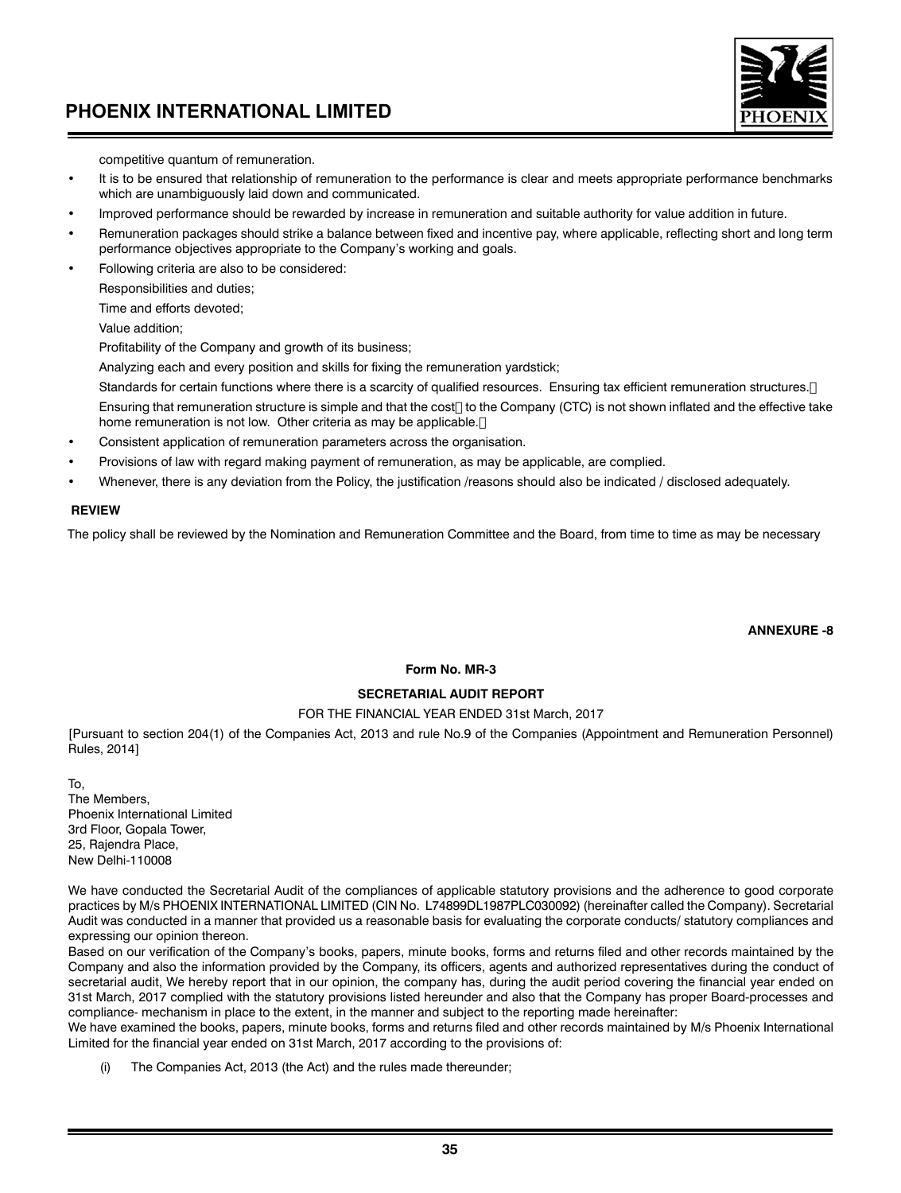competitive quantum of remuneration.

- It is to be ensured that relationship of remuneration to the performance is clear and meets appropriate performance benchmarks which are unambiguously laid down and communicated.
- Improved performance should be rewarded by increase in remuneration and suitable authority for value addition in future.
- Remuneration packages should strike a balance between fixed and incentive pay, where applicable, reflecting short and long term performance objectives appropriate to the Company's working and goals.
- Following criteria are also to be considered:

  Responsibilities and duties;

  Time and efforts devoted;

  Value addition;

  Profitability of the Company and growth of its business;

  Analyzing each and every position and skills for fixing the remuneration yardstick;

  Standards for certain functions where there is a scarcity of qualified resources. Ensuring tax efficient remuneration structures.

  Ensuring that remuneration structure is simple and that the cost to the Company (CTC) is not shown inflated and the effective take home remuneration is not low. Other criteria as may be applicable.
- Consistent application of remuneration parameters across the organisation.
- Provisions of law with regard making payment of remuneration, as may be applicable, are complied.
- Whenever, there is any deviation from the Policy, the justification /reasons should also be indicated / disclosed adequately.

**REVIEW**

The policy shall be reviewed by the Nomination and Remuneration Committee and the Board, from time to time as may be necessary

**ANNEXURE -8**

**Form No. MR-3**

**SECRETARIAL AUDIT REPORT**

FOR THE FINANCIAL YEAR ENDED 31st March, 2017

[Pursuant to section 204(1) of the Companies Act, 2013 and rule No.9 of the Companies (Appointment and Remuneration Personnel) Rules, 2014]

To,
The Members,
Phoenix International Limited
3rd Floor, Gopala Tower,
25, Rajendra Place,
New Delhi-110008

We have conducted the Secretarial Audit of the compliances of applicable statutory provisions and the adherence to good corporate practices by M/s PHOENIX INTERNATIONAL LIMITED (CIN No. L74899DL1987PLC030092) (hereinafter called the Company). Secretarial Audit was conducted in a manner that provided us a reasonable basis for evaluating the corporate conducts/ statutory compliances and expressing our opinion thereon.

Based on our verification of the Company's books, papers, minute books, forms and returns filed and other records maintained by the Company and also the information provided by the Company, its officers, agents and authorized representatives during the conduct of secretarial audit, We hereby report that in our opinion, the company has, during the audit period covering the financial year ended on 31st March, 2017 complied with the statutory provisions listed hereunder and also that the Company has proper Board-processes and compliance- mechanism in place to the extent, in the manner and subject to the reporting made hereinafter:

We have examined the books, papers, minute books, forms and returns filed and other records maintained by M/s Phoenix International Limited for the financial year ended on 31st March, 2017 according to the provisions of:

(i) The Companies Act, 2013 (the Act) and the rules made thereunder;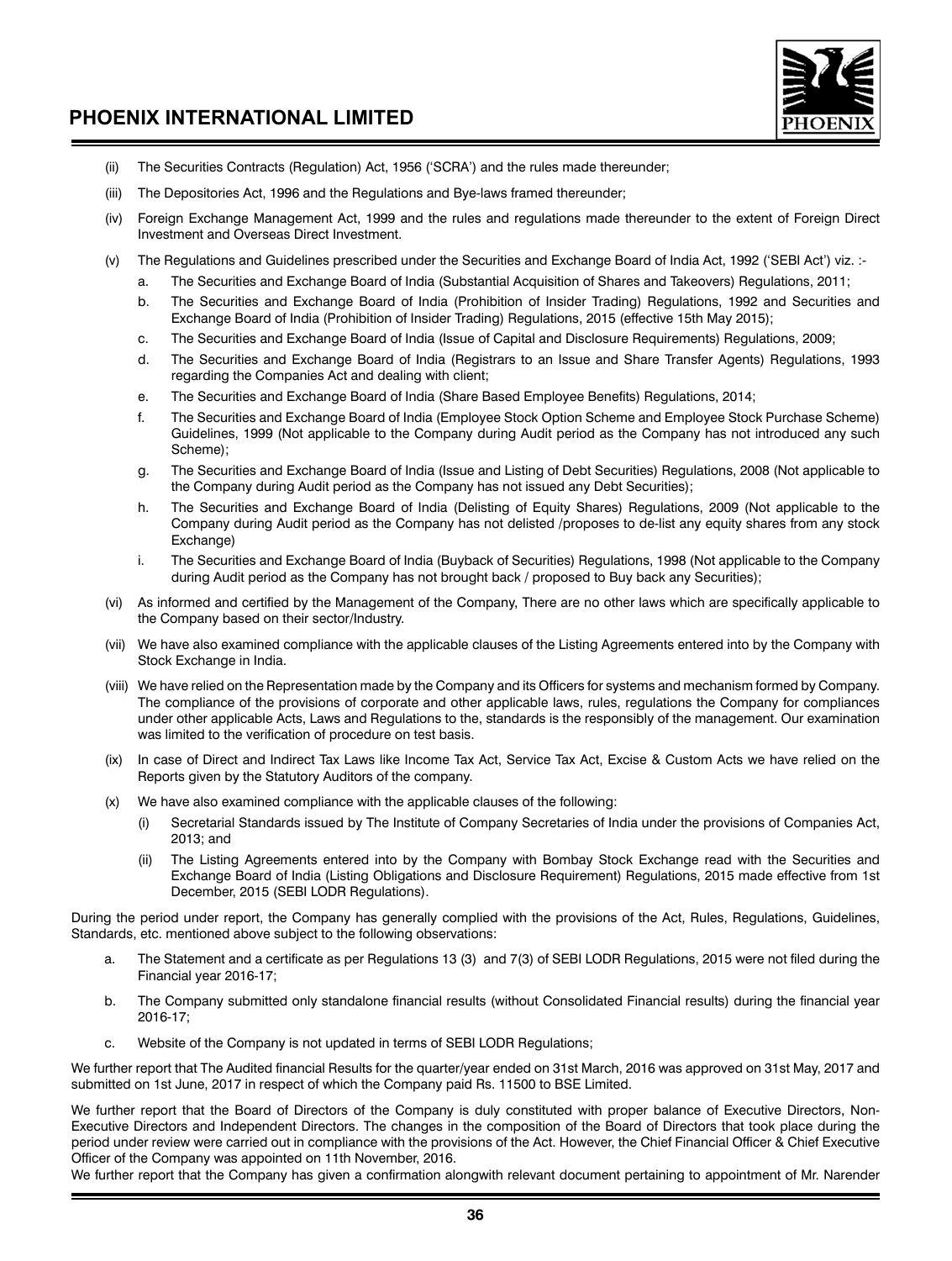(ii) The Securities Contracts (Regulation) Act, 1956 ('SCRA') and the rules made thereunder;

(iii) The Depositories Act, 1996 and the Regulations and Bye-laws framed thereunder;

(iv) Foreign Exchange Management Act, 1999 and the rules and regulations made thereunder to the extent of Foreign Direct Investment and Overseas Direct Investment.

(v) The Regulations and Guidelines prescribed under the Securities and Exchange Board of India Act, 1992 ('SEBI Act') viz. :-

a. The Securities and Exchange Board of India (Substantial Acquisition of Shares and Takeovers) Regulations, 2011;

b. The Securities and Exchange Board of India (Prohibition of Insider Trading) Regulations, 1992 and Securities and Exchange Board of India (Prohibition of Insider Trading) Regulations, 2015 (effective 15th May 2015);

c. The Securities and Exchange Board of India (Issue of Capital and Disclosure Requirements) Regulations, 2009;

d. The Securities and Exchange Board of India (Registrars to an Issue and Share Transfer Agents) Regulations, 1993 regarding the Companies Act and dealing with client;

e. The Securities and Exchange Board of India (Share Based Employee Benefits) Regulations, 2014;

f. The Securities and Exchange Board of India (Employee Stock Option Scheme and Employee Stock Purchase Scheme) Guidelines, 1999 (Not applicable to the Company during Audit period as the Company has not introduced any such Scheme);

g. The Securities and Exchange Board of India (Issue and Listing of Debt Securities) Regulations, 2008 (Not applicable to the Company during Audit period as the Company has not issued any Debt Securities);

h. The Securities and Exchange Board of India (Delisting of Equity Shares) Regulations, 2009 (Not applicable to the Company during Audit period as the Company has not delisted /proposes to de-list any equity shares from any stock Exchange)

i. The Securities and Exchange Board of India (Buyback of Securities) Regulations, 1998 (Not applicable to the Company during Audit period as the Company has not brought back / proposed to Buy back any Securities);

(vi) As informed and certified by the Management of the Company, There are no other laws which are specifically applicable to the Company based on their sector/Industry.

(vii) We have also examined compliance with the applicable clauses of the Listing Agreements entered into by the Company with Stock Exchange in India.

(viii) We have relied on the Representation made by the Company and its Officers for systems and mechanism formed by Company. The compliance of the provisions of corporate and other applicable laws, rules, regulations the Company for compliances under other applicable Acts, Laws and Regulations to the, standards is the responsibly of the management. Our examination was limited to the verification of procedure on test basis.

(ix) In case of Direct and Indirect Tax Laws like Income Tax Act, Service Tax Act, Excise & Custom Acts we have relied on the Reports given by the Statutory Auditors of the company.

(x) We have also examined compliance with the applicable clauses of the following:

(i) Secretarial Standards issued by The Institute of Company Secretaries of India under the provisions of Companies Act, 2013; and

(ii) The Listing Agreements entered into by the Company with Bombay Stock Exchange read with the Securities and Exchange Board of India (Listing Obligations and Disclosure Requirement) Regulations, 2015 made effective from 1st December, 2015 (SEBI LODR Regulations).

During the period under report, the Company has generally complied with the provisions of the Act, Rules, Regulations, Guidelines, Standards, etc. mentioned above subject to the following observations:

a. The Statement and a certificate as per Regulations 13 (3) and 7(3) of SEBI LODR Regulations, 2015 were not filed during the Financial year 2016-17;

b. The Company submitted only standalone financial results (without Consolidated Financial results) during the financial year 2016-17;

c. Website of the Company is not updated in terms of SEBI LODR Regulations;

We further report that The Audited financial Results for the quarter/year ended on 31st March, 2016 was approved on 31st May, 2017 and submitted on 1st June, 2017 in respect of which the Company paid Rs. 11500 to BSE Limited.

We further report that the Board of Directors of the Company is duly constituted with proper balance of Executive Directors, Non-Executive Directors and Independent Directors. The changes in the composition of the Board of Directors that took place during the period under review were carried out in compliance with the provisions of the Act. However, the Chief Financial Officer & Chief Executive Officer of the Company was appointed on 11th November, 2016.

We further report that the Company has given a confirmation alongwith relevant document pertaining to appointment of Mr. Narender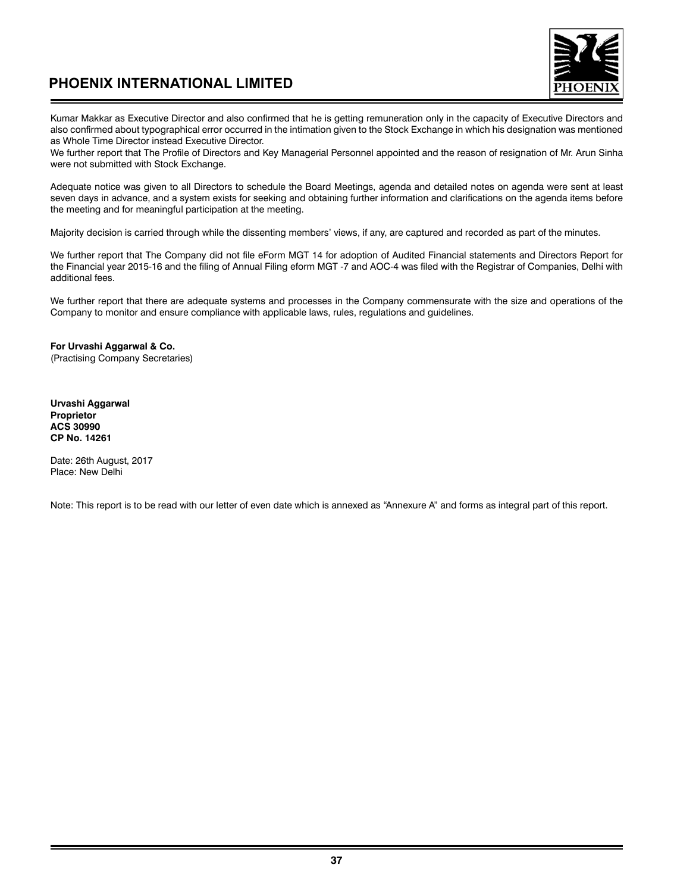Kumar Makkar as Executive Director and also confirmed that he is getting remuneration only in the capacity of Executive Directors and also confirmed about typographical error occurred in the intimation given to the Stock Exchange in which his designation was mentioned as Whole Time Director instead Executive Director.

We further report that The Profile of Directors and Key Managerial Personnel appointed and the reason of resignation of Mr. Arun Sinha were not submitted with Stock Exchange.

Adequate notice was given to all Directors to schedule the Board Meetings, agenda and detailed notes on agenda were sent at least seven days in advance, and a system exists for seeking and obtaining further information and clarifications on the agenda items before the meeting and for meaningful participation at the meeting.

Majority decision is carried through while the dissenting members' views, if any, are captured and recorded as part of the minutes.

We further report that The Company did not file eForm MGT 14 for adoption of Audited Financial statements and Directors Report for the Financial year 2015-16 and the filing of Annual Filing eform MGT -7 and AOC-4 was filed with the Registrar of Companies, Delhi with additional fees.

We further report that there are adequate systems and processes in the Company commensurate with the size and operations of the Company to monitor and ensure compliance with applicable laws, rules, regulations and guidelines.

**For Urvashi Aggarwal & Co.**
(Practising Company Secretaries)

**Urvashi Aggarwal**
**Proprietor**
**ACS 30990**
**CP No. 14261**

Date: 26th August, 2017
Place: New Delhi

Note: This report is to be read with our letter of even date which is annexed as "Annexure A" and forms as integral part of this report.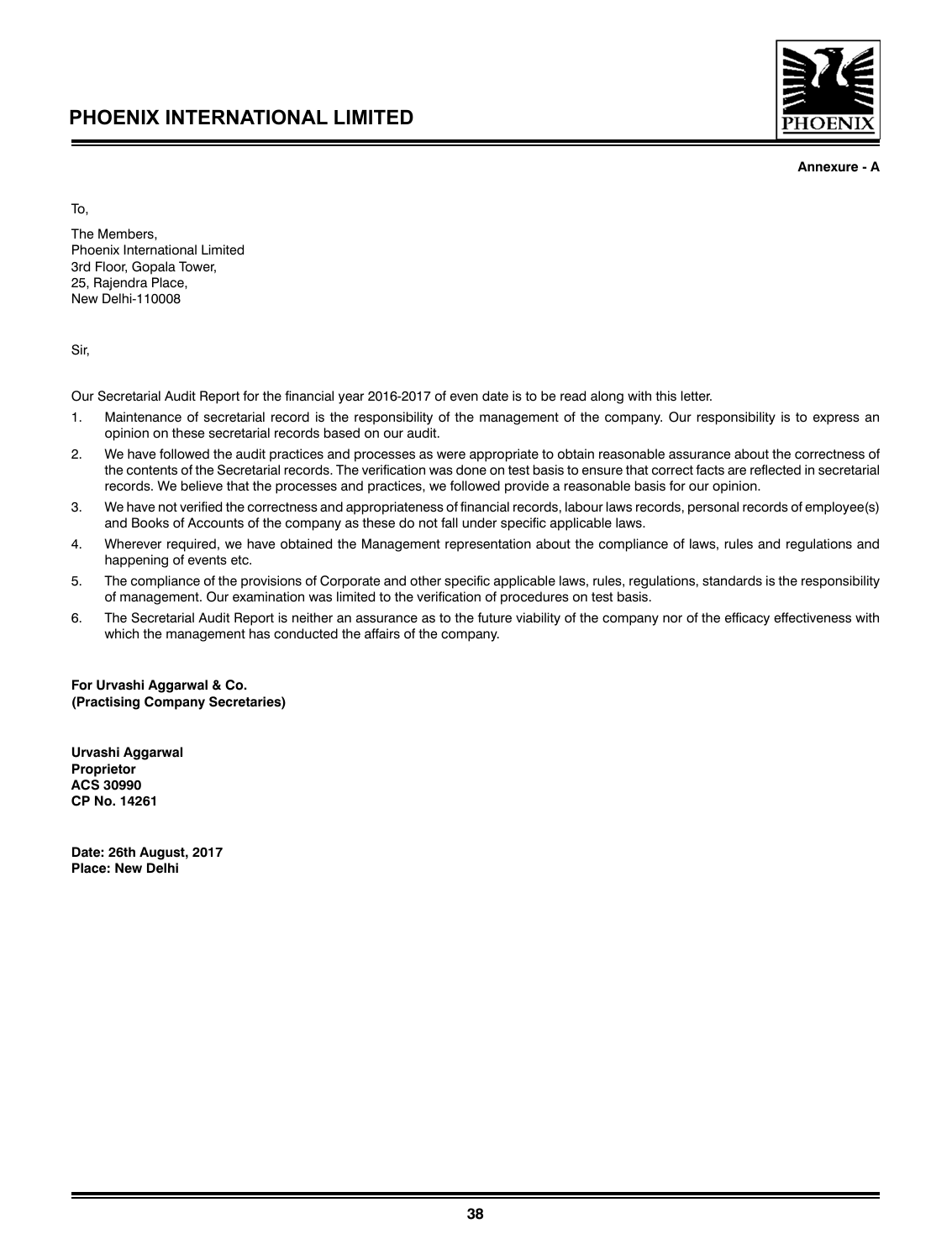**Annexure - A**

To,

The Members,
Phoenix International Limited
3rd Floor, Gopala Tower,
25, Rajendra Place,
New Delhi-110008

Sir,

Our Secretarial Audit Report for the financial year 2016-2017 of even date is to be read along with this letter.

1. Maintenance of secretarial record is the responsibility of the management of the company. Our responsibility is to express an opinion on these secretarial records based on our audit.
2. We have followed the audit practices and processes as were appropriate to obtain reasonable assurance about the correctness of the contents of the Secretarial records. The verification was done on test basis to ensure that correct facts are reflected in secretarial records. We believe that the processes and practices, we followed provide a reasonable basis for our opinion.
3. We have not verified the correctness and appropriateness of financial records, labour laws records, personal records of employee(s) and Books of Accounts of the company as these do not fall under specific applicable laws.
4. Wherever required, we have obtained the Management representation about the compliance of laws, rules and regulations and happening of events etc.
5. The compliance of the provisions of Corporate and other specific applicable laws, rules, regulations, standards is the responsibility of management. Our examination was limited to the verification of procedures on test basis.
6. The Secretarial Audit Report is neither an assurance as to the future viability of the company nor of the efficacy effectiveness with which the management has conducted the affairs of the company.

**For Urvashi Aggarwal & Co.**
**(Practising Company Secretaries)**

**Urvashi Aggarwal**
**Proprietor**
**ACS 30990**
**CP No. 14261**

**Date: 26th August, 2017**
**Place: New Delhi**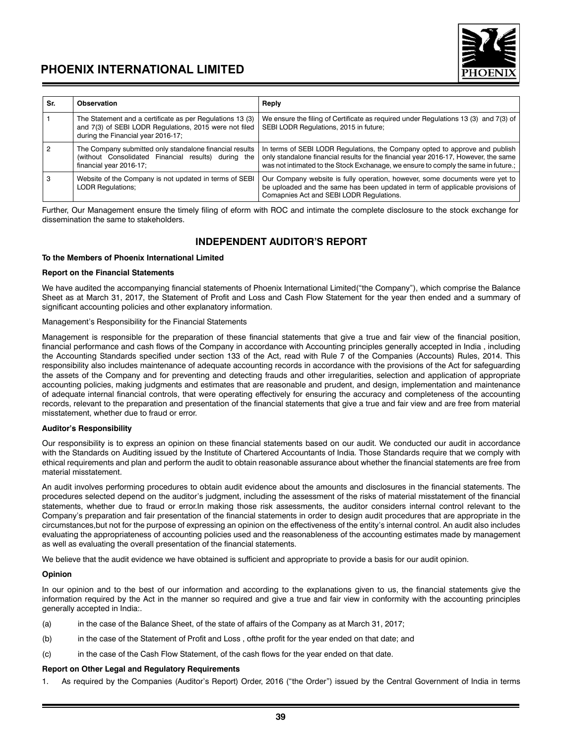| Sr. | Observation | Reply |
|---|---|---|
| 1 | The Statement and a certificate as per Regulations 13 (3) and 7(3) of SEBI LODR Regulations, 2015 were not filed during the Financial year 2016-17; | We ensure the filing of Certificate as required under Regulations 13 (3) and 7(3) of SEBI LODR Regulations, 2015 in future; |
| 2 | The Company submitted only standalone financial results (without Consolidated Financial results) during the financial year 2016-17; | In terms of SEBI LODR Regulations, the Company opted to approve and publish only standalone financial results for the financial year 2016-17, However, the same was not intimated to the Stock Exchanage, we ensure to comply the same in future.; |
| 3 | Website of the Company is not updated in terms of SEBI LODR Regulations; | Our Company website is fully operation, however, some documents were yet to be uploaded and the same has been updated in term of applicable provisions of Comapnies Act and SEBI LODR Regulations. |

Further, Our Management ensure the timely filing of eform with ROC and intimate the complete disclosure to the stock exchange for dissemination the same to stakeholders.

## INDEPENDENT AUDITOR'S REPORT

**To the Members of Phoenix International Limited**

**Report on the Financial Statements**

We have audited the accompanying financial statements of Phoenix International Limited("the Company"), which comprise the Balance Sheet as at March 31, 2017, the Statement of Profit and Loss and Cash Flow Statement for the year then ended and a summary of significant accounting policies and other explanatory information.

Management's Responsibility for the Financial Statements

Management is responsible for the preparation of these financial statements that give a true and fair view of the financial position, financial performance and cash flows of the Company in accordance with Accounting principles generally accepted in India , including the Accounting Standards specified under section 133 of the Act, read with Rule 7 of the Companies (Accounts) Rules, 2014. This responsibility also includes maintenance of adequate accounting records in accordance with the provisions of the Act for safeguarding the assets of the Company and for preventing and detecting frauds and other irregularities, selection and application of appropriate accounting policies, making judgments and estimates that are reasonable and prudent, and design, implementation and maintenance of adequate internal financial controls, that were operating effectively for ensuring the accuracy and completeness of the accounting records, relevant to the preparation and presentation of the financial statements that give a true and fair view and are free from material misstatement, whether due to fraud or error.

**Auditor's Responsibility**

Our responsibility is to express an opinion on these financial statements based on our audit. We conducted our audit in accordance with the Standards on Auditing issued by the Institute of Chartered Accountants of India. Those Standards require that we comply with ethical requirements and plan and perform the audit to obtain reasonable assurance about whether the financial statements are free from material misstatement.

An audit involves performing procedures to obtain audit evidence about the amounts and disclosures in the financial statements. The procedures selected depend on the auditor's judgment, including the assessment of the risks of material misstatement of the financial statements, whether due to fraud or error.In making those risk assessments, the auditor considers internal control relevant to the Company's preparation and fair presentation of the financial statements in order to design audit procedures that are appropriate in the circumstances,but not for the purpose of expressing an opinion on the effectiveness of the entity's internal control. An audit also includes evaluating the appropriateness of accounting policies used and the reasonableness of the accounting estimates made by management as well as evaluating the overall presentation of the financial statements.

We believe that the audit evidence we have obtained is sufficient and appropriate to provide a basis for our audit opinion.

**Opinion**

In our opinion and to the best of our information and according to the explanations given to us, the financial statements give the information required by the Act in the manner so required and give a true and fair view in conformity with the accounting principles generally accepted in India:.

(a) in the case of the Balance Sheet, of the state of affairs of the Company as at March 31, 2017;

(b) in the case of the Statement of Profit and Loss , ofthe profit for the year ended on that date; and

(c) in the case of the Cash Flow Statement, of the cash flows for the year ended on that date.

**Report on Other Legal and Regulatory Requirements**

1. As required by the Companies (Auditor's Report) Order, 2016 ("the Order") issued by the Central Government of India in terms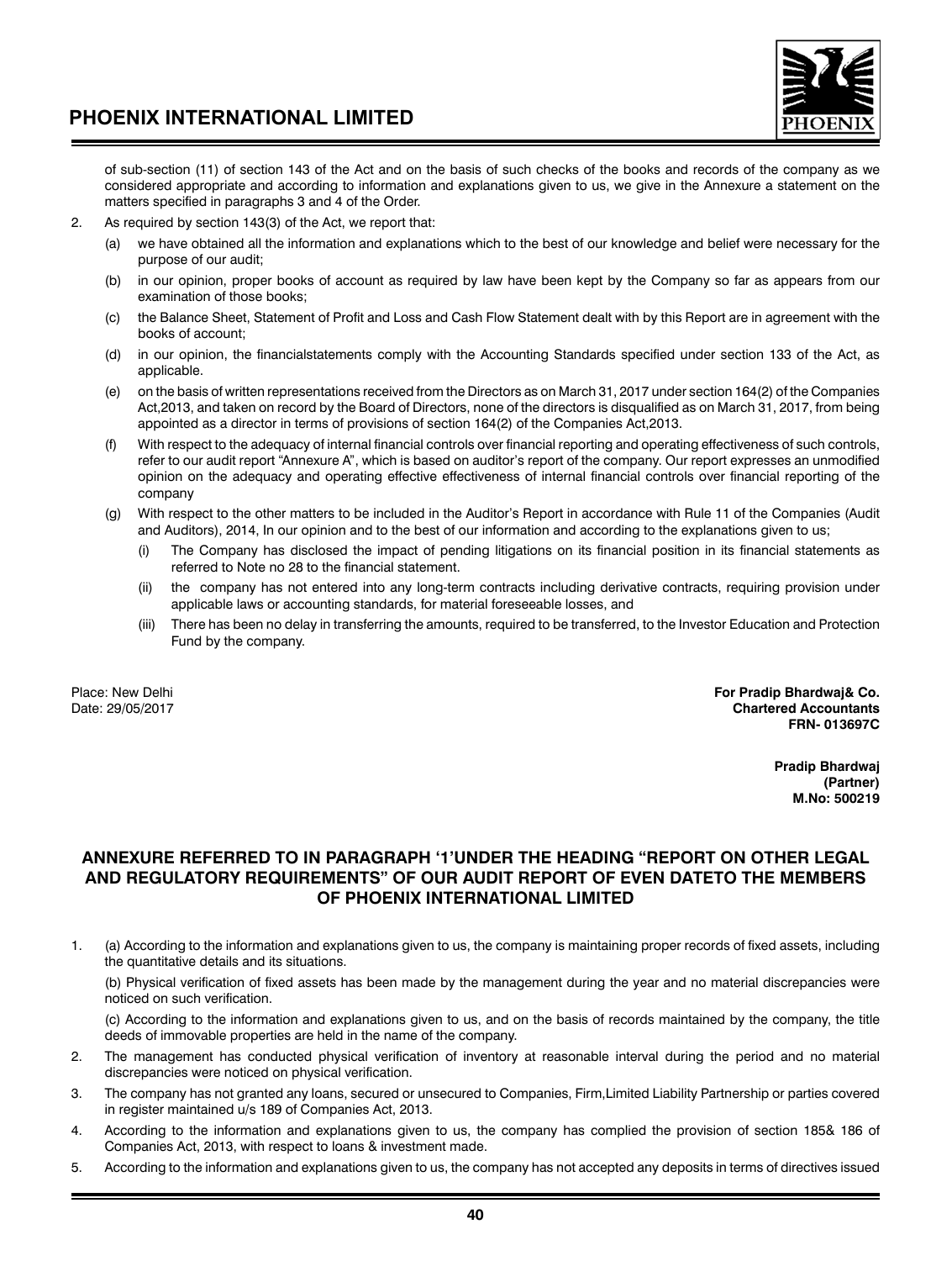of sub-section (11) of section 143 of the Act and on the basis of such checks of the books and records of the company as we considered appropriate and according to information and explanations given to us, we give in the Annexure a statement on the matters specified in paragraphs 3 and 4 of the Order.

2. As required by section 143(3) of the Act, we report that:

   (a) we have obtained all the information and explanations which to the best of our knowledge and belief were necessary for the purpose of our audit;

   (b) in our opinion, proper books of account as required by law have been kept by the Company so far as appears from our examination of those books;

   (c) the Balance Sheet, Statement of Profit and Loss and Cash Flow Statement dealt with by this Report are in agreement with the books of account;

   (d) in our opinion, the financialstatements comply with the Accounting Standards specified under section 133 of the Act, as applicable.

   (e) on the basis of written representations received from the Directors as on March 31, 2017 under section 164(2) of the Companies Act,2013, and taken on record by the Board of Directors, none of the directors is disqualified as on March 31, 2017, from being appointed as a director in terms of provisions of section 164(2) of the Companies Act,2013.

   (f) With respect to the adequacy of internal financial controls over financial reporting and operating effectiveness of such controls, refer to our audit report "Annexure A", which is based on auditor's report of the company. Our report expresses an unmodified opinion on the adequacy and operating effective effectiveness of internal financial controls over financial reporting of the company

   (g) With respect to the other matters to be included in the Auditor's Report in accordance with Rule 11 of the Companies (Audit and Auditors), 2014, In our opinion and to the best of our information and according to the explanations given to us;

      (i) The Company has disclosed the impact of pending litigations on its financial position in its financial statements as referred to Note no 28 to the financial statement.

      (ii) the company has not entered into any long-term contracts including derivative contracts, requiring provision under applicable laws or accounting standards, for material foreseeable losses, and

      (iii) There has been no delay in transferring the amounts, required to be transferred, to the Investor Education and Protection Fund by the company.

Place: New Delhi
Date: 29/05/2017

**For Pradip Bhardwaj& Co.**
**Chartered Accountants**
**FRN- 013697C**

**Pradip Bhardwaj**
**(Partner)**
**M.No: 500219**

## ANNEXURE REFERRED TO IN PARAGRAPH '1'UNDER THE HEADING "REPORT ON OTHER LEGAL AND REGULATORY REQUIREMENTS" OF OUR AUDIT REPORT OF EVEN DATETO THE MEMBERS OF PHOENIX INTERNATIONAL LIMITED

1. (a) According to the information and explanations given to us, the company is maintaining proper records of fixed assets, including the quantitative details and its situations.

   (b) Physical verification of fixed assets has been made by the management during the year and no material discrepancies were noticed on such verification.

   (c) According to the information and explanations given to us, and on the basis of records maintained by the company, the title deeds of immovable properties are held in the name of the company.

2. The management has conducted physical verification of inventory at reasonable interval during the period and no material discrepancies were noticed on physical verification.

3. The company has not granted any loans, secured or unsecured to Companies, Firm,Limited Liability Partnership or parties covered in register maintained u/s 189 of Companies Act, 2013.

4. According to the information and explanations given to us, the company has complied the provision of section 185& 186 of Companies Act, 2013, with respect to loans & investment made.

5. According to the information and explanations given to us, the company has not accepted any deposits in terms of directives issued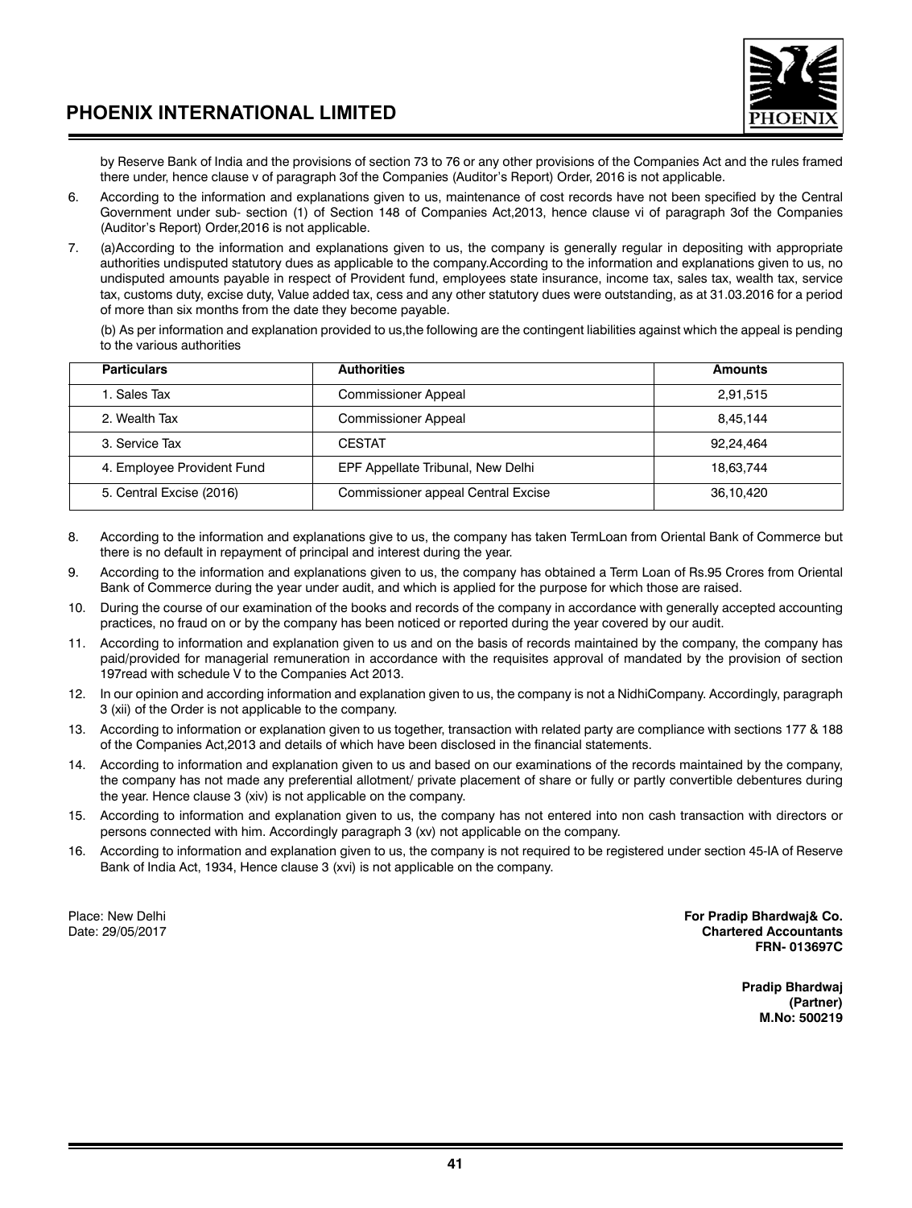by Reserve Bank of India and the provisions of section 73 to 76 or any other provisions of the Companies Act and the rules framed there under, hence clause v of paragraph 3of the Companies (Auditor's Report) Order, 2016 is not applicable.

6. According to the information and explanations given to us, maintenance of cost records have not been specified by the Central Government under sub- section (1) of Section 148 of Companies Act,2013, hence clause vi of paragraph 3of the Companies (Auditor's Report) Order,2016 is not applicable.

7. (a)According to the information and explanations given to us, the company is generally regular in depositing with appropriate authorities undisputed statutory dues as applicable to the company.According to the information and explanations given to us, no undisputed amounts payable in respect of Provident fund, employees state insurance, income tax, sales tax, wealth tax, service tax, customs duty, excise duty, Value added tax, cess and any other statutory dues were outstanding, as at 31.03.2016 for a period of more than six months from the date they become payable.

   (b) As per information and explanation provided to us,the following are the contingent liabilities against which the appeal is pending to the various authorities

| Particulars | Authorities | Amounts |
|---|---|---|
| 1. Sales Tax | Commissioner Appeal | 2,91,515 |
| 2. Wealth Tax | Commissioner Appeal | 8,45,144 |
| 3. Service Tax | CESTAT | 92,24,464 |
| 4. Employee Provident Fund | EPF Appellate Tribunal, New Delhi | 18,63,744 |
| 5. Central Excise (2016) | Commissioner appeal Central Excise | 36,10,420 |

8. According to the information and explanations give to us, the company has taken TermLoan from Oriental Bank of Commerce but there is no default in repayment of principal and interest during the year.

9. According to the information and explanations given to us, the company has obtained a Term Loan of Rs.95 Crores from Oriental Bank of Commerce during the year under audit, and which is applied for the purpose for which those are raised.

10. During the course of our examination of the books and records of the company in accordance with generally accepted accounting practices, no fraud on or by the company has been noticed or reported during the year covered by our audit.

11. According to information and explanation given to us and on the basis of records maintained by the company, the company has paid/provided for managerial remuneration in accordance with the requisites approval of mandated by the provision of section 197read with schedule V to the Companies Act 2013.

12. In our opinion and according information and explanation given to us, the company is not a NidhiCompany. Accordingly, paragraph 3 (xii) of the Order is not applicable to the company.

13. According to information or explanation given to us together, transaction with related party are compliance with sections 177 & 188 of the Companies Act,2013 and details of which have been disclosed in the financial statements.

14. According to information and explanation given to us and based on our examinations of the records maintained by the company, the company has not made any preferential allotment/ private placement of share or fully or partly convertible debentures during the year. Hence clause 3 (xiv) is not applicable on the company.

15. According to information and explanation given to us, the company has not entered into non cash transaction with directors or persons connected with him. Accordingly paragraph 3 (xv) not applicable on the company.

16. According to information and explanation given to us, the company is not required to be registered under section 45-IA of Reserve Bank of India Act, 1934, Hence clause 3 (xvi) is not applicable on the company.

Place: New Delhi
Date: 29/05/2017

**For Pradip Bhardwaj& Co.**
**Chartered Accountants**
**FRN- 013697C**

**Pradip Bhardwaj**
**(Partner)**
**M.No: 500219**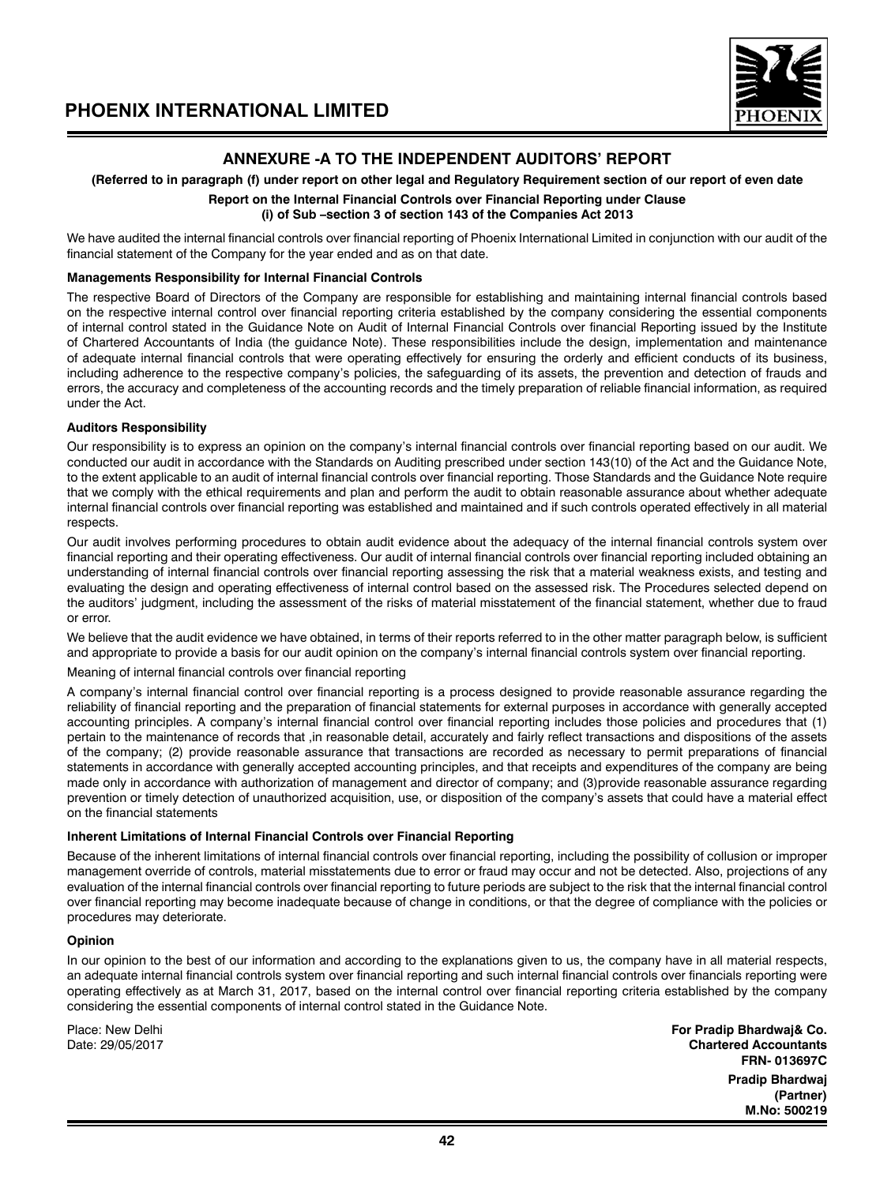## ANNEXURE -A TO THE INDEPENDENT AUDITORS' REPORT

**(Referred to in paragraph (f) under report on other legal and Regulatory Requirement section of our report of even date**

**Report on the Internal Financial Controls over Financial Reporting under Clause (i) of Sub –section 3 of section 143 of the Companies Act 2013**

We have audited the internal financial controls over financial reporting of Phoenix International Limited in conjunction with our audit of the financial statement of the Company for the year ended and as on that date.

**Managements Responsibility for Internal Financial Controls**

The respective Board of Directors of the Company are responsible for establishing and maintaining internal financial controls based on the respective internal control over financial reporting criteria established by the company considering the essential components of internal control stated in the Guidance Note on Audit of Internal Financial Controls over financial Reporting issued by the Institute of Chartered Accountants of India (the guidance Note). These responsibilities include the design, implementation and maintenance of adequate internal financial controls that were operating effectively for ensuring the orderly and efficient conducts of its business, including adherence to the respective company's policies, the safeguarding of its assets, the prevention and detection of frauds and errors, the accuracy and completeness of the accounting records and the timely preparation of reliable financial information, as required under the Act.

**Auditors Responsibility**

Our responsibility is to express an opinion on the company's internal financial controls over financial reporting based on our audit. We conducted our audit in accordance with the Standards on Auditing prescribed under section 143(10) of the Act and the Guidance Note, to the extent applicable to an audit of internal financial controls over financial reporting. Those Standards and the Guidance Note require that we comply with the ethical requirements and plan and perform the audit to obtain reasonable assurance about whether adequate internal financial controls over financial reporting was established and maintained and if such controls operated effectively in all material respects.

Our audit involves performing procedures to obtain audit evidence about the adequacy of the internal financial controls system over financial reporting and their operating effectiveness. Our audit of internal financial controls over financial reporting included obtaining an understanding of internal financial controls over financial reporting assessing the risk that a material weakness exists, and testing and evaluating the design and operating effectiveness of internal control based on the assessed risk. The Procedures selected depend on the auditors' judgment, including the assessment of the risks of material misstatement of the financial statement, whether due to fraud or error.

We believe that the audit evidence we have obtained, in terms of their reports referred to in the other matter paragraph below, is sufficient and appropriate to provide a basis for our audit opinion on the company's internal financial controls system over financial reporting.

Meaning of internal financial controls over financial reporting

A company's internal financial control over financial reporting is a process designed to provide reasonable assurance regarding the reliability of financial reporting and the preparation of financial statements for external purposes in accordance with generally accepted accounting principles. A company's internal financial control over financial reporting includes those policies and procedures that (1) pertain to the maintenance of records that ,in reasonable detail, accurately and fairly reflect transactions and dispositions of the assets of the company; (2) provide reasonable assurance that transactions are recorded as necessary to permit preparations of financial statements in accordance with generally accepted accounting principles, and that receipts and expenditures of the company are being made only in accordance with authorization of management and director of company; and (3)provide reasonable assurance regarding prevention or timely detection of unauthorized acquisition, use, or disposition of the company's assets that could have a material effect on the financial statements

**Inherent Limitations of Internal Financial Controls over Financial Reporting**

Because of the inherent limitations of internal financial controls over financial reporting, including the possibility of collusion or improper management override of controls, material misstatements due to error or fraud may occur and not be detected. Also, projections of any evaluation of the internal financial controls over financial reporting to future periods are subject to the risk that the internal financial control over financial reporting may become inadequate because of change in conditions, or that the degree of compliance with the policies or procedures may deteriorate.

**Opinion**

In our opinion to the best of our information and according to the explanations given to us, the company have in all material respects, an adequate internal financial controls system over financial reporting and such internal financial controls over financials reporting were operating effectively as at March 31, 2017, based on the internal control over financial reporting criteria established by the company considering the essential components of internal control stated in the Guidance Note.

Place: New Delhi
Date: 29/05/2017

**For Pradip Bhardwaj& Co.**
**Chartered Accountants**
**FRN- 013697C**

**Pradip Bhardwaj**
**(Partner)**
**M.No: 500219**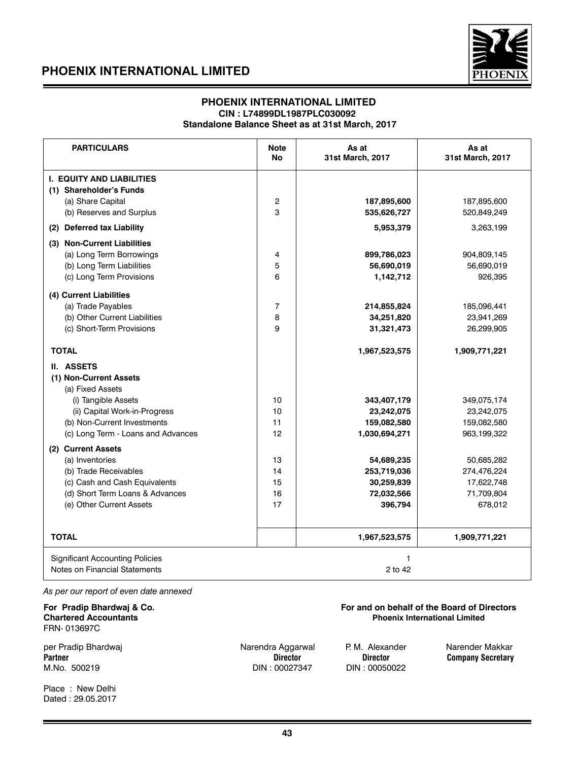# PHOENIX INTERNATIONAL LIMITED

**CIN : L74899DL1987PLC030092**

**Standalone Balance Sheet as at 31st March, 2017**

| PARTICULARS | Note No | As at 31st March, 2017 | As at 31st March, 2017 |
|---|---|---|---|
| **I. EQUITY AND LIABILITIES** | | | |
| **(1) Shareholder's Funds** | | | |
| (a) Share Capital | 2 | **187,895,600** | 187,895,600 |
| (b) Reserves and Surplus | 3 | **535,626,727** | 520,849,249 |
| **(2) Deferred tax Liability** | | **5,953,379** | 3,263,199 |
| **(3) Non-Current Liabilities** | | | |
| (a) Long Term Borrowings | 4 | **899,786,023** | 904,809,145 |
| (b) Long Term Liabilities | 5 | **56,690,019** | 56,690,019 |
| (c) Long Term Provisions | 6 | **1,142,712** | 926,395 |
| **(4) Current Liabilities** | | | |
| (a) Trade Payables | 7 | **214,855,824** | 185,096,441 |
| (b) Other Current Liabilities | 8 | **34,251,820** | 23,941,269 |
| (c) Short-Term Provisions | 9 | **31,321,473** | 26,299,905 |
| **TOTAL** | | **1,967,523,575** | **1,909,771,221** |
| **II. ASSETS** | | | |
| **(1) Non-Current Assets** | | | |
| (a) Fixed Assets | | | |
| (i) Tangible Assets | 10 | **343,407,179** | 349,075,174 |
| (ii) Capital Work-in-Progress | 10 | **23,242,075** | 23,242,075 |
| (b) Non-Current Investments | 11 | **159,082,580** | 159,082,580 |
| (c) Long Term - Loans and Advances | 12 | **1,030,694,271** | 963,199,322 |
| **(2) Current Assets** | | | |
| (a) Inventories | 13 | **54,689,235** | 50,685,282 |
| (b) Trade Receivables | 14 | **253,719,036** | 274,476,224 |
| (c) Cash and Cash Equivalents | 15 | **30,259,839** | 17,622,748 |
| (d) Short Term Loans & Advances | 16 | **72,032,566** | 71,709,804 |
| (e) Other Current Assets | 17 | **396,794** | 678,012 |
| **TOTAL** | | **1,967,523,575** | **1,909,771,221** |
| Significant Accounting Policies | | 1 | |
| Notes on Financial Statements | | 2 to 42 | |

*As per our report of even date annexed*

**For Pradip Bhardwaj & Co.**
**Chartered Accountants**
FRN- 013697C

per Pradip Bhardwaj
**Partner**
M.No. 500219

Place : New Delhi
Dated : 29.05.2017

**For and on behalf of the Board of Directors**
**Phoenix International Limited**

Narendra Aggarwal
**Director**
DIN : 00027347

P. M. Alexander
**Director**
DIN : 00050022

Narender Makkar
**Company Secretary**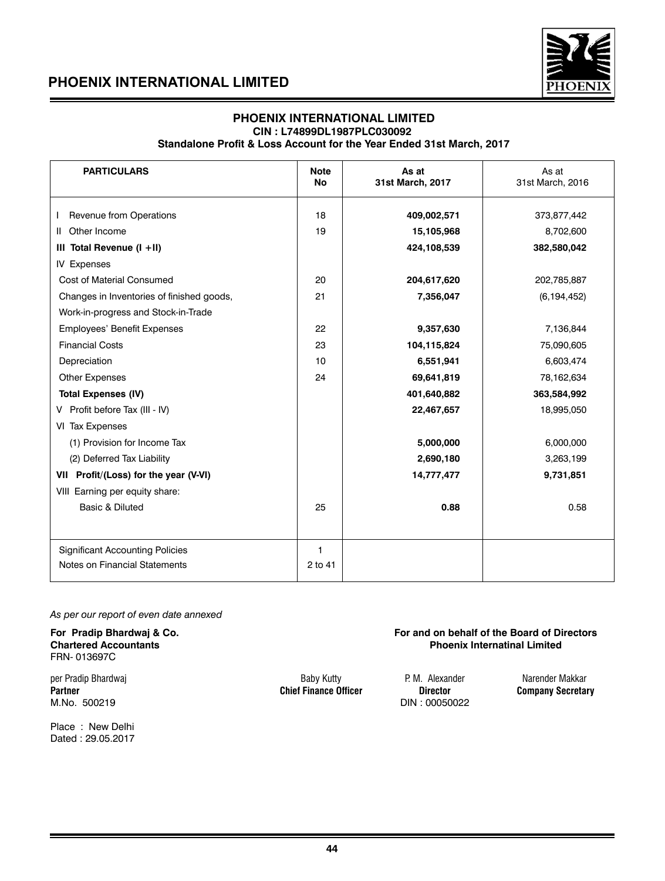# PHOENIX INTERNATIONAL LIMITED

## PHOENIX INTERNATIONAL LIMITED

**CIN : L74899DL1987PLC030092**

**Standalone Profit & Loss Account for the Year Ended 31st March, 2017**

| PARTICULARS | Note No | As at 31st March, 2017 | As at 31st March, 2016 |
|---|---|---|---|
| I Revenue from Operations | 18 | **409,002,571** | 373,877,442 |
| II Other Income | 19 | **15,105,968** | 8,702,600 |
| **III Total Revenue (I +II)** | | **424,108,539** | **382,580,042** |
| IV Expenses | | | |
| Cost of Material Consumed | 20 | **204,617,620** | 202,785,887 |
| Changes in Inventories of finished goods, Work-in-progress and Stock-in-Trade | 21 | **7,356,047** | (6,194,452) |
| Employees' Benefit Expenses | 22 | **9,357,630** | 7,136,844 |
| Financial Costs | 23 | **104,115,824** | 75,090,605 |
| Depreciation | 10 | **6,551,941** | 6,603,474 |
| Other Expenses | 24 | **69,641,819** | 78,162,634 |
| **Total Expenses (IV)** | | **401,640,882** | **363,584,992** |
| V Profit before Tax (III - IV) | | **22,467,657** | 18,995,050 |
| VI Tax Expenses | | | |
| (1) Provision for Income Tax | | **5,000,000** | 6,000,000 |
| (2) Deferred Tax Liability | | **2,690,180** | 3,263,199 |
| **VII Profit/(Loss) for the year (V-VI)** | | **14,777,477** | **9,731,851** |
| VIII Earning per equity share: | | | |
| Basic & Diluted | 25 | **0.88** | 0.58 |
| Significant Accounting Policies | 1 | | |
| Notes on Financial Statements | 2 to 41 | | |

*As per our report of even date annexed*

**For Pradip Bhardwaj & Co.**
**Chartered Accountants**
FRN- 013697C

per Pradip Bhardwaj
**Partner**
M.No. 500219

Place : New Delhi
Dated : 29.05.2017

**For and on behalf of the Board of Directors**
**Phoenix Internatinal Limited**

Baby Kutty
**Chief Finance Officer**

P. M. Alexander
**Director**
DIN : 00050022

Narender Makkar
**Company Secretary**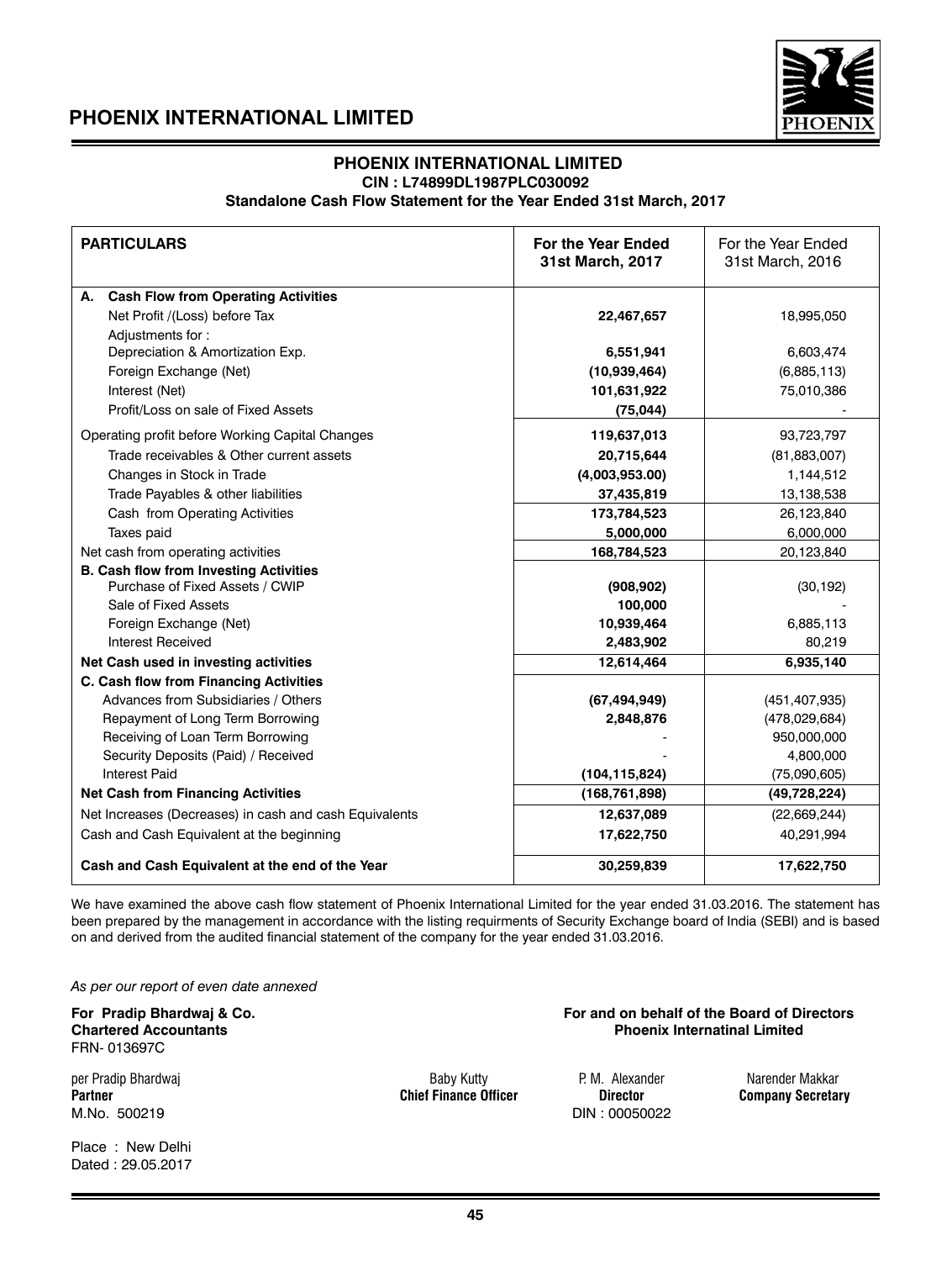# PHOENIX INTERNATIONAL LIMITED

**CIN : L74899DL1987PLC030092**

**Standalone Cash Flow Statement for the Year Ended 31st March, 2017**

| PARTICULARS | For the Year Ended 31st March, 2017 | For the Year Ended 31st March, 2016 |
|---|---|---|
| **A. Cash Flow from Operating Activities** | | |
| Net Profit /(Loss) before Tax | **22,467,657** | 18,995,050 |
| Adjustments for : | | |
| Depreciation & Amortization Exp. | **6,551,941** | 6,603,474 |
| Foreign Exchange (Net) | **(10,939,464)** | (6,885,113) |
| Interest (Net) | **101,631,922** | 75,010,386 |
| Profit/Loss on sale of Fixed Assets | **(75,044)** | - |
| Operating profit before Working Capital Changes | **119,637,013** | 93,723,797 |
| Trade receivables & Other current assets | **20,715,644** | (81,883,007) |
| Changes in Stock in Trade | **(4,003,953.00)** | 1,144,512 |
| Trade Payables & other liabilities | **37,435,819** | 13,138,538 |
| Cash from Operating Activities | **173,784,523** | 26,123,840 |
| Taxes paid | **5,000,000** | 6,000,000 |
| Net cash from operating activities | **168,784,523** | 20,123,840 |
| **B. Cash flow from Investing Activities** | | |
| Purchase of Fixed Assets / CWIP | **(908,902)** | (30,192) |
| Sale of Fixed Assets | **100,000** | - |
| Foreign Exchange (Net) | **10,939,464** | 6,885,113 |
| Interest Received | **2,483,902** | 80,219 |
| **Net Cash used in investing activities** | **12,614,464** | **6,935,140** |
| **C. Cash flow from Financing Activities** | | |
| Advances from Subsidiaries / Others | **(67,494,949)** | (451,407,935) |
| Repayment of Long Term Borrowing | **2,848,876** | (478,029,684) |
| Receiving of Loan Term Borrowing | - | 950,000,000 |
| Security Deposits (Paid) / Received | - | 4,800,000 |
| Interest Paid | **(104,115,824)** | (75,090,605) |
| **Net Cash from Financing Activities** | **(168,761,898)** | **(49,728,224)** |
| Net Increases (Decreases) in cash and cash Equivalents | **12,637,089** | (22,669,244) |
| Cash and Cash Equivalent at the beginning | **17,622,750** | 40,291,994 |
| **Cash and Cash Equivalent at the end of the Year** | **30,259,839** | **17,622,750** |

We have examined the above cash flow statement of Phoenix International Limited for the year ended 31.03.2016. The statement has been prepared by the management in accordance with the listing requirments of Security Exchange board of India (SEBI) and is based on and derived from the audited financial statement of the company for the year ended 31.03.2016.

*As per our report of even date annexed*

**For Pradip Bhardwaj & Co.**
**Chartered Accountants**
FRN- 013697C

per Pradip Bhardwaj
**Partner**
M.No. 500219

Place : New Delhi
Dated : 29.05.2017

**For and on behalf of the Board of Directors**
**Phoenix Internatinal Limited**

Baby Kutty
**Chief Finance Officer**

P. M. Alexander
**Director**
DIN : 00050022

Narender Makkar
**Company Secretary**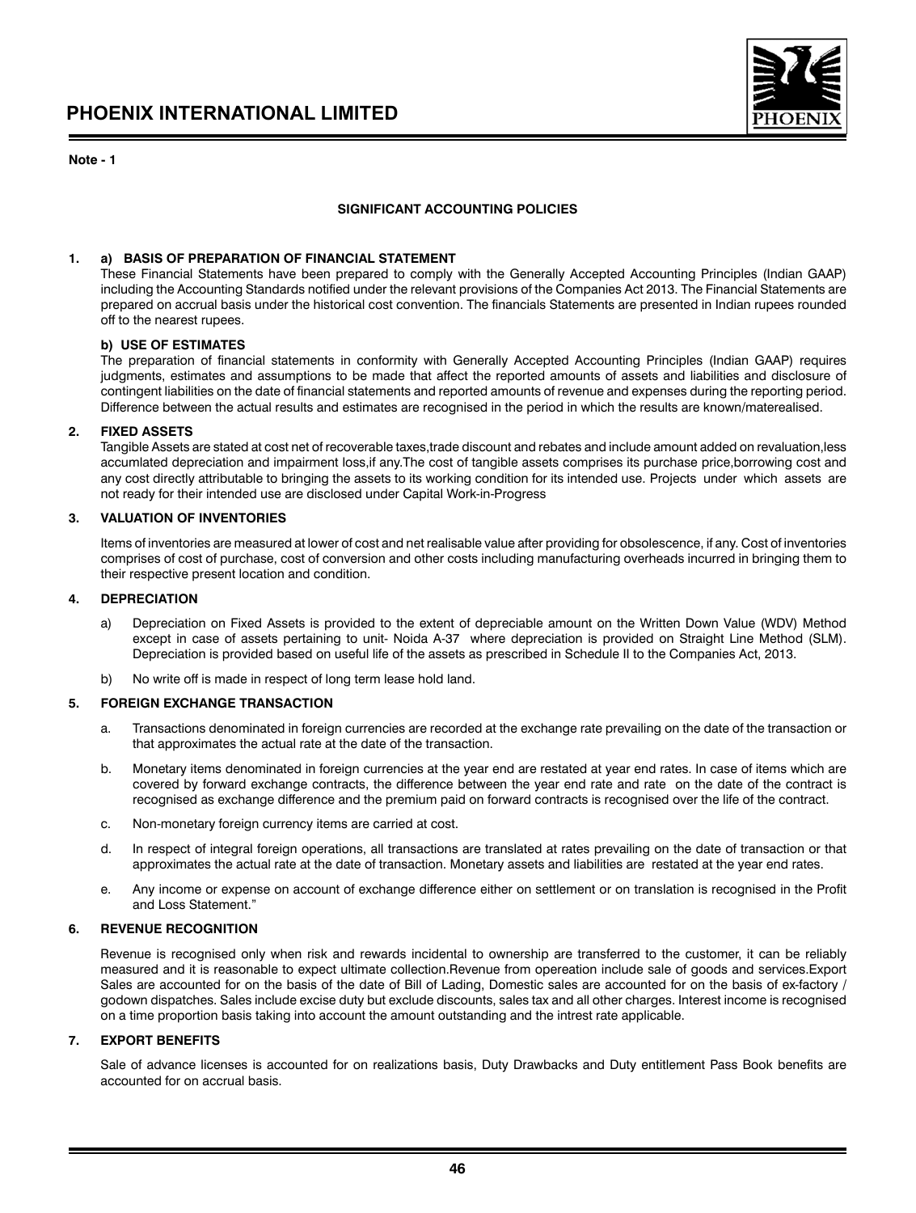**Note - 1**

### SIGNIFICANT ACCOUNTING POLICIES

**1. a) BASIS OF PREPARATION OF FINANCIAL STATEMENT**

These Financial Statements have been prepared to comply with the Generally Accepted Accounting Principles (Indian GAAP) including the Accounting Standards notified under the relevant provisions of the Companies Act 2013. The Financial Statements are prepared on accrual basis under the historical cost convention. The financials Statements are presented in Indian rupees rounded off to the nearest rupees.

**b) USE OF ESTIMATES**

The preparation of financial statements in conformity with Generally Accepted Accounting Principles (Indian GAAP) requires judgments, estimates and assumptions to be made that affect the reported amounts of assets and liabilities and disclosure of contingent liabilities on the date of financial statements and reported amounts of revenue and expenses during the reporting period. Difference between the actual results and estimates are recognised in the period in which the results are known/materealised.

**2. FIXED ASSETS**

Tangible Assets are stated at cost net of recoverable taxes,trade discount and rebates and include amount added on revaluation,less accumlated depreciation and impairment loss,if any.The cost of tangible assets comprises its purchase price,borrowing cost and any cost directly attributable to bringing the assets to its working condition for its intended use. Projects under which assets are not ready for their intended use are disclosed under Capital Work-in-Progress

**3. VALUATION OF INVENTORIES**

Items of inventories are measured at lower of cost and net realisable value after providing for obsolescence, if any. Cost of inventories comprises of cost of purchase, cost of conversion and other costs including manufacturing overheads incurred in bringing them to their respective present location and condition.

**4. DEPRECIATION**

a) Depreciation on Fixed Assets is provided to the extent of depreciable amount on the Written Down Value (WDV) Method except in case of assets pertaining to unit- Noida A-37 where depreciation is provided on Straight Line Method (SLM). Depreciation is provided based on useful life of the assets as prescribed in Schedule II to the Companies Act, 2013.

b) No write off is made in respect of long term lease hold land.

**5. FOREIGN EXCHANGE TRANSACTION**

a. Transactions denominated in foreign currencies are recorded at the exchange rate prevailing on the date of the transaction or that approximates the actual rate at the date of the transaction.

b. Monetary items denominated in foreign currencies at the year end are restated at year end rates. In case of items which are covered by forward exchange contracts, the difference between the year end rate and rate on the date of the contract is recognised as exchange difference and the premium paid on forward contracts is recognised over the life of the contract.

c. Non-monetary foreign currency items are carried at cost.

d. In respect of integral foreign operations, all transactions are translated at rates prevailing on the date of transaction or that approximates the actual rate at the date of transaction. Monetary assets and liabilities are restated at the year end rates.

e. Any income or expense on account of exchange difference either on settlement or on translation is recognised in the Profit and Loss Statement."

**6. REVENUE RECOGNITION**

Revenue is recognised only when risk and rewards incidental to ownership are transferred to the customer, it can be reliably measured and it is reasonable to expect ultimate collection.Revenue from opereation include sale of goods and services.Export Sales are accounted for on the basis of the date of Bill of Lading, Domestic sales are accounted for on the basis of ex-factory / godown dispatches. Sales include excise duty but exclude discounts, sales tax and all other charges. Interest income is recognised on a time proportion basis taking into account the amount outstanding and the intrest rate applicable.

**7. EXPORT BENEFITS**

Sale of advance licenses is accounted for on realizations basis, Duty Drawbacks and Duty entitlement Pass Book benefits are accounted for on accrual basis.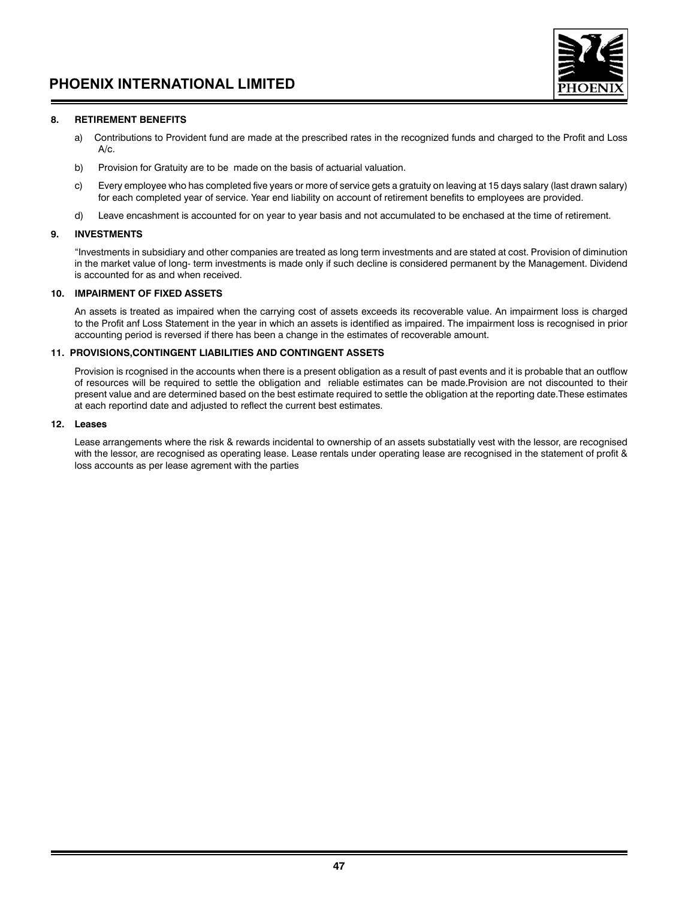**8. RETIREMENT BENEFITS**

a) Contributions to Provident fund are made at the prescribed rates in the recognized funds and charged to the Profit and Loss A/c.

b) Provision for Gratuity are to be made on the basis of actuarial valuation.

c) Every employee who has completed five years or more of service gets a gratuity on leaving at 15 days salary (last drawn salary) for each completed year of service. Year end liability on account of retirement benefits to employees are provided.

d) Leave encashment is accounted for on year to year basis and not accumulated to be enchased at the time of retirement.

**9. INVESTMENTS**

"Investments in subsidiary and other companies are treated as long term investments and are stated at cost. Provision of diminution in the market value of long- term investments is made only if such decline is considered permanent by the Management. Dividend is accounted for as and when received.

**10. IMPAIRMENT OF FIXED ASSETS**

An assets is treated as impaired when the carrying cost of assets exceeds its recoverable value. An impairment loss is charged to the Profit anf Loss Statement in the year in which an assets is identified as impaired. The impairment loss is recognised in prior accounting period is reversed if there has been a change in the estimates of recoverable amount.

**11. PROVISIONS,CONTINGENT LIABILITIES AND CONTINGENT ASSETS**

Provision is rcognised in the accounts when there is a present obligation as a result of past events and it is probable that an outflow of resources will be required to settle the obligation and reliable estimates can be made.Provision are not discounted to their present value and are determined based on the best estimate required to settle the obligation at the reporting date.These estimates at each reportind date and adjusted to reflect the current best estimates.

**12. Leases**

Lease arrangements where the risk & rewards incidental to ownership of an assets substatially vest with the lessor, are recognised with the lessor, are recognised as operating lease. Lease rentals under operating lease are recognised in the statement of profit & loss accounts as per lease agrement with the parties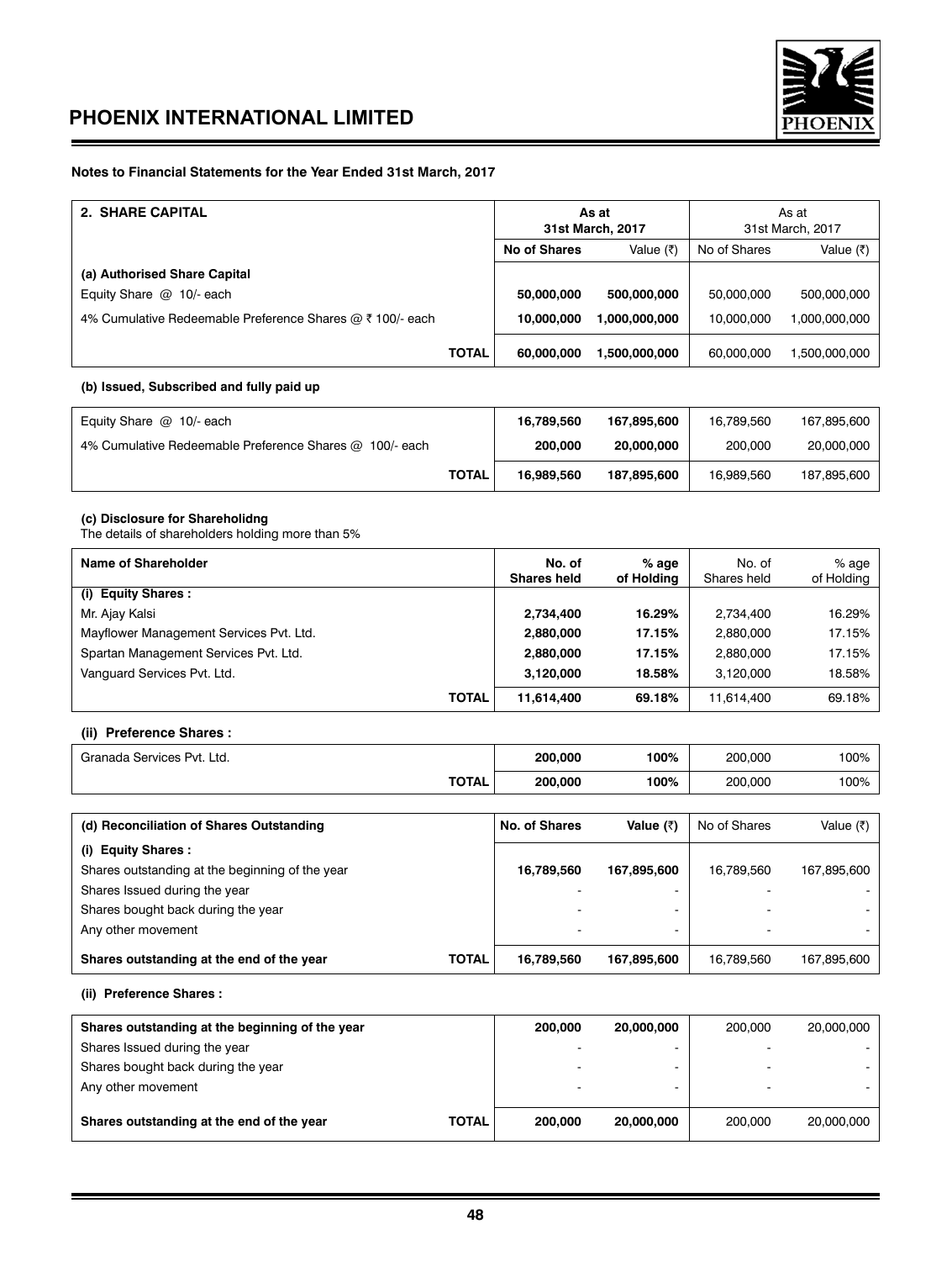**Notes to Financial Statements for the Year Ended 31st March, 2017**

| 2. SHARE CAPITAL | As at 31st March, 2017 | | As at 31st March, 2017 | |
|---|---|---|---|---|
| | **No of Shares** | Value (₹) | No of Shares | Value (₹) |
| **(a) Authorised Share Capital** | | | | |
| Equity Share @ 10/- each | **50,000,000** | **500,000,000** | 50,000,000 | 500,000,000 |
| 4% Cumulative Redeemable Preference Shares @ ₹ 100/- each | **10,000,000** | **1,000,000,000** | 10,000,000 | 1,000,000,000 |
| **TOTAL** | **60,000,000** | **1,500,000,000** | 60,000,000 | 1,500,000,000 |

**(b) Issued, Subscribed and fully paid up**

| | | | | |
|---|---|---|---|---|
| Equity Share @ 10/- each | **16,789,560** | **167,895,600** | 16,789,560 | 167,895,600 |
| 4% Cumulative Redeemable Preference Shares @ 100/- each | **200,000** | **20,000,000** | 200,000 | 20,000,000 |
| **TOTAL** | **16,989,560** | **187,895,600** | 16,989,560 | 187,895,600 |

**(c) Disclosure for Shareholidng**

The details of shareholders holding more than 5%

| Name of Shareholder | No. of Shares held | % age of Holding | No. of Shares held | % age of Holding |
|---|---|---|---|---|
| **(i) Equity Shares :** | | | | |
| Mr. Ajay Kalsi | **2,734,400** | **16.29%** | 2,734,400 | 16.29% |
| Mayflower Management Services Pvt. Ltd. | **2,880,000** | **17.15%** | 2,880,000 | 17.15% |
| Spartan Management Services Pvt. Ltd. | **2,880,000** | **17.15%** | 2,880,000 | 17.15% |
| Vanguard Services Pvt. Ltd. | **3,120,000** | **18.58%** | 3,120,000 | 18.58% |
| **TOTAL** | **11,614,400** | **69.18%** | 11,614,400 | 69.18% |

**(ii) Preference Shares :**

| | | | | |
|---|---|---|---|---|
| Granada Services Pvt. Ltd. | **200,000** | **100%** | 200,000 | 100% |
| **TOTAL** | **200,000** | **100%** | 200,000 | 100% |

| (d) Reconciliation of Shares Outstanding | No. of Shares | Value (₹) | No of Shares | Value (₹) |
|---|---|---|---|---|
| **(i) Equity Shares :** | | | | |
| Shares outstanding at the beginning of the year | **16,789,560** | **167,895,600** | 16,789,560 | 167,895,600 |
| Shares Issued during the year | - | - | - | - |
| Shares bought back during the year | - | - | - | - |
| Any other movement | - | - | - | - |
| **Shares outstanding at the end of the year TOTAL** | **16,789,560** | **167,895,600** | 16,789,560 | 167,895,600 |

**(ii) Preference Shares :**

| | | | | |
|---|---|---|---|---|
| **Shares outstanding at the beginning of the year** | **200,000** | **20,000,000** | 200,000 | 20,000,000 |
| Shares Issued during the year | - | - | - | - |
| Shares bought back during the year | - | - | - | - |
| Any other movement | - | - | - | - |
| **Shares outstanding at the end of the year TOTAL** | **200,000** | **20,000,000** | 200,000 | 20,000,000 |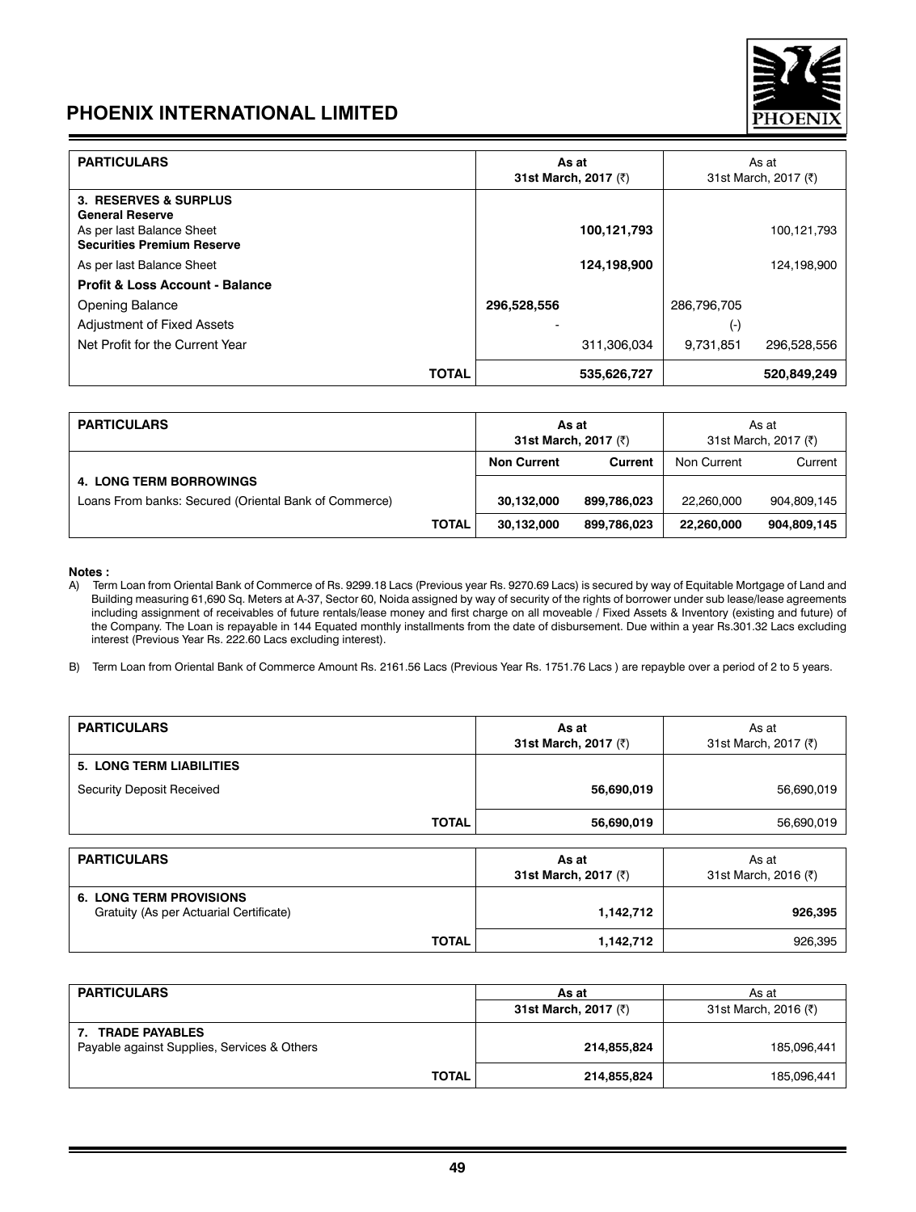| PARTICULARS | As at 31st March, 2017 (₹) | | As at 31st March, 2017 (₹) | |
|---|---|---|---|---|
| **3. RESERVES & SURPLUS** | | | | |
| **General Reserve** | | | | |
| As per last Balance Sheet | | **100,121,793** | | 100,121,793 |
| **Securities Premium Reserve** | | | | |
| As per last Balance Sheet | | **124,198,900** | | 124,198,900 |
| **Profit & Loss Account - Balance** | | | | |
| Opening Balance | **296,528,556** | | 286,796,705 | |
| Adjustment of Fixed Assets | - | | (-) | |
| Net Profit for the Current Year | | 311,306,034 | 9,731,851 | 296,528,556 |
| **TOTAL** | | **535,626,727** | | **520,849,249** |

| PARTICULARS | As at 31st March, 2017 (₹) | | As at 31st March, 2017 (₹) | |
|---|---|---|---|---|
| | **Non Current** | **Current** | Non Current | Current |
| **4. LONG TERM BORROWINGS** | | | | |
| Loans From banks: Secured (Oriental Bank of Commerce) | **30,132,000** | **899,786,023** | 22,260,000 | 904,809,145 |
| **TOTAL** | **30,132,000** | **899,786,023** | **22,260,000** | **904,809,145** |

**Notes :**

A) Term Loan from Oriental Bank of Commerce of Rs. 9299.18 Lacs (Previous year Rs. 9270.69 Lacs) is secured by way of Equitable Mortgage of Land and Building measuring 61,690 Sq. Meters at A-37, Sector 60, Noida assigned by way of security of the rights of borrower under sub lease/lease agreements including assignment of receivables of future rentals/lease money and first charge on all moveable / Fixed Assets & Inventory (existing and future) of the Company. The Loan is repayable in 144 Equated monthly installments from the date of disbursement. Due within a year Rs.301.32 Lacs excluding interest (Previous Year Rs. 222.60 Lacs excluding interest).

B) Term Loan from Oriental Bank of Commerce Amount Rs. 2161.56 Lacs (Previous Year Rs. 1751.76 Lacs ) are repayble over a period of 2 to 5 years.

| PARTICULARS | As at 31st March, 2017 (₹) | As at 31st March, 2017 (₹) |
|---|---|---|
| **5. LONG TERM LIABILITIES** | | |
| Security Deposit Received | **56,690,019** | 56,690,019 |
| **TOTAL** | **56,690,019** | 56,690,019 |

| PARTICULARS | As at 31st March, 2017 (₹) | As at 31st March, 2016 (₹) |
|---|---|---|
| **6. LONG TERM PROVISIONS** | | |
| Gratuity (As per Actuarial Certificate) | **1,142,712** | **926,395** |
| **TOTAL** | **1,142,712** | 926,395 |

| PARTICULARS | As at 31st March, 2017 (₹) | As at 31st March, 2016 (₹) |
|---|---|---|
| **7. TRADE PAYABLES** | | |
| Payable against Supplies, Services & Others | **214,855,824** | 185,096,441 |
| **TOTAL** | **214,855,824** | 185,096,441 |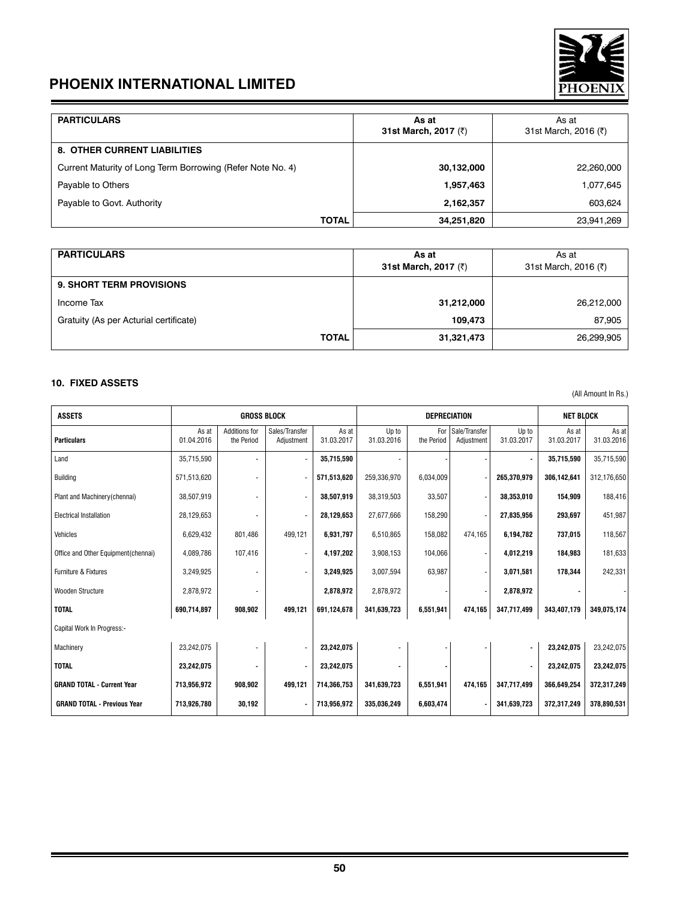| PARTICULARS | As at 31st March, 2017 (₹) | As at 31st March, 2016 (₹) |
|---|---|---|
| **8. OTHER CURRENT LIABILITIES** | | |
| Current Maturity of Long Term Borrowing (Refer Note No. 4) | **30,132,000** | 22,260,000 |
| Payable to Others | **1,957,463** | 1,077,645 |
| Payable to Govt. Authority | **2,162,357** | 603,624 |
| **TOTAL** | **34,251,820** | 23,941,269 |

| PARTICULARS | As at 31st March, 2017 (₹) | As at 31st March, 2016 (₹) |
|---|---|---|
| **9. SHORT TERM PROVISIONS** | | |
| Income Tax | **31,212,000** | 26,212,000 |
| Gratuity (As per Acturial certificate) | **109,473** | 87,905 |
| **TOTAL** | **31,321,473** | 26,299,905 |

## 10. FIXED ASSETS

(All Amount In Rs.)

| ASSETS | GROSS BLOCK | | | | DEPRECIATION | | | | NET BLOCK | |
|---|---|---|---|---|---|---|---|---|---|---|
| **Particulars** | As at 01.04.2016 | Additions for the Period | Sales/Transfer Adjustment | As at 31.03.2017 | Up to 31.03.2016 | For the Period | Sale/Transfer Adjustment | Up to 31.03.2017 | As at 31.03.2017 | As at 31.03.2016 |
| Land | 35,715,590 | - | - | **35,715,590** | - | - | - | - | **35,715,590** | 35,715,590 |
| Building | 571,513,620 | - | - | **571,513,620** | 259,336,970 | 6,034,009 | - | **265,370,979** | **306,142,641** | 312,176,650 |
| Plant and Machinery(chennai) | 38,507,919 | - | - | **38,507,919** | 38,319,503 | 33,507 | - | **38,353,010** | **154,909** | 188,416 |
| Electrical Installation | 28,129,653 | - | - | **28,129,653** | 27,677,666 | 158,290 | - | **27,835,956** | **293,697** | 451,987 |
| Vehicles | 6,629,432 | 801,486 | 499,121 | **6,931,797** | 6,510,865 | 158,082 | 474,165 | **6,194,782** | **737,015** | 118,567 |
| Office and Other Equipment(chennai) | 4,089,786 | 107,416 | - | **4,197,202** | 3,908,153 | 104,066 | - | **4,012,219** | **184,983** | 181,633 |
| Furniture & Fixtures | 3,249,925 | - | - | **3,249,925** | 3,007,594 | 63,987 | - | **3,071,581** | **178,344** | 242,331 |
| Wooden Structure | 2,878,972 | - | | **2,878,972** | 2,878,972 | - | - | **2,878,972** | **-** | - |
| **TOTAL** | **690,714,897** | **908,902** | **499,121** | **691,124,678** | **341,639,723** | **6,551,941** | **474,165** | **347,717,499** | **343,407,179** | **349,075,174** |
| Capital Work In Progress:- | | | | | | | | | | |
| Machinery | 23,242,075 | - | - | **23,242,075** | - | - | - | - | **23,242,075** | 23,242,075 |
| **TOTAL** | **23,242,075** | **-** | **-** | **23,242,075** | **-** | **-** | | **-** | **23,242,075** | **23,242,075** |
| **GRAND TOTAL - Current Year** | **713,956,972** | **908,902** | **499,121** | **714,366,753** | **341,639,723** | **6,551,941** | **474,165** | **347,717,499** | **366,649,254** | **372,317,249** |
| **GRAND TOTAL - Previous Year** | **713,926,780** | **30,192** | **-** | **713,956,972** | **335,036,249** | **6,603,474** | **-** | **341,639,723** | **372,317,249** | **378,890,531** |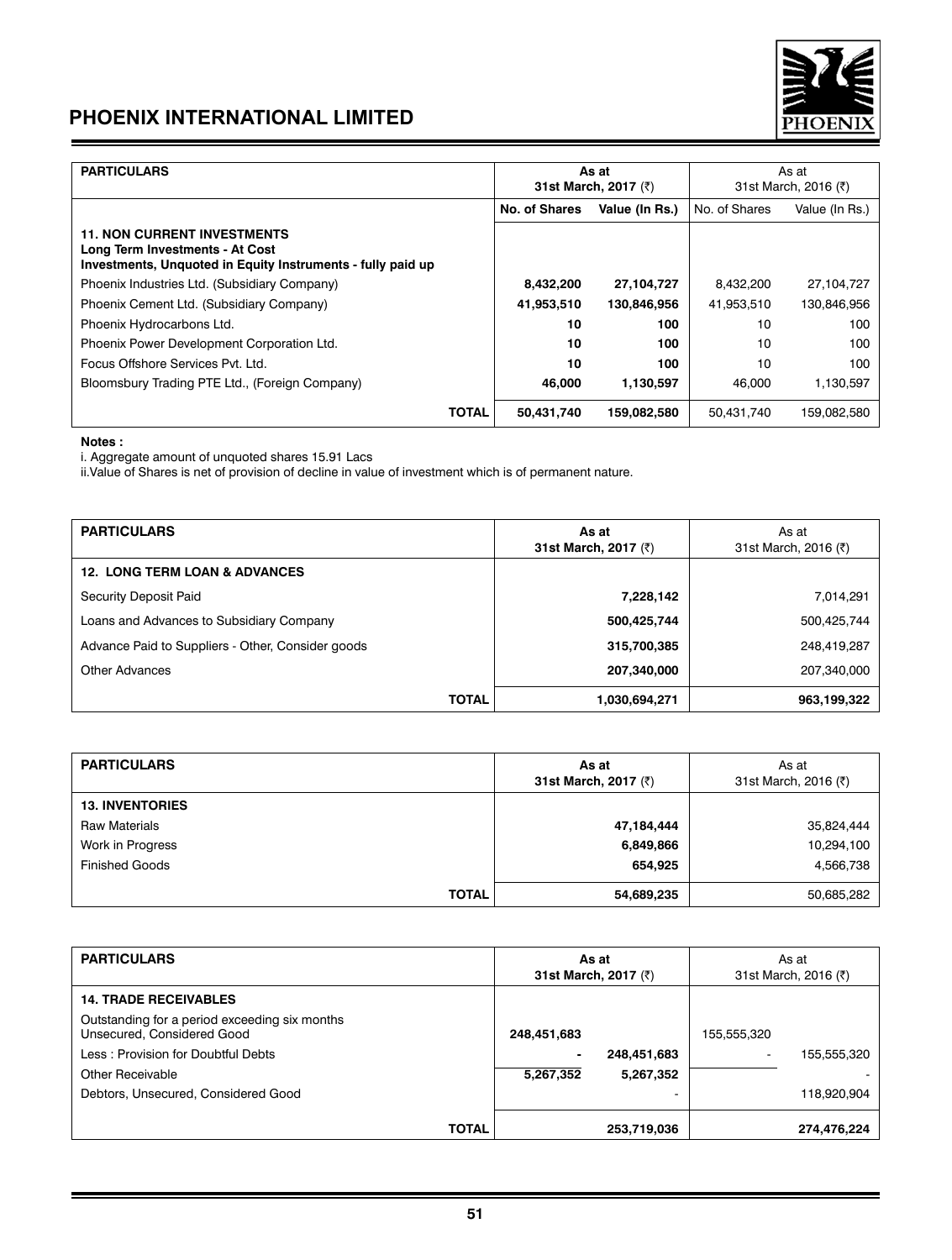| PARTICULARS | As at 31st March, 2017 (₹) | | As at 31st March, 2016 (₹) | |
|---|---|---|---|---|
| | **No. of Shares** | **Value (In Rs.)** | No. of Shares | Value (In Rs.) |
| **11. NON CURRENT INVESTMENTS** **Long Term Investments - At Cost** **Investments, Unquoted in Equity Instruments - fully paid up** | | | | |
| Phoenix Industries Ltd. (Subsidiary Company) | **8,432,200** | **27,104,727** | 8,432,200 | 27,104,727 |
| Phoenix Cement Ltd. (Subsidiary Company) | **41,953,510** | **130,846,956** | 41,953,510 | 130,846,956 |
| Phoenix Hydrocarbons Ltd. | **10** | **100** | 10 | 100 |
| Phoenix Power Development Corporation Ltd. | **10** | **100** | 10 | 100 |
| Focus Offshore Services Pvt. Ltd. | **10** | **100** | 10 | 100 |
| Bloomsbury Trading PTE Ltd., (Foreign Company) | **46,000** | **1,130,597** | 46,000 | 1,130,597 |
| **TOTAL** | **50,431,740** | **159,082,580** | 50,431,740 | 159,082,580 |

**Notes :**

i. Aggregate amount of unquoted shares 15.91 Lacs

ii.Value of Shares is net of provision of decline in value of investment which is of permanent nature.

| PARTICULARS | As at 31st March, 2017 (₹) | As at 31st March, 2016 (₹) |
|---|---|---|
| **12. LONG TERM LOAN & ADVANCES** | | |
| Security Deposit Paid | **7,228,142** | 7,014,291 |
| Loans and Advances to Subsidiary Company | **500,425,744** | 500,425,744 |
| Advance Paid to Suppliers - Other, Consider goods | **315,700,385** | 248,419,287 |
| Other Advances | **207,340,000** | 207,340,000 |
| **TOTAL** | **1,030,694,271** | **963,199,322** |

| PARTICULARS | As at 31st March, 2017 (₹) | As at 31st March, 2016 (₹) |
|---|---|---|
| **13. INVENTORIES** | | |
| Raw Materials | **47,184,444** | 35,824,444 |
| Work in Progress | **6,849,866** | 10,294,100 |
| Finished Goods | **654,925** | 4,566,738 |
| **TOTAL** | **54,689,235** | 50,685,282 |

| PARTICULARS | As at 31st March, 2017 (₹) | | As at 31st March, 2016 (₹) | |
|---|---|---|---|---|
| **14. TRADE RECEIVABLES** | | | | |
| Outstanding for a period exceeding six months Unsecured, Considered Good | **248,451,683** | | 155,555,320 | |
| Less : Provision for Doubtful Debts | **-** | **248,451,683** | - | 155,555,320 |
| Other Receivable | **5,267,352** | **5,267,352** | | - |
| Debtors, Unsecured, Considered Good | | - | | 118,920,904 |
| **TOTAL** | | **253,719,036** | | **274,476,224** |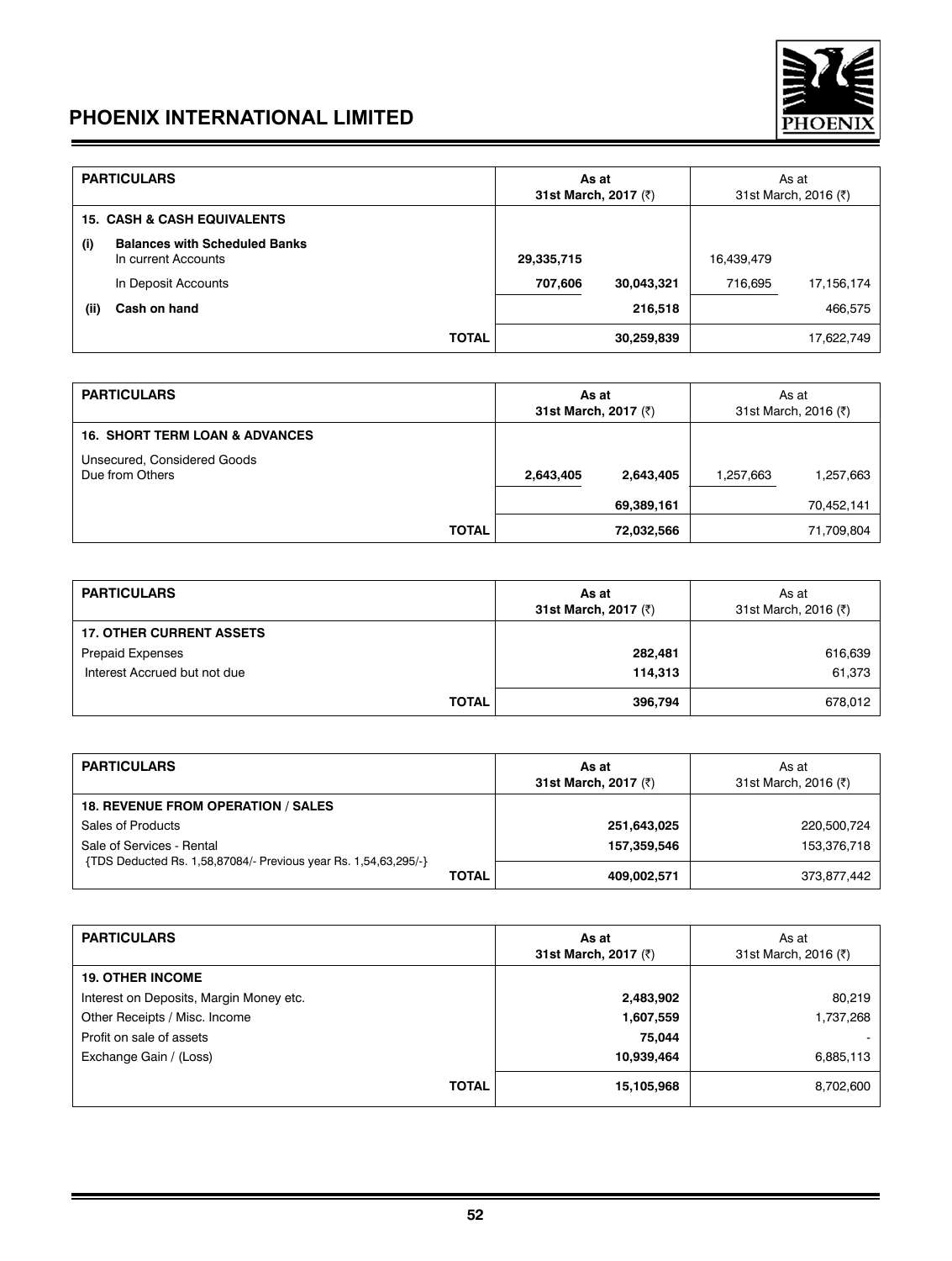| PARTICULARS | As at 31st March, 2017 (₹) | | As at 31st March, 2016 (₹) | |
|---|---|---|---|---|
| **15. CASH & CASH EQUIVALENTS** | | | | |
| **(i) Balances with Scheduled Banks** | | | | |
| In current Accounts | **29,335,715** | | 16,439,479 | |
| In Deposit Accounts | **707,606** | **30,043,321** | 716,695 | 17,156,174 |
| **(ii) Cash on hand** | | **216,518** | | 466,575 |
| **TOTAL** | | **30,259,839** | | 17,622,749 |

| PARTICULARS | As at 31st March, 2017 (₹) | | As at 31st March, 2016 (₹) | |
|---|---|---|---|---|
| **16. SHORT TERM LOAN & ADVANCES** | | | | |
| Unsecured, Considered Goods<br>Due from Others | **2,643,405** | **2,643,405** | 1,257,663 | 1,257,663 |
| | | **69,389,161** | | 70,452,141 |
| **TOTAL** | | **72,032,566** | | 71,709,804 |

| PARTICULARS | As at 31st March, 2017 (₹) | As at 31st March, 2016 (₹) |
|---|---|---|
| **17. OTHER CURRENT ASSETS** | | |
| Prepaid Expenses | **282,481** | 616,639 |
| Interest Accrued but not due | **114,313** | 61,373 |
| **TOTAL** | **396,794** | 678,012 |

| PARTICULARS | As at 31st March, 2017 (₹) | As at 31st March, 2016 (₹) |
|---|---|---|
| **18. REVENUE FROM OPERATION / SALES** | | |
| Sales of Products | **251,643,025** | 220,500,724 |
| Sale of Services - Rental<br>{TDS Deducted Rs. 1,58,87084/- Previous year Rs. 1,54,63,295/-} | **157,359,546** | 153,376,718 |
| **TOTAL** | **409,002,571** | 373,877,442 |

| PARTICULARS | As at 31st March, 2017 (₹) | As at 31st March, 2016 (₹) |
|---|---|---|
| **19. OTHER INCOME** | | |
| Interest on Deposits, Margin Money etc. | **2,483,902** | 80,219 |
| Other Receipts / Misc. Income | **1,607,559** | 1,737,268 |
| Profit on sale of assets | **75,044** | - |
| Exchange Gain / (Loss) | **10,939,464** | 6,885,113 |
| **TOTAL** | **15,105,968** | 8,702,600 |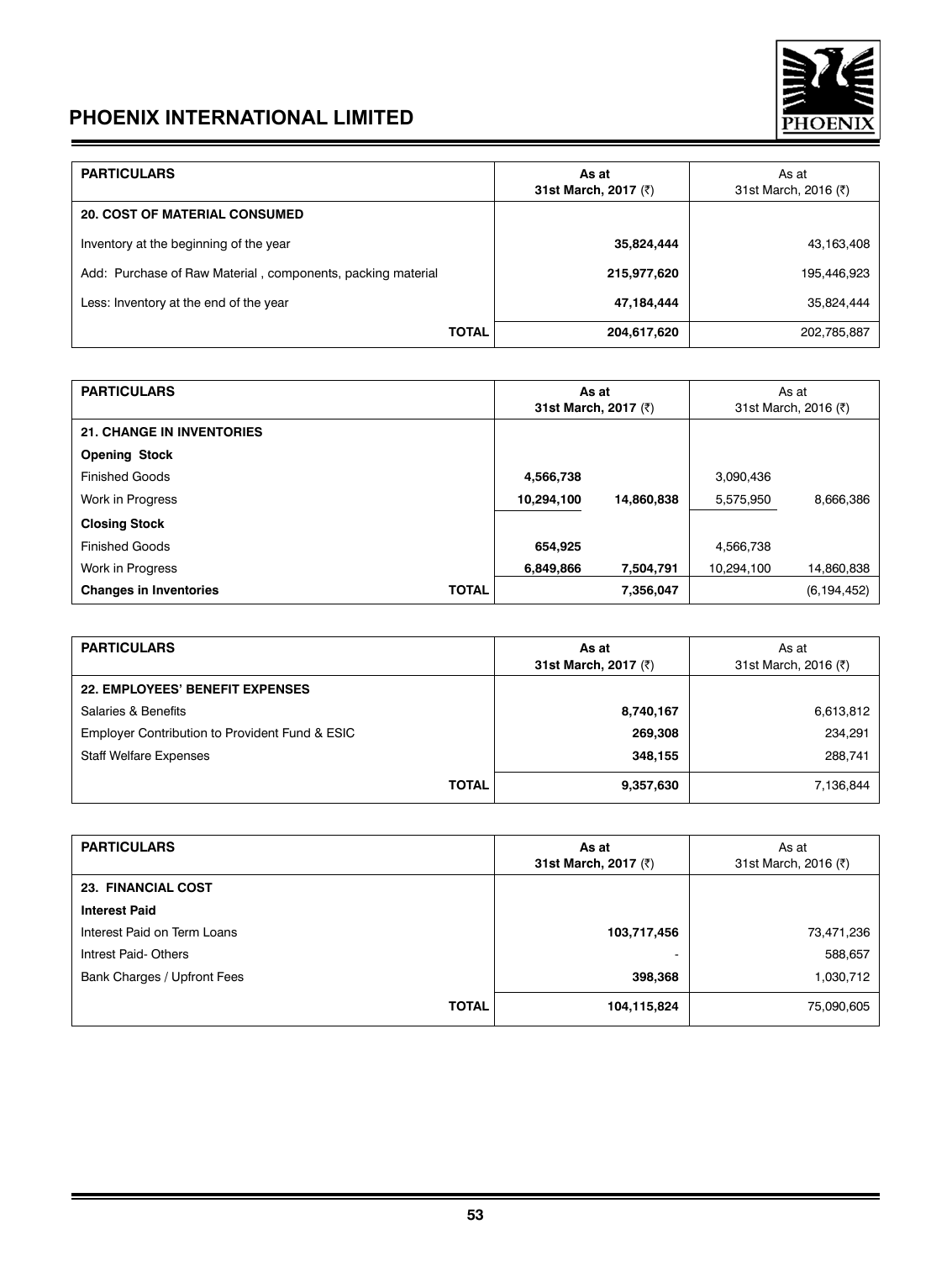| PARTICULARS | As at 31st March, 2017 (₹) | As at 31st March, 2016 (₹) |
|---|---|---|
| **20. COST OF MATERIAL CONSUMED** | | |
| Inventory at the beginning of the year | **35,824,444** | 43,163,408 |
| Add: Purchase of Raw Material , components, packing material | **215,977,620** | 195,446,923 |
| Less: Inventory at the end of the year | **47,184,444** | 35,824,444 |
| **TOTAL** | **204,617,620** | 202,785,887 |

| PARTICULARS | As at 31st March, 2017 (₹) | | As at 31st March, 2016 (₹) | |
|---|---|---|---|---|
| **21. CHANGE IN INVENTORIES** | | | | |
| **Opening Stock** | | | | |
| Finished Goods | **4,566,738** | | 3,090,436 | |
| Work in Progress | **10,294,100** | **14,860,838** | 5,575,950 | 8,666,386 |
| **Closing Stock** | | | | |
| Finished Goods | **654,925** | | 4,566,738 | |
| Work in Progress | **6,849,866** | **7,504,791** | 10,294,100 | 14,860,838 |
| **Changes in Inventories** **TOTAL** | | **7,356,047** | | (6,194,452) |

| PARTICULARS | As at 31st March, 2017 (₹) | As at 31st March, 2016 (₹) |
|---|---|---|
| **22. EMPLOYEES' BENEFIT EXPENSES** | | |
| Salaries & Benefits | **8,740,167** | 6,613,812 |
| Employer Contribution to Provident Fund & ESIC | **269,308** | 234,291 |
| Staff Welfare Expenses | **348,155** | 288,741 |
| **TOTAL** | **9,357,630** | 7,136,844 |

| PARTICULARS | As at 31st March, 2017 (₹) | As at 31st March, 2016 (₹) |
|---|---|---|
| **23. FINANCIAL COST** | | |
| **Interest Paid** | | |
| Interest Paid on Term Loans | **103,717,456** | 73,471,236 |
| Intrest Paid- Others | - | 588,657 |
| Bank Charges / Upfront Fees | **398,368** | 1,030,712 |
| **TOTAL** | **104,115,824** | 75,090,605 |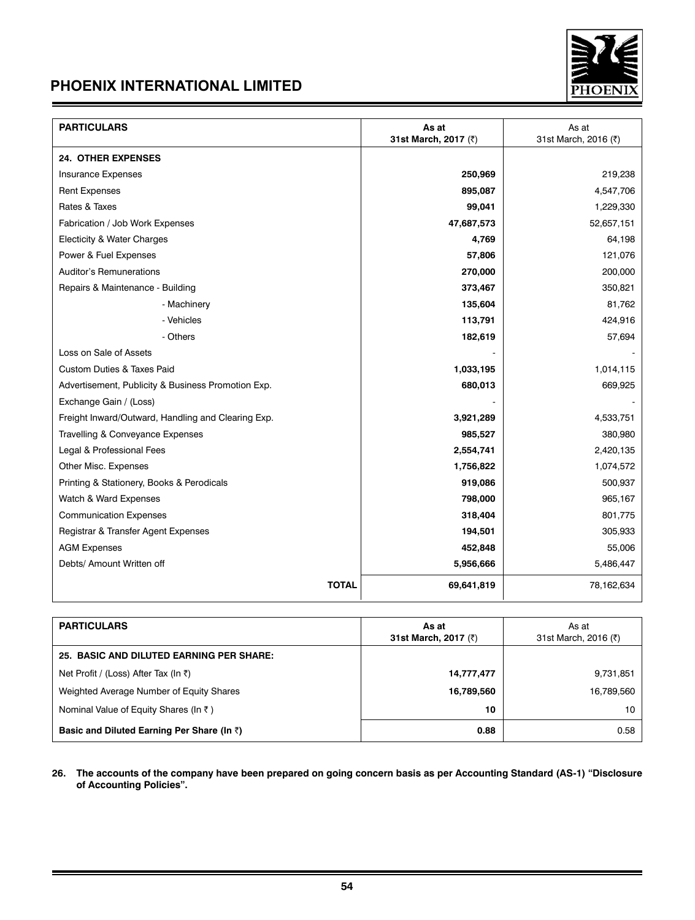| PARTICULARS | As at 31st March, 2017 (₹) | As at 31st March, 2016 (₹) |
|---|---|---|
| **24. OTHER EXPENSES** | | |
| Insurance Expenses | **250,969** | 219,238 |
| Rent Expenses | **895,087** | 4,547,706 |
| Rates & Taxes | **99,041** | 1,229,330 |
| Fabrication / Job Work Expenses | **47,687,573** | 52,657,151 |
| Electicity & Water Charges | **4,769** | 64,198 |
| Power & Fuel Expenses | **57,806** | 121,076 |
| Auditor's Remunerations | **270,000** | 200,000 |
| Repairs & Maintenance - Building | **373,467** | 350,821 |
| - Machinery | **135,604** | 81,762 |
| - Vehicles | **113,791** | 424,916 |
| - Others | **182,619** | 57,694 |
| Loss on Sale of Assets | - | - |
| Custom Duties & Taxes Paid | **1,033,195** | 1,014,115 |
| Advertisement, Publicity & Business Promotion Exp. | **680,013** | 669,925 |
| Exchange Gain / (Loss) | - | - |
| Freight Inward/Outward, Handling and Clearing Exp. | **3,921,289** | 4,533,751 |
| Travelling & Conveyance Expenses | **985,527** | 380,980 |
| Legal & Professional Fees | **2,554,741** | 2,420,135 |
| Other Misc. Expenses | **1,756,822** | 1,074,572 |
| Printing & Stationery, Books & Perodicals | **919,086** | 500,937 |
| Watch & Ward Expenses | **798,000** | 965,167 |
| Communication Expenses | **318,404** | 801,775 |
| Registrar & Transfer Agent Expenses | **194,501** | 305,933 |
| AGM Expenses | **452,848** | 55,006 |
| Debts/ Amount Written off | **5,956,666** | 5,486,447 |
| **TOTAL** | **69,641,819** | 78,162,634 |

| PARTICULARS | As at 31st March, 2017 (₹) | As at 31st March, 2016 (₹) |
|---|---|---|
| **25. BASIC AND DILUTED EARNING PER SHARE:** | | |
| Net Profit / (Loss) After Tax (In ₹) | **14,777,477** | 9,731,851 |
| Weighted Average Number of Equity Shares | **16,789,560** | 16,789,560 |
| Nominal Value of Equity Shares (In ₹ ) | **10** | 10 |
| **Basic and Diluted Earning Per Share (In ₹)** | **0.88** | 0.58 |

**26. The accounts of the company have been prepared on going concern basis as per Accounting Standard (AS-1) "Disclosure of Accounting Policies".**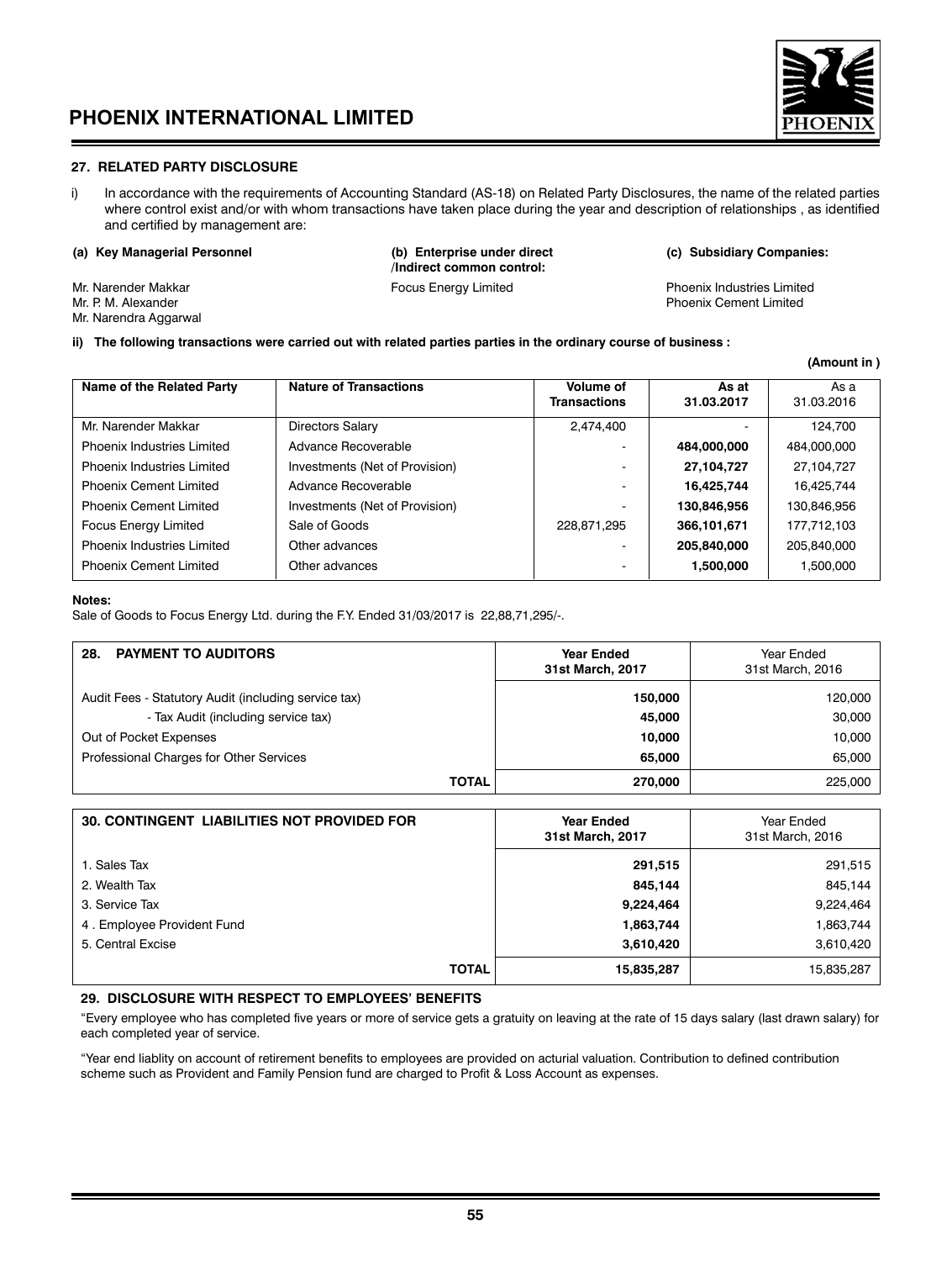## 27. RELATED PARTY DISCLOSURE

i) In accordance with the requirements of Accounting Standard (AS-18) on Related Party Disclosures, the name of the related parties where control exist and/or with whom transactions have taken place during the year and description of relationships , as identified and certified by management are:

**(a) Key Managerial Personnel**

Mr. Narender Makkar
Mr. P. M. Alexander
Mr. Narendra Aggarwal

**(b) Enterprise under direct /Indirect common control:**

Focus Energy Limited

**(c) Subsidiary Companies:**

Phoenix Industries Limited
Phoenix Cement Limited

**ii) The following transactions were carried out with related parties parties in the ordinary course of business :**

**(Amount in )**

| Name of the Related Party | Nature of Transactions | Volume of Transactions | As at 31.03.2017 | As a 31.03.2016 |
|---|---|---|---|---|
| Mr. Narender Makkar | Directors Salary | 2,474,400 | - | 124,700 |
| Phoenix Industries Limited | Advance Recoverable | - | **484,000,000** | 484,000,000 |
| Phoenix Industries Limited | Investments (Net of Provision) | - | **27,104,727** | 27,104,727 |
| Phoenix Cement Limited | Advance Recoverable | - | **16,425,744** | 16,425,744 |
| Phoenix Cement Limited | Investments (Net of Provision) | - | **130,846,956** | 130,846,956 |
| Focus Energy Limited | Sale of Goods | 228,871,295 | **366,101,671** | 177,712,103 |
| Phoenix Industries Limited | Other advances | - | **205,840,000** | 205,840,000 |
| Phoenix Cement Limited | Other advances | - | **1,500,000** | 1,500,000 |

**Notes:**

Sale of Goods to Focus Energy Ltd. during the F.Y. Ended 31/03/2017 is 22,88,71,295/-.

| 28. PAYMENT TO AUDITORS | Year Ended 31st March, 2017 | Year Ended 31st March, 2016 |
|---|---|---|
| Audit Fees - Statutory Audit (including service tax) | **150,000** | 120,000 |
| - Tax Audit (including service tax) | **45,000** | 30,000 |
| Out of Pocket Expenses | **10,000** | 10,000 |
| Professional Charges for Other Services | **65,000** | 65,000 |
| **TOTAL** | **270,000** | 225,000 |

| 30. CONTINGENT LIABILITIES NOT PROVIDED FOR | Year Ended 31st March, 2017 | Year Ended 31st March, 2016 |
|---|---|---|
| 1. Sales Tax | **291,515** | 291,515 |
| 2. Wealth Tax | **845,144** | 845,144 |
| 3. Service Tax | **9,224,464** | 9,224,464 |
| 4 . Employee Provident Fund | **1,863,744** | 1,863,744 |
| 5. Central Excise | **3,610,420** | 3,610,420 |
| **TOTAL** | **15,835,287** | 15,835,287 |

## 29. DISCLOSURE WITH RESPECT TO EMPLOYEES' BENEFITS

"Every employee who has completed five years or more of service gets a gratuity on leaving at the rate of 15 days salary (last drawn salary) for each completed year of service.

"Year end liablity on account of retirement benefits to employees are provided on acturial valuation. Contribution to defined contribution scheme such as Provident and Family Pension fund are charged to Profit & Loss Account as expenses.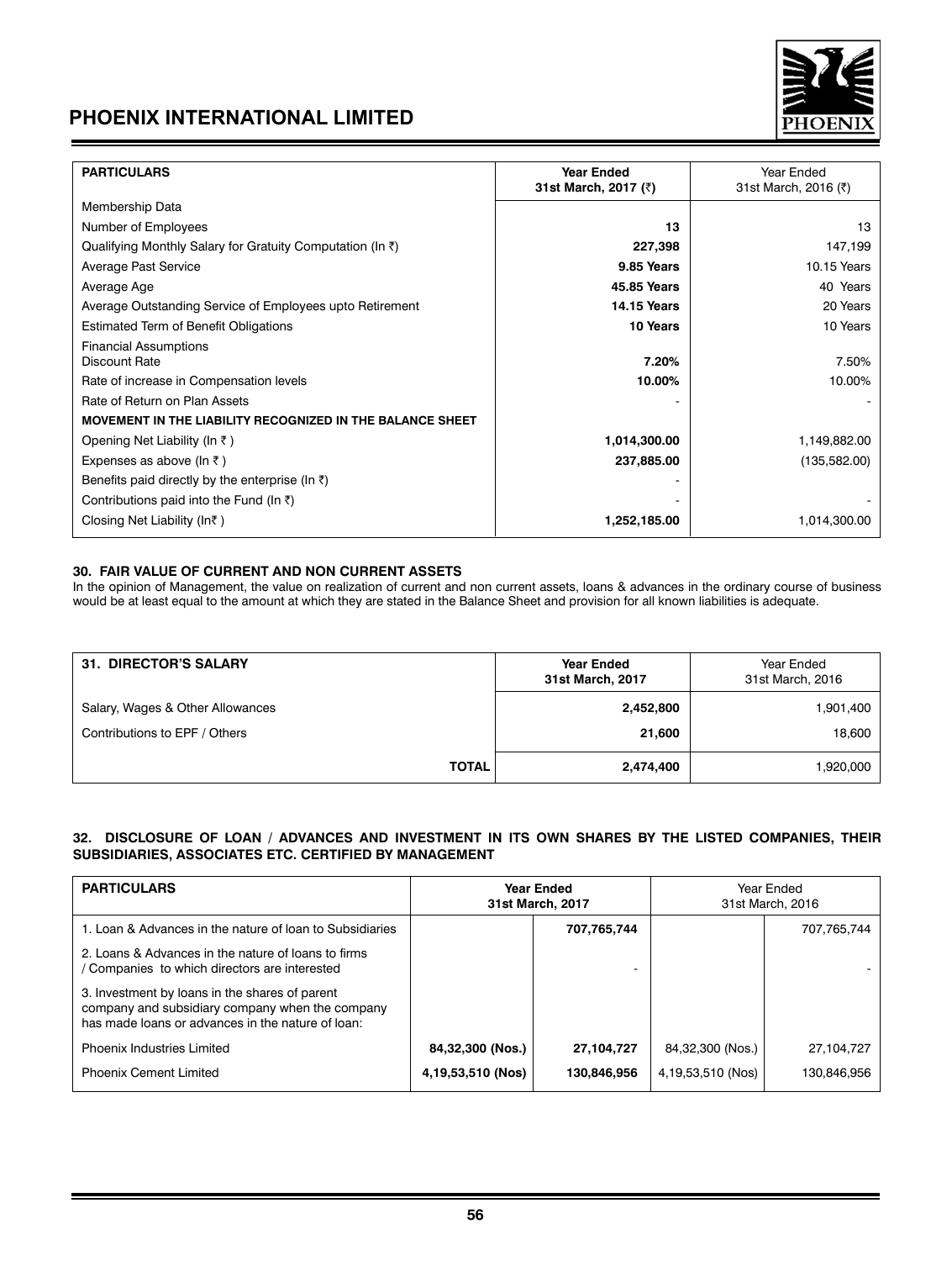| PARTICULARS | Year Ended 31st March, 2017 (₹) | Year Ended 31st March, 2016 (₹) |
|---|---|---|
| Membership Data | | |
| Number of Employees | **13** | 13 |
| Qualifying Monthly Salary for Gratuity Computation (In ₹) | **227,398** | 147,199 |
| Average Past Service | **9.85 Years** | 10.15 Years |
| Average Age | **45.85 Years** | 40 Years |
| Average Outstanding Service of Employees upto Retirement | **14.15 Years** | 20 Years |
| Estimated Term of Benefit Obligations | **10 Years** | 10 Years |
| Financial Assumptions<br>Discount Rate | **7.20%** | 7.50% |
| Rate of increase in Compensation levels | **10.00%** | 10.00% |
| Rate of Return on Plan Assets | - | - |
| **MOVEMENT IN THE LIABILITY RECOGNIZED IN THE BALANCE SHEET** | | |
| Opening Net Liability (In ₹ ) | **1,014,300.00** | 1,149,882.00 |
| Expenses as above (In ₹ ) | **237,885.00** | (135,582.00) |
| Benefits paid directly by the enterprise (In ₹) | - | |
| Contributions paid into the Fund (In ₹) | - | - |
| Closing Net Liability (In₹ ) | **1,252,185.00** | 1,014,300.00 |

## 30. FAIR VALUE OF CURRENT AND NON CURRENT ASSETS

In the opinion of Management, the value on realization of current and non current assets, loans & advances in the ordinary course of business would be at least equal to the amount at which they are stated in the Balance Sheet and provision for all known liabilities is adequate.

| 31. DIRECTOR'S SALARY | Year Ended 31st March, 2017 | Year Ended 31st March, 2016 |
|---|---|---|
| Salary, Wages & Other Allowances | **2,452,800** | 1,901,400 |
| Contributions to EPF / Others | **21,600** | 18,600 |
| **TOTAL** | **2,474,400** | 1,920,000 |

## 32. DISCLOSURE OF LOAN / ADVANCES AND INVESTMENT IN ITS OWN SHARES BY THE LISTED COMPANIES, THEIR SUBSIDIARIES, ASSOCIATES ETC. CERTIFIED BY MANAGEMENT

| PARTICULARS | Year Ended 31st March, 2017 | | Year Ended 31st March, 2016 | |
|---|---|---|---|---|
| 1. Loan & Advances in the nature of loan to Subsidiaries | | **707,765,744** | | 707,765,744 |
| 2. Loans & Advances in the nature of loans to firms / Companies to which directors are interested | | - | | - |
| 3. Investment by loans in the shares of parent company and subsidiary company when the company has made loans or advances in the nature of loan: | | | | |
| Phoenix Industries Limited | **84,32,300 (Nos.)** | **27,104,727** | 84,32,300 (Nos.) | 27,104,727 |
| Phoenix Cement Limited | **4,19,53,510 (Nos)** | **130,846,956** | 4,19,53,510 (Nos) | 130,846,956 |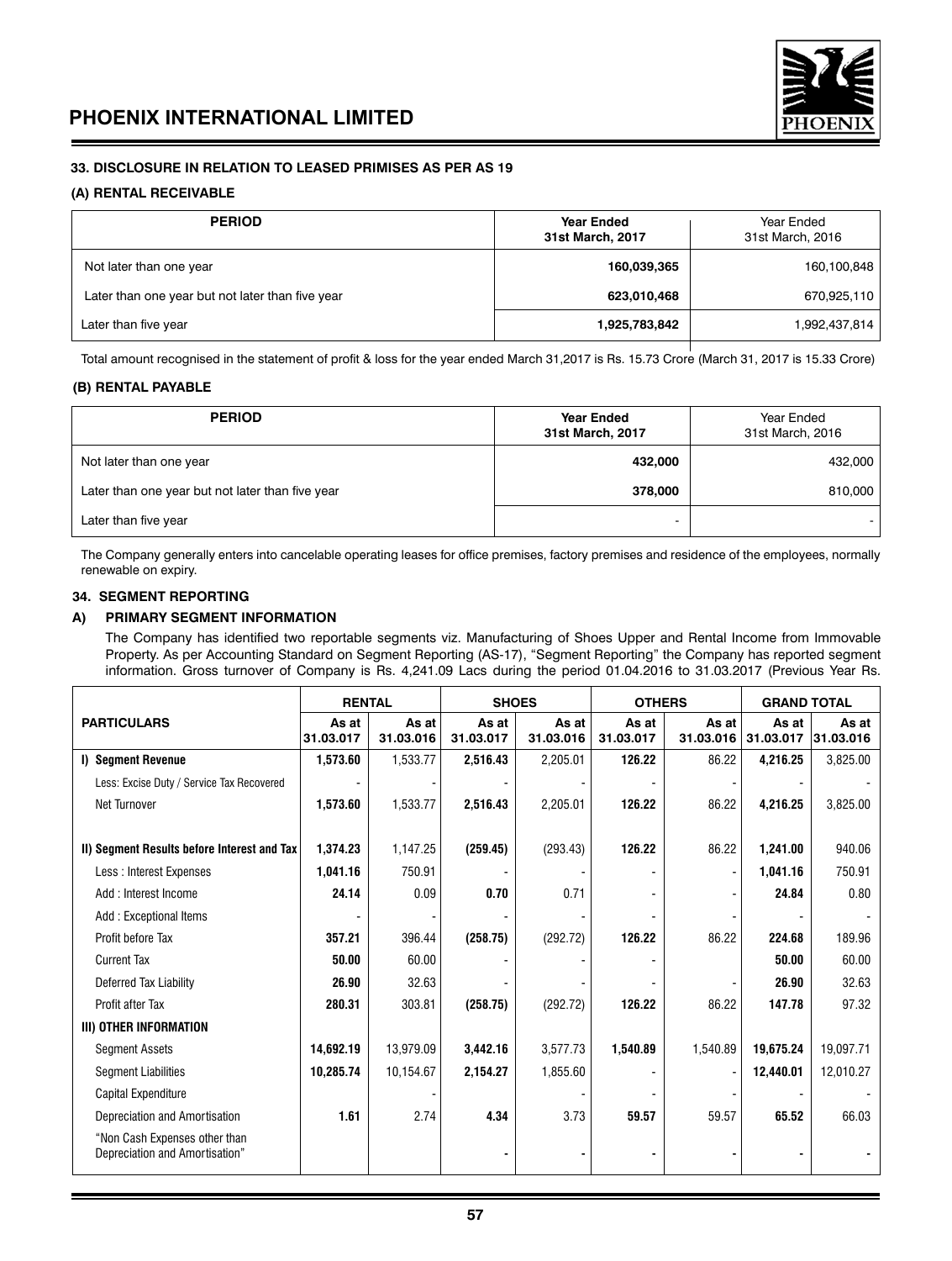### 33. DISCLOSURE IN RELATION TO LEASED PRIMISES AS PER AS 19

#### (A) RENTAL RECEIVABLE

| PERIOD | Year Ended 31st March, 2017 | Year Ended 31st March, 2016 |
|---|---|---|
| Not later than one year | **160,039,365** | 160,100,848 |
| Later than one year but not later than five year | **623,010,468** | 670,925,110 |
| Later than five year | **1,925,783,842** | 1,992,437,814 |

Total amount recognised in the statement of profit & loss for the year ended March 31,2017 is Rs. 15.73 Crore (March 31, 2017 is 15.33 Crore)

#### (B) RENTAL PAYABLE

| PERIOD | Year Ended 31st March, 2017 | Year Ended 31st March, 2016 |
|---|---|---|
| Not later than one year | **432,000** | 432,000 |
| Later than one year but not later than five year | **378,000** | 810,000 |
| Later than five year | - | - |

The Company generally enters into cancelable operating leases for office premises, factory premises and residence of the employees, normally renewable on expiry.

### 34. SEGMENT REPORTING

#### A) PRIMARY SEGMENT INFORMATION

The Company has identified two reportable segments viz. Manufacturing of Shoes Upper and Rental Income from Immovable Property. As per Accounting Standard on Segment Reporting (AS-17), "Segment Reporting" the Company has reported segment information. Gross turnover of Company is Rs. 4,241.09 Lacs during the period 01.04.2016 to 31.03.2017 (Previous Year Rs.

| PARTICULARS | RENTAL | | SHOES | | OTHERS | | GRAND TOTAL | |
|---|---|---|---|---|---|---|---|---|
| | As at 31.03.017 | As at 31.03.016 | As at 31.03.017 | As at 31.03.016 | As at 31.03.017 | As at 31.03.016 | As at 31.03.017 | As at 31.03.016 |
| **I) Segment Revenue** | **1,573.60** | 1,533.77 | **2,516.43** | 2,205.01 | **126.22** | 86.22 | **4,216.25** | 3,825.00 |
| Less: Excise Duty / Service Tax Recovered | - | - | - | - | - | - | - | - |
| Net Turnover | **1,573.60** | 1,533.77 | **2,516.43** | 2,205.01 | **126.22** | 86.22 | **4,216.25** | 3,825.00 |
| **II) Segment Results before Interest and Tax** | **1,374.23** | 1,147.25 | **(259.45)** | (293.43) | **126.22** | 86.22 | **1,241.00** | 940.06 |
| Less : Interest Expenses | **1,041.16** | 750.91 | - | - | - | - | **1,041.16** | 750.91 |
| Add : Interest Income | **24.14** | 0.09 | **0.70** | 0.71 | - | - | **24.84** | 0.80 |
| Add : Exceptional Items | - | - | - | - | - | - | - | - |
| Profit before Tax | **357.21** | 396.44 | **(258.75)** | (292.72) | **126.22** | 86.22 | **224.68** | 189.96 |
| Current Tax | **50.00** | 60.00 | - | - | - | | **50.00** | 60.00 |
| Deferred Tax Liability | **26.90** | 32.63 | - | - | - | - | **26.90** | 32.63 |
| Profit after Tax | **280.31** | 303.81 | **(258.75)** | (292.72) | **126.22** | 86.22 | **147.78** | 97.32 |
| **III) OTHER INFORMATION** | | | | | | | | |
| Segment Assets | **14,692.19** | 13,979.09 | **3,442.16** | 3,577.73 | **1,540.89** | 1,540.89 | **19,675.24** | 19,097.71 |
| Segment Liabilities | **10,285.74** | 10,154.67 | **2,154.27** | 1,855.60 | - | - | **12,440.01** | 12,010.27 |
| Capital Expenditure | | - | | - | - | - | - | - |
| Depreciation and Amortisation | **1.61** | 2.74 | **4.34** | 3.73 | **59.57** | 59.57 | **65.52** | 66.03 |
| "Non Cash Expenses other than Depreciation and Amortisation" | | | **-** | - | **-** | - | **-** | - |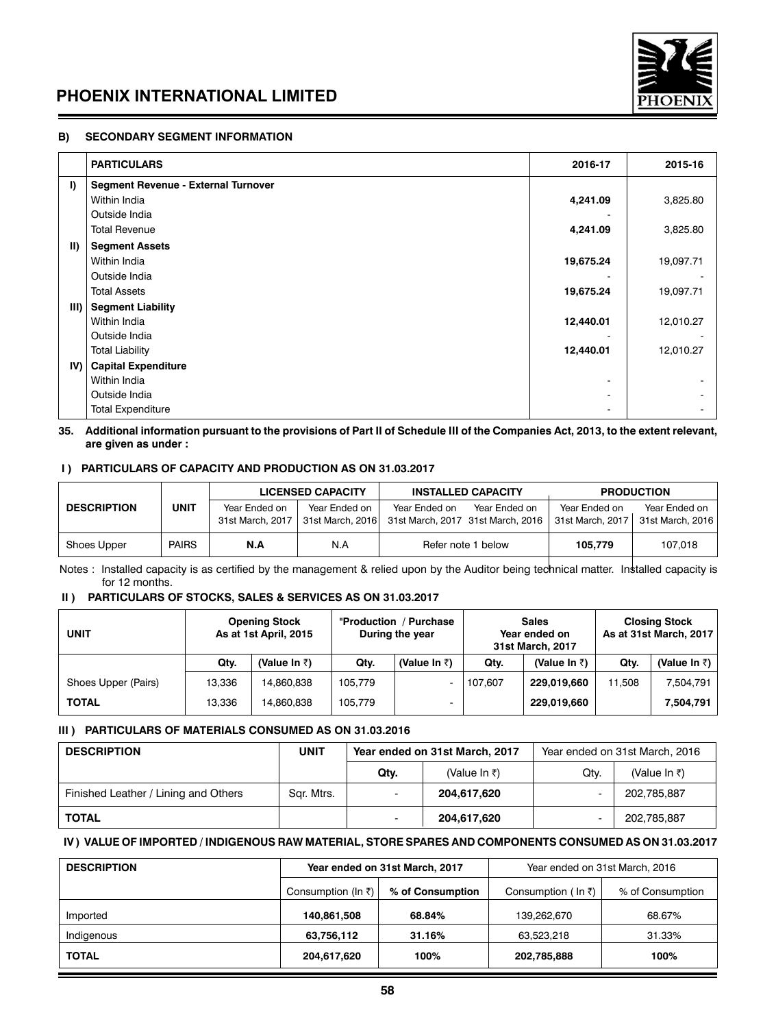### B) SECONDARY SEGMENT INFORMATION

| | PARTICULARS | 2016-17 | 2015-16 |
|---|---|---|---|
| I) | **Segment Revenue - External Turnover** | | |
| | Within India | **4,241.09** | 3,825.80 |
| | Outside India | - | |
| | Total Revenue | **4,241.09** | 3,825.80 |
| II) | **Segment Assets** | | |
| | Within India | **19,675.24** | 19,097.71 |
| | Outside India | - | - |
| | Total Assets | **19,675.24** | 19,097.71 |
| III) | **Segment Liability** | | |
| | Within India | **12,440.01** | 12,010.27 |
| | Outside India | - | - |
| | Total Liability | **12,440.01** | 12,010.27 |
| IV) | **Capital Expenditure** | | |
| | Within India | - | - |
| | Outside India | - | - |
| | Total Expenditure | - | - |

**35. Additional information pursuant to the provisions of Part II of Schedule III of the Companies Act, 2013, to the extent relevant, are given as under :**

**I ) PARTICULARS OF CAPACITY AND PRODUCTION AS ON 31.03.2017**

| DESCRIPTION | UNIT | LICENSED CAPACITY | | INSTALLED CAPACITY | | PRODUCTION | |
|---|---|---|---|---|---|---|---|
| | | Year Ended on 31st March, 2017 | Year Ended on 31st March, 2016 | Year Ended on 31st March, 2017 | Year Ended on 31st March, 2016 | Year Ended on 31st March, 2017 | Year Ended on 31st March, 2016 |
| Shoes Upper | PAIRS | **N.A** | N.A | Refer note 1 below | | **105,779** | 107,018 |

Notes : Installed capacity is as certified by the management & relied upon by the Auditor being technical matter. Installed capacity is for 12 months.

**II ) PARTICULARS OF STOCKS, SALES & SERVICES AS ON 31.03.2017**

| UNIT | Opening Stock As at 1st April, 2015 | | "Production / Purchase During the year | | Sales Year ended on 31st March, 2017 | | Closing Stock As at 31st March, 2017 | |
|---|---|---|---|---|---|---|---|---|
| | Qty. | (Value In ₹) | Qty. | (Value In ₹) | Qty. | (Value In ₹) | Qty. | (Value In ₹) |
| Shoes Upper (Pairs) | 13,336 | 14,860,838 | 105,779 | - | 107,607 | **229,019,660** | 11,508 | 7,504,791 |
| **TOTAL** | 13,336 | 14,860,838 | 105,779 | - | | **229,019,660** | | **7,504,791** |

**III ) PARTICULARS OF MATERIALS CONSUMED AS ON 31.03.2016**

| DESCRIPTION | UNIT | Year ended on 31st March, 2017 | | Year ended on 31st March, 2016 | |
|---|---|---|---|---|---|
| | | Qty. | (Value In ₹) | Qty. | (Value In ₹) |
| Finished Leather / Lining and Others | Sqr. Mtrs. | - | **204,617,620** | - | 202,785,887 |
| **TOTAL** | | - | **204,617,620** | - | 202,785,887 |

**IV ) VALUE OF IMPORTED / INDIGENOUS RAW MATERIAL, STORE SPARES AND COMPONENTS CONSUMED AS ON 31.03.2017**

| DESCRIPTION | Year ended on 31st March, 2017 | | Year ended on 31st March, 2016 | |
|---|---|---|---|---|
| | Consumption (In ₹) | % of Consumption | Consumption ( In ₹) | % of Consumption |
| Imported | **140,861,508** | **68.84%** | 139,262,670 | 68.67% |
| Indigenous | **63,756,112** | **31.16%** | 63,523,218 | 31.33% |
| **TOTAL** | **204,617,620** | **100%** | **202,785,888** | **100%** |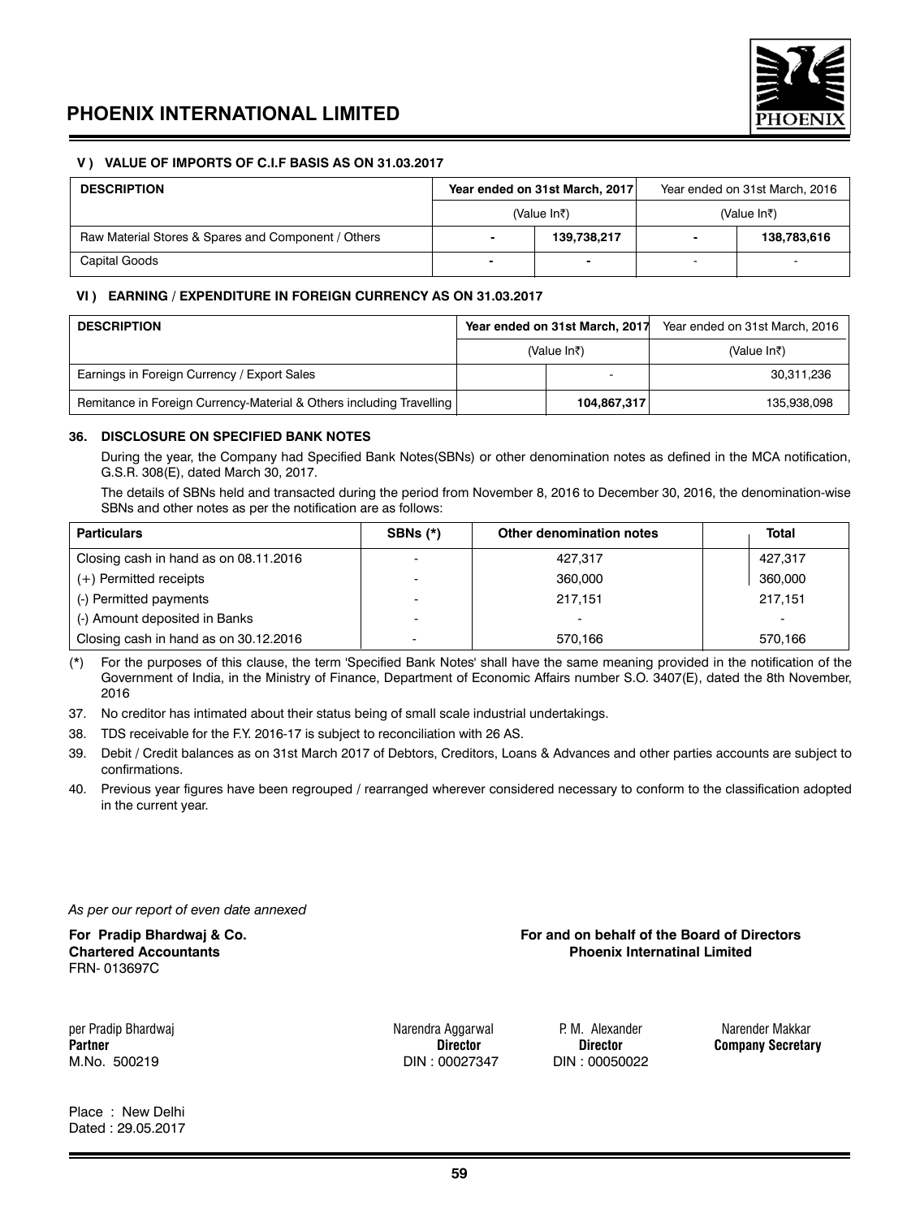### V ) VALUE OF IMPORTS OF C.I.F BASIS AS ON 31.03.2017

| DESCRIPTION | Year ended on 31st March, 2017 | | Year ended on 31st March, 2016 | |
|---|---|---|---|---|
| | (Value In₹) | | (Value In₹) | |
| Raw Material Stores & Spares and Component / Others | - | 139,738,217 | - | 138,783,616 |
| Capital Goods | - | - | - | - |

### VI ) EARNING / EXPENDITURE IN FOREIGN CURRENCY AS ON 31.03.2017

| DESCRIPTION | Year ended on 31st March, 2017 | | Year ended on 31st March, 2016 |
|---|---|---|---|
| | (Value In₹) | | (Value In₹) |
| Earnings in Foreign Currency / Export Sales | | - | 30,311,236 |
| Remitance in Foreign Currency-Material & Others including Travelling | | 104,867,317 | 135,938,098 |

### 36. DISCLOSURE ON SPECIFIED BANK NOTES

During the year, the Company had Specified Bank Notes(SBNs) or other denomination notes as defined in the MCA notification, G.S.R. 308(E), dated March 30, 2017.

The details of SBNs held and transacted during the period from November 8, 2016 to December 30, 2016, the denomination-wise SBNs and other notes as per the notification are as follows:

| Particulars | SBNs (*) | Other denomination notes | Total |
|---|---|---|---|
| Closing cash in hand as on 08.11.2016 | - | 427,317 | 427,317 |
| (+) Permitted receipts | - | 360,000 | 360,000 |
| (-) Permitted payments | - | 217,151 | 217,151 |
| (-) Amount deposited in Banks | - | - | - |
| Closing cash in hand as on 30.12.2016 | - | 570,166 | 570,166 |

(*) For the purposes of this clause, the term 'Specified Bank Notes' shall have the same meaning provided in the notification of the Government of India, in the Ministry of Finance, Department of Economic Affairs number S.O. 3407(E), dated the 8th November, 2016

37. No creditor has intimated about their status being of small scale industrial undertakings.
38. TDS receivable for the F.Y. 2016-17 is subject to reconciliation with 26 AS.
39. Debit / Credit balances as on 31st March 2017 of Debtors, Creditors, Loans & Advances and other parties accounts are subject to confirmations.
40. Previous year figures have been regrouped / rearranged wherever considered necessary to conform to the classification adopted in the current year.

*As per our report of even date annexed*

**For Pradip Bhardwaj & Co.**
**Chartered Accountants**
FRN- 013697C

**For and on behalf of the Board of Directors**
**Phoenix Internatinal Limited**

per Pradip Bhardwaj
**Partner**
M.No. 500219

Narendra Aggarwal
**Director**
DIN : 00027347

P. M. Alexander
**Director**
DIN : 00050022

Narender Makkar
**Company Secretary**

Place : New Delhi
Dated : 29.05.2017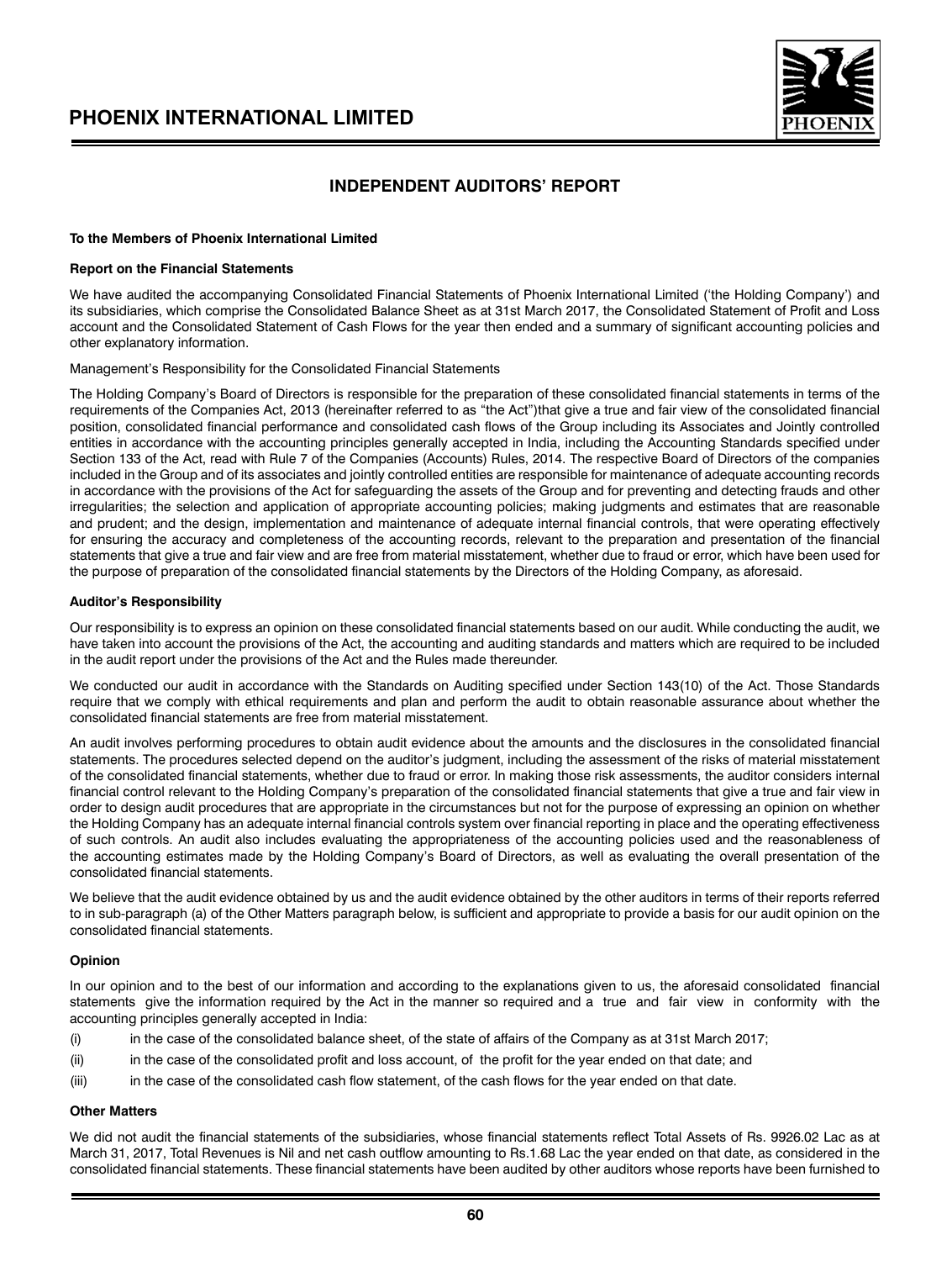# INDEPENDENT AUDITORS' REPORT

**To the Members of Phoenix International Limited**

**Report on the Financial Statements**

We have audited the accompanying Consolidated Financial Statements of Phoenix International Limited ('the Holding Company') and its subsidiaries, which comprise the Consolidated Balance Sheet as at 31st March 2017, the Consolidated Statement of Profit and Loss account and the Consolidated Statement of Cash Flows for the year then ended and a summary of significant accounting policies and other explanatory information.

Management's Responsibility for the Consolidated Financial Statements

The Holding Company's Board of Directors is responsible for the preparation of these consolidated financial statements in terms of the requirements of the Companies Act, 2013 (hereinafter referred to as "the Act")that give a true and fair view of the consolidated financial position, consolidated financial performance and consolidated cash flows of the Group including its Associates and Jointly controlled entities in accordance with the accounting principles generally accepted in India, including the Accounting Standards specified under Section 133 of the Act, read with Rule 7 of the Companies (Accounts) Rules, 2014. The respective Board of Directors of the companies included in the Group and of its associates and jointly controlled entities are responsible for maintenance of adequate accounting records in accordance with the provisions of the Act for safeguarding the assets of the Group and for preventing and detecting frauds and other irregularities; the selection and application of appropriate accounting policies; making judgments and estimates that are reasonable and prudent; and the design, implementation and maintenance of adequate internal financial controls, that were operating effectively for ensuring the accuracy and completeness of the accounting records, relevant to the preparation and presentation of the financial statements that give a true and fair view and are free from material misstatement, whether due to fraud or error, which have been used for the purpose of preparation of the consolidated financial statements by the Directors of the Holding Company, as aforesaid.

**Auditor's Responsibility**

Our responsibility is to express an opinion on these consolidated financial statements based on our audit. While conducting the audit, we have taken into account the provisions of the Act, the accounting and auditing standards and matters which are required to be included in the audit report under the provisions of the Act and the Rules made thereunder.

We conducted our audit in accordance with the Standards on Auditing specified under Section 143(10) of the Act. Those Standards require that we comply with ethical requirements and plan and perform the audit to obtain reasonable assurance about whether the consolidated financial statements are free from material misstatement.

An audit involves performing procedures to obtain audit evidence about the amounts and the disclosures in the consolidated financial statements. The procedures selected depend on the auditor's judgment, including the assessment of the risks of material misstatement of the consolidated financial statements, whether due to fraud or error. In making those risk assessments, the auditor considers internal financial control relevant to the Holding Company's preparation of the consolidated financial statements that give a true and fair view in order to design audit procedures that are appropriate in the circumstances but not for the purpose of expressing an opinion on whether the Holding Company has an adequate internal financial controls system over financial reporting in place and the operating effectiveness of such controls. An audit also includes evaluating the appropriateness of the accounting policies used and the reasonableness of the accounting estimates made by the Holding Company's Board of Directors, as well as evaluating the overall presentation of the consolidated financial statements.

We believe that the audit evidence obtained by us and the audit evidence obtained by the other auditors in terms of their reports referred to in sub-paragraph (a) of the Other Matters paragraph below, is sufficient and appropriate to provide a basis for our audit opinion on the consolidated financial statements.

**Opinion**

In our opinion and to the best of our information and according to the explanations given to us, the aforesaid consolidated financial statements give the information required by the Act in the manner so required and a true and fair view in conformity with the accounting principles generally accepted in India:

(i) in the case of the consolidated balance sheet, of the state of affairs of the Company as at 31st March 2017;

(ii) in the case of the consolidated profit and loss account, of the profit for the year ended on that date; and

(iii) in the case of the consolidated cash flow statement, of the cash flows for the year ended on that date.

**Other Matters**

We did not audit the financial statements of the subsidiaries, whose financial statements reflect Total Assets of Rs. 9926.02 Lac as at March 31, 2017, Total Revenues is Nil and net cash outflow amounting to Rs.1.68 Lac the year ended on that date, as considered in the consolidated financial statements. These financial statements have been audited by other auditors whose reports have been furnished to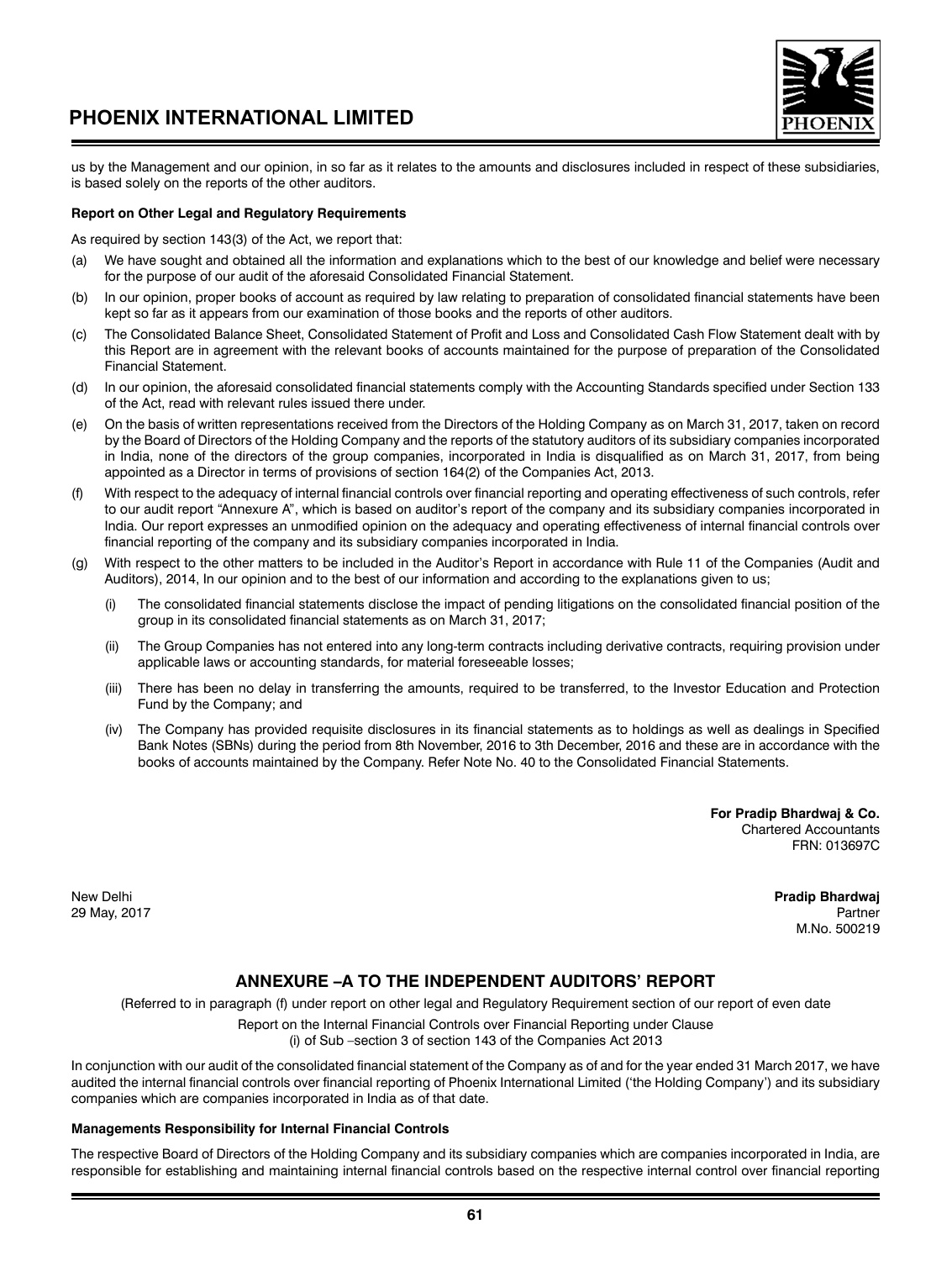us by the Management and our opinion, in so far as it relates to the amounts and disclosures included in respect of these subsidiaries, is based solely on the reports of the other auditors.

**Report on Other Legal and Regulatory Requirements**

As required by section 143(3) of the Act, we report that:

(a) We have sought and obtained all the information and explanations which to the best of our knowledge and belief were necessary for the purpose of our audit of the aforesaid Consolidated Financial Statement.

(b) In our opinion, proper books of account as required by law relating to preparation of consolidated financial statements have been kept so far as it appears from our examination of those books and the reports of other auditors.

(c) The Consolidated Balance Sheet, Consolidated Statement of Profit and Loss and Consolidated Cash Flow Statement dealt with by this Report are in agreement with the relevant books of accounts maintained for the purpose of preparation of the Consolidated Financial Statement.

(d) In our opinion, the aforesaid consolidated financial statements comply with the Accounting Standards specified under Section 133 of the Act, read with relevant rules issued there under.

(e) On the basis of written representations received from the Directors of the Holding Company as on March 31, 2017, taken on record by the Board of Directors of the Holding Company and the reports of the statutory auditors of its subsidiary companies incorporated in India, none of the directors of the group companies, incorporated in India is disqualified as on March 31, 2017, from being appointed as a Director in terms of provisions of section 164(2) of the Companies Act, 2013.

(f) With respect to the adequacy of internal financial controls over financial reporting and operating effectiveness of such controls, refer to our audit report "Annexure A", which is based on auditor's report of the company and its subsidiary companies incorporated in India. Our report expresses an unmodified opinion on the adequacy and operating effectiveness of internal financial controls over financial reporting of the company and its subsidiary companies incorporated in India.

(g) With respect to the other matters to be included in the Auditor's Report in accordance with Rule 11 of the Companies (Audit and Auditors), 2014, In our opinion and to the best of our information and according to the explanations given to us;

   (i) The consolidated financial statements disclose the impact of pending litigations on the consolidated financial position of the group in its consolidated financial statements as on March 31, 2017;

   (ii) The Group Companies has not entered into any long-term contracts including derivative contracts, requiring provision under applicable laws or accounting standards, for material foreseeable losses;

   (iii) There has been no delay in transferring the amounts, required to be transferred, to the Investor Education and Protection Fund by the Company; and

   (iv) The Company has provided requisite disclosures in its financial statements as to holdings as well as dealings in Specified Bank Notes (SBNs) during the period from 8th November, 2016 to 3th December, 2016 and these are in accordance with the books of accounts maintained by the Company. Refer Note No. 40 to the Consolidated Financial Statements.

**For Pradip Bhardwaj & Co.**
Chartered Accountants
FRN: 013697C

New Delhi
29 May, 2017

**Pradip Bhardwaj**
Partner
M.No. 500219

## ANNEXURE –A TO THE INDEPENDENT AUDITORS' REPORT

(Referred to in paragraph (f) under report on other legal and Regulatory Requirement section of our report of even date

Report on the Internal Financial Controls over Financial Reporting under Clause (i) of Sub –section 3 of section 143 of the Companies Act 2013

In conjunction with our audit of the consolidated financial statement of the Company as of and for the year ended 31 March 2017, we have audited the internal financial controls over financial reporting of Phoenix International Limited ('the Holding Company') and its subsidiary companies which are companies incorporated in India as of that date.

**Managements Responsibility for Internal Financial Controls**

The respective Board of Directors of the Holding Company and its subsidiary companies which are companies incorporated in India, are responsible for establishing and maintaining internal financial controls based on the respective internal control over financial reporting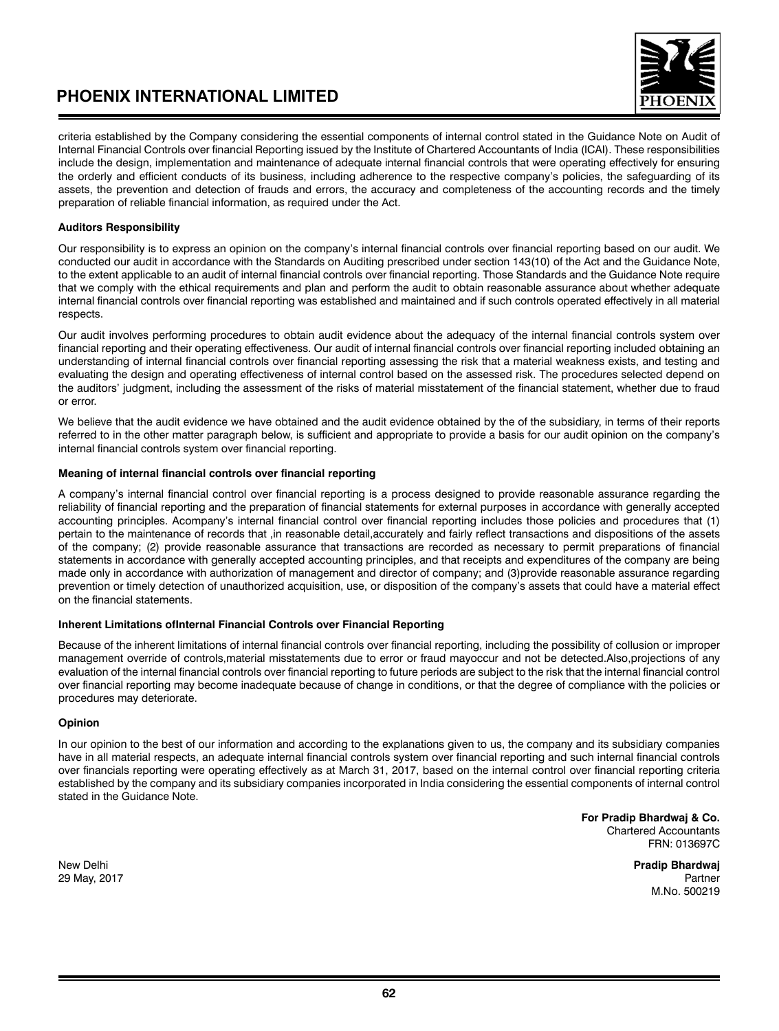criteria established by the Company considering the essential components of internal control stated in the Guidance Note on Audit of Internal Financial Controls over financial Reporting issued by the Institute of Chartered Accountants of India (ICAI). These responsibilities include the design, implementation and maintenance of adequate internal financial controls that were operating effectively for ensuring the orderly and efficient conducts of its business, including adherence to the respective company's policies, the safeguarding of its assets, the prevention and detection of frauds and errors, the accuracy and completeness of the accounting records and the timely preparation of reliable financial information, as required under the Act.

**Auditors Responsibility**

Our responsibility is to express an opinion on the company's internal financial controls over financial reporting based on our audit. We conducted our audit in accordance with the Standards on Auditing prescribed under section 143(10) of the Act and the Guidance Note, to the extent applicable to an audit of internal financial controls over financial reporting. Those Standards and the Guidance Note require that we comply with the ethical requirements and plan and perform the audit to obtain reasonable assurance about whether adequate internal financial controls over financial reporting was established and maintained and if such controls operated effectively in all material respects.

Our audit involves performing procedures to obtain audit evidence about the adequacy of the internal financial controls system over financial reporting and their operating effectiveness. Our audit of internal financial controls over financial reporting included obtaining an understanding of internal financial controls over financial reporting assessing the risk that a material weakness exists, and testing and evaluating the design and operating effectiveness of internal control based on the assessed risk. The procedures selected depend on the auditors' judgment, including the assessment of the risks of material misstatement of the financial statement, whether due to fraud or error.

We believe that the audit evidence we have obtained and the audit evidence obtained by the of the subsidiary, in terms of their reports referred to in the other matter paragraph below, is sufficient and appropriate to provide a basis for our audit opinion on the company's internal financial controls system over financial reporting.

**Meaning of internal financial controls over financial reporting**

A company's internal financial control over financial reporting is a process designed to provide reasonable assurance regarding the reliability of financial reporting and the preparation of financial statements for external purposes in accordance with generally accepted accounting principles. Acompany's internal financial control over financial reporting includes those policies and procedures that (1) pertain to the maintenance of records that ,in reasonable detail,accurately and fairly reflect transactions and dispositions of the assets of the company; (2) provide reasonable assurance that transactions are recorded as necessary to permit preparations of financial statements in accordance with generally accepted accounting principles, and that receipts and expenditures of the company are being made only in accordance with authorization of management and director of company; and (3)provide reasonable assurance regarding prevention or timely detection of unauthorized acquisition, use, or disposition of the company's assets that could have a material effect on the financial statements.

**Inherent Limitations ofInternal Financial Controls over Financial Reporting**

Because of the inherent limitations of internal financial controls over financial reporting, including the possibility of collusion or improper management override of controls,material misstatements due to error or fraud mayoccur and not be detected.Also,projections of any evaluation of the internal financial controls over financial reporting to future periods are subject to the risk that the internal financial control over financial reporting may become inadequate because of change in conditions, or that the degree of compliance with the policies or procedures may deteriorate.

**Opinion**

In our opinion to the best of our information and according to the explanations given to us, the company and its subsidiary companies have in all material respects, an adequate internal financial controls system over financial reporting and such internal financial controls over financials reporting were operating effectively as at March 31, 2017, based on the internal control over financial reporting criteria established by the company and its subsidiary companies incorporated in India considering the essential components of internal control stated in the Guidance Note.

**For Pradip Bhardwaj & Co.**
Chartered Accountants
FRN: 013697C

New Delhi
29 May, 2017

**Pradip Bhardwaj**
Partner
M.No. 500219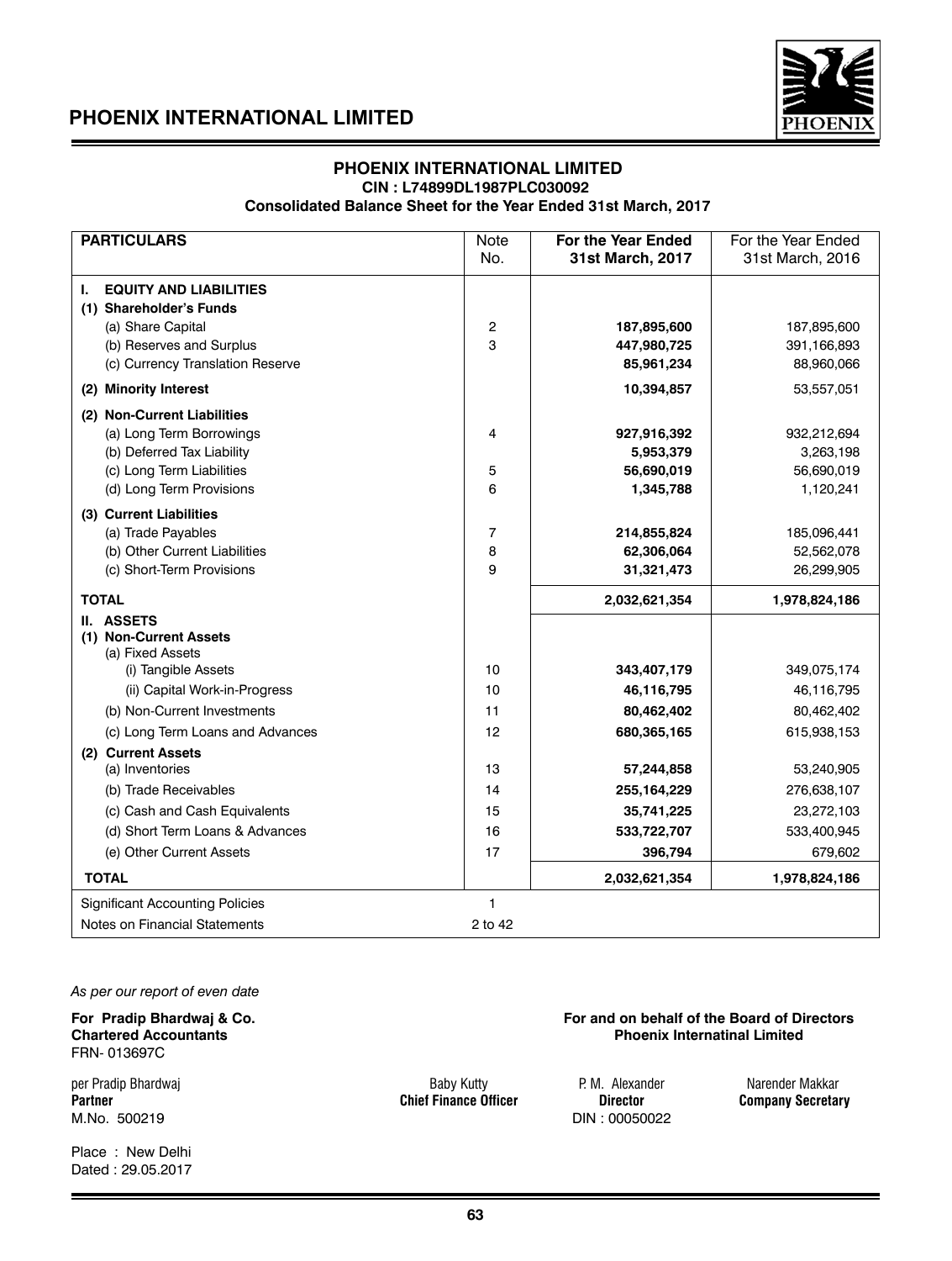# PHOENIX INTERNATIONAL LIMITED

**CIN : L74899DL1987PLC030092**

**Consolidated Balance Sheet for the Year Ended 31st March, 2017**

| PARTICULARS | Note No. | For the Year Ended 31st March, 2017 | For the Year Ended 31st March, 2016 |
|---|---|---|---|
| **I. EQUITY AND LIABILITIES** | | | |
| **(1) Shareholder's Funds** | | | |
| (a) Share Capital | 2 | **187,895,600** | 187,895,600 |
| (b) Reserves and Surplus | 3 | **447,980,725** | 391,166,893 |
| (c) Currency Translation Reserve | | **85,961,234** | 88,960,066 |
| **(2) Minority Interest** | | **10,394,857** | 53,557,051 |
| **(2) Non-Current Liabilities** | | | |
| (a) Long Term Borrowings | 4 | **927,916,392** | 932,212,694 |
| (b) Deferred Tax Liability | | **5,953,379** | 3,263,198 |
| (c) Long Term Liabilities | 5 | **56,690,019** | 56,690,019 |
| (d) Long Term Provisions | 6 | **1,345,788** | 1,120,241 |
| **(3) Current Liabilities** | | | |
| (a) Trade Payables | 7 | **214,855,824** | 185,096,441 |
| (b) Other Current Liabilities | 8 | **62,306,064** | 52,562,078 |
| (c) Short-Term Provisions | 9 | **31,321,473** | 26,299,905 |
| **TOTAL** | | **2,032,621,354** | **1,978,824,186** |
| **II. ASSETS** | | | |
| **(1) Non-Current Assets** | | | |
| (a) Fixed Assets | | | |
| (i) Tangible Assets | 10 | **343,407,179** | 349,075,174 |
| (ii) Capital Work-in-Progress | 10 | **46,116,795** | 46,116,795 |
| (b) Non-Current Investments | 11 | **80,462,402** | 80,462,402 |
| (c) Long Term Loans and Advances | 12 | **680,365,165** | 615,938,153 |
| **(2) Current Assets** | | | |
| (a) Inventories | 13 | **57,244,858** | 53,240,905 |
| (b) Trade Receivables | 14 | **255,164,229** | 276,638,107 |
| (c) Cash and Cash Equivalents | 15 | **35,741,225** | 23,272,103 |
| (d) Short Term Loans & Advances | 16 | **533,722,707** | 533,400,945 |
| (e) Other Current Assets | 17 | **396,794** | 679,602 |
| **TOTAL** | | **2,032,621,354** | **1,978,824,186** |
| Significant Accounting Policies | 1 | | |
| Notes on Financial Statements | 2 to 42 | | |

*As per our report of even date*

**For Pradip Bhardwaj & Co.**
**Chartered Accountants**
FRN- 013697C

per Pradip Bhardwaj
**Partner**
M.No. 500219

Place : New Delhi
Dated : 29.05.2017

**For and on behalf of the Board of Directors**
**Phoenix Internatinal Limited**

Baby Kutty
**Chief Finance Officer**

P. M. Alexander
**Director**
DIN : 00050022

Narender Makkar
**Company Secretary**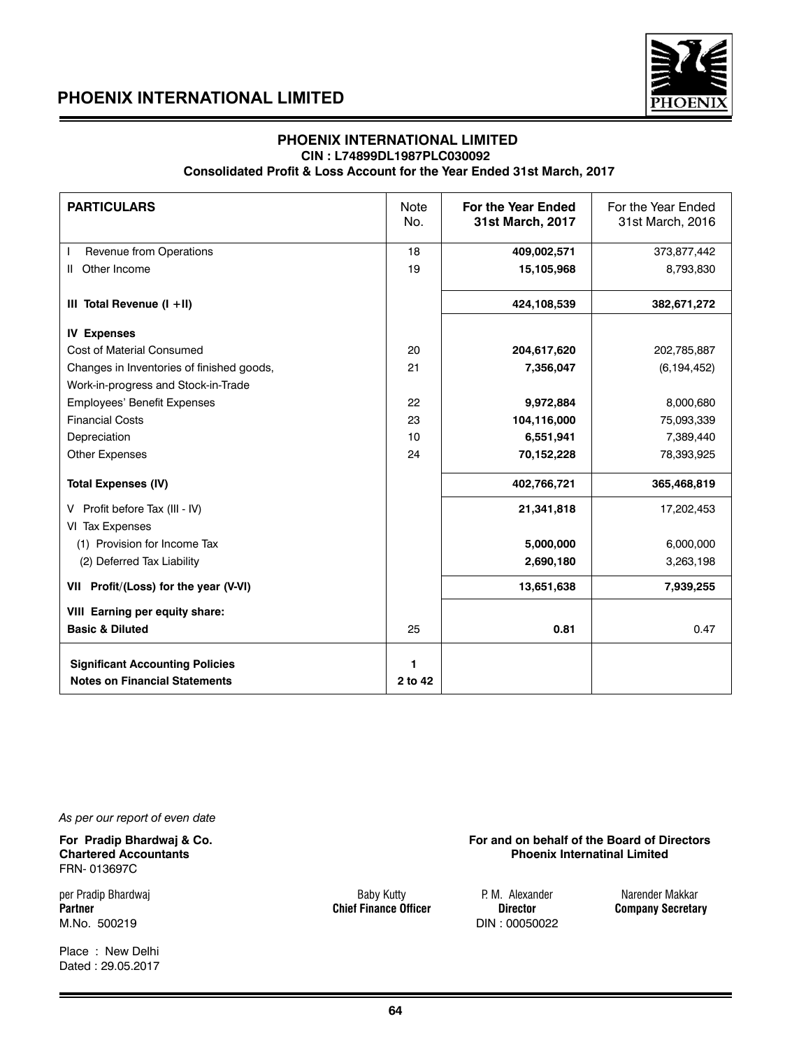## PHOENIX INTERNATIONAL LIMITED

**CIN : L74899DL1987PLC030092**

**Consolidated Profit & Loss Account for the Year Ended 31st March, 2017**

| PARTICULARS | Note No. | For the Year Ended 31st March, 2017 | For the Year Ended 31st March, 2016 |
|---|---|---|---|
| I Revenue from Operations | 18 | **409,002,571** | 373,877,442 |
| II Other Income | 19 | **15,105,968** | 8,793,830 |
| **III Total Revenue (I +II)** | | **424,108,539** | **382,671,272** |
| **IV Expenses** | | | |
| Cost of Material Consumed | 20 | **204,617,620** | 202,785,887 |
| Changes in Inventories of finished goods, Work-in-progress and Stock-in-Trade | 21 | **7,356,047** | (6,194,452) |
| Employees' Benefit Expenses | 22 | **9,972,884** | 8,000,680 |
| Financial Costs | 23 | **104,116,000** | 75,093,339 |
| Depreciation | 10 | **6,551,941** | 7,389,440 |
| Other Expenses | 24 | **70,152,228** | 78,393,925 |
| **Total Expenses (IV)** | | **402,766,721** | **365,468,819** |
| V Profit before Tax (III - IV) | | **21,341,818** | 17,202,453 |
| VI Tax Expenses | | | |
| (1) Provision for Income Tax | | **5,000,000** | 6,000,000 |
| (2) Deferred Tax Liability | | **2,690,180** | 3,263,198 |
| **VII Profit/(Loss) for the year (V-VI)** | | **13,651,638** | **7,939,255** |
| **VIII Earning per equity share:** | | | |
| **Basic & Diluted** | 25 | **0.81** | 0.47 |
| **Significant Accounting Policies** | **1** | | |
| **Notes on Financial Statements** | **2 to 42** | | |

*As per our report of even date*

**For Pradip Bhardwaj & Co.**
**Chartered Accountants**
FRN- 013697C

per Pradip Bhardwaj
**Partner**
M.No. 500219

Place : New Delhi
Dated : 29.05.2017

**For and on behalf of the Board of Directors**
**Phoenix Internatinal Limited**

Baby Kutty
**Chief Finance Officer**

P. M. Alexander
**Director**
DIN : 00050022

Narender Makkar
**Company Secretary**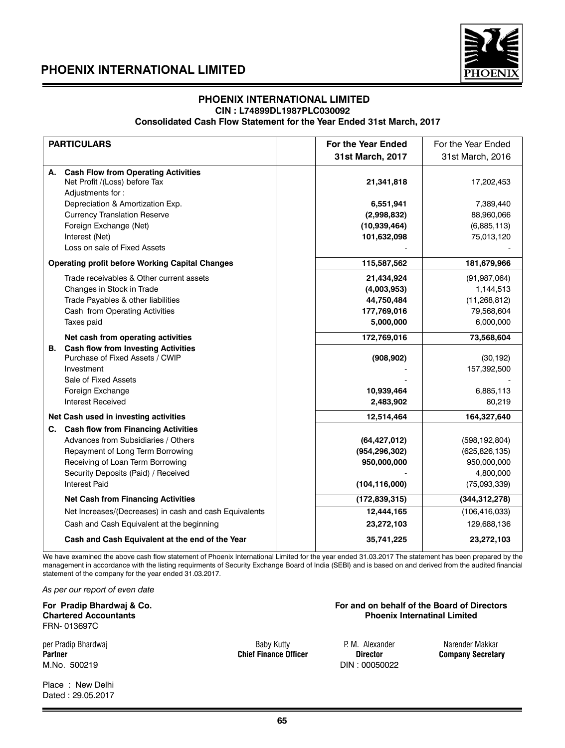# PHOENIX INTERNATIONAL LIMITED

**CIN : L74899DL1987PLC030092**

**Consolidated Cash Flow Statement for the Year Ended 31st March, 2017**

| PARTICULARS | | For the Year Ended 31st March, 2017 | For the Year Ended 31st March, 2016 |
|---|---|---|---|
| **A. Cash Flow from Operating Activities** | | | |
| Net Profit /(Loss) before Tax | | **21,341,818** | 17,202,453 |
| Adjustments for : | | | |
| Depreciation & Amortization Exp. | | **6,551,941** | 7,389,440 |
| Currency Translation Reserve | | **(2,998,832)** | 88,960,066 |
| Foreign Exchange (Net) | | **(10,939,464)** | (6,885,113) |
| Interest (Net) | | **101,632,098** | 75,013,120 |
| Loss on sale of Fixed Assets | | - | - |
| **Operating profit before Working Capital Changes** | | **115,587,562** | **181,679,966** |
| Trade receivables & Other current assets | | **21,434,924** | (91,987,064) |
| Changes in Stock in Trade | | **(4,003,953)** | 1,144,513 |
| Trade Payables & other liabilities | | **44,750,484** | (11,268,812) |
| Cash from Operating Activities | | **177,769,016** | 79,568,604 |
| Taxes paid | | **5,000,000** | 6,000,000 |
| **Net cash from operating activities** | | **172,769,016** | **73,568,604** |
| **B. Cash flow from Investing Activities** | | | |
| Purchase of Fixed Assets / CWIP | | **(908,902)** | (30,192) |
| Investment | | - | 157,392,500 |
| Sale of Fixed Assets | | - | - |
| Foreign Exchange | | **10,939,464** | 6,885,113 |
| Interest Received | | **2,483,902** | 80,219 |
| **Net Cash used in investing activities** | | **12,514,464** | **164,327,640** |
| **C. Cash flow from Financing Activities** | | | |
| Advances from Subsidiaries / Others | | **(64,427,012)** | (598,192,804) |
| Repayment of Long Term Borrowing | | **(954,296,302)** | (625,826,135) |
| Receiving of Loan Term Borrowing | | **950,000,000** | 950,000,000 |
| Security Deposits (Paid) / Received | | - | 4,800,000 |
| Interest Paid | | **(104,116,000)** | (75,093,339) |
| **Net Cash from Financing Activities** | | **(172,839,315)** | **(344,312,278)** |
| Net Increases/(Decreases) in cash and cash Equivalents | | **12,444,165** | (106,416,033) |
| Cash and Cash Equivalent at the beginning | | **23,272,103** | 129,688,136 |
| **Cash and Cash Equivalent at the end of the Year** | | **35,741,225** | **23,272,103** |

We have examined the above cash flow statement of Phoenix International Limited for the year ended 31.03.2017 The statement has been prepared by the management in accordance with the listing requirments of Security Exchange Board of India (SEBI) and is based on and derived from the audited financial statement of the company for the year ended 31.03.2017.

*As per our report of even date*

**For Pradip Bhardwaj & Co.**
**Chartered Accountants**
FRN- 013697C

per Pradip Bhardwaj
**Partner**
M.No. 500219

Place : New Delhi
Dated : 29.05.2017

**For and on behalf of the Board of Directors**
**Phoenix Internatinal Limited**

Baby Kutty
**Chief Finance Officer**

P. M. Alexander
**Director**
DIN : 00050022

Narender Makkar
**Company Secretary**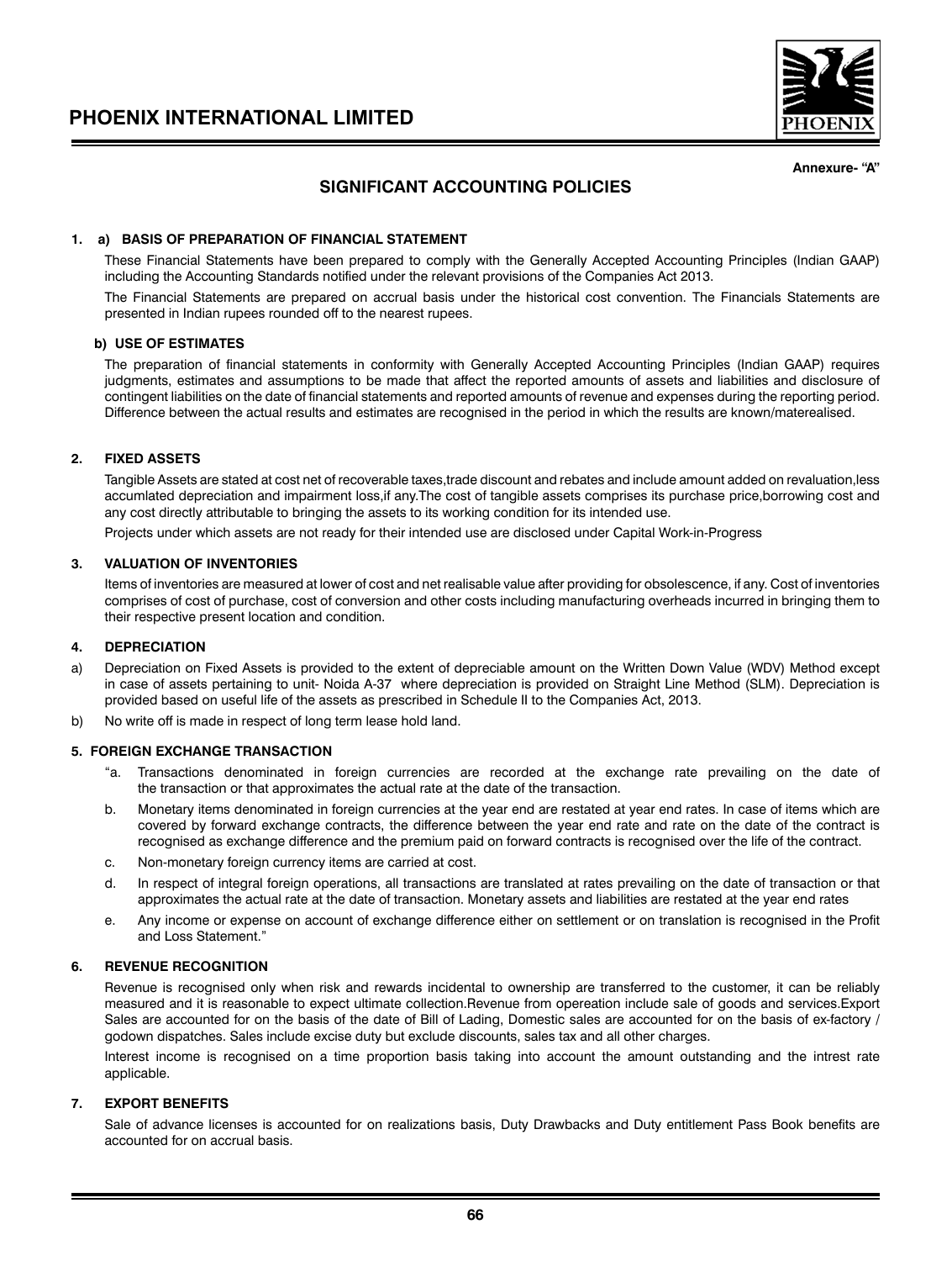Annexure- "A"

# SIGNIFICANT ACCOUNTING POLICIES

### 1. a) BASIS OF PREPARATION OF FINANCIAL STATEMENT

These Financial Statements have been prepared to comply with the Generally Accepted Accounting Principles (Indian GAAP) including the Accounting Standards notified under the relevant provisions of the Companies Act 2013.

The Financial Statements are prepared on accrual basis under the historical cost convention. The Financials Statements are presented in Indian rupees rounded off to the nearest rupees.

### b) USE OF ESTIMATES

The preparation of financial statements in conformity with Generally Accepted Accounting Principles (Indian GAAP) requires judgments, estimates and assumptions to be made that affect the reported amounts of assets and liabilities and disclosure of contingent liabilities on the date of financial statements and reported amounts of revenue and expenses during the reporting period. Difference between the actual results and estimates are recognised in the period in which the results are known/materealised.

### 2. FIXED ASSETS

Tangible Assets are stated at cost net of recoverable taxes,trade discount and rebates and include amount added on revaluation,less accumlated depreciation and impairment loss,if any.The cost of tangible assets comprises its purchase price,borrowing cost and any cost directly attributable to bringing the assets to its working condition for its intended use.

Projects under which assets are not ready for their intended use are disclosed under Capital Work-in-Progress

### 3. VALUATION OF INVENTORIES

Items of inventories are measured at lower of cost and net realisable value after providing for obsolescence, if any. Cost of inventories comprises of cost of purchase, cost of conversion and other costs including manufacturing overheads incurred in bringing them to their respective present location and condition.

### 4. DEPRECIATION

a) Depreciation on Fixed Assets is provided to the extent of depreciable amount on the Written Down Value (WDV) Method except in case of assets pertaining to unit- Noida A-37 where depreciation is provided on Straight Line Method (SLM). Depreciation is provided based on useful life of the assets as prescribed in Schedule II to the Companies Act, 2013.

b) No write off is made in respect of long term lease hold land.

### 5. FOREIGN EXCHANGE TRANSACTION

"a. Transactions denominated in foreign currencies are recorded at the exchange rate prevailing on the date of the transaction or that approximates the actual rate at the date of the transaction.

b. Monetary items denominated in foreign currencies at the year end are restated at year end rates. In case of items which are covered by forward exchange contracts, the difference between the year end rate and rate on the date of the contract is recognised as exchange difference and the premium paid on forward contracts is recognised over the life of the contract.

c. Non-monetary foreign currency items are carried at cost.

d. In respect of integral foreign operations, all transactions are translated at rates prevailing on the date of transaction or that approximates the actual rate at the date of transaction. Monetary assets and liabilities are restated at the year end rates

e. Any income or expense on account of exchange difference either on settlement or on translation is recognised in the Profit and Loss Statement."

### 6. REVENUE RECOGNITION

Revenue is recognised only when risk and rewards incidental to ownership are transferred to the customer, it can be reliably measured and it is reasonable to expect ultimate collection.Revenue from opereation include sale of goods and services.Export Sales are accounted for on the basis of the date of Bill of Lading, Domestic sales are accounted for on the basis of ex-factory / godown dispatches. Sales include excise duty but exclude discounts, sales tax and all other charges.

Interest income is recognised on a time proportion basis taking into account the amount outstanding and the intrest rate applicable.

### 7. EXPORT BENEFITS

Sale of advance licenses is accounted for on realizations basis, Duty Drawbacks and Duty entitlement Pass Book benefits are accounted for on accrual basis.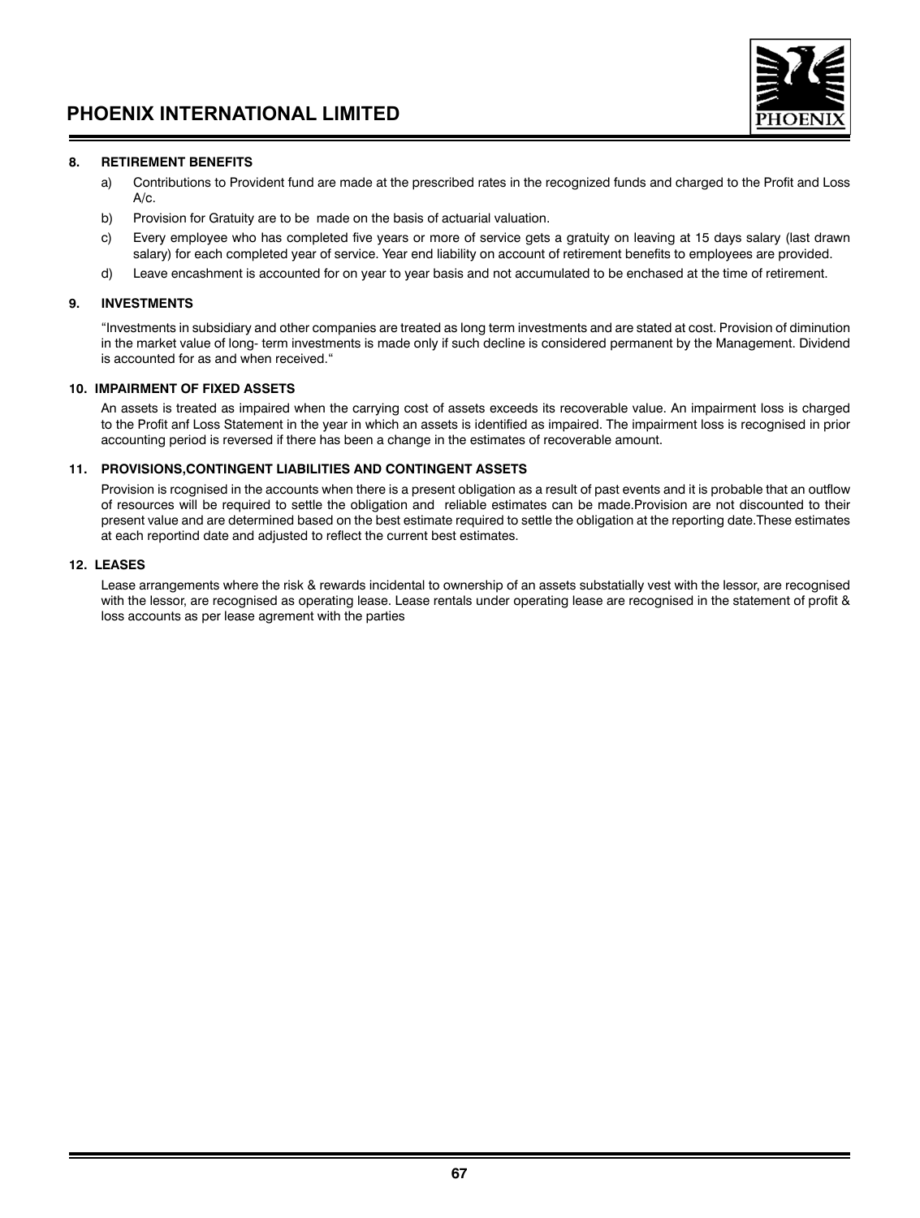**8. RETIREMENT BENEFITS**

a) Contributions to Provident fund are made at the prescribed rates in the recognized funds and charged to the Profit and Loss A/c.

b) Provision for Gratuity are to be made on the basis of actuarial valuation.

c) Every employee who has completed five years or more of service gets a gratuity on leaving at 15 days salary (last drawn salary) for each completed year of service. Year end liability on account of retirement benefits to employees are provided.

d) Leave encashment is accounted for on year to year basis and not accumulated to be enchased at the time of retirement.

**9. INVESTMENTS**

"Investments in subsidiary and other companies are treated as long term investments and are stated at cost. Provision of diminution in the market value of long- term investments is made only if such decline is considered permanent by the Management. Dividend is accounted for as and when received."

**10. IMPAIRMENT OF FIXED ASSETS**

An assets is treated as impaired when the carrying cost of assets exceeds its recoverable value. An impairment loss is charged to the Profit anf Loss Statement in the year in which an assets is identified as impaired. The impairment loss is recognised in prior accounting period is reversed if there has been a change in the estimates of recoverable amount.

**11. PROVISIONS,CONTINGENT LIABILITIES AND CONTINGENT ASSETS**

Provision is rcognised in the accounts when there is a present obligation as a result of past events and it is probable that an outflow of resources will be required to settle the obligation and reliable estimates can be made.Provision are not discounted to their present value and are determined based on the best estimate required to settle the obligation at the reporting date.These estimates at each reportind date and adjusted to reflect the current best estimates.

**12. LEASES**

Lease arrangements where the risk & rewards incidental to ownership of an assets substatially vest with the lessor, are recognised with the lessor, are recognised as operating lease. Lease rentals under operating lease are recognised in the statement of profit & loss accounts as per lease agrement with the parties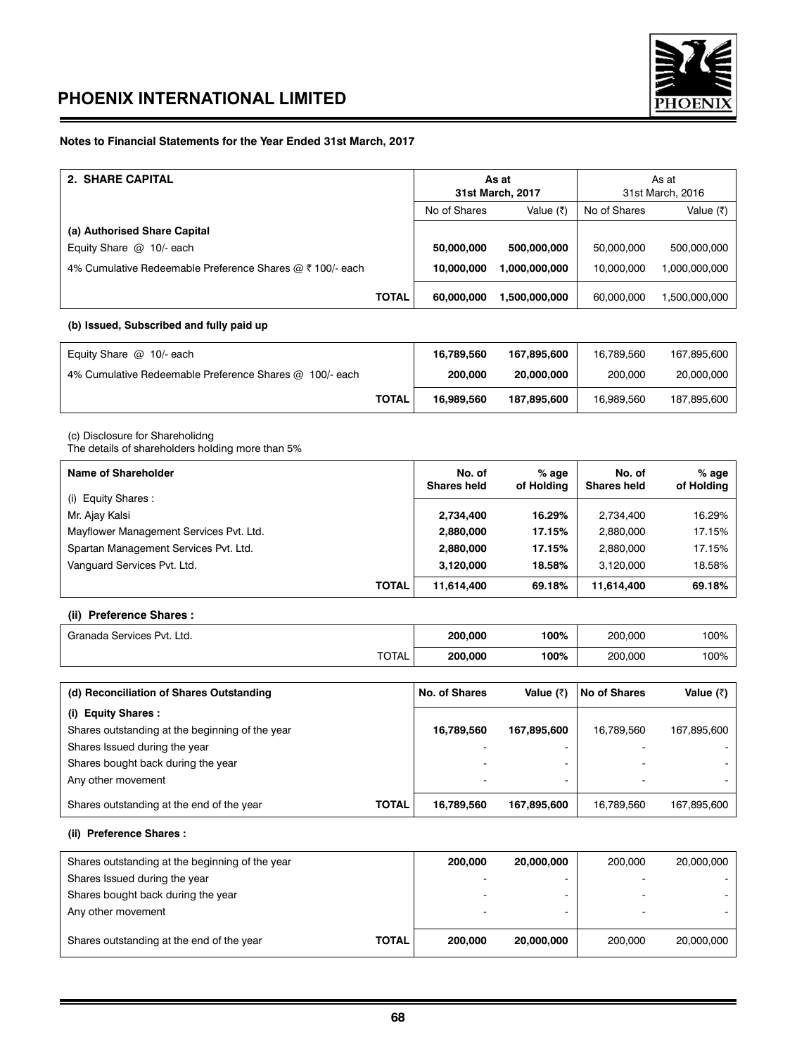### Notes to Financial Statements for the Year Ended 31st March, 2017

| 2. SHARE CAPITAL | As at 31st March, 2017 | | As at 31st March, 2016 | |
|---|---|---|---|---|
| | No of Shares | Value (₹) | No of Shares | Value (₹) |
| **(a) Authorised Share Capital** | | | | |
| Equity Share @ 10/- each | **50,000,000** | **500,000,000** | 50,000,000 | 500,000,000 |
| 4% Cumulative Redeemable Preference Shares @ ₹ 100/- each | **10,000,000** | **1,000,000,000** | 10,000,000 | 1,000,000,000 |
| **TOTAL** | **60,000,000** | **1,500,000,000** | 60,000,000 | 1,500,000,000 |

**(b) Issued, Subscribed and fully paid up**

| | | | | |
|---|---|---|---|---|
| Equity Share @ 10/- each | **16,789,560** | **167,895,600** | 16,789,560 | 167,895,600 |
| 4% Cumulative Redeemable Preference Shares @ 100/- each | **200,000** | **20,000,000** | 200,000 | 20,000,000 |
| **TOTAL** | **16,989,560** | **187,895,600** | 16,989,560 | 187,895,600 |

(c) Disclosure for Shareholidng
The details of shareholders holding more than 5%

| Name of Shareholder | No. of Shares held | % age of Holding | No. of Shares held | % age of Holding |
|---|---|---|---|---|
| (i) Equity Shares : | | | | |
| Mr. Ajay Kalsi | **2,734,400** | **16.29%** | 2,734,400 | 16.29% |
| Mayflower Management Services Pvt. Ltd. | **2,880,000** | **17.15%** | 2,880,000 | 17.15% |
| Spartan Management Services Pvt. Ltd. | **2,880,000** | **17.15%** | 2,880,000 | 17.15% |
| Vanguard Services Pvt. Ltd. | **3,120,000** | **18.58%** | 3,120,000 | 18.58% |
| **TOTAL** | **11,614,400** | **69.18%** | **11,614,400** | **69.18%** |

**(ii) Preference Shares :**

| | | | | |
|---|---|---|---|---|
| Granada Services Pvt. Ltd. | **200,000** | **100%** | 200,000 | 100% |
| TOTAL | **200,000** | **100%** | 200,000 | 100% |

| (d) Reconciliation of Shares Outstanding | No. of Shares | Value (₹) | No of Shares | Value (₹) |
|---|---|---|---|---|
| **(i) Equity Shares :** | | | | |
| Shares outstanding at the beginning of the year | **16,789,560** | **167,895,600** | 16,789,560 | 167,895,600 |
| Shares Issued during the year | - | - | - | - |
| Shares bought back during the year | - | - | - | - |
| Any other movement | - | - | - | - |
| Shares outstanding at the end of the year **TOTAL** | **16,789,560** | **167,895,600** | 16,789,560 | 167,895,600 |

**(ii) Preference Shares :**

| | | | | |
|---|---|---|---|---|
| Shares outstanding at the beginning of the year | **200,000** | **20,000,000** | 200,000 | 20,000,000 |
| Shares Issued during the year | - | - | - | - |
| Shares bought back during the year | - | - | - | - |
| Any other movement | - | - | - | - |
| Shares outstanding at the end of the year **TOTAL** | **200,000** | **20,000,000** | 200,000 | 20,000,000 |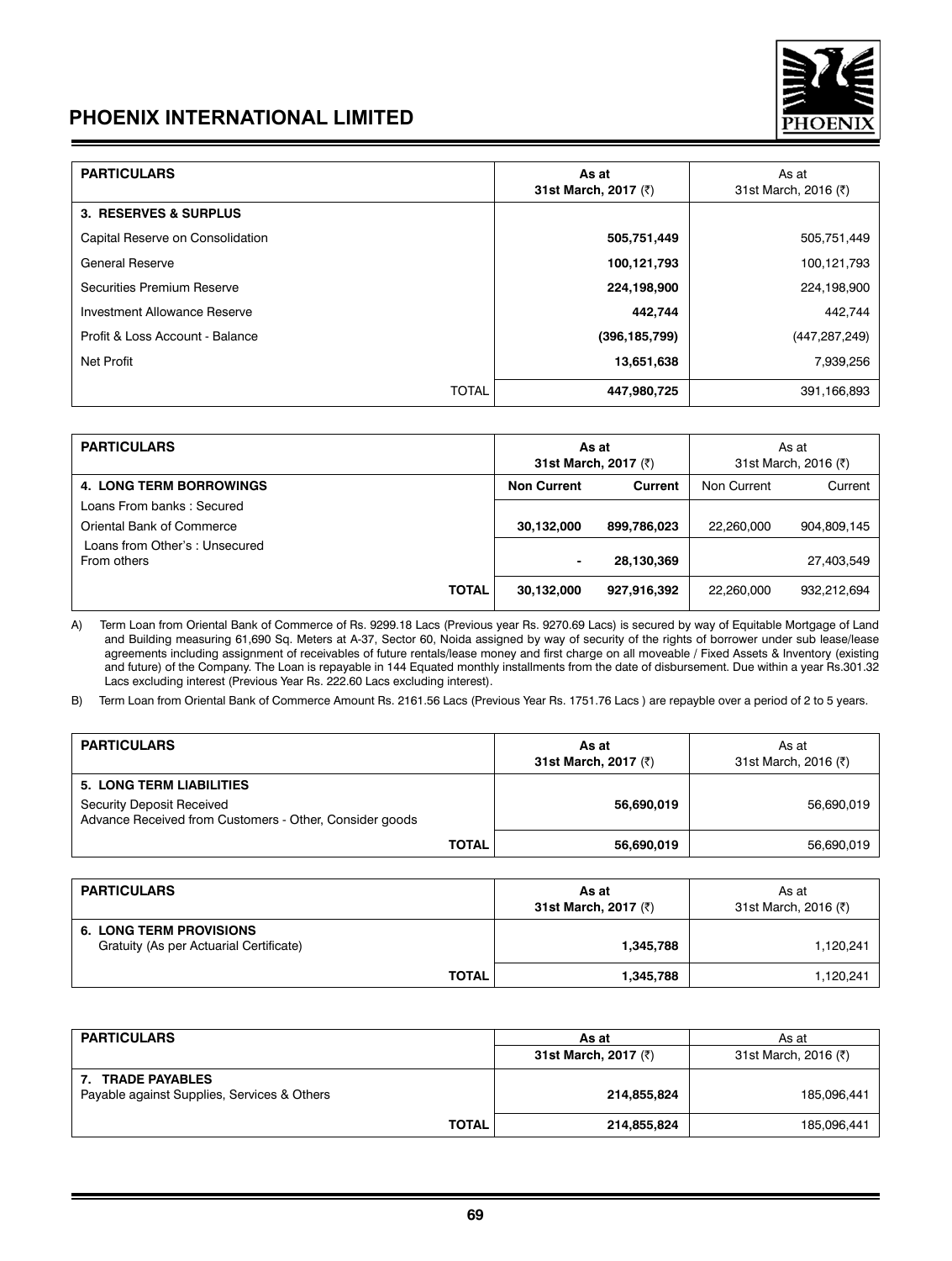| PARTICULARS | As at 31st March, 2017 (₹) | As at 31st March, 2016 (₹) |
|---|---|---|
| **3. RESERVES & SURPLUS** | | |
| Capital Reserve on Consolidation | **505,751,449** | 505,751,449 |
| General Reserve | **100,121,793** | 100,121,793 |
| Securities Premium Reserve | **224,198,900** | 224,198,900 |
| Investment Allowance Reserve | **442,744** | 442,744 |
| Profit & Loss Account - Balance | **(396,185,799)** | (447,287,249) |
| Net Profit | **13,651,638** | 7,939,256 |
| TOTAL | **447,980,725** | 391,166,893 |

| PARTICULARS | As at 31st March, 2017 (₹) | | As at 31st March, 2016 (₹) | |
|---|---|---|---|---|
| **4. LONG TERM BORROWINGS** | **Non Current** | **Current** | Non Current | Current |
| Loans From banks : Secured | | | | |
| Oriental Bank of Commerce | **30,132,000** | **899,786,023** | 22,260,000 | 904,809,145 |
| Loans from Other's : Unsecured From others | **-** | **28,130,369** | | 27,403,549 |
| **TOTAL** | **30,132,000** | **927,916,392** | 22,260,000 | 932,212,694 |

A) Term Loan from Oriental Bank of Commerce of Rs. 9299.18 Lacs (Previous year Rs. 9270.69 Lacs) is secured by way of Equitable Mortgage of Land and Building measuring 61,690 Sq. Meters at A-37, Sector 60, Noida assigned by way of security of the rights of borrower under sub lease/lease agreements including assignment of receivables of future rentals/lease money and first charge on all moveable / Fixed Assets & Inventory (existing and future) of the Company. The Loan is repayable in 144 Equated monthly installments from the date of disbursement. Due within a year Rs.301.32 Lacs excluding interest (Previous Year Rs. 222.60 Lacs excluding interest).

B) Term Loan from Oriental Bank of Commerce Amount Rs. 2161.56 Lacs (Previous Year Rs. 1751.76 Lacs ) are repayble over a period of 2 to 5 years.

| PARTICULARS | As at 31st March, 2017 (₹) | As at 31st March, 2016 (₹) |
|---|---|---|
| **5. LONG TERM LIABILITIES** | | |
| Security Deposit Received<br>Advance Received from Customers - Other, Consider goods | **56,690,019** | 56,690,019 |
| **TOTAL** | **56,690,019** | 56,690,019 |

| PARTICULARS | As at 31st March, 2017 (₹) | As at 31st March, 2016 (₹) |
|---|---|---|
| **6. LONG TERM PROVISIONS**<br>Gratuity (As per Actuarial Certificate) | **1,345,788** | 1,120,241 |
| **TOTAL** | **1,345,788** | 1,120,241 |

| PARTICULARS | As at 31st March, 2017 (₹) | As at 31st March, 2016 (₹) |
|---|---|---|
| **7. TRADE PAYABLES**<br>Payable against Supplies, Services & Others | **214,855,824** | 185,096,441 |
| **TOTAL** | **214,855,824** | 185,096,441 |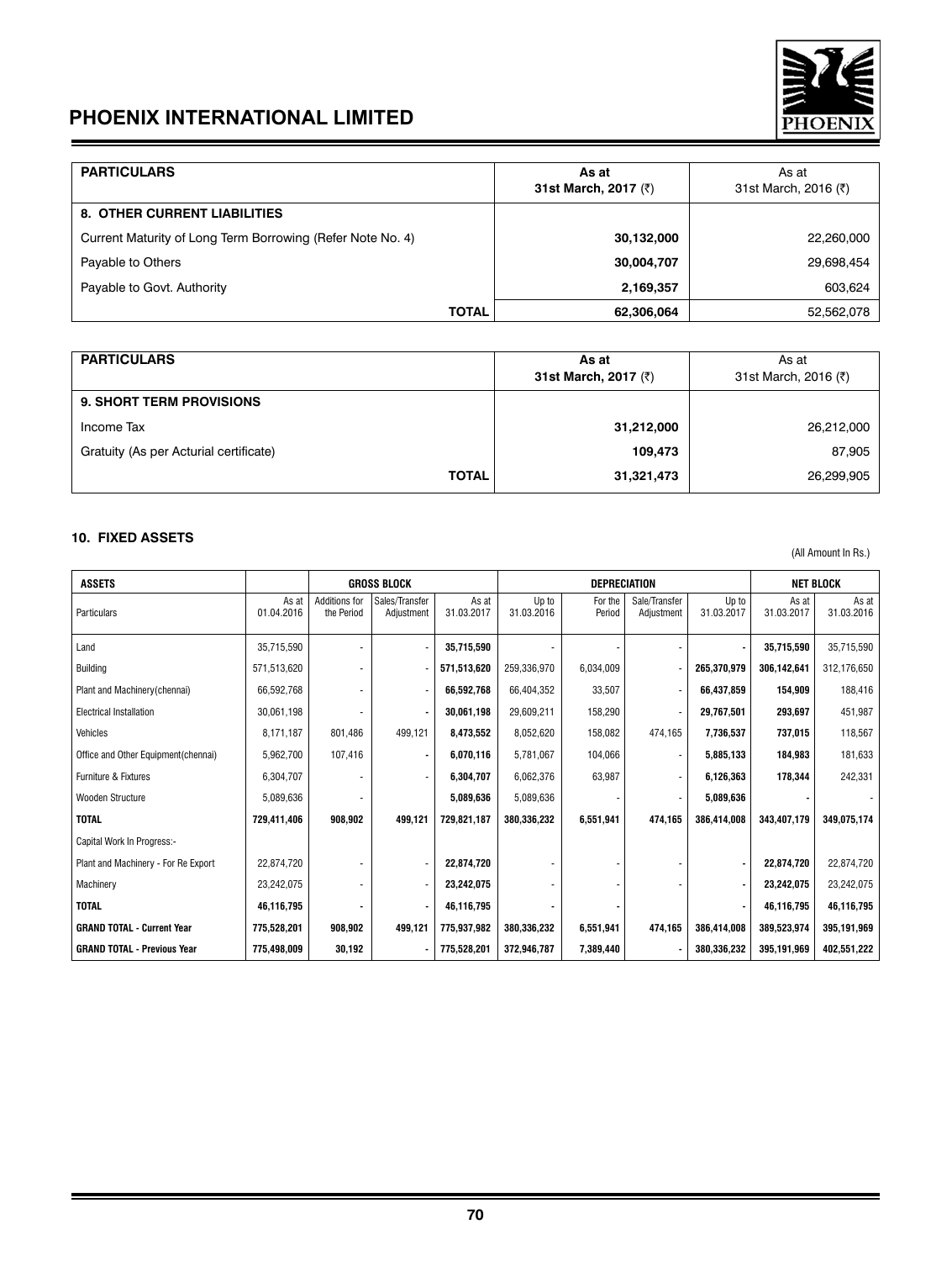| PARTICULARS | As at 31st March, 2017 (₹) | As at 31st March, 2016 (₹) |
|---|---|---|
| **8. OTHER CURRENT LIABILITIES** | | |
| Current Maturity of Long Term Borrowing (Refer Note No. 4) | **30,132,000** | 22,260,000 |
| Payable to Others | **30,004,707** | 29,698,454 |
| Payable to Govt. Authority | **2,169,357** | 603,624 |
| **TOTAL** | **62,306,064** | 52,562,078 |

| PARTICULARS | As at 31st March, 2017 (₹) | As at 31st March, 2016 (₹) |
|---|---|---|
| **9. SHORT TERM PROVISIONS** | | |
| Income Tax | **31,212,000** | 26,212,000 |
| Gratuity (As per Acturial certificate) | **109,473** | 87,905 |
| **TOTAL** | **31,321,473** | 26,299,905 |

**10. FIXED ASSETS**

(All Amount In Rs.)

| ASSETS | GROSS BLOCK | | | | DEPRECIATION | | | | NET BLOCK | |
|---|---|---|---|---|---|---|---|---|---|---|
| Particulars | As at 01.04.2016 | Additions for the Period | Sales/Transfer Adjustment | As at 31.03.2017 | Up to 31.03.2016 | For the Period | Sale/Transfer Adjustment | Up to 31.03.2017 | As at 31.03.2017 | As at 31.03.2016 |
| Land | 35,715,590 | - | - | **35,715,590** | - | - | - | - | **35,715,590** | 35,715,590 |
| Building | 571,513,620 | - | - | **571,513,620** | 259,336,970 | 6,034,009 | - | **265,370,979** | **306,142,641** | 312,176,650 |
| Plant and Machinery(chennai) | 66,592,768 | - | - | **66,592,768** | 66,404,352 | 33,507 | - | **66,437,859** | **154,909** | 188,416 |
| Electrical Installation | 30,061,198 | - | - | **30,061,198** | 29,609,211 | 158,290 | - | **29,767,501** | **293,697** | 451,987 |
| Vehicles | 8,171,187 | 801,486 | 499,121 | **8,473,552** | 8,052,620 | 158,082 | 474,165 | **7,736,537** | **737,015** | 118,567 |
| Office and Other Equipment(chennai) | 5,962,700 | 107,416 | - | **6,070,116** | 5,781,067 | 104,066 | - | **5,885,133** | **184,983** | 181,633 |
| Furniture & Fixtures | 6,304,707 | - | - | **6,304,707** | 6,062,376 | 63,987 | - | **6,126,363** | **178,344** | 242,331 |
| Wooden Structure | 5,089,636 | - | | **5,089,636** | 5,089,636 | - | - | **5,089,636** | **-** | - |
| **TOTAL** | **729,411,406** | **908,902** | **499,121** | **729,821,187** | **380,336,232** | **6,551,941** | **474,165** | **386,414,008** | **343,407,179** | **349,075,174** |
| Capital Work In Progress:- | | | | | | | | | | |
| Plant and Machinery - For Re Export | 22,874,720 | - | - | **22,874,720** | - | - | - | **-** | **22,874,720** | 22,874,720 |
| Machinery | 23,242,075 | - | - | **23,242,075** | - | - | - | **-** | **23,242,075** | 23,242,075 |
| **TOTAL** | **46,116,795** | **-** | **-** | **46,116,795** | **-** | **-** | | **-** | **46,116,795** | **46,116,795** |
| **GRAND TOTAL - Current Year** | **775,528,201** | **908,902** | **499,121** | **775,937,982** | **380,336,232** | **6,551,941** | **474,165** | **386,414,008** | **389,523,974** | **395,191,969** |
| **GRAND TOTAL - Previous Year** | **775,498,009** | **30,192** | **-** | **775,528,201** | **372,946,787** | **7,389,440** | **-** | **380,336,232** | **395,191,969** | **402,551,222** |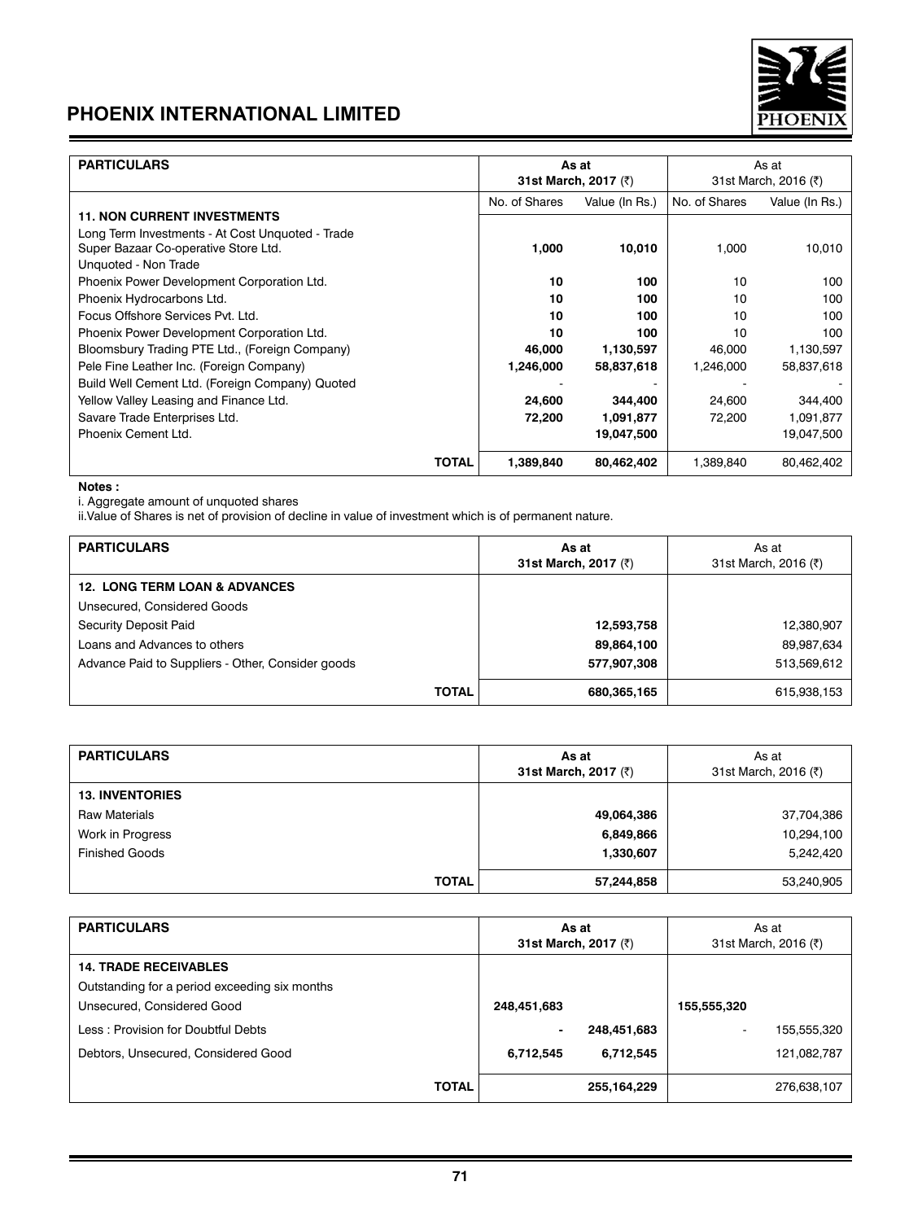## 11. NON CURRENT INVESTMENTS

| PARTICULARS | As at 31st March, 2017 (₹) | | As at 31st March, 2016 (₹) | |
|---|---|---|---|---|
| | No. of Shares | Value (In Rs.) | No. of Shares | Value (In Rs.) |
| **11. NON CURRENT INVESTMENTS** | | | | |
| Long Term Investments - At Cost Unquoted - Trade | | | | |
| Super Bazaar Co-operative Store Ltd. | **1,000** | **10,010** | 1,000 | 10,010 |
| Unquoted - Non Trade | | | | |
| Phoenix Power Development Corporation Ltd. | **10** | **100** | 10 | 100 |
| Phoenix Hydrocarbons Ltd. | **10** | **100** | 10 | 100 |
| Focus Offshore Services Pvt. Ltd. | **10** | **100** | 10 | 100 |
| Phoenix Power Development Corporation Ltd. | **10** | **100** | 10 | 100 |
| Bloomsbury Trading PTE Ltd., (Foreign Company) | **46,000** | **1,130,597** | 46,000 | 1,130,597 |
| Pele Fine Leather Inc. (Foreign Company) | **1,246,000** | **58,837,618** | 1,246,000 | 58,837,618 |
| Build Well Cement Ltd. (Foreign Company) Quoted | - | - | - | - |
| Yellow Valley Leasing and Finance Ltd. | **24,600** | **344,400** | 24,600 | 344,400 |
| Savare Trade Enterprises Ltd. | **72,200** | **1,091,877** | 72,200 | 1,091,877 |
| Phoenix Cement Ltd. | | **19,047,500** | | 19,047,500 |
| **TOTAL** | **1,389,840** | **80,462,402** | 1,389,840 | 80,462,402 |

**Notes :**

i. Aggregate amount of unquoted shares

ii.Value of Shares is net of provision of decline in value of investment which is of permanent nature.

| PARTICULARS | As at 31st March, 2017 (₹) | As at 31st March, 2016 (₹) |
|---|---|---|
| **12. LONG TERM LOAN & ADVANCES** | | |
| Unsecured, Considered Goods | | |
| Security Deposit Paid | **12,593,758** | 12,380,907 |
| Loans and Advances to others | **89,864,100** | 89,987,634 |
| Advance Paid to Suppliers - Other, Consider goods | **577,907,308** | 513,569,612 |
| **TOTAL** | **680,365,165** | 615,938,153 |

| PARTICULARS | As at 31st March, 2017 (₹) | As at 31st March, 2016 (₹) |
|---|---|---|
| **13. INVENTORIES** | | |
| Raw Materials | **49,064,386** | 37,704,386 |
| Work in Progress | **6,849,866** | 10,294,100 |
| Finished Goods | **1,330,607** | 5,242,420 |
| **TOTAL** | **57,244,858** | 53,240,905 |

| PARTICULARS | As at 31st March, 2017 (₹) | | As at 31st March, 2016 (₹) | |
|---|---|---|---|---|
| **14. TRADE RECEIVABLES** | | | | |
| Outstanding for a period exceeding six months | | | | |
| Unsecured, Considered Good | **248,451,683** | | 155,555,320 | |
| Less : Provision for Doubtful Debts | **-** | **248,451,683** | - | 155,555,320 |
| Debtors, Unsecured, Considered Good | **6,712,545** | **6,712,545** | | 121,082,787 |
| **TOTAL** | | **255,164,229** | | 276,638,107 |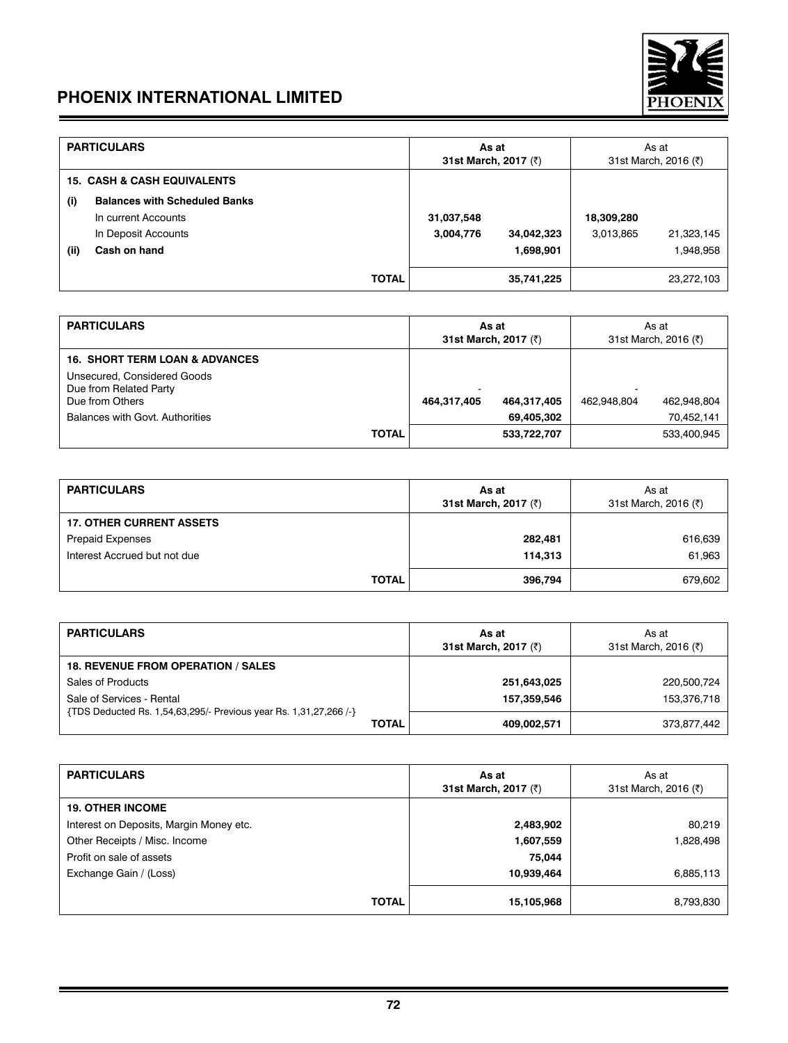| PARTICULARS | As at 31st March, 2017 (₹) | | As at 31st March, 2016 (₹) | |
|---|---|---|---|---|
| **15. CASH & CASH EQUIVALENTS** | | | | |
| **(i) Balances with Scheduled Banks** | | | | |
| In current Accounts | **31,037,548** | | **18,309,280** | |
| In Deposit Accounts | **3,004,776** | **34,042,323** | 3,013,865 | 21,323,145 |
| **(ii) Cash on hand** | | **1,698,901** | | 1,948,958 |
| **TOTAL** | | **35,741,225** | | 23,272,103 |

| PARTICULARS | As at 31st March, 2017 (₹) | | As at 31st March, 2016 (₹) | |
|---|---|---|---|---|
| **16. SHORT TERM LOAN & ADVANCES** | | | | |
| Unsecured, Considered Goods | | | | |
| Due from Related Party | - | | - | |
| Due from Others | 464,317,405 | 464,317,405 | 462,948,804 | 462,948,804 |
| Balances with Govt. Authorities | | 69,405,302 | | 70,452,141 |
| **TOTAL** | | **533,722,707** | | 533,400,945 |

| PARTICULARS | As at 31st March, 2017 (₹) | As at 31st March, 2016 (₹) |
|---|---|---|
| **17. OTHER CURRENT ASSETS** | | |
| Prepaid Expenses | **282,481** | 616,639 |
| Interest Accrued but not due | **114,313** | 61,963 |
| **TOTAL** | **396,794** | 679,602 |

| PARTICULARS | As at 31st March, 2017 (₹) | As at 31st March, 2016 (₹) |
|---|---|---|
| **18. REVENUE FROM OPERATION / SALES** | | |
| Sales of Products | **251,643,025** | 220,500,724 |
| Sale of Services - Rental | **157,359,546** | 153,376,718 |
| {TDS Deducted Rs. 1,54,63,295/- Previous year Rs. 1,31,27,266 /-} | | |
| **TOTAL** | **409,002,571** | 373,877,442 |

| PARTICULARS | As at 31st March, 2017 (₹) | As at 31st March, 2016 (₹) |
|---|---|---|
| **19. OTHER INCOME** | | |
| Interest on Deposits, Margin Money etc. | **2,483,902** | 80,219 |
| Other Receipts / Misc. Income | **1,607,559** | 1,828,498 |
| Profit on sale of assets | **75,044** | |
| Exchange Gain / (Loss) | **10,939,464** | 6,885,113 |
| **TOTAL** | **15,105,968** | 8,793,830 |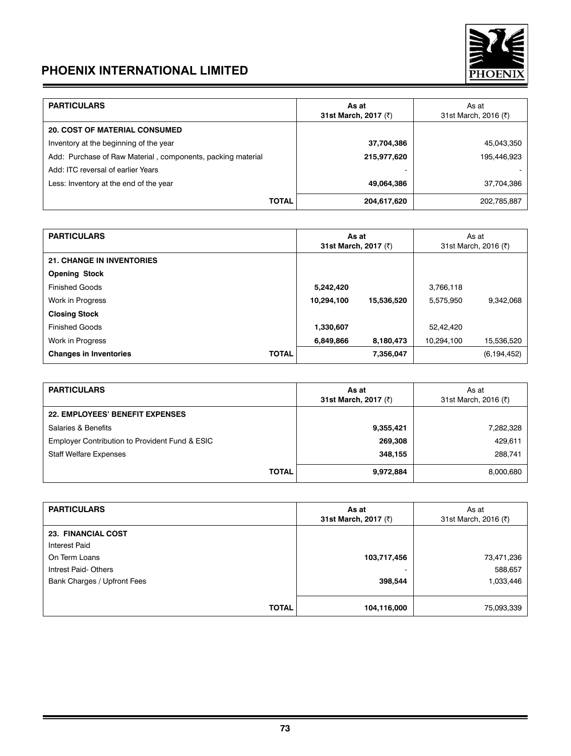| PARTICULARS | As at 31st March, 2017 (₹) | As at 31st March, 2016 (₹) |
|---|---|---|
| **20. COST OF MATERIAL CONSUMED** | | |
| Inventory at the beginning of the year | **37,704,386** | 45,043,350 |
| Add: Purchase of Raw Material , components, packing material | **215,977,620** | 195,446,923 |
| Add: ITC reversal of earlier Years | - | - |
| Less: Inventory at the end of the year | **49,064,386** | 37,704,386 |
| **TOTAL** | **204,617,620** | 202,785,887 |

| PARTICULARS | As at 31st March, 2017 (₹) | | As at 31st March, 2016 (₹) | |
|---|---|---|---|---|
| **21. CHANGE IN INVENTORIES** | | | | |
| **Opening Stock** | | | | |
| Finished Goods | **5,242,420** | | 3,766,118 | |
| Work in Progress | **10,294,100** | **15,536,520** | 5,575,950 | 9,342,068 |
| **Closing Stock** | | | | |
| Finished Goods | **1,330,607** | | 52,42,420 | |
| Work in Progress | **6,849,866** | **8,180,473** | 10,294,100 | 15,536,520 |
| **Changes in Inventories** **TOTAL** | | **7,356,047** | | (6,194,452) |

| PARTICULARS | As at 31st March, 2017 (₹) | As at 31st March, 2016 (₹) |
|---|---|---|
| **22. EMPLOYEES' BENEFIT EXPENSES** | | |
| Salaries & Benefits | **9,355,421** | 7,282,328 |
| Employer Contribution to Provident Fund & ESIC | **269,308** | 429,611 |
| Staff Welfare Expenses | **348,155** | 288,741 |
| **TOTAL** | **9,972,884** | 8,000,680 |

| PARTICULARS | As at 31st March, 2017 (₹) | As at 31st March, 2016 (₹) |
|---|---|---|
| **23. FINANCIAL COST** | | |
| Interest Paid | | |
| On Term Loans | **103,717,456** | 73,471,236 |
| Intrest Paid- Others | - | 588,657 |
| Bank Charges / Upfront Fees | **398,544** | 1,033,446 |
| **TOTAL** | **104,116,000** | 75,093,339 |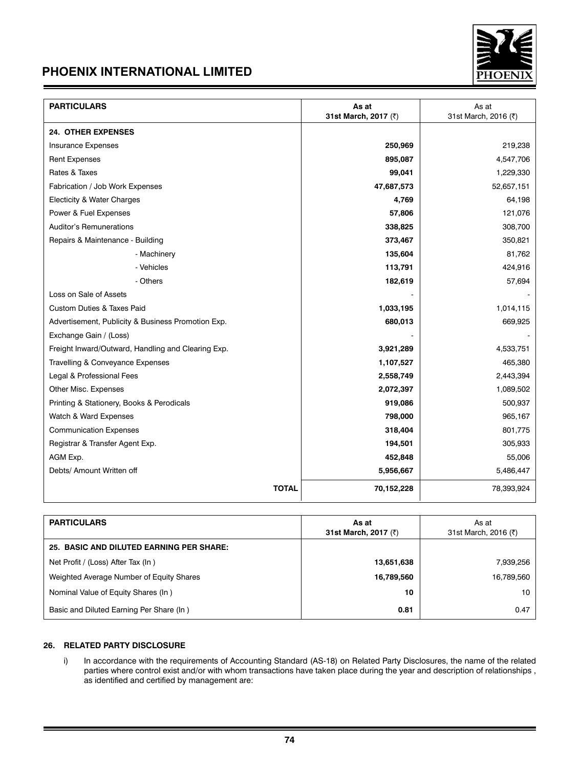| PARTICULARS | As at 31st March, 2017 (₹) | As at 31st March, 2016 (₹) |
|---|---|---|
| **24. OTHER EXPENSES** | | |
| Insurance Expenses | **250,969** | 219,238 |
| Rent Expenses | **895,087** | 4,547,706 |
| Rates & Taxes | **99,041** | 1,229,330 |
| Fabrication / Job Work Expenses | **47,687,573** | 52,657,151 |
| Electicity & Water Charges | **4,769** | 64,198 |
| Power & Fuel Expenses | **57,806** | 121,076 |
| Auditor's Remunerations | **338,825** | 308,700 |
| Repairs & Maintenance - Building | **373,467** | 350,821 |
| - Machinery | **135,604** | 81,762 |
| - Vehicles | **113,791** | 424,916 |
| - Others | **182,619** | 57,694 |
| Loss on Sale of Assets | - | - |
| Custom Duties & Taxes Paid | **1,033,195** | 1,014,115 |
| Advertisement, Publicity & Business Promotion Exp. | **680,013** | 669,925 |
| Exchange Gain / (Loss) | - | - |
| Freight Inward/Outward, Handling and Clearing Exp. | **3,921,289** | 4,533,751 |
| Travelling & Conveyance Expenses | **1,107,527** | 465,380 |
| Legal & Professional Fees | **2,558,749** | 2,443,394 |
| Other Misc. Expenses | **2,072,397** | 1,089,502 |
| Printing & Stationery, Books & Perodicals | **919,086** | 500,937 |
| Watch & Ward Expenses | **798,000** | 965,167 |
| Communication Expenses | **318,404** | 801,775 |
| Registrar & Transfer Agent Exp. | **194,501** | 305,933 |
| AGM Exp. | **452,848** | 55,006 |
| Debts/ Amount Written off | **5,956,667** | 5,486,447 |
| **TOTAL** | **70,152,228** | 78,393,924 |

| PARTICULARS | As at 31st March, 2017 (₹) | As at 31st March, 2016 (₹) |
|---|---|---|
| **25. BASIC AND DILUTED EARNING PER SHARE:** | | |
| Net Profit / (Loss) After Tax (In ) | **13,651,638** | 7,939,256 |
| Weighted Average Number of Equity Shares | **16,789,560** | 16,789,560 |
| Nominal Value of Equity Shares (In ) | **10** | 10 |
| Basic and Diluted Earning Per Share (In ) | **0.81** | 0.47 |

**26. RELATED PARTY DISCLOSURE**

i) In accordance with the requirements of Accounting Standard (AS-18) on Related Party Disclosures, the name of the related parties where control exist and/or with whom transactions have taken place during the year and description of relationships , as identified and certified by management are: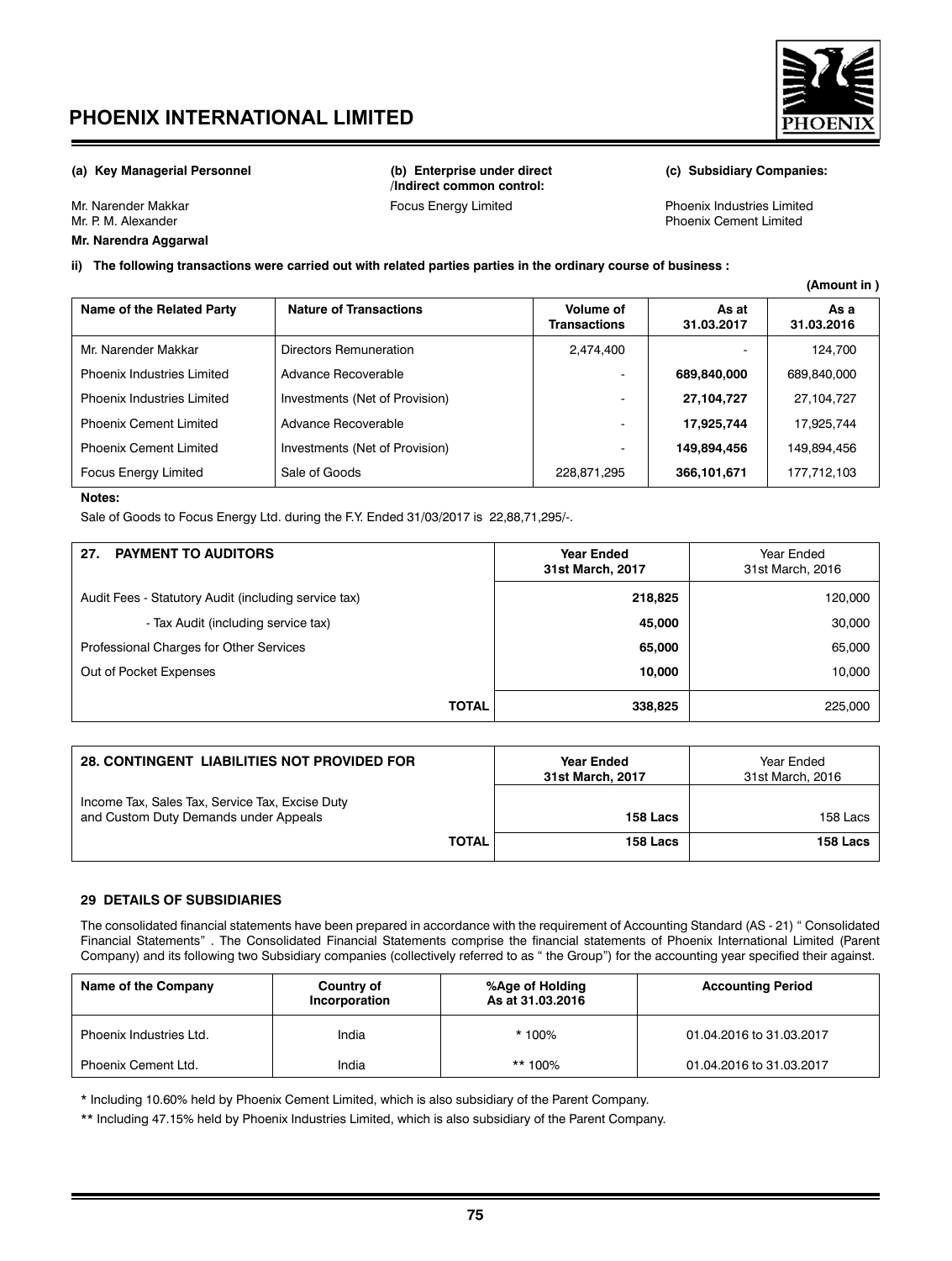**(a) Key Managerial Personnel**

Mr. Narender Makkar
Mr. P. M. Alexander
**Mr. Narendra Aggarwal**

**(b) Enterprise under direct /Indirect common control:**

Focus Energy Limited

**(c) Subsidiary Companies:**

Phoenix Industries Limited
Phoenix Cement Limited

**ii) The following transactions were carried out with related parties parties in the ordinary course of business :**

**(Amount in )**

| Name of the Related Party | Nature of Transactions | Volume of Transactions | As at 31.03.2017 | As a 31.03.2016 |
|---|---|---|---|---|
| Mr. Narender Makkar | Directors Remuneration | 2,474,400 | - | 124,700 |
| Phoenix Industries Limited | Advance Recoverable | - | **689,840,000** | 689,840,000 |
| Phoenix Industries Limited | Investments (Net of Provision) | - | **27,104,727** | 27,104,727 |
| Phoenix Cement Limited | Advance Recoverable | - | **17,925,744** | 17,925,744 |
| Phoenix Cement Limited | Investments (Net of Provision) | - | **149,894,456** | 149,894,456 |
| Focus Energy Limited | Sale of Goods | 228,871,295 | **366,101,671** | 177,712,103 |

**Notes:**

Sale of Goods to Focus Energy Ltd. during the F.Y. Ended 31/03/2017 is 22,88,71,295/-.

| 27. PAYMENT TO AUDITORS | Year Ended 31st March, 2017 | Year Ended 31st March, 2016 |
|---|---|---|
| Audit Fees - Statutory Audit (including service tax) | **218,825** | 120,000 |
| - Tax Audit (including service tax) | **45,000** | 30,000 |
| Professional Charges for Other Services | **65,000** | 65,000 |
| Out of Pocket Expenses | **10,000** | 10,000 |
| **TOTAL** | **338,825** | 225,000 |

| 28. CONTINGENT LIABILITIES NOT PROVIDED FOR | Year Ended 31st March, 2017 | Year Ended 31st March, 2016 |
|---|---|---|
| Income Tax, Sales Tax, Service Tax, Excise Duty and Custom Duty Demands under Appeals | **158 Lacs** | 158 Lacs |
| **TOTAL** | **158 Lacs** | **158 Lacs** |

**29 DETAILS OF SUBSIDIARIES**

The consolidated financial statements have been prepared in accordance with the requirement of Accounting Standard (AS - 21) " Consolidated Financial Statements" . The Consolidated Financial Statements comprise the financial statements of Phoenix International Limited (Parent Company) and its following two Subsidiary companies (collectively referred to as " the Group") for the accounting year specified their against.

| Name of the Company | Country of Incorporation | %Age of Holding As at 31.03.2016 | Accounting Period |
|---|---|---|---|
| Phoenix Industries Ltd. | India | * 100% | 01.04.2016 to 31.03.2017 |
| Phoenix Cement Ltd. | India | ** 100% | 01.04.2016 to 31.03.2017 |

* Including 10.60% held by Phoenix Cement Limited, which is also subsidiary of the Parent Company.

** Including 47.15% held by Phoenix Industries Limited, which is also subsidiary of the Parent Company.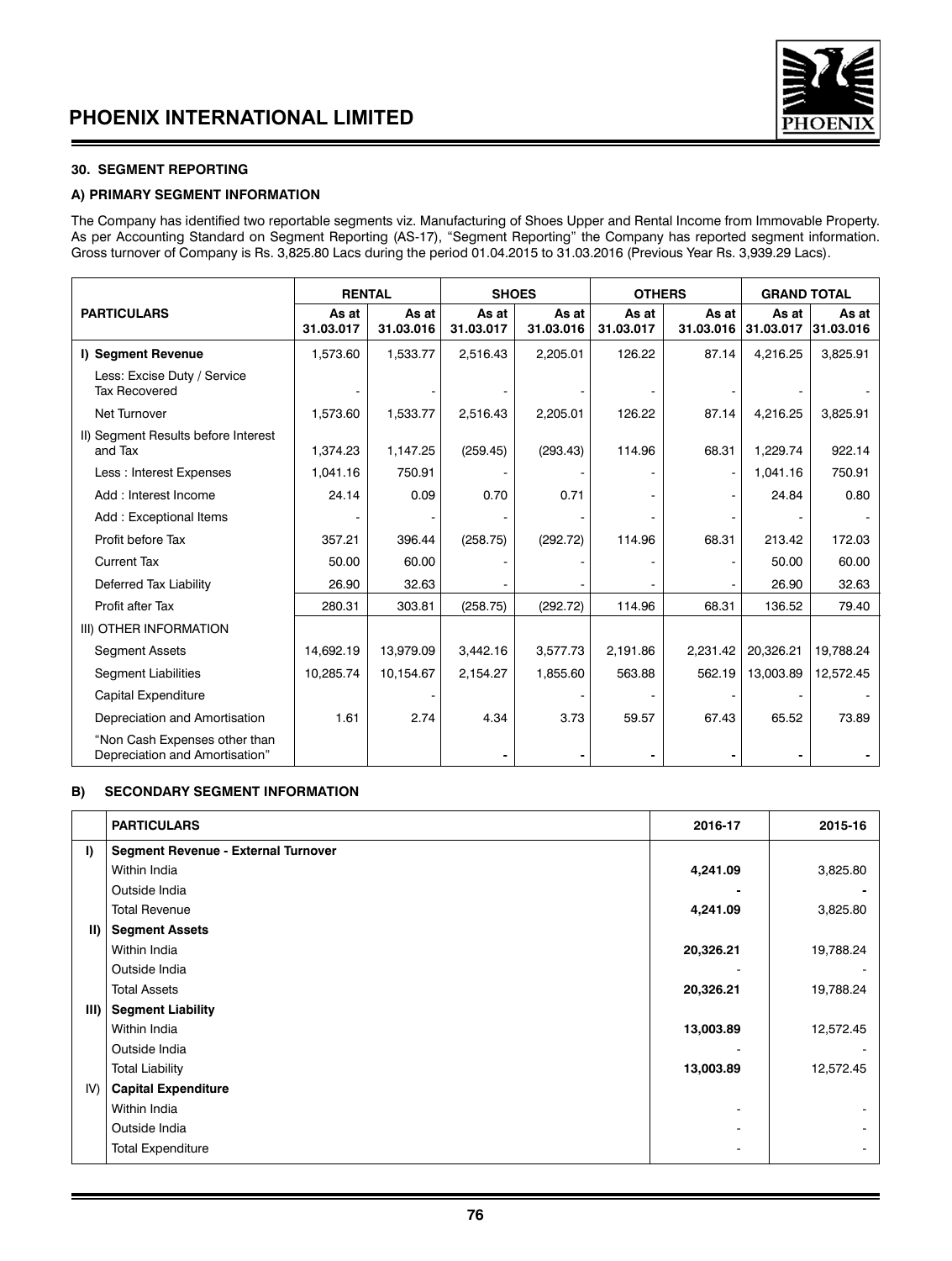### 30. SEGMENT REPORTING

#### A) PRIMARY SEGMENT INFORMATION

The Company has identified two reportable segments viz. Manufacturing of Shoes Upper and Rental Income from Immovable Property. As per Accounting Standard on Segment Reporting (AS-17), "Segment Reporting" the Company has reported segment information. Gross turnover of Company is Rs. 3,825.80 Lacs during the period 01.04.2015 to 31.03.2016 (Previous Year Rs. 3,939.29 Lacs).

| PARTICULARS | RENTAL | | SHOES | | OTHERS | | GRAND TOTAL | |
|---|---|---|---|---|---|---|---|---|
| | As at 31.03.017 | As at 31.03.016 | As at 31.03.017 | As at 31.03.016 | As at 31.03.017 | As at 31.03.016 | As at 31.03.017 | As at 31.03.016 |
| **I) Segment Revenue** | 1,573.60 | 1,533.77 | 2,516.43 | 2,205.01 | 126.22 | 87.14 | 4,216.25 | 3,825.91 |
| Less: Excise Duty / Service Tax Recovered | - | - | - | - | - | - | - | - |
| Net Turnover | 1,573.60 | 1,533.77 | 2,516.43 | 2,205.01 | 126.22 | 87.14 | 4,216.25 | 3,825.91 |
| II) Segment Results before Interest and Tax | 1,374.23 | 1,147.25 | (259.45) | (293.43) | 114.96 | 68.31 | 1,229.74 | 922.14 |
| Less : Interest Expenses | 1,041.16 | 750.91 | - | - | - | - | 1,041.16 | 750.91 |
| Add : Interest Income | 24.14 | 0.09 | 0.70 | 0.71 | - | - | 24.84 | 0.80 |
| Add : Exceptional Items | - | - | - | - | - | - | - | - |
| Profit before Tax | 357.21 | 396.44 | (258.75) | (292.72) | 114.96 | 68.31 | 213.42 | 172.03 |
| Current Tax | 50.00 | 60.00 | - | - | - | - | 50.00 | 60.00 |
| Deferred Tax Liability | 26.90 | 32.63 | - | - | - | - | 26.90 | 32.63 |
| Profit after Tax | 280.31 | 303.81 | (258.75) | (292.72) | 114.96 | 68.31 | 136.52 | 79.40 |
| III) OTHER INFORMATION | | | | | | | | |
| Segment Assets | 14,692.19 | 13,979.09 | 3,442.16 | 3,577.73 | 2,191.86 | 2,231.42 | 20,326.21 | 19,788.24 |
| Segment Liabilities | 10,285.74 | 10,154.67 | 2,154.27 | 1,855.60 | 563.88 | 562.19 | 13,003.89 | 12,572.45 |
| Capital Expenditure | | - | | - | - | - | - | - |
| Depreciation and Amortisation | 1.61 | 2.74 | 4.34 | 3.73 | 59.57 | 67.43 | 65.52 | 73.89 |
| "Non Cash Expenses other than Depreciation and Amortisation" | | | - | - | - | - | - | - |

#### B) SECONDARY SEGMENT INFORMATION

| | PARTICULARS | 2016-17 | 2015-16 |
|---|---|---|---|
| I) | **Segment Revenue - External Turnover** | | |
| | Within India | **4,241.09** | 3,825.80 |
| | Outside India | **-** | **-** |
| | Total Revenue | **4,241.09** | 3,825.80 |
| II) | **Segment Assets** | | |
| | Within India | **20,326.21** | 19,788.24 |
| | Outside India | - | - |
| | Total Assets | **20,326.21** | 19,788.24 |
| III) | **Segment Liability** | | |
| | Within India | **13,003.89** | 12,572.45 |
| | Outside India | - | - |
| | Total Liability | **13,003.89** | 12,572.45 |
| IV) | **Capital Expenditure** | | |
| | Within India | - | - |
| | Outside India | - | - |
| | Total Expenditure | - | - |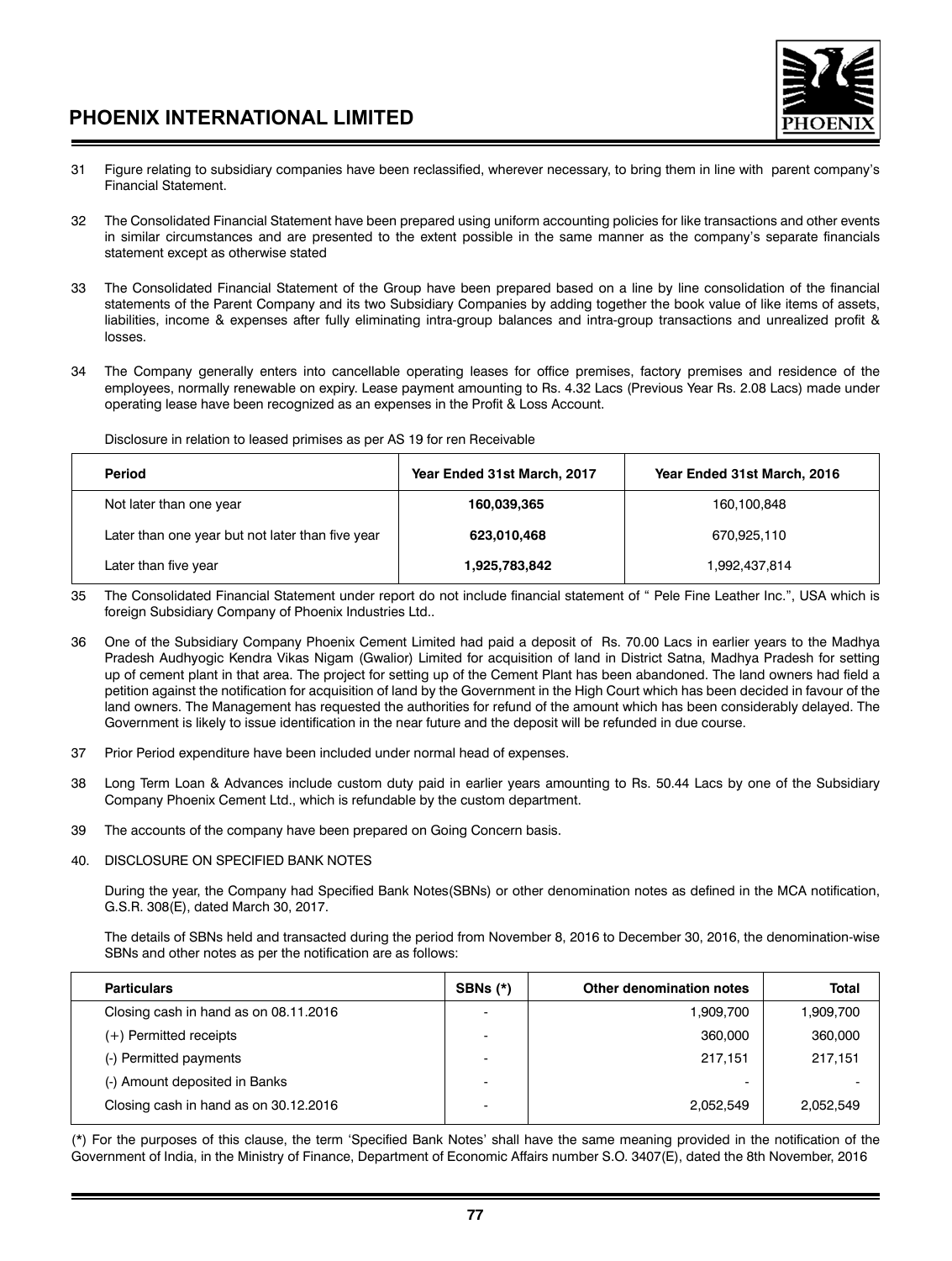31 Figure relating to subsidiary companies have been reclassified, wherever necessary, to bring them in line with parent company's Financial Statement.

32 The Consolidated Financial Statement have been prepared using uniform accounting policies for like transactions and other events in similar circumstances and are presented to the extent possible in the same manner as the company's separate financials statement except as otherwise stated

33 The Consolidated Financial Statement of the Group have been prepared based on a line by line consolidation of the financial statements of the Parent Company and its two Subsidiary Companies by adding together the book value of like items of assets, liabilities, income & expenses after fully eliminating intra-group balances and intra-group transactions and unrealized profit & losses.

34 The Company generally enters into cancellable operating leases for office premises, factory premises and residence of the employees, normally renewable on expiry. Lease payment amounting to Rs. 4.32 Lacs (Previous Year Rs. 2.08 Lacs) made under operating lease have been recognized as an expenses in the Profit & Loss Account.

Disclosure in relation to leased primises as per AS 19 for ren Receivable

| Period | Year Ended 31st March, 2017 | Year Ended 31st March, 2016 |
|---|---|---|
| Not later than one year | **160,039,365** | 160,100,848 |
| Later than one year but not later than five year | **623,010,468** | 670,925,110 |
| Later than five year | **1,925,783,842** | 1,992,437,814 |

35 The Consolidated Financial Statement under report do not include financial statement of " Pele Fine Leather Inc.", USA which is foreign Subsidiary Company of Phoenix Industries Ltd..

36 One of the Subsidiary Company Phoenix Cement Limited had paid a deposit of Rs. 70.00 Lacs in earlier years to the Madhya Pradesh Audhyogic Kendra Vikas Nigam (Gwalior) Limited for acquisition of land in District Satna, Madhya Pradesh for setting up of cement plant in that area. The project for setting up of the Cement Plant has been abandoned. The land owners had field a petition against the notification for acquisition of land by the Government in the High Court which has been decided in favour of the land owners. The Management has requested the authorities for refund of the amount which has been considerably delayed. The Government is likely to issue identification in the near future and the deposit will be refunded in due course.

37 Prior Period expenditure have been included under normal head of expenses.

38 Long Term Loan & Advances include custom duty paid in earlier years amounting to Rs. 50.44 Lacs by one of the Subsidiary Company Phoenix Cement Ltd., which is refundable by the custom department.

39 The accounts of the company have been prepared on Going Concern basis.

40. DISCLOSURE ON SPECIFIED BANK NOTES

During the year, the Company had Specified Bank Notes(SBNs) or other denomination notes as defined in the MCA notification, G.S.R. 308(E), dated March 30, 2017.

The details of SBNs held and transacted during the period from November 8, 2016 to December 30, 2016, the denomination-wise SBNs and other notes as per the notification are as follows:

| Particulars | SBNs (*) | Other denomination notes | Total |
|---|---|---|---|
| Closing cash in hand as on 08.11.2016 | - | 1,909,700 | 1,909,700 |
| (+) Permitted receipts | - | 360,000 | 360,000 |
| (-) Permitted payments | - | 217,151 | 217,151 |
| (-) Amount deposited in Banks | - | - | - |
| Closing cash in hand as on 30.12.2016 | - | 2,052,549 | 2,052,549 |

(*) For the purposes of this clause, the term 'Specified Bank Notes' shall have the same meaning provided in the notification of the Government of India, in the Ministry of Finance, Department of Economic Affairs number S.O. 3407(E), dated the 8th November, 2016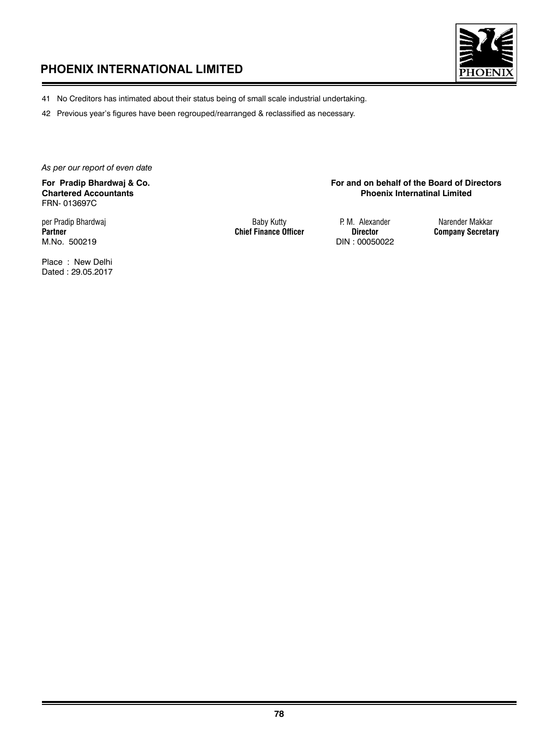41 No Creditors has intimated about their status being of small scale industrial undertaking.

42 Previous year's figures have been regrouped/rearranged & reclassified as necessary.

*As per our report of even date*

**For Pradip Bhardwaj & Co.**
**Chartered Accountants**
FRN- 013697C

per Pradip Bhardwaj
**Partner**
M.No. 500219

Place : New Delhi
Dated : 29.05.2017

**For and on behalf of the Board of Directors**
**Phoenix Internatinal Limited**

| Baby Kutty | P. M. Alexander | Narender Makkar |
|---|---|---|
| **Chief Finance Officer** | **Director** | **Company Secretary** |
| | DIN : 00050022 | |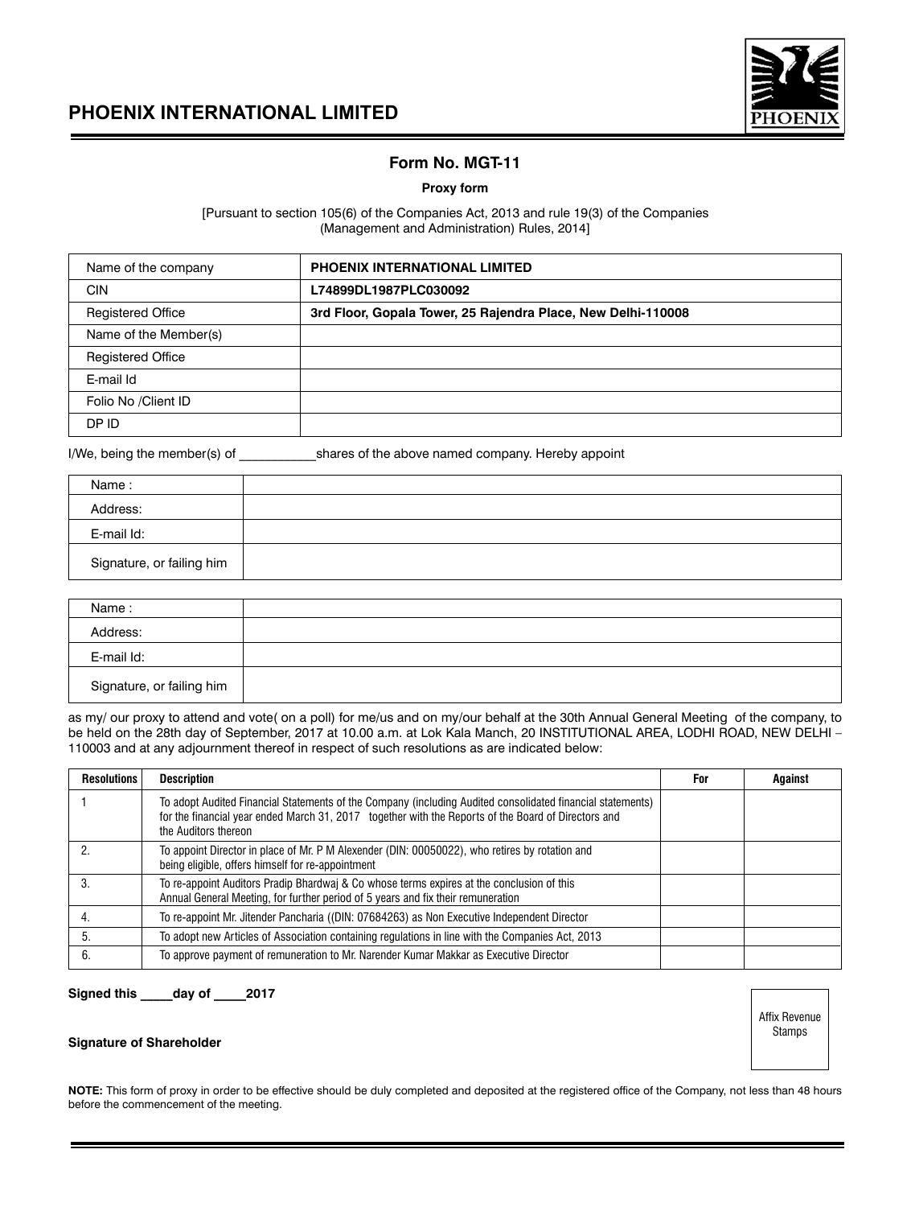# PHOENIX INTERNATIONAL LIMITED

## Form No. MGT-11

**Proxy form**

[Pursuant to section 105(6) of the Companies Act, 2013 and rule 19(3) of the Companies (Management and Administration) Rules, 2014]

| Name of the company | **PHOENIX INTERNATIONAL LIMITED** |
|---|---|
| CIN | **L74899DL1987PLC030092** |
| Registered Office | **3rd Floor, Gopala Tower, 25 Rajendra Place, New Delhi-110008** |
| Name of the Member(s) | |
| Registered Office | |
| E-mail Id | |
| Folio No /Client ID | |
| DP ID | |

I/We, being the member(s) of ___________shares of the above named company. Hereby appoint

| Name : | |
|---|---|
| Address: | |
| E-mail Id: | |
| Signature, or failing him | |

| Name : | |
|---|---|
| Address: | |
| E-mail Id: | |
| Signature, or failing him | |

as my/ our proxy to attend and vote( on a poll) for me/us and on my/our behalf at the 30th Annual General Meeting of the company, to be held on the 28th day of September, 2017 at 10.00 a.m. at Lok Kala Manch, 20 INSTITUTIONAL AREA, LODHI ROAD, NEW DELHI – 110003 and at any adjournment thereof in respect of such resolutions as are indicated below:

| Resolutions | Description | For | Against |
|---|---|---|---|
| 1 | To adopt Audited Financial Statements of the Company (including Audited consolidated financial statements) for the financial year ended March 31, 2017 together with the Reports of the Board of Directors and the Auditors thereon | | |
| 2. | To appoint Director in place of Mr. P M Alexender (DIN: 00050022), who retires by rotation and being eligible, offers himself for re-appointment | | |
| 3. | To re-appoint Auditors Pradip Bhardwaj & Co whose terms expires at the conclusion of this Annual General Meeting, for further period of 5 years and fix their remuneration | | |
| 4. | To re-appoint Mr. Jitender Pancharia ((DIN: 07684263) as Non Executive Independent Director | | |
| 5. | To adopt new Articles of Association containing regulations in line with the Companies Act, 2013 | | |
| 6. | To approve payment of remuneration to Mr. Narender Kumar Makkar as Executive Director | | |

**Signed this _____day of _____2017**

Affix Revenue Stamps

**Signature of Shareholder**

**NOTE:** This form of proxy in order to be effective should be duly completed and deposited at the registered office of the Company, not less than 48 hours before the commencement of the meeting.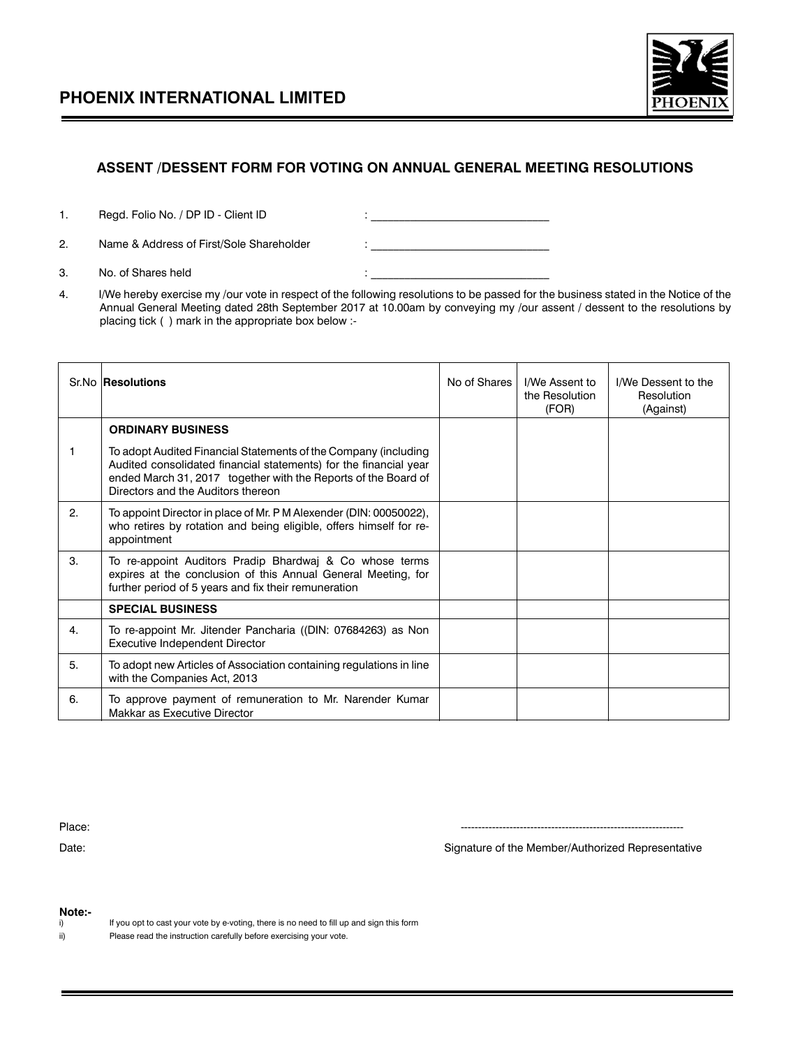# PHOENIX INTERNATIONAL LIMITED

## ASSENT /DESSENT FORM FOR VOTING ON ANNUAL GENERAL MEETING RESOLUTIONS

1. Regd. Folio No. / DP ID - Client ID : ____________________________
2. Name & Address of First/Sole Shareholder : ____________________________
3. No. of Shares held : ____________________________
4. I/We hereby exercise my /our vote in respect of the following resolutions to be passed for the business stated in the Notice of the Annual General Meeting dated 28th September 2017 at 10.00am by conveying my /our assent / dessent to the resolutions by placing tick ( ) mark in the appropriate box below :-

| Sr.No | **Resolutions** | No of Shares | I/We Assent to the Resolution (FOR) | I/We Dessent to the Resolution (Against) |
|---|---|---|---|---|
| | **ORDINARY BUSINESS** | | | |
| 1 | To adopt Audited Financial Statements of the Company (including Audited consolidated financial statements) for the financial year ended March 31, 2017 together with the Reports of the Board of Directors and the Auditors thereon | | | |
| 2. | To appoint Director in place of Mr. P M Alexender (DIN: 00050022), who retires by rotation and being eligible, offers himself for re-appointment | | | |
| 3. | To re-appoint Auditors Pradip Bhardwaj & Co whose terms expires at the conclusion of this Annual General Meeting, for further period of 5 years and fix their remuneration | | | |
| | **SPECIAL BUSINESS** | | | |
| 4. | To re-appoint Mr. Jitender Pancharia ((DIN: 07684263) as Non Executive Independent Director | | | |
| 5. | To adopt new Articles of Association containing regulations in line with the Companies Act, 2013 | | | |
| 6. | To approve payment of remuneration to Mr. Narender Kumar Makkar as Executive Director | | | |

Place:

Date:

----------------------------------------------------------------

Signature of the Member/Authorized Representative

**Note:-**

i) If you opt to cast your vote by e-voting, there is no need to fill up and sign this form

ii) Please read the instruction carefully before exercising your vote.